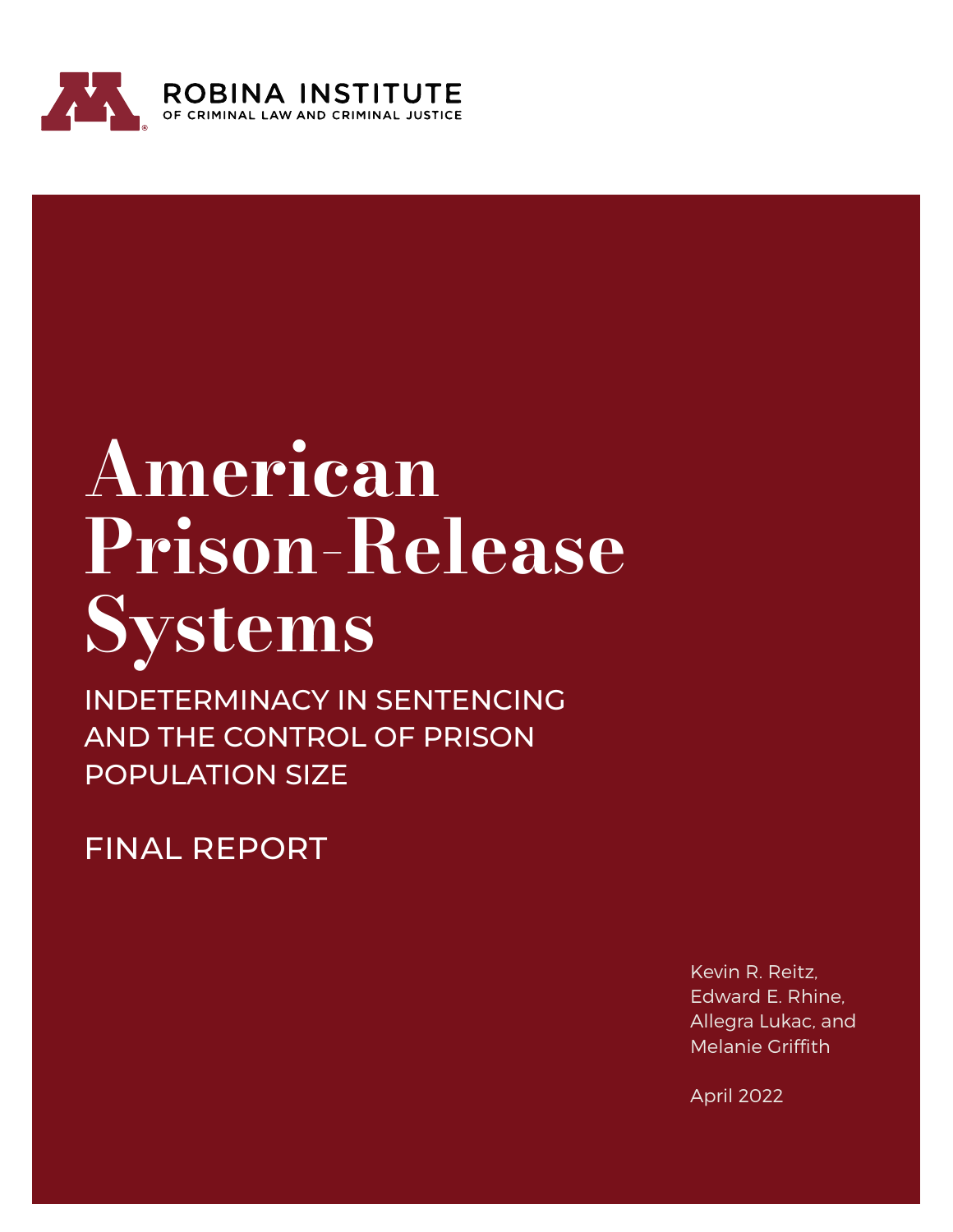ROBINA INSTITUTE
OF CRIMINAL LAW AND CRIMINAL JUSTICE

# American Prison-Release Systems

## INDETERMINACY IN SENTENCING AND THE CONTROL OF PRISON POPULATION SIZE

FINAL REPORT

Kevin R. Reitz,
Edward E. Rhine,
Allegra Lukac, and
Melanie Griffith

April 2022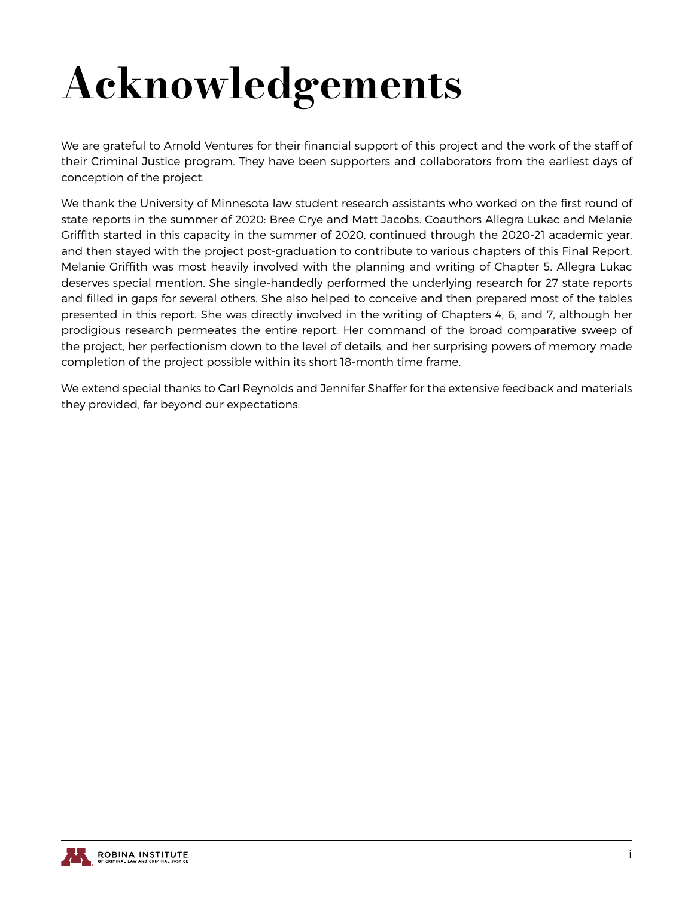# Acknowledgements

We are grateful to Arnold Ventures for their financial support of this project and the work of the staff of their Criminal Justice program. They have been supporters and collaborators from the earliest days of conception of the project.

We thank the University of Minnesota law student research assistants who worked on the first round of state reports in the summer of 2020: Bree Crye and Matt Jacobs. Coauthors Allegra Lukac and Melanie Griffith started in this capacity in the summer of 2020, continued through the 2020-21 academic year, and then stayed with the project post-graduation to contribute to various chapters of this Final Report. Melanie Griffith was most heavily involved with the planning and writing of Chapter 5. Allegra Lukac deserves special mention. She single-handedly performed the underlying research for 27 state reports and filled in gaps for several others. She also helped to conceive and then prepared most of the tables presented in this report. She was directly involved in the writing of Chapters 4, 6, and 7, although her prodigious research permeates the entire report. Her command of the broad comparative sweep of the project, her perfectionism down to the level of details, and her surprising powers of memory made completion of the project possible within its short 18-month time frame.

We extend special thanks to Carl Reynolds and Jennifer Shaffer for the extensive feedback and materials they provided, far beyond our expectations.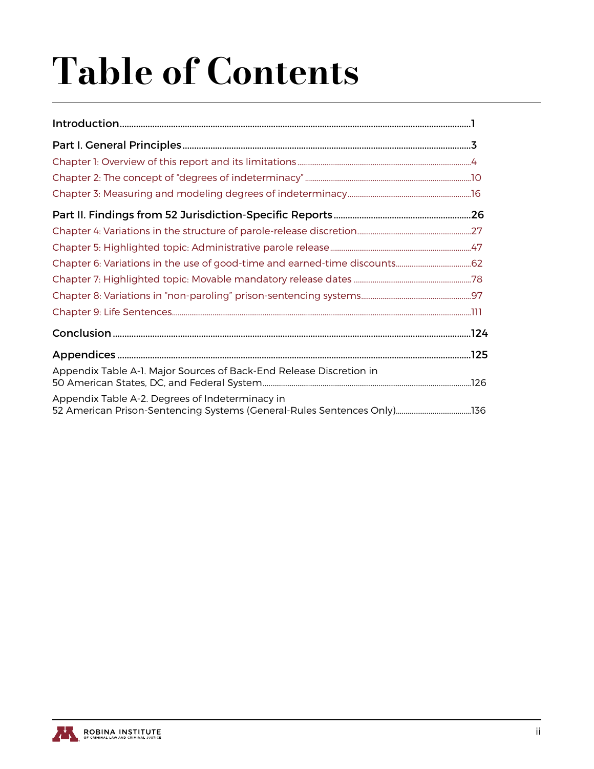# Table of Contents

Introduction......1

Part I. General Principles......3

Chapter 1: Overview of this report and its limitations......4

Chapter 2: The concept of "degrees of indeterminacy"......10

Chapter 3: Measuring and modeling degrees of indeterminacy......16

Part II. Findings from 52 Jurisdiction-Specific Reports......26

Chapter 4: Variations in the structure of parole-release discretion......27

Chapter 5: Highlighted topic: Administrative parole release......47

Chapter 6: Variations in the use of good-time and earned-time discounts......62

Chapter 7: Highlighted topic: Movable mandatory release dates......78

Chapter 8: Variations in "non-paroling" prison-sentencing systems......97

Chapter 9: Life Sentences......111

Conclusion......124

Appendices......125

Appendix Table A-1. Major Sources of Back-End Release Discretion in 50 American States, DC, and Federal System......126

Appendix Table A-2. Degrees of Indeterminacy in 52 American Prison-Sentencing Systems (General-Rules Sentences Only)......136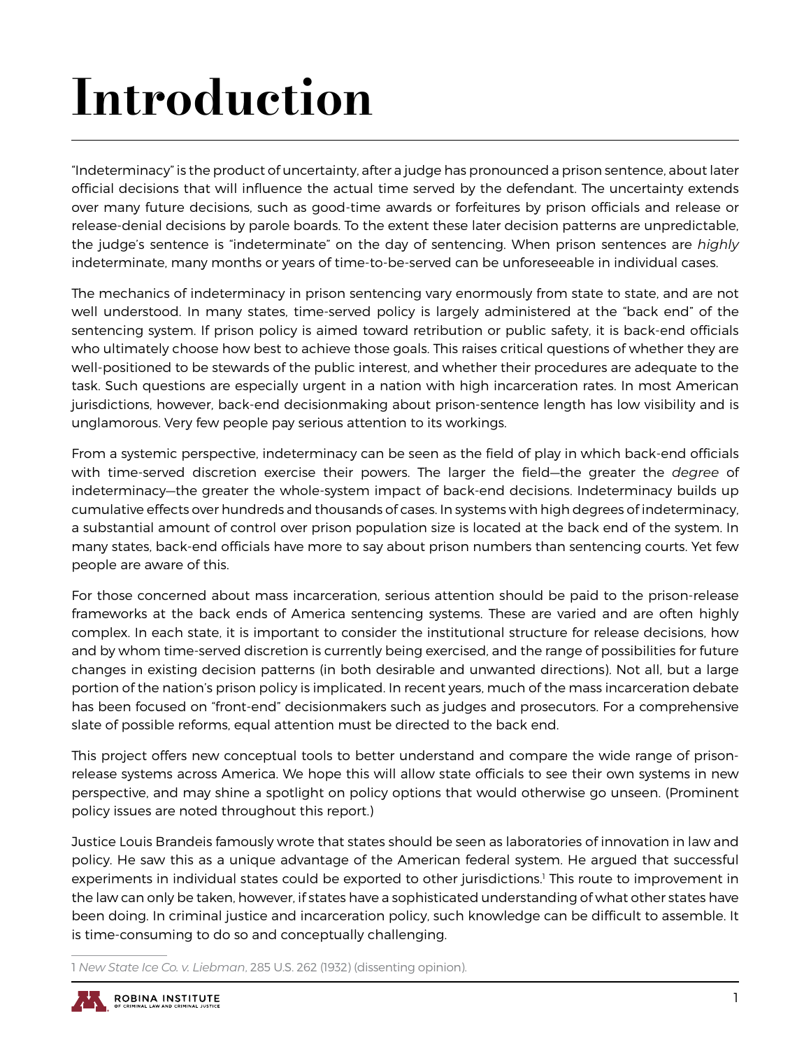# Introduction

"Indeterminacy" is the product of uncertainty, after a judge has pronounced a prison sentence, about later official decisions that will influence the actual time served by the defendant. The uncertainty extends over many future decisions, such as good-time awards or forfeitures by prison officials and release or release-denial decisions by parole boards. To the extent these later decision patterns are unpredictable, the judge's sentence is "indeterminate" on the day of sentencing. When prison sentences are *highly* indeterminate, many months or years of time-to-be-served can be unforeseeable in individual cases.

The mechanics of indeterminacy in prison sentencing vary enormously from state to state, and are not well understood. In many states, time-served policy is largely administered at the "back end" of the sentencing system. If prison policy is aimed toward retribution or public safety, it is back-end officials who ultimately choose how best to achieve those goals. This raises critical questions of whether they are well-positioned to be stewards of the public interest, and whether their procedures are adequate to the task. Such questions are especially urgent in a nation with high incarceration rates. In most American jurisdictions, however, back-end decisionmaking about prison-sentence length has low visibility and is unglamorous. Very few people pay serious attention to its workings.

From a systemic perspective, indeterminacy can be seen as the field of play in which back-end officials with time-served discretion exercise their powers. The larger the field—the greater the *degree* of indeterminacy—the greater the whole-system impact of back-end decisions. Indeterminacy builds up cumulative effects over hundreds and thousands of cases. In systems with high degrees of indeterminacy, a substantial amount of control over prison population size is located at the back end of the system. In many states, back-end officials have more to say about prison numbers than sentencing courts. Yet few people are aware of this.

For those concerned about mass incarceration, serious attention should be paid to the prison-release frameworks at the back ends of America sentencing systems. These are varied and are often highly complex. In each state, it is important to consider the institutional structure for release decisions, how and by whom time-served discretion is currently being exercised, and the range of possibilities for future changes in existing decision patterns (in both desirable and unwanted directions). Not all, but a large portion of the nation's prison policy is implicated. In recent years, much of the mass incarceration debate has been focused on "front-end" decisionmakers such as judges and prosecutors. For a comprehensive slate of possible reforms, equal attention must be directed to the back end.

This project offers new conceptual tools to better understand and compare the wide range of prison-release systems across America. We hope this will allow state officials to see their own systems in new perspective, and may shine a spotlight on policy options that would otherwise go unseen. (Prominent policy issues are noted throughout this report.)

Justice Louis Brandeis famously wrote that states should be seen as laboratories of innovation in law and policy. He saw this as a unique advantage of the American federal system. He argued that successful experiments in individual states could be exported to other jurisdictions.[1] This route to improvement in the law can only be taken, however, if states have a sophisticated understanding of what other states have been doing. In criminal justice and incarceration policy, such knowledge can be difficult to assemble. It is time-consuming to do so and conceptually challenging.

---

1 *New State Ice Co. v. Liebman*, 285 U.S. 262 (1932) (dissenting opinion).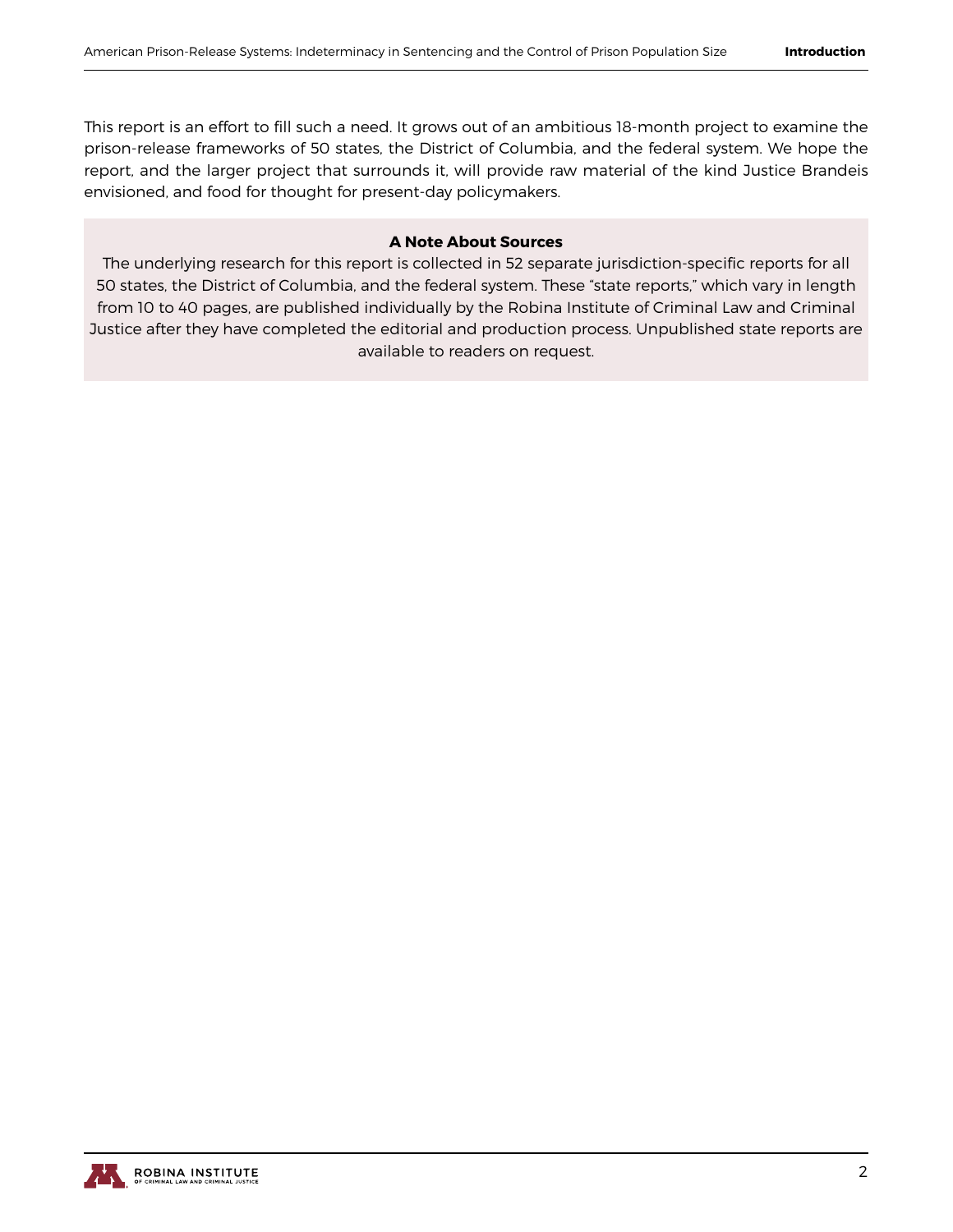This report is an effort to fill such a need. It grows out of an ambitious 18-month project to examine the prison-release frameworks of 50 states, the District of Columbia, and the federal system. We hope the report, and the larger project that surrounds it, will provide raw material of the kind Justice Brandeis envisioned, and food for thought for present-day policymakers.

**A Note About Sources**

The underlying research for this report is collected in 52 separate jurisdiction-specific reports for all 50 states, the District of Columbia, and the federal system. These "state reports," which vary in length from 10 to 40 pages, are published individually by the Robina Institute of Criminal Law and Criminal Justice after they have completed the editorial and production process. Unpublished state reports are available to readers on request.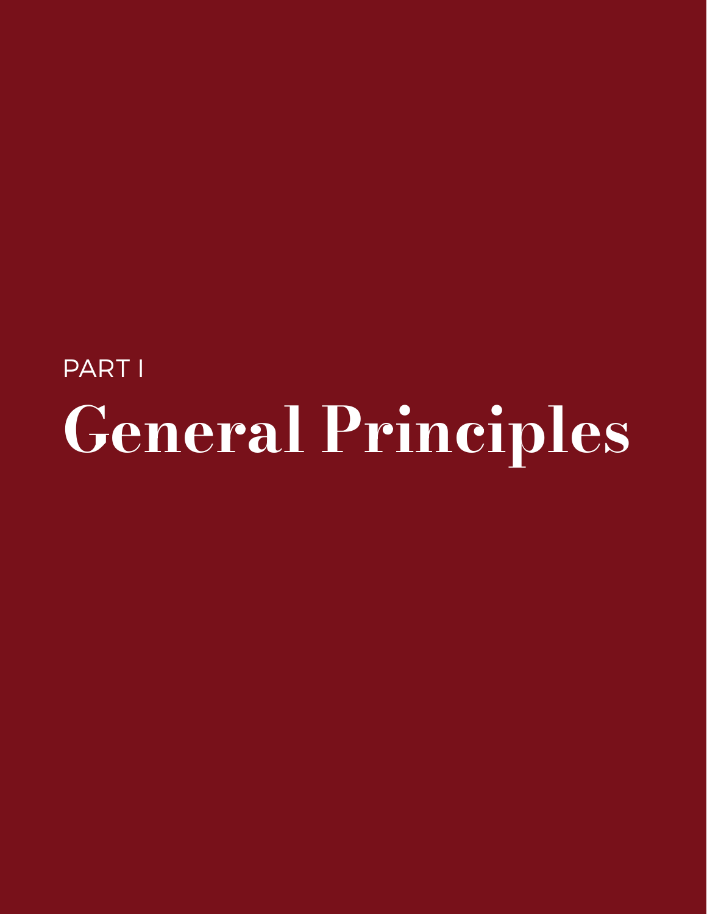PART I

# General Principles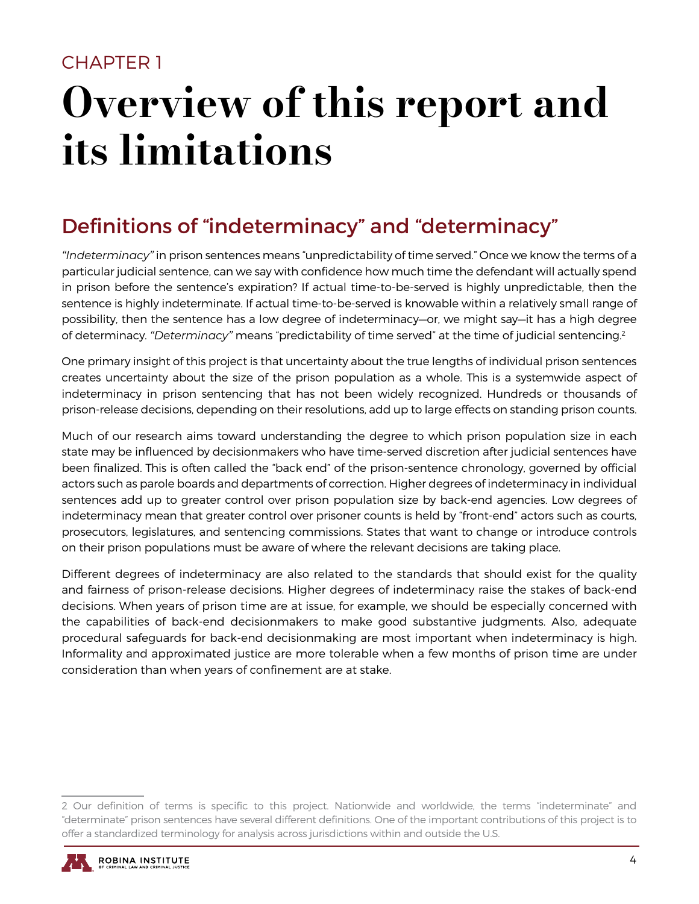CHAPTER 1

# Overview of this report and its limitations

## Definitions of "indeterminacy" and "determinacy"

*"Indeterminacy"* in prison sentences means "unpredictability of time served." Once we know the terms of a particular judicial sentence, can we say with confidence how much time the defendant will actually spend in prison before the sentence's expiration? If actual time-to-be-served is highly unpredictable, then the sentence is highly indeterminate. If actual time-to-be-served is knowable within a relatively small range of possibility, then the sentence has a low degree of indeterminacy—or, we might say—it has a high degree of determinacy. *"Determinacy"* means "predictability of time served" at the time of judicial sentencing.[2]

One primary insight of this project is that uncertainty about the true lengths of individual prison sentences creates uncertainty about the size of the prison population as a whole. This is a systemwide aspect of indeterminacy in prison sentencing that has not been widely recognized. Hundreds or thousands of prison-release decisions, depending on their resolutions, add up to large effects on standing prison counts.

Much of our research aims toward understanding the degree to which prison population size in each state may be influenced by decisionmakers who have time-served discretion after judicial sentences have been finalized. This is often called the "back end" of the prison-sentence chronology, governed by official actors such as parole boards and departments of correction. Higher degrees of indeterminacy in individual sentences add up to greater control over prison population size by back-end agencies. Low degrees of indeterminacy mean that greater control over prisoner counts is held by "front-end" actors such as courts, prosecutors, legislatures, and sentencing commissions. States that want to change or introduce controls on their prison populations must be aware of where the relevant decisions are taking place.

Different degrees of indeterminacy are also related to the standards that should exist for the quality and fairness of prison-release decisions. Higher degrees of indeterminacy raise the stakes of back-end decisions. When years of prison time are at issue, for example, we should be especially concerned with the capabilities of back-end decisionmakers to make good substantive judgments. Also, adequate procedural safeguards for back-end decisionmaking are most important when indeterminacy is high. Informality and approximated justice are more tolerable when a few months of prison time are under consideration than when years of confinement are at stake.

---

2 Our definition of terms is specific to this project. Nationwide and worldwide, the terms "indeterminate" and "determinate" prison sentences have several different definitions. One of the important contributions of this project is to offer a standardized terminology for analysis across jurisdictions within and outside the U.S.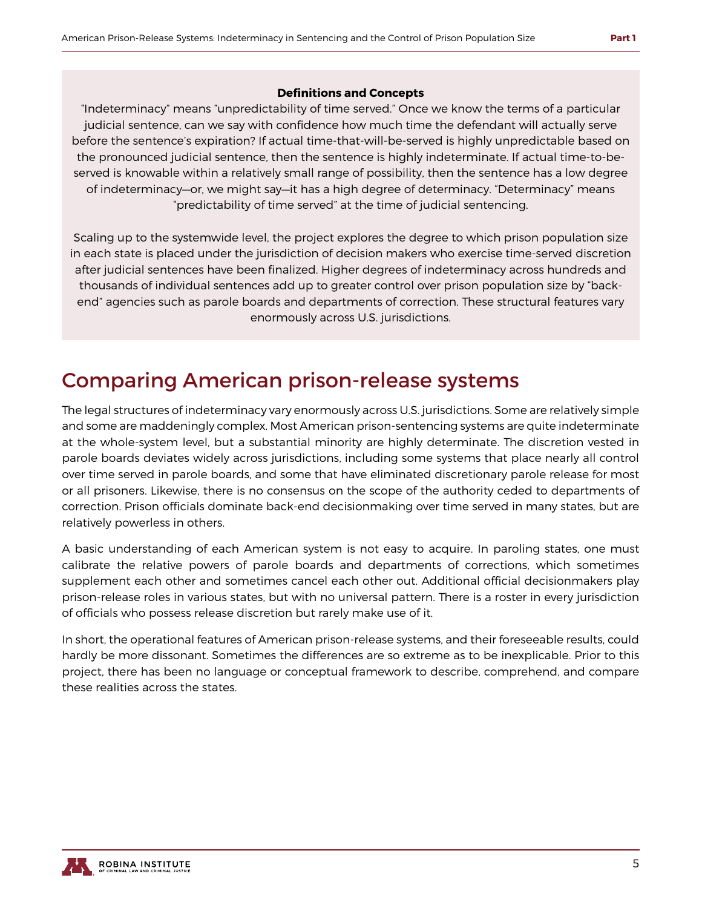**Definitions and Concepts**

"Indeterminacy" means "unpredictability of time served." Once we know the terms of a particular judicial sentence, can we say with confidence how much time the defendant will actually serve before the sentence's expiration? If actual time-that-will-be-served is highly unpredictable based on the pronounced judicial sentence, then the sentence is highly indeterminate. If actual time-to-be-served is knowable within a relatively small range of possibility, then the sentence has a low degree of indeterminacy—or, we might say—it has a high degree of determinacy. "Determinacy" means "predictability of time served" at the time of judicial sentencing.

Scaling up to the systemwide level, the project explores the degree to which prison population size in each state is placed under the jurisdiction of decision makers who exercise time-served discretion after judicial sentences have been finalized. Higher degrees of indeterminacy across hundreds and thousands of individual sentences add up to greater control over prison population size by "back-end" agencies such as parole boards and departments of correction. These structural features vary enormously across U.S. jurisdictions.

# Comparing American prison-release systems

The legal structures of indeterminacy vary enormously across U.S. jurisdictions. Some are relatively simple and some are maddeningly complex. Most American prison-sentencing systems are quite indeterminate at the whole-system level, but a substantial minority are highly determinate. The discretion vested in parole boards deviates widely across jurisdictions, including some systems that place nearly all control over time served in parole boards, and some that have eliminated discretionary parole release for most or all prisoners. Likewise, there is no consensus on the scope of the authority ceded to departments of correction. Prison officials dominate back-end decisionmaking over time served in many states, but are relatively powerless in others.

A basic understanding of each American system is not easy to acquire. In paroling states, one must calibrate the relative powers of parole boards and departments of corrections, which sometimes supplement each other and sometimes cancel each other out. Additional official decisionmakers play prison-release roles in various states, but with no universal pattern. There is a roster in every jurisdiction of officials who possess release discretion but rarely make use of it.

In short, the operational features of American prison-release systems, and their foreseeable results, could hardly be more dissonant. Sometimes the differences are so extreme as to be inexplicable. Prior to this project, there has been no language or conceptual framework to describe, comprehend, and compare these realities across the states.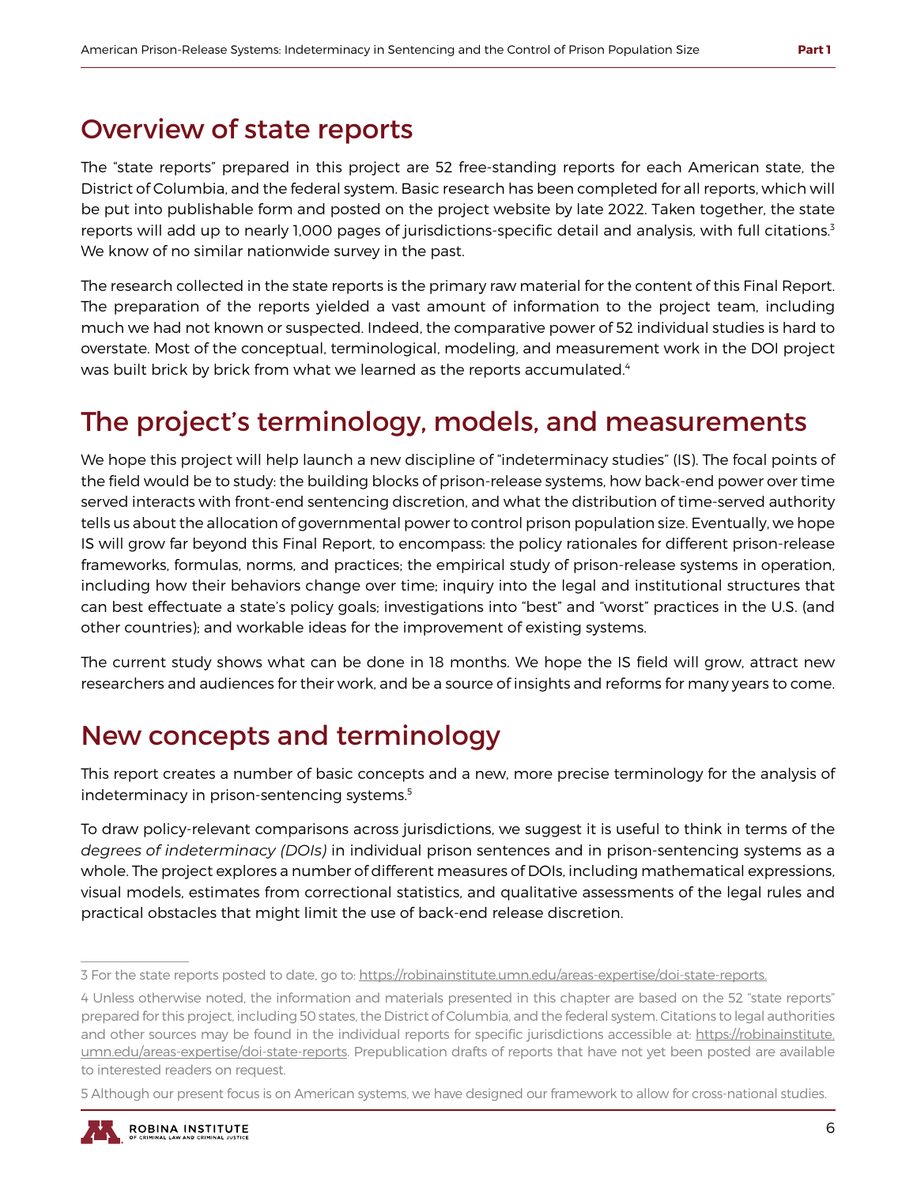## Overview of state reports

The "state reports" prepared in this project are 52 free-standing reports for each American state, the District of Columbia, and the federal system. Basic research has been completed for all reports, which will be put into publishable form and posted on the project website by late 2022. Taken together, the state reports will add up to nearly 1,000 pages of jurisdictions-specific detail and analysis, with full citations.[3] We know of no similar nationwide survey in the past.

The research collected in the state reports is the primary raw material for the content of this Final Report. The preparation of the reports yielded a vast amount of information to the project team, including much we had not known or suspected. Indeed, the comparative power of 52 individual studies is hard to overstate. Most of the conceptual, terminological, modeling, and measurement work in the DOI project was built brick by brick from what we learned as the reports accumulated.[4]

## The project's terminology, models, and measurements

We hope this project will help launch a new discipline of "indeterminacy studies" (IS). The focal points of the field would be to study: the building blocks of prison-release systems, how back-end power over time served interacts with front-end sentencing discretion, and what the distribution of time-served authority tells us about the allocation of governmental power to control prison population size. Eventually, we hope IS will grow far beyond this Final Report, to encompass: the policy rationales for different prison-release frameworks, formulas, norms, and practices; the empirical study of prison-release systems in operation, including how their behaviors change over time; inquiry into the legal and institutional structures that can best effectuate a state's policy goals; investigations into "best" and "worst" practices in the U.S. (and other countries); and workable ideas for the improvement of existing systems.

The current study shows what can be done in 18 months. We hope the IS field will grow, attract new researchers and audiences for their work, and be a source of insights and reforms for many years to come.

## New concepts and terminology

This report creates a number of basic concepts and a new, more precise terminology for the analysis of indeterminacy in prison-sentencing systems.[5]

To draw policy-relevant comparisons across jurisdictions, we suggest it is useful to think in terms of the *degrees of indeterminacy (DOIs)* in individual prison sentences and in prison-sentencing systems as a whole. The project explores a number of different measures of DOIs, including mathematical expressions, visual models, estimates from correctional statistics, and qualitative assessments of the legal rules and practical obstacles that might limit the use of back-end release discretion.

---

3 For the state reports posted to date, go to: https://robinainstitute.umn.edu/areas-expertise/doi-state-reports.

4 Unless otherwise noted, the information and materials presented in this chapter are based on the 52 "state reports" prepared for this project, including 50 states, the District of Columbia, and the federal system. Citations to legal authorities and other sources may be found in the individual reports for specific jurisdictions accessible at: https://robinainstitute.umn.edu/areas-expertise/doi-state-reports. Prepublication drafts of reports that have not yet been posted are available to interested readers on request.

5 Although our present focus is on American systems, we have designed our framework to allow for cross-national studies.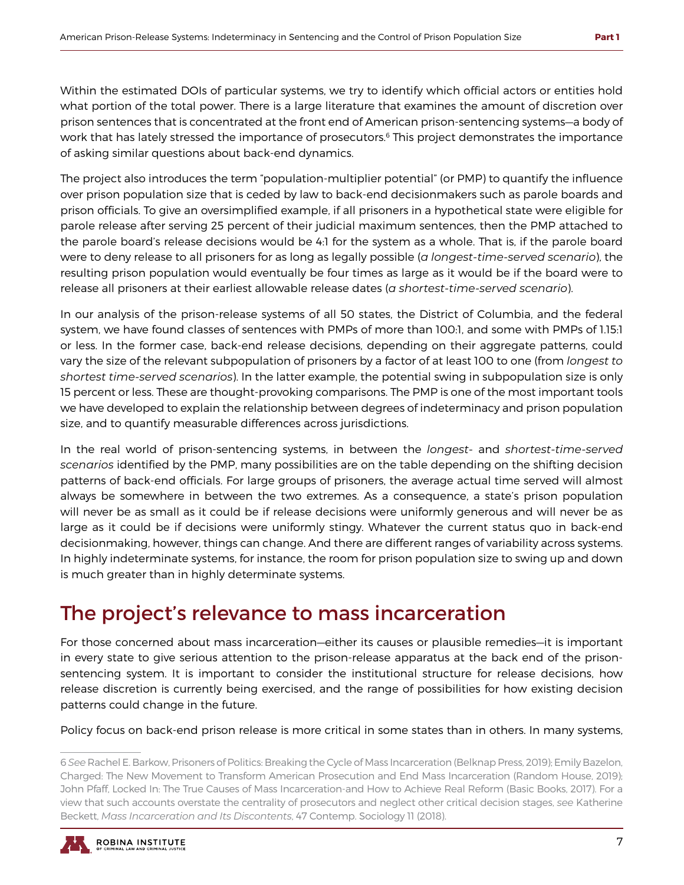Within the estimated DOIs of particular systems, we try to identify which official actors or entities hold what portion of the total power. There is a large literature that examines the amount of discretion over prison sentences that is concentrated at the front end of American prison-sentencing systems—a body of work that has lately stressed the importance of prosecutors.[6] This project demonstrates the importance of asking similar questions about back-end dynamics.

The project also introduces the term "population-multiplier potential" (or PMP) to quantify the influence over prison population size that is ceded by law to back-end decisionmakers such as parole boards and prison officials. To give an oversimplified example, if all prisoners in a hypothetical state were eligible for parole release after serving 25 percent of their judicial maximum sentences, then the PMP attached to the parole board's release decisions would be 4:1 for the system as a whole. That is, if the parole board were to deny release to all prisoners for as long as legally possible (*a longest-time-served scenario*), the resulting prison population would eventually be four times as large as it would be if the board were to release all prisoners at their earliest allowable release dates (*a shortest-time-served scenario*).

In our analysis of the prison-release systems of all 50 states, the District of Columbia, and the federal system, we have found classes of sentences with PMPs of more than 100:1, and some with PMPs of 1.15:1 or less. In the former case, back-end release decisions, depending on their aggregate patterns, could vary the size of the relevant subpopulation of prisoners by a factor of at least 100 to one (from *longest to shortest time-served scenarios*). In the latter example, the potential swing in subpopulation size is only 15 percent or less. These are thought-provoking comparisons. The PMP is one of the most important tools we have developed to explain the relationship between degrees of indeterminacy and prison population size, and to quantify measurable differences across jurisdictions.

In the real world of prison-sentencing systems, in between the *longest-* and *shortest-time-served scenarios* identified by the PMP, many possibilities are on the table depending on the shifting decision patterns of back-end officials. For large groups of prisoners, the average actual time served will almost always be somewhere in between the two extremes. As a consequence, a state's prison population will never be as small as it could be if release decisions were uniformly generous and will never be as large as it could be if decisions were uniformly stingy. Whatever the current status quo in back-end decisionmaking, however, things can change. And there are different ranges of variability across systems. In highly indeterminate systems, for instance, the room for prison population size to swing up and down is much greater than in highly determinate systems.

## The project's relevance to mass incarceration

For those concerned about mass incarceration—either its causes or plausible remedies—it is important in every state to give serious attention to the prison-release apparatus at the back end of the prison-sentencing system. It is important to consider the institutional structure for release decisions, how release discretion is currently being exercised, and the range of possibilities for how existing decision patterns could change in the future.

Policy focus on back-end prison release is more critical in some states than in others. In many systems,

---

6 *See* Rachel E. Barkow, Prisoners of Politics: Breaking the Cycle of Mass Incarceration (Belknap Press, 2019); Emily Bazelon, Charged: The New Movement to Transform American Prosecution and End Mass Incarceration (Random House, 2019); John Pfaff, Locked In: The True Causes of Mass Incarceration-and How to Achieve Real Reform (Basic Books, 2017). For a view that such accounts overstate the centrality of prosecutors and neglect other critical decision stages, *see* Katherine Beckett, *Mass Incarceration and Its Discontents*, 47 Contemp. Sociology 11 (2018).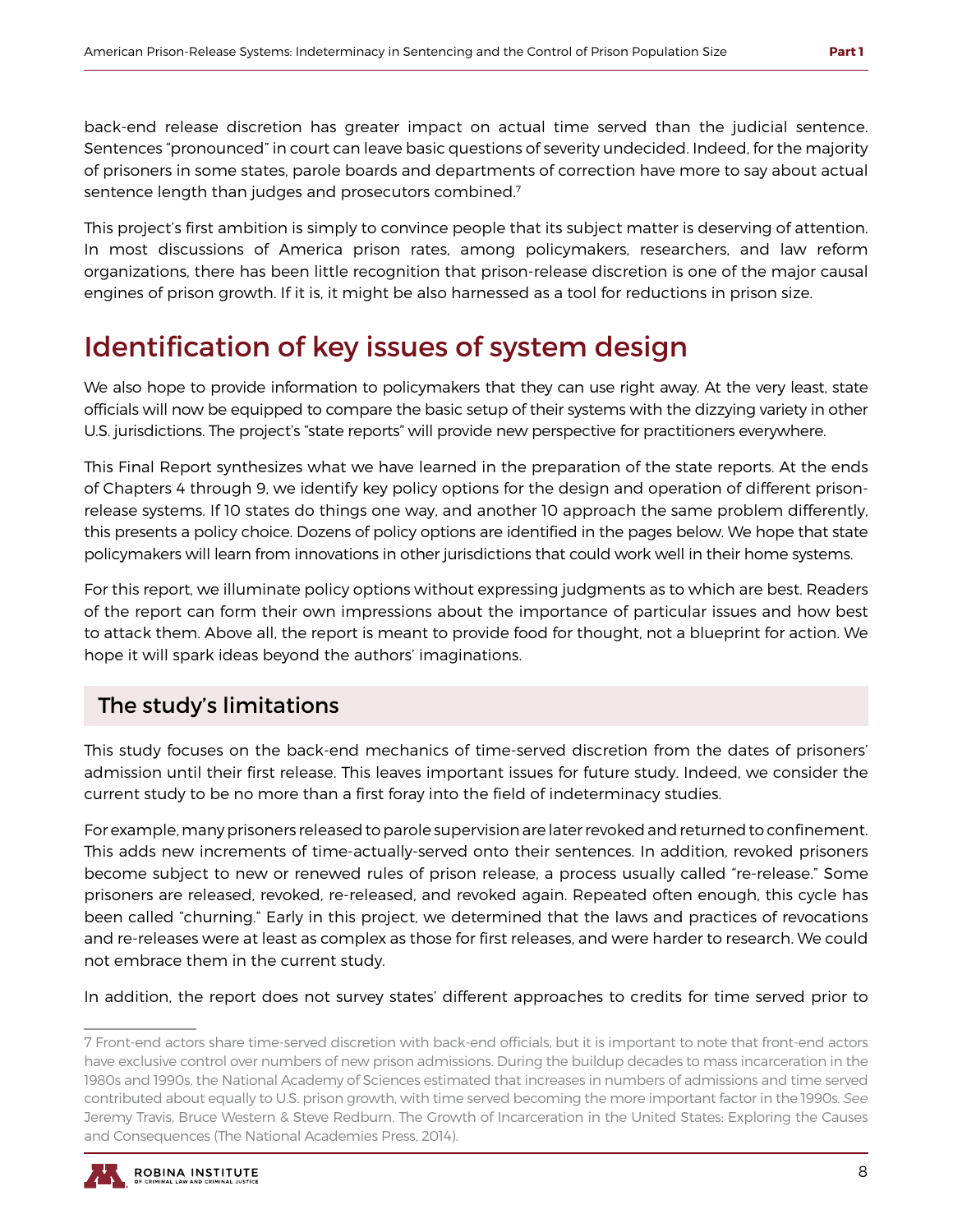back-end release discretion has greater impact on actual time served than the judicial sentence. Sentences "pronounced" in court can leave basic questions of severity undecided. Indeed, for the majority of prisoners in some states, parole boards and departments of correction have more to say about actual sentence length than judges and prosecutors combined.[7]

This project's first ambition is simply to convince people that its subject matter is deserving of attention. In most discussions of America prison rates, among policymakers, researchers, and law reform organizations, there has been little recognition that prison-release discretion is one of the major causal engines of prison growth. If it is, it might be also harnessed as a tool for reductions in prison size.

# Identification of key issues of system design

We also hope to provide information to policymakers that they can use right away. At the very least, state officials will now be equipped to compare the basic setup of their systems with the dizzying variety in other U.S. jurisdictions. The project's "state reports" will provide new perspective for practitioners everywhere.

This Final Report synthesizes what we have learned in the preparation of the state reports. At the ends of Chapters 4 through 9, we identify key policy options for the design and operation of different prison-release systems. If 10 states do things one way, and another 10 approach the same problem differently, this presents a policy choice. Dozens of policy options are identified in the pages below. We hope that state policymakers will learn from innovations in other jurisdictions that could work well in their home systems.

For this report, we illuminate policy options without expressing judgments as to which are best. Readers of the report can form their own impressions about the importance of particular issues and how best to attack them. Above all, the report is meant to provide food for thought, not a blueprint for action. We hope it will spark ideas beyond the authors' imaginations.

## The study's limitations

This study focuses on the back-end mechanics of time-served discretion from the dates of prisoners' admission until their first release. This leaves important issues for future study. Indeed, we consider the current study to be no more than a first foray into the field of indeterminacy studies.

For example, many prisoners released to parole supervision are later revoked and returned to confinement. This adds new increments of time-actually-served onto their sentences. In addition, revoked prisoners become subject to new or renewed rules of prison release, a process usually called "re-release." Some prisoners are released, revoked, re-released, and revoked again. Repeated often enough, this cycle has been called "churning." Early in this project, we determined that the laws and practices of revocations and re-releases were at least as complex as those for first releases, and were harder to research. We could not embrace them in the current study.

In addition, the report does not survey states' different approaches to credits for time served prior to

---

7 Front-end actors share time-served discretion with back-end officials, but it is important to note that front-end actors have exclusive control over numbers of new prison admissions. During the buildup decades to mass incarceration in the 1980s and 1990s, the National Academy of Sciences estimated that increases in numbers of admissions and time served contributed about equally to U.S. prison growth, with time served becoming the more important factor in the 1990s. *See* Jeremy Travis, Bruce Western & Steve Redburn. The Growth of Incarceration in the United States: Exploring the Causes and Consequences (The National Academies Press, 2014).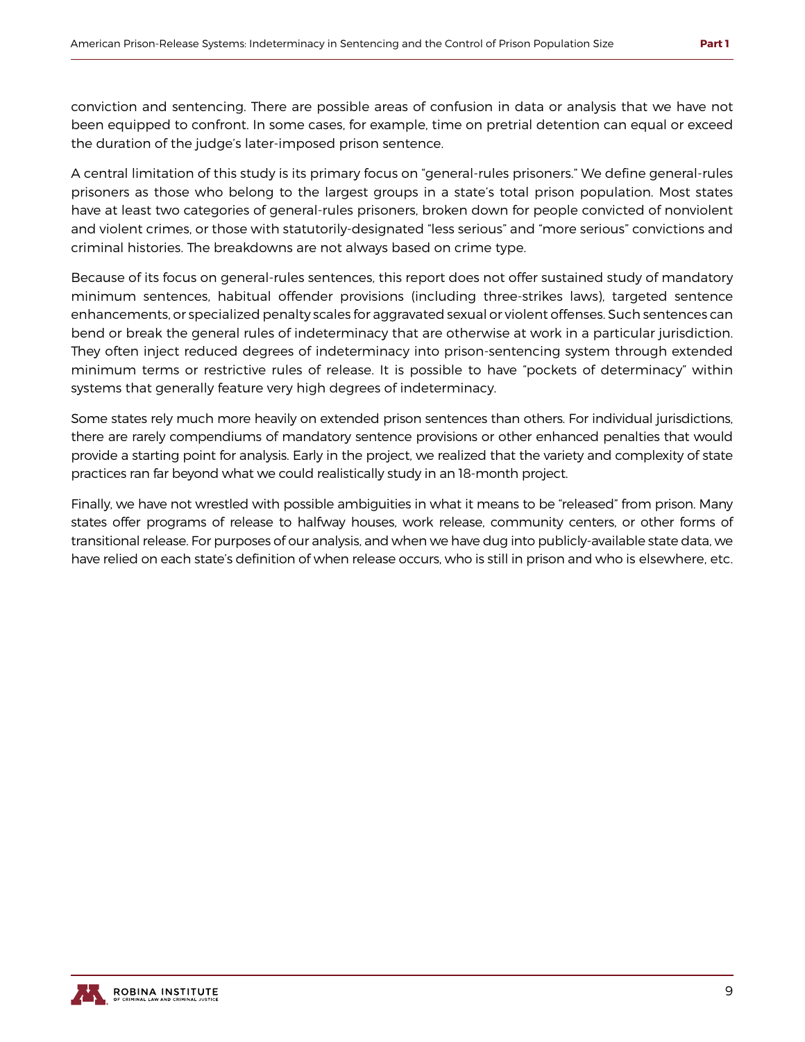conviction and sentencing. There are possible areas of confusion in data or analysis that we have not been equipped to confront. In some cases, for example, time on pretrial detention can equal or exceed the duration of the judge's later-imposed prison sentence.

A central limitation of this study is its primary focus on "general-rules prisoners." We define general-rules prisoners as those who belong to the largest groups in a state's total prison population. Most states have at least two categories of general-rules prisoners, broken down for people convicted of nonviolent and violent crimes, or those with statutorily-designated "less serious" and "more serious" convictions and criminal histories. The breakdowns are not always based on crime type.

Because of its focus on general-rules sentences, this report does not offer sustained study of mandatory minimum sentences, habitual offender provisions (including three-strikes laws), targeted sentence enhancements, or specialized penalty scales for aggravated sexual or violent offenses. Such sentences can bend or break the general rules of indeterminacy that are otherwise at work in a particular jurisdiction. They often inject reduced degrees of indeterminacy into prison-sentencing system through extended minimum terms or restrictive rules of release. It is possible to have "pockets of determinacy" within systems that generally feature very high degrees of indeterminacy.

Some states rely much more heavily on extended prison sentences than others. For individual jurisdictions, there are rarely compendiums of mandatory sentence provisions or other enhanced penalties that would provide a starting point for analysis. Early in the project, we realized that the variety and complexity of state practices ran far beyond what we could realistically study in an 18-month project.

Finally, we have not wrestled with possible ambiguities in what it means to be "released" from prison. Many states offer programs of release to halfway houses, work release, community centers, or other forms of transitional release. For purposes of our analysis, and when we have dug into publicly-available state data, we have relied on each state's definition of when release occurs, who is still in prison and who is elsewhere, etc.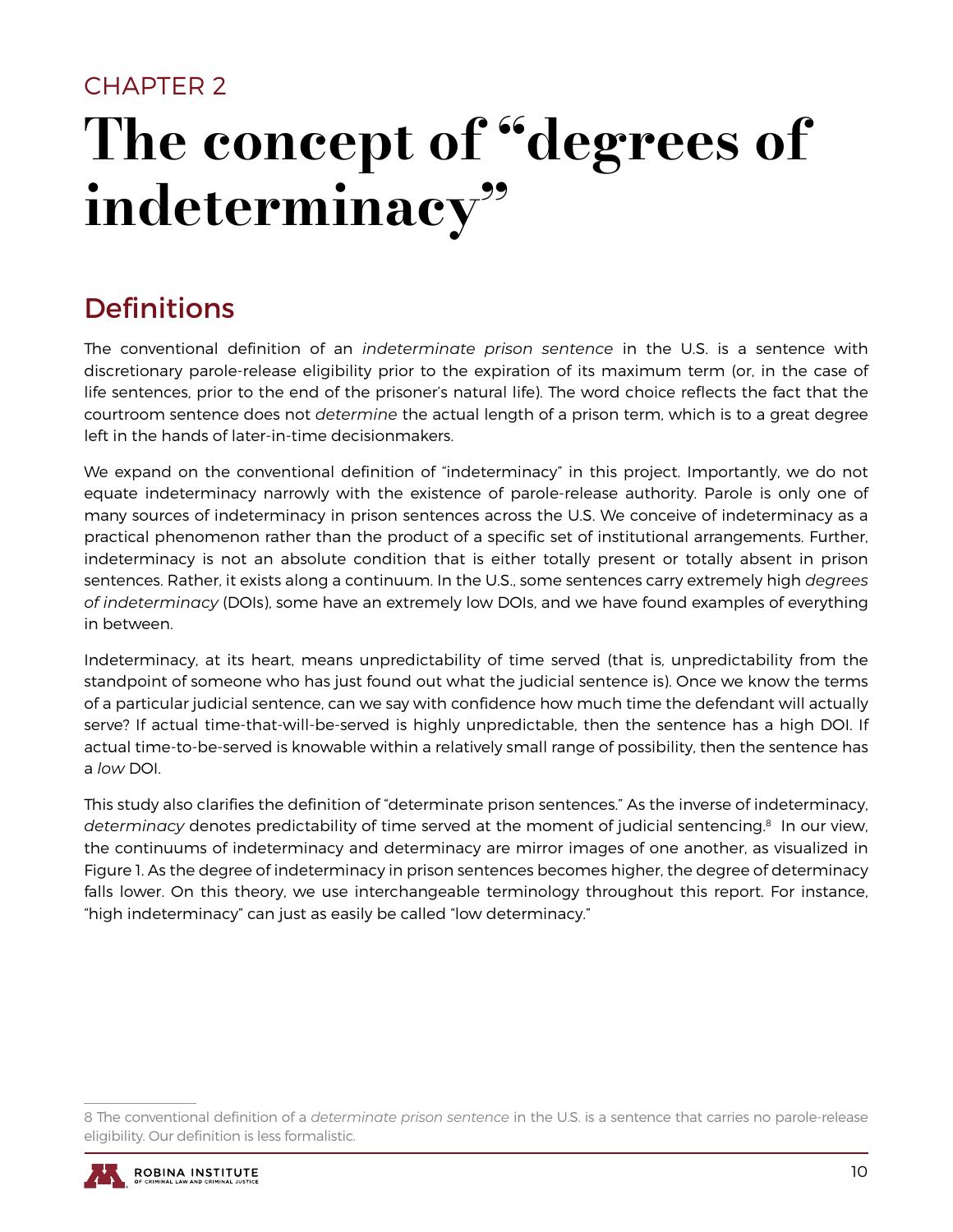CHAPTER 2

# The concept of "degrees of indeterminacy"

## Definitions

The conventional definition of an *indeterminate prison sentence* in the U.S. is a sentence with discretionary parole-release eligibility prior to the expiration of its maximum term (or, in the case of life sentences, prior to the end of the prisoner's natural life). The word choice reflects the fact that the courtroom sentence does not *determine* the actual length of a prison term, which is to a great degree left in the hands of later-in-time decisionmakers.

We expand on the conventional definition of "indeterminacy" in this project. Importantly, we do not equate indeterminacy narrowly with the existence of parole-release authority. Parole is only one of many sources of indeterminacy in prison sentences across the U.S. We conceive of indeterminacy as a practical phenomenon rather than the product of a specific set of institutional arrangements. Further, indeterminacy is not an absolute condition that is either totally present or totally absent in prison sentences. Rather, it exists along a continuum. In the U.S., some sentences carry extremely high *degrees of indeterminacy* (DOIs), some have an extremely low DOIs, and we have found examples of everything in between.

Indeterminacy, at its heart, means unpredictability of time served (that is, unpredictability from the standpoint of someone who has just found out what the judicial sentence is). Once we know the terms of a particular judicial sentence, can we say with confidence how much time the defendant will actually serve? If actual time-that-will-be-served is highly unpredictable, then the sentence has a high DOI. If actual time-to-be-served is knowable within a relatively small range of possibility, then the sentence has a *low* DOI.

This study also clarifies the definition of "determinate prison sentences." As the inverse of indeterminacy, *determinacy* denotes predictability of time served at the moment of judicial sentencing.[8] In our view, the continuums of indeterminacy and determinacy are mirror images of one another, as visualized in Figure 1. As the degree of indeterminacy in prison sentences becomes higher, the degree of determinacy falls lower. On this theory, we use interchangeable terminology throughout this report. For instance, "high indeterminacy" can just as easily be called "low determinacy."

---

8 The conventional definition of a *determinate prison sentence* in the U.S. is a sentence that carries no parole-release eligibility. Our definition is less formalistic.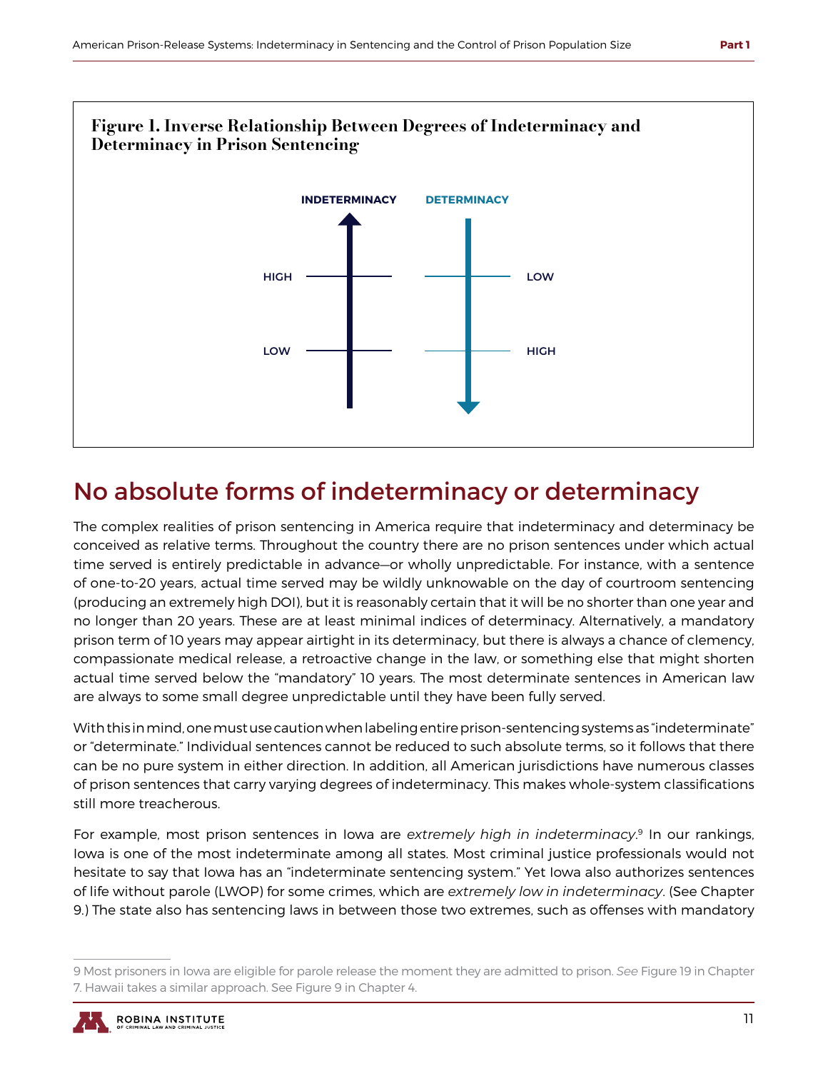**Figure 1. Inverse Relationship Between Degrees of Indeterminacy and Determinacy in Prison Sentencing**

INDETERMINACY | DETERMINACY

HIGH | LOW

LOW | HIGH

## No absolute forms of indeterminacy or determinacy

The complex realities of prison sentencing in America require that indeterminacy and determinacy be conceived as relative terms. Throughout the country there are no prison sentences under which actual time served is entirely predictable in advance—or wholly unpredictable. For instance, with a sentence of one-to-20 years, actual time served may be wildly unknowable on the day of courtroom sentencing (producing an extremely high DOI), but it is reasonably certain that it will be no shorter than one year and no longer than 20 years. These are at least minimal indices of determinacy. Alternatively, a mandatory prison term of 10 years may appear airtight in its determinacy, but there is always a chance of clemency, compassionate medical release, a retroactive change in the law, or something else that might shorten actual time served below the "mandatory" 10 years. The most determinate sentences in American law are always to some small degree unpredictable until they have been fully served.

With this in mind, one must use caution when labeling entire prison-sentencing systems as "indeterminate" or "determinate." Individual sentences cannot be reduced to such absolute terms, so it follows that there can be no pure system in either direction. In addition, all American jurisdictions have numerous classes of prison sentences that carry varying degrees of indeterminacy. This makes whole-system classifications still more treacherous.

For example, most prison sentences in Iowa are *extremely high in indeterminacy*.[9] In our rankings, Iowa is one of the most indeterminate among all states. Most criminal justice professionals would not hesitate to say that Iowa has an "indeterminate sentencing system." Yet Iowa also authorizes sentences of life without parole (LWOP) for some crimes, which are *extremely low in indeterminacy*. (See Chapter 9.) The state also has sentencing laws in between those two extremes, such as offenses with mandatory

9 Most prisoners in Iowa are eligible for parole release the moment they are admitted to prison. *See* Figure 19 in Chapter 7. Hawaii takes a similar approach. See Figure 9 in Chapter 4.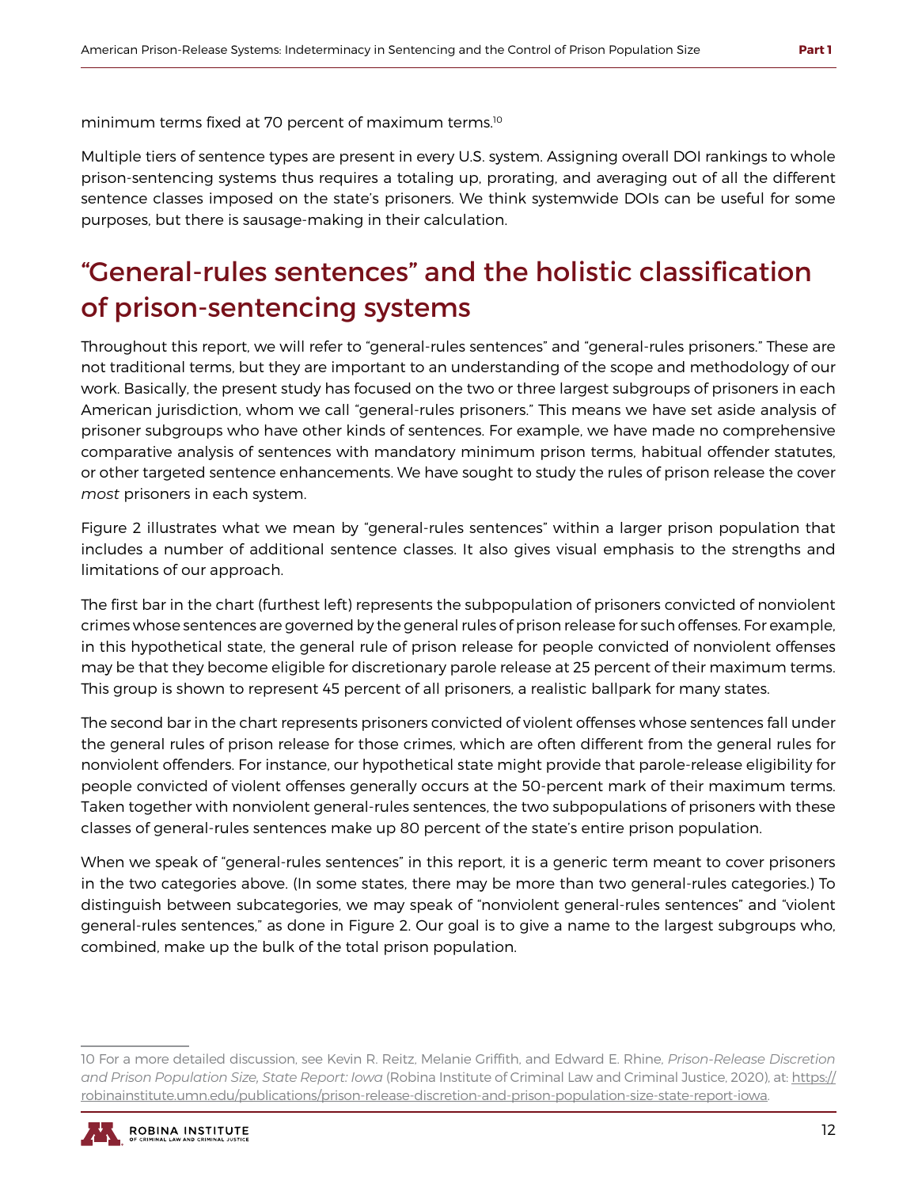minimum terms fixed at 70 percent of maximum terms.[10]

Multiple tiers of sentence types are present in every U.S. system. Assigning overall DOI rankings to whole prison-sentencing systems thus requires a totaling up, prorating, and averaging out of all the different sentence classes imposed on the state's prisoners. We think systemwide DOIs can be useful for some purposes, but there is sausage-making in their calculation.

## "General-rules sentences" and the holistic classification of prison-sentencing systems

Throughout this report, we will refer to "general-rules sentences" and "general-rules prisoners." These are not traditional terms, but they are important to an understanding of the scope and methodology of our work. Basically, the present study has focused on the two or three largest subgroups of prisoners in each American jurisdiction, whom we call "general-rules prisoners." This means we have set aside analysis of prisoner subgroups who have other kinds of sentences. For example, we have made no comprehensive comparative analysis of sentences with mandatory minimum prison terms, habitual offender statutes, or other targeted sentence enhancements. We have sought to study the rules of prison release the cover *most* prisoners in each system.

Figure 2 illustrates what we mean by "general-rules sentences" within a larger prison population that includes a number of additional sentence classes. It also gives visual emphasis to the strengths and limitations of our approach.

The first bar in the chart (furthest left) represents the subpopulation of prisoners convicted of nonviolent crimes whose sentences are governed by the general rules of prison release for such offenses. For example, in this hypothetical state, the general rule of prison release for people convicted of nonviolent offenses may be that they become eligible for discretionary parole release at 25 percent of their maximum terms. This group is shown to represent 45 percent of all prisoners, a realistic ballpark for many states.

The second bar in the chart represents prisoners convicted of violent offenses whose sentences fall under the general rules of prison release for those crimes, which are often different from the general rules for nonviolent offenders. For instance, our hypothetical state might provide that parole-release eligibility for people convicted of violent offenses generally occurs at the 50-percent mark of their maximum terms. Taken together with nonviolent general-rules sentences, the two subpopulations of prisoners with these classes of general-rules sentences make up 80 percent of the state's entire prison population.

When we speak of "general-rules sentences" in this report, it is a generic term meant to cover prisoners in the two categories above. (In some states, there may be more than two general-rules categories.) To distinguish between subcategories, we may speak of "nonviolent general-rules sentences" and "violent general-rules sentences," as done in Figure 2. Our goal is to give a name to the largest subgroups who, combined, make up the bulk of the total prison population.

---

10 For a more detailed discussion, see Kevin R. Reitz, Melanie Griffith, and Edward E. Rhine, *Prison-Release Discretion and Prison Population Size, State Report: Iowa* (Robina Institute of Criminal Law and Criminal Justice, 2020), at: https://robinainstitute.umn.edu/publications/prison-release-discretion-and-prison-population-size-state-report-iowa.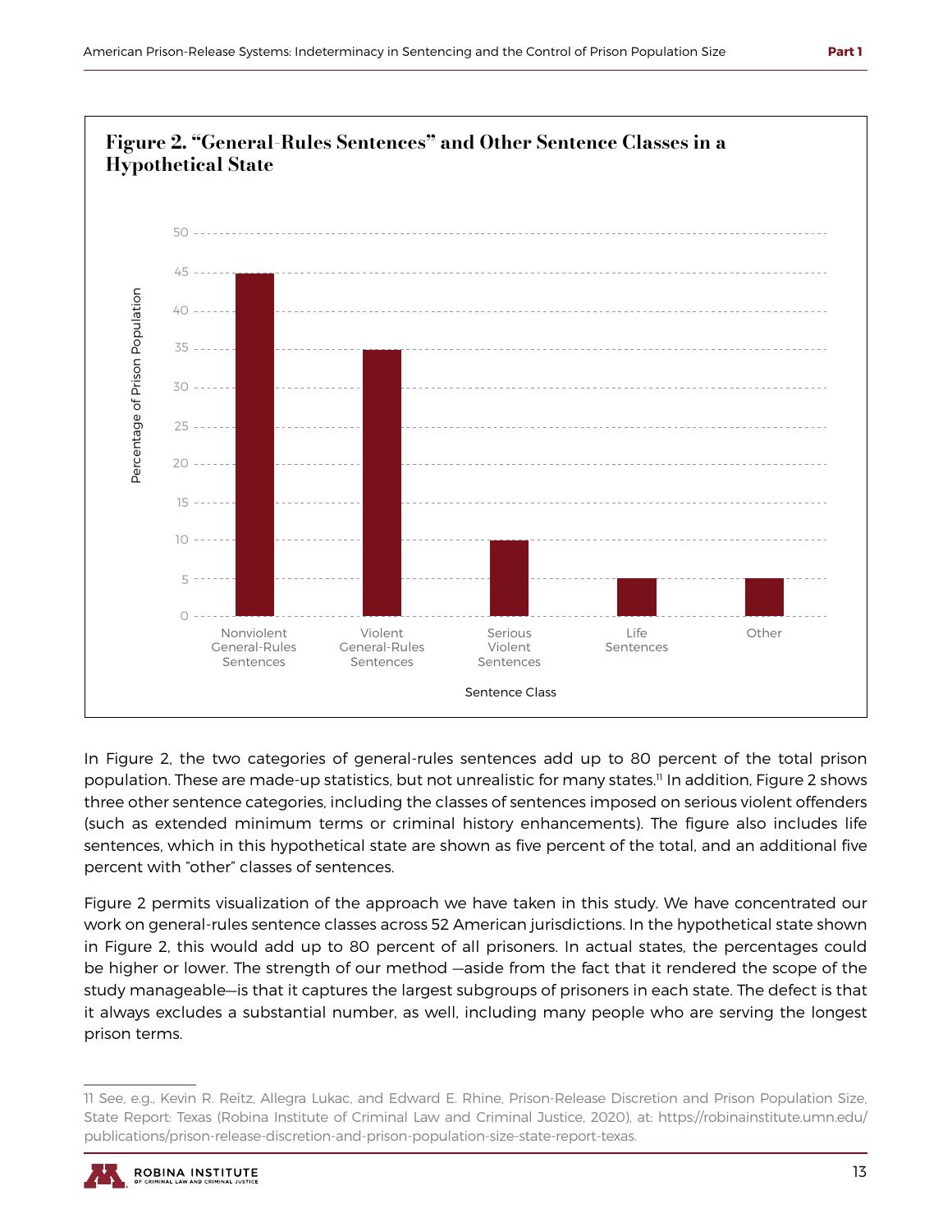**Figure 2. "General-Rules Sentences" and Other Sentence Classes in a Hypothetical State**

In Figure 2, the two categories of general-rules sentences add up to 80 percent of the total prison population. These are made-up statistics, but not unrealistic for many states.[11] In addition, Figure 2 shows three other sentence categories, including the classes of sentences imposed on serious violent offenders (such as extended minimum terms or criminal history enhancements). The figure also includes life sentences, which in this hypothetical state are shown as five percent of the total, and an additional five percent with "other" classes of sentences.

Figure 2 permits visualization of the approach we have taken in this study. We have concentrated our work on general-rules sentence classes across 52 American jurisdictions. In the hypothetical state shown in Figure 2, this would add up to 80 percent of all prisoners. In actual states, the percentages could be higher or lower. The strength of our method —aside from the fact that it rendered the scope of the study manageable—is that it captures the largest subgroups of prisoners in each state. The defect is that it always excludes a substantial number, as well, including many people who are serving the longest prison terms.

---

11 See, e.g., Kevin R. Reitz, Allegra Lukac, and Edward E. Rhine, Prison-Release Discretion and Prison Population Size, State Report: Texas (Robina Institute of Criminal Law and Criminal Justice, 2020), at: https://robinainstitute.umn.edu/publications/prison-release-discretion-and-prison-population-size-state-report-texas.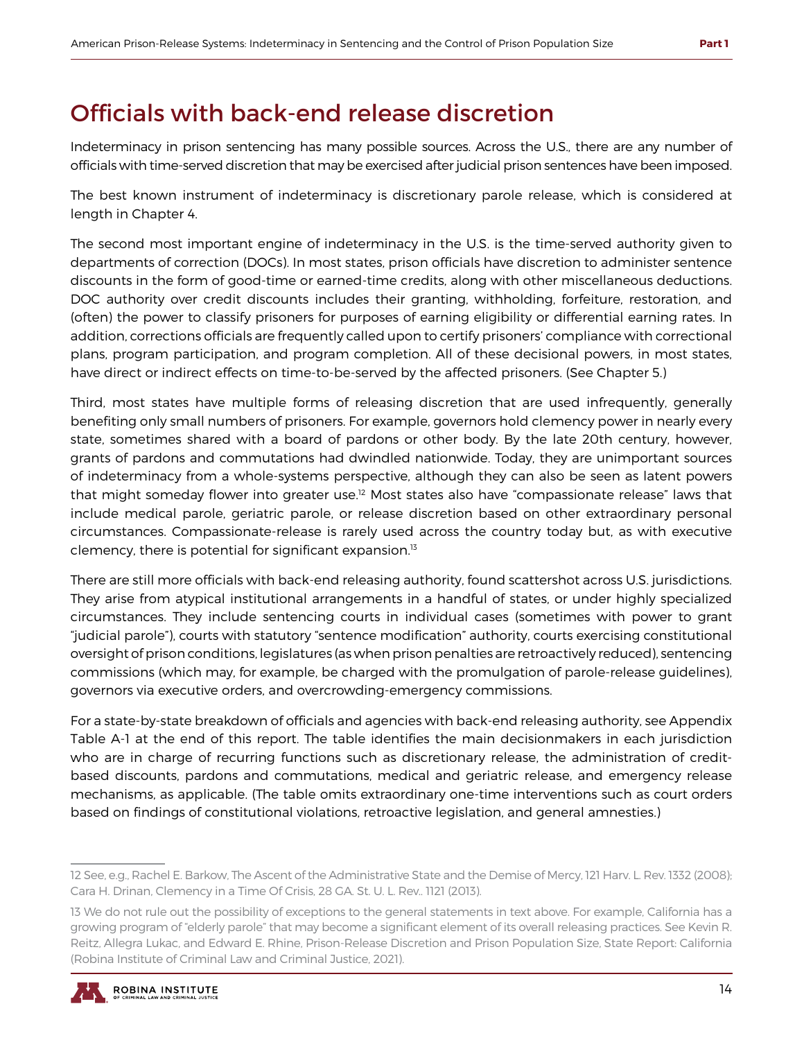## Officials with back-end release discretion

Indeterminacy in prison sentencing has many possible sources. Across the U.S., there are any number of officials with time-served discretion that may be exercised after judicial prison sentences have been imposed.

The best known instrument of indeterminacy is discretionary parole release, which is considered at length in Chapter 4.

The second most important engine of indeterminacy in the U.S. is the time-served authority given to departments of correction (DOCs). In most states, prison officials have discretion to administer sentence discounts in the form of good-time or earned-time credits, along with other miscellaneous deductions. DOC authority over credit discounts includes their granting, withholding, forfeiture, restoration, and (often) the power to classify prisoners for purposes of earning eligibility or differential earning rates. In addition, corrections officials are frequently called upon to certify prisoners' compliance with correctional plans, program participation, and program completion. All of these decisional powers, in most states, have direct or indirect effects on time-to-be-served by the affected prisoners. (See Chapter 5.)

Third, most states have multiple forms of releasing discretion that are used infrequently, generally benefiting only small numbers of prisoners. For example, governors hold clemency power in nearly every state, sometimes shared with a board of pardons or other body. By the late 20th century, however, grants of pardons and commutations had dwindled nationwide. Today, they are unimportant sources of indeterminacy from a whole-systems perspective, although they can also be seen as latent powers that might someday flower into greater use.[12] Most states also have "compassionate release" laws that include medical parole, geriatric parole, or release discretion based on other extraordinary personal circumstances. Compassionate-release is rarely used across the country today but, as with executive clemency, there is potential for significant expansion.[13]

There are still more officials with back-end releasing authority, found scattershot across U.S. jurisdictions. They arise from atypical institutional arrangements in a handful of states, or under highly specialized circumstances. They include sentencing courts in individual cases (sometimes with power to grant "judicial parole"), courts with statutory "sentence modification" authority, courts exercising constitutional oversight of prison conditions, legislatures (as when prison penalties are retroactively reduced), sentencing commissions (which may, for example, be charged with the promulgation of parole-release guidelines), governors via executive orders, and overcrowding-emergency commissions.

For a state-by-state breakdown of officials and agencies with back-end releasing authority, see Appendix Table A-1 at the end of this report. The table identifies the main decisionmakers in each jurisdiction who are in charge of recurring functions such as discretionary release, the administration of credit-based discounts, pardons and commutations, medical and geriatric release, and emergency release mechanisms, as applicable. (The table omits extraordinary one-time interventions such as court orders based on findings of constitutional violations, retroactive legislation, and general amnesties.)

---

12 See, e.g., Rachel E. Barkow, The Ascent of the Administrative State and the Demise of Mercy, 121 Harv. L. Rev. 1332 (2008); Cara H. Drinan, Clemency in a Time Of Crisis, 28 GA. St. U. L. Rev.. 1121 (2013).

13 We do not rule out the possibility of exceptions to the general statements in text above. For example, California has a growing program of "elderly parole" that may become a significant element of its overall releasing practices. See Kevin R. Reitz, Allegra Lukac, and Edward E. Rhine, Prison-Release Discretion and Prison Population Size, State Report: California (Robina Institute of Criminal Law and Criminal Justice, 2021).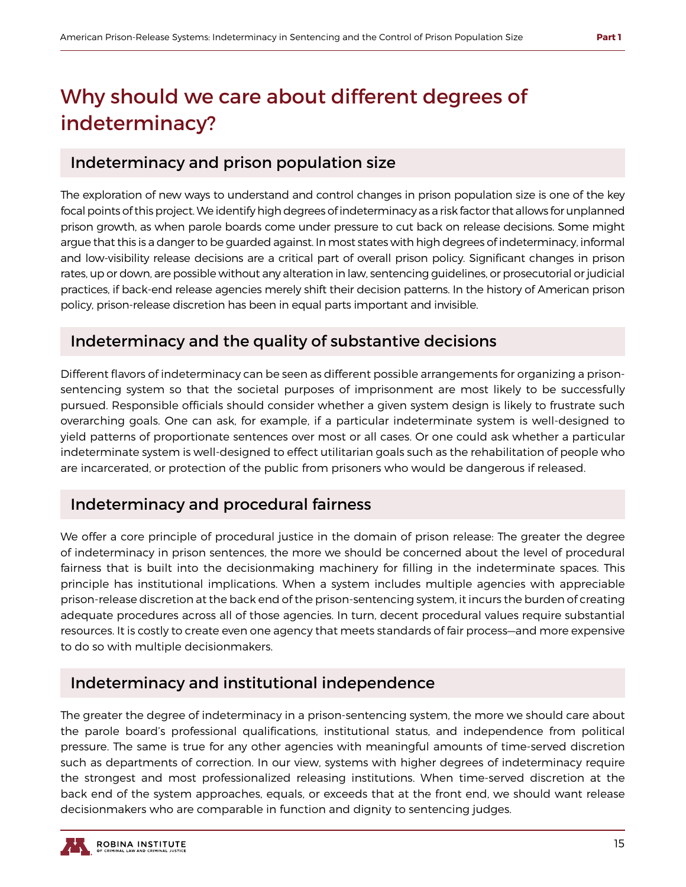# Why should we care about different degrees of indeterminacy?

## Indeterminacy and prison population size

The exploration of new ways to understand and control changes in prison population size is one of the key focal points of this project. We identify high degrees of indeterminacy as a risk factor that allows for unplanned prison growth, as when parole boards come under pressure to cut back on release decisions. Some might argue that this is a danger to be guarded against. In most states with high degrees of indeterminacy, informal and low-visibility release decisions are a critical part of overall prison policy. Significant changes in prison rates, up or down, are possible without any alteration in law, sentencing guidelines, or prosecutorial or judicial practices, if back-end release agencies merely shift their decision patterns. In the history of American prison policy, prison-release discretion has been in equal parts important and invisible.

## Indeterminacy and the quality of substantive decisions

Different flavors of indeterminacy can be seen as different possible arrangements for organizing a prison-sentencing system so that the societal purposes of imprisonment are most likely to be successfully pursued. Responsible officials should consider whether a given system design is likely to frustrate such overarching goals. One can ask, for example, if a particular indeterminate system is well-designed to yield patterns of proportionate sentences over most or all cases. Or one could ask whether a particular indeterminate system is well-designed to effect utilitarian goals such as the rehabilitation of people who are incarcerated, or protection of the public from prisoners who would be dangerous if released.

## Indeterminacy and procedural fairness

We offer a core principle of procedural justice in the domain of prison release: The greater the degree of indeterminacy in prison sentences, the more we should be concerned about the level of procedural fairness that is built into the decisionmaking machinery for filling in the indeterminate spaces. This principle has institutional implications. When a system includes multiple agencies with appreciable prison-release discretion at the back end of the prison-sentencing system, it incurs the burden of creating adequate procedures across all of those agencies. In turn, decent procedural values require substantial resources. It is costly to create even one agency that meets standards of fair process—and more expensive to do so with multiple decisionmakers.

## Indeterminacy and institutional independence

The greater the degree of indeterminacy in a prison-sentencing system, the more we should care about the parole board's professional qualifications, institutional status, and independence from political pressure. The same is true for any other agencies with meaningful amounts of time-served discretion such as departments of correction. In our view, systems with higher degrees of indeterminacy require the strongest and most professionalized releasing institutions. When time-served discretion at the back end of the system approaches, equals, or exceeds that at the front end, we should want release decisionmakers who are comparable in function and dignity to sentencing judges.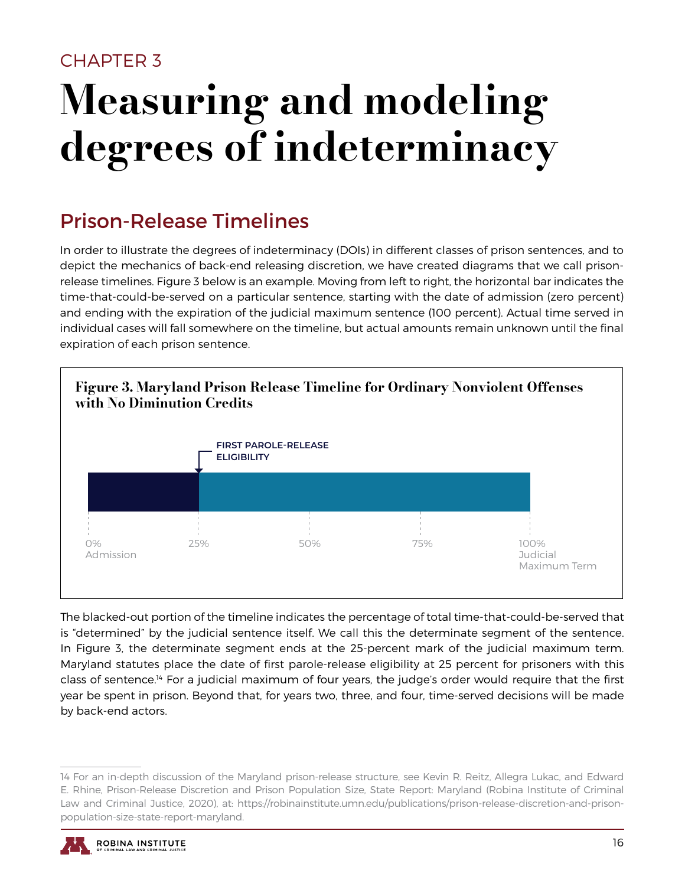CHAPTER 3

# Measuring and modeling degrees of indeterminacy

## Prison-Release Timelines

In order to illustrate the degrees of indeterminacy (DOIs) in different classes of prison sentences, and to depict the mechanics of back-end releasing discretion, we have created diagrams that we call prison-release timelines. Figure 3 below is an example. Moving from left to right, the horizontal bar indicates the time-that-could-be-served on a particular sentence, starting with the date of admission (zero percent) and ending with the expiration of the judicial maximum sentence (100 percent). Actual time served in individual cases will fall somewhere on the timeline, but actual amounts remain unknown until the final expiration of each prison sentence.

**Figure 3. Maryland Prison Release Timeline for Ordinary Nonviolent Offenses with No Diminution Credits**

FIRST PAROLE-RELEASE ELIGIBILITY

0% Admission | 25% | 50% | 75% | 100% Judicial Maximum Term

The blacked-out portion of the timeline indicates the percentage of total time-that-could-be-served that is "determined" by the judicial sentence itself. We call this the determinate segment of the sentence. In Figure 3, the determinate segment ends at the 25-percent mark of the judicial maximum term. Maryland statutes place the date of first parole-release eligibility at 25 percent for prisoners with this class of sentence.[14] For a judicial maximum of four years, the judge's order would require that the first year be spent in prison. Beyond that, for years two, three, and four, time-served decisions will be made by back-end actors.

14 For an in-depth discussion of the Maryland prison-release structure, see Kevin R. Reitz, Allegra Lukac, and Edward E. Rhine, Prison-Release Discretion and Prison Population Size, State Report: Maryland (Robina Institute of Criminal Law and Criminal Justice, 2020), at: https://robinainstitute.umn.edu/publications/prison-release-discretion-and-prison-population-size-state-report-maryland.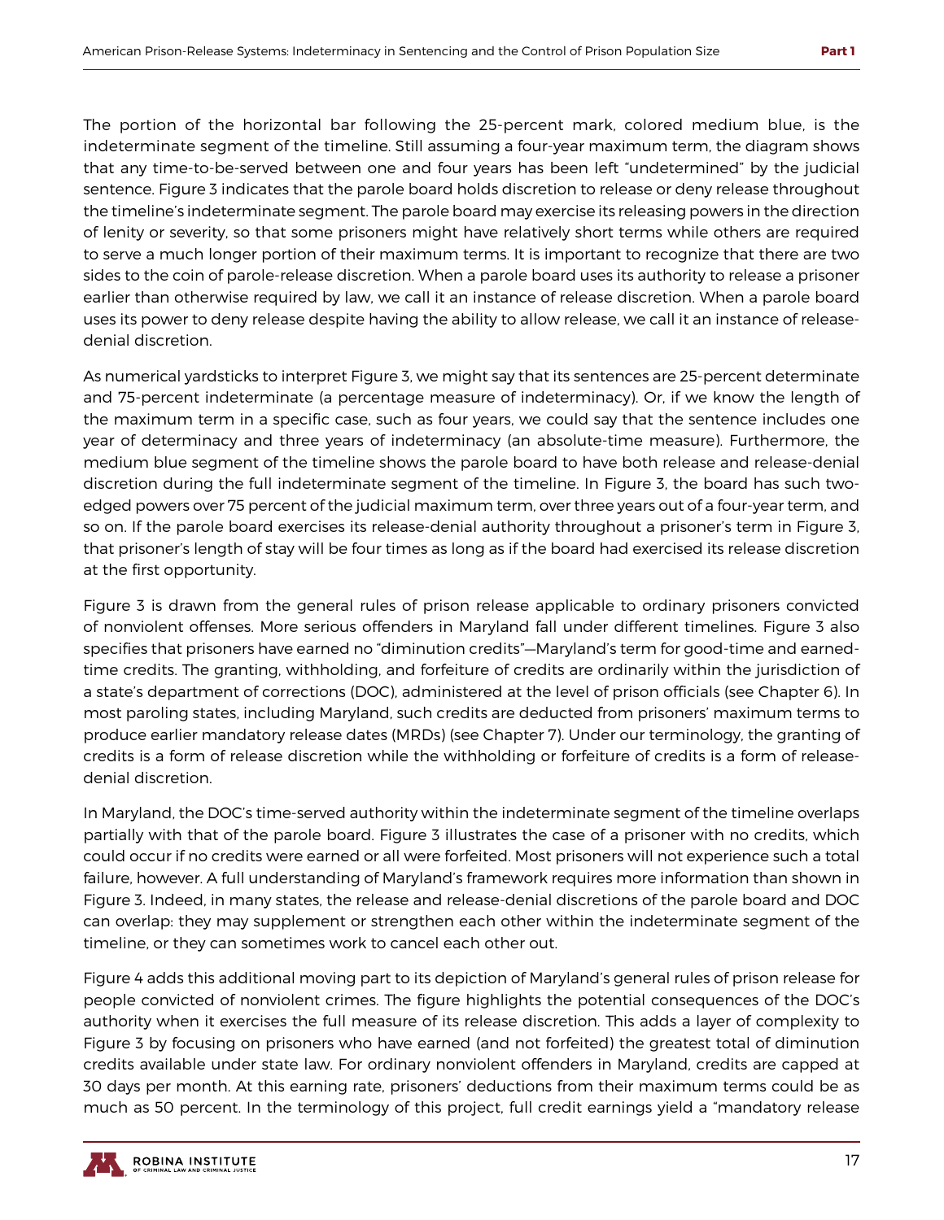The portion of the horizontal bar following the 25-percent mark, colored medium blue, is the indeterminate segment of the timeline. Still assuming a four-year maximum term, the diagram shows that any time-to-be-served between one and four years has been left "undetermined" by the judicial sentence. Figure 3 indicates that the parole board holds discretion to release or deny release throughout the timeline's indeterminate segment. The parole board may exercise its releasing powers in the direction of lenity or severity, so that some prisoners might have relatively short terms while others are required to serve a much longer portion of their maximum terms. It is important to recognize that there are two sides to the coin of parole-release discretion. When a parole board uses its authority to release a prisoner earlier than otherwise required by law, we call it an instance of release discretion. When a parole board uses its power to deny release despite having the ability to allow release, we call it an instance of release-denial discretion.

As numerical yardsticks to interpret Figure 3, we might say that its sentences are 25-percent determinate and 75-percent indeterminate (a percentage measure of indeterminacy). Or, if we know the length of the maximum term in a specific case, such as four years, we could say that the sentence includes one year of determinacy and three years of indeterminacy (an absolute-time measure). Furthermore, the medium blue segment of the timeline shows the parole board to have both release and release-denial discretion during the full indeterminate segment of the timeline. In Figure 3, the board has such two-edged powers over 75 percent of the judicial maximum term, over three years out of a four-year term, and so on. If the parole board exercises its release-denial authority throughout a prisoner's term in Figure 3, that prisoner's length of stay will be four times as long as if the board had exercised its release discretion at the first opportunity.

Figure 3 is drawn from the general rules of prison release applicable to ordinary prisoners convicted of nonviolent offenses. More serious offenders in Maryland fall under different timelines. Figure 3 also specifies that prisoners have earned no "diminution credits"—Maryland's term for good-time and earned-time credits. The granting, withholding, and forfeiture of credits are ordinarily within the jurisdiction of a state's department of corrections (DOC), administered at the level of prison officials (see Chapter 6). In most paroling states, including Maryland, such credits are deducted from prisoners' maximum terms to produce earlier mandatory release dates (MRDs) (see Chapter 7). Under our terminology, the granting of credits is a form of release discretion while the withholding or forfeiture of credits is a form of release-denial discretion.

In Maryland, the DOC's time-served authority within the indeterminate segment of the timeline overlaps partially with that of the parole board. Figure 3 illustrates the case of a prisoner with no credits, which could occur if no credits were earned or all were forfeited. Most prisoners will not experience such a total failure, however. A full understanding of Maryland's framework requires more information than shown in Figure 3. Indeed, in many states, the release and release-denial discretions of the parole board and DOC can overlap: they may supplement or strengthen each other within the indeterminate segment of the timeline, or they can sometimes work to cancel each other out.

Figure 4 adds this additional moving part to its depiction of Maryland's general rules of prison release for people convicted of nonviolent crimes. The figure highlights the potential consequences of the DOC's authority when it exercises the full measure of its release discretion. This adds a layer of complexity to Figure 3 by focusing on prisoners who have earned (and not forfeited) the greatest total of diminution credits available under state law. For ordinary nonviolent offenders in Maryland, credits are capped at 30 days per month. At this earning rate, prisoners' deductions from their maximum terms could be as much as 50 percent. In the terminology of this project, full credit earnings yield a "mandatory release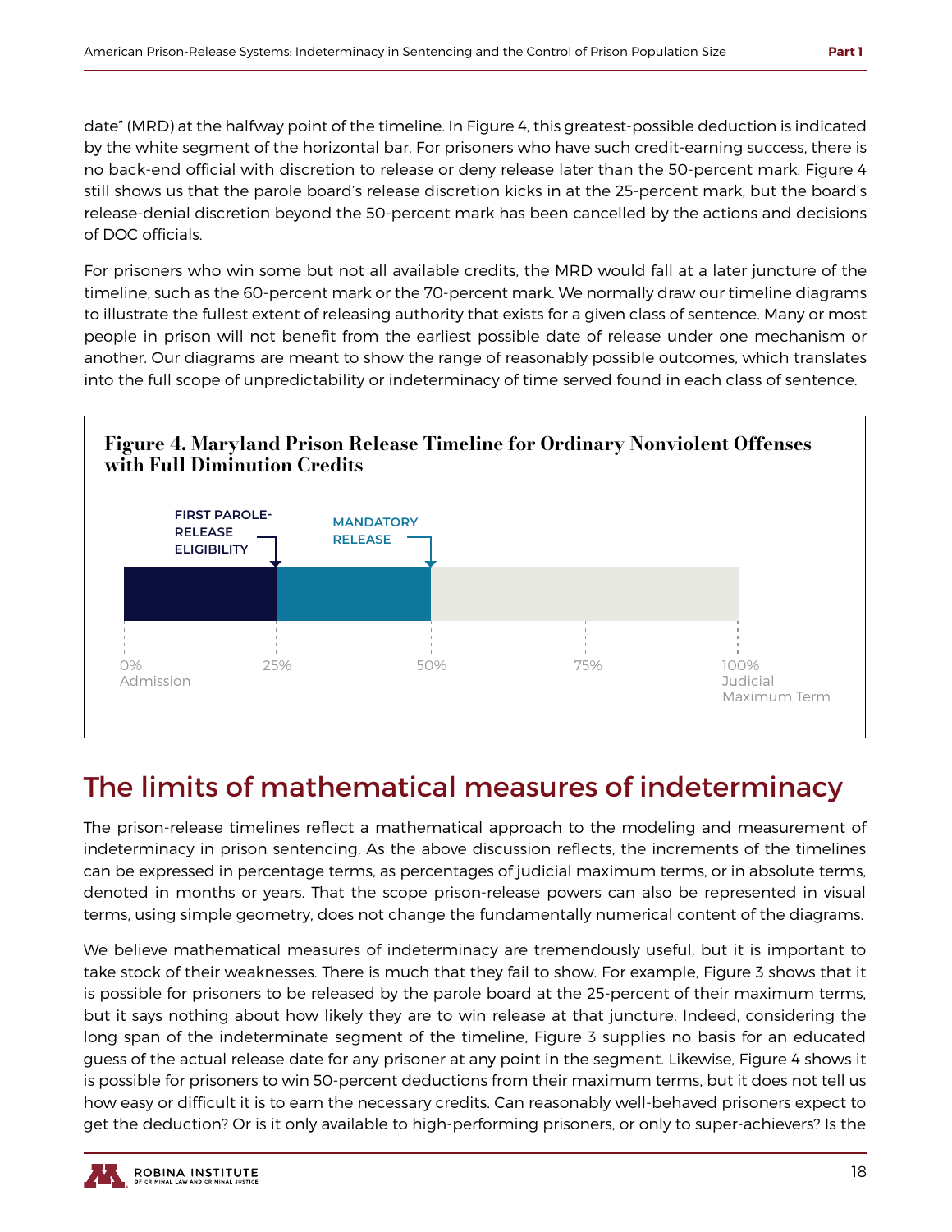date" (MRD) at the halfway point of the timeline. In Figure 4, this greatest-possible deduction is indicated by the white segment of the horizontal bar. For prisoners who have such credit-earning success, there is no back-end official with discretion to release or deny release later than the 50-percent mark. Figure 4 still shows us that the parole board's release discretion kicks in at the 25-percent mark, but the board's release-denial discretion beyond the 50-percent mark has been cancelled by the actions and decisions of DOC officials.

For prisoners who win some but not all available credits, the MRD would fall at a later juncture of the timeline, such as the 60-percent mark or the 70-percent mark. We normally draw our timeline diagrams to illustrate the fullest extent of releasing authority that exists for a given class of sentence. Many or most people in prison will not benefit from the earliest possible date of release under one mechanism or another. Our diagrams are meant to show the range of reasonably possible outcomes, which translates into the full scope of unpredictability or indeterminacy of time served found in each class of sentence.

**Figure 4. Maryland Prison Release Timeline for Ordinary Nonviolent Offenses with Full Diminution Credits**

FIRST PAROLE-RELEASE ELIGIBILITY (25%)

MANDATORY RELEASE (50%)

0% Admission | 25% | 50% | 75% | 100% Judicial Maximum Term

## The limits of mathematical measures of indeterminacy

The prison-release timelines reflect a mathematical approach to the modeling and measurement of indeterminacy in prison sentencing. As the above discussion reflects, the increments of the timelines can be expressed in percentage terms, as percentages of judicial maximum terms, or in absolute terms, denoted in months or years. That the scope prison-release powers can also be represented in visual terms, using simple geometry, does not change the fundamentally numerical content of the diagrams.

We believe mathematical measures of indeterminacy are tremendously useful, but it is important to take stock of their weaknesses. There is much that they fail to show. For example, Figure 3 shows that it is possible for prisoners to be released by the parole board at the 25-percent of their maximum terms, but it says nothing about how likely they are to win release at that juncture. Indeed, considering the long span of the indeterminate segment of the timeline, Figure 3 supplies no basis for an educated guess of the actual release date for any prisoner at any point in the segment. Likewise, Figure 4 shows it is possible for prisoners to win 50-percent deductions from their maximum terms, but it does not tell us how easy or difficult it is to earn the necessary credits. Can reasonably well-behaved prisoners expect to get the deduction? Or is it only available to high-performing prisoners, or only to super-achievers? Is the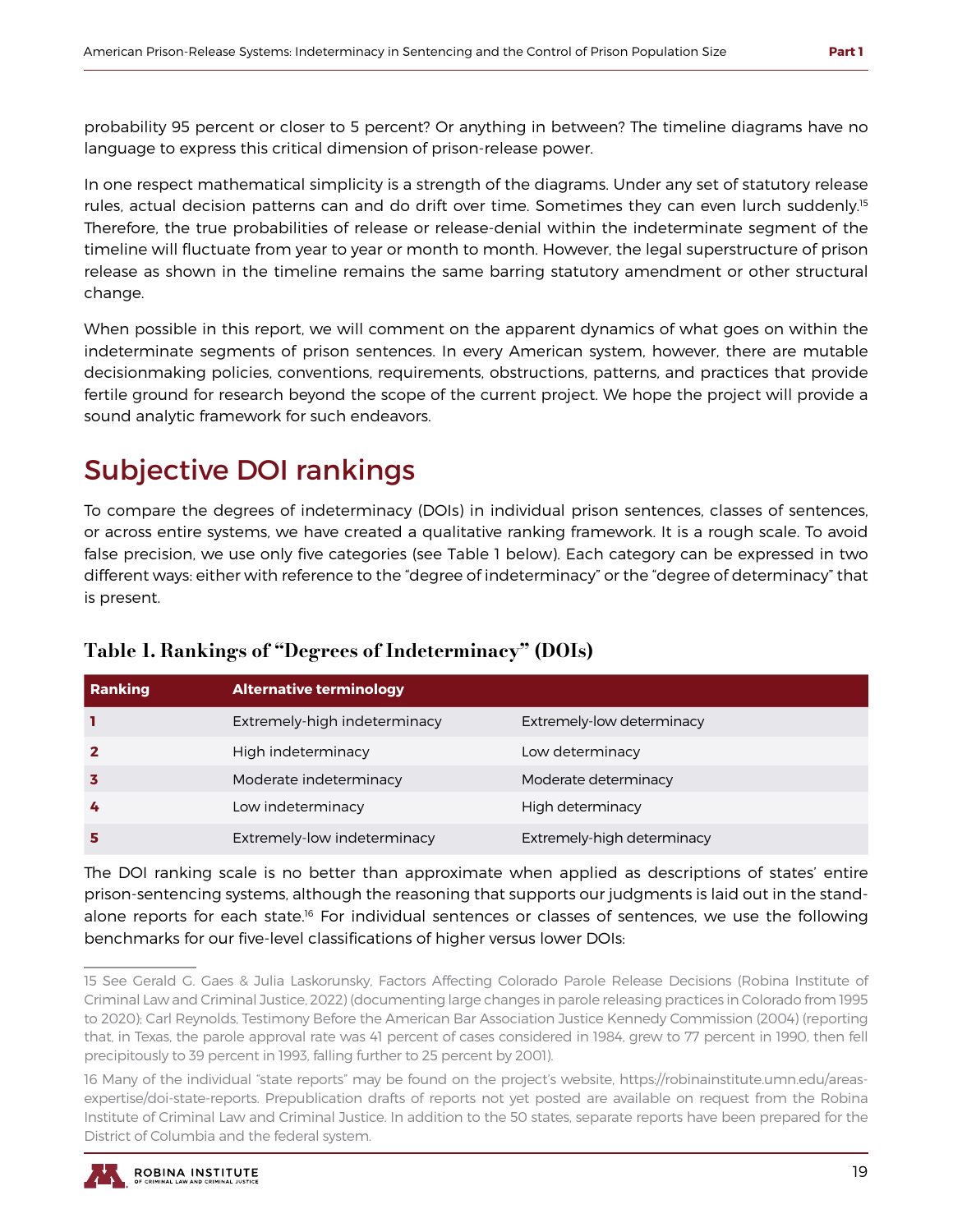probability 95 percent or closer to 5 percent? Or anything in between? The timeline diagrams have no language to express this critical dimension of prison-release power.

In one respect mathematical simplicity is a strength of the diagrams. Under any set of statutory release rules, actual decision patterns can and do drift over time. Sometimes they can even lurch suddenly.[15] Therefore, the true probabilities of release or release-denial within the indeterminate segment of the timeline will fluctuate from year to year or month to month. However, the legal superstructure of prison release as shown in the timeline remains the same barring statutory amendment or other structural change.

When possible in this report, we will comment on the apparent dynamics of what goes on within the indeterminate segments of prison sentences. In every American system, however, there are mutable decisionmaking policies, conventions, requirements, obstructions, patterns, and practices that provide fertile ground for research beyond the scope of the current project. We hope the project will provide a sound analytic framework for such endeavors.

## Subjective DOI rankings

To compare the degrees of indeterminacy (DOIs) in individual prison sentences, classes of sentences, or across entire systems, we have created a qualitative ranking framework. It is a rough scale. To avoid false precision, we use only five categories (see Table 1 below). Each category can be expressed in two different ways: either with reference to the "degree of indeterminacy" or the "degree of determinacy" that is present.

### Table 1. Rankings of "Degrees of Indeterminacy" (DOIs)

| Ranking | Alternative terminology | |
|---|---|---|
| **1** | Extremely-high indeterminacy | Extremely-low determinacy |
| **2** | High indeterminacy | Low determinacy |
| **3** | Moderate indeterminacy | Moderate determinacy |
| **4** | Low indeterminacy | High determinacy |
| **5** | Extremely-low indeterminacy | Extremely-high determinacy |

The DOI ranking scale is no better than approximate when applied as descriptions of states' entire prison-sentencing systems, although the reasoning that supports our judgments is laid out in the stand-alone reports for each state.[16] For individual sentences or classes of sentences, we use the following benchmarks for our five-level classifications of higher versus lower DOIs:

---

15 See Gerald G. Gaes & Julia Laskorunsky, Factors Affecting Colorado Parole Release Decisions (Robina Institute of Criminal Law and Criminal Justice, 2022) (documenting large changes in parole releasing practices in Colorado from 1995 to 2020); Carl Reynolds, Testimony Before the American Bar Association Justice Kennedy Commission (2004) (reporting that, in Texas, the parole approval rate was 41 percent of cases considered in 1984, grew to 77 percent in 1990, then fell precipitously to 39 percent in 1993, falling further to 25 percent by 2001).

16 Many of the individual "state reports" may be found on the project's website, https://robinainstitute.umn.edu/areas-expertise/doi-state-reports. Prepublication drafts of reports not yet posted are available on request from the Robina Institute of Criminal Law and Criminal Justice. In addition to the 50 states, separate reports have been prepared for the District of Columbia and the federal system.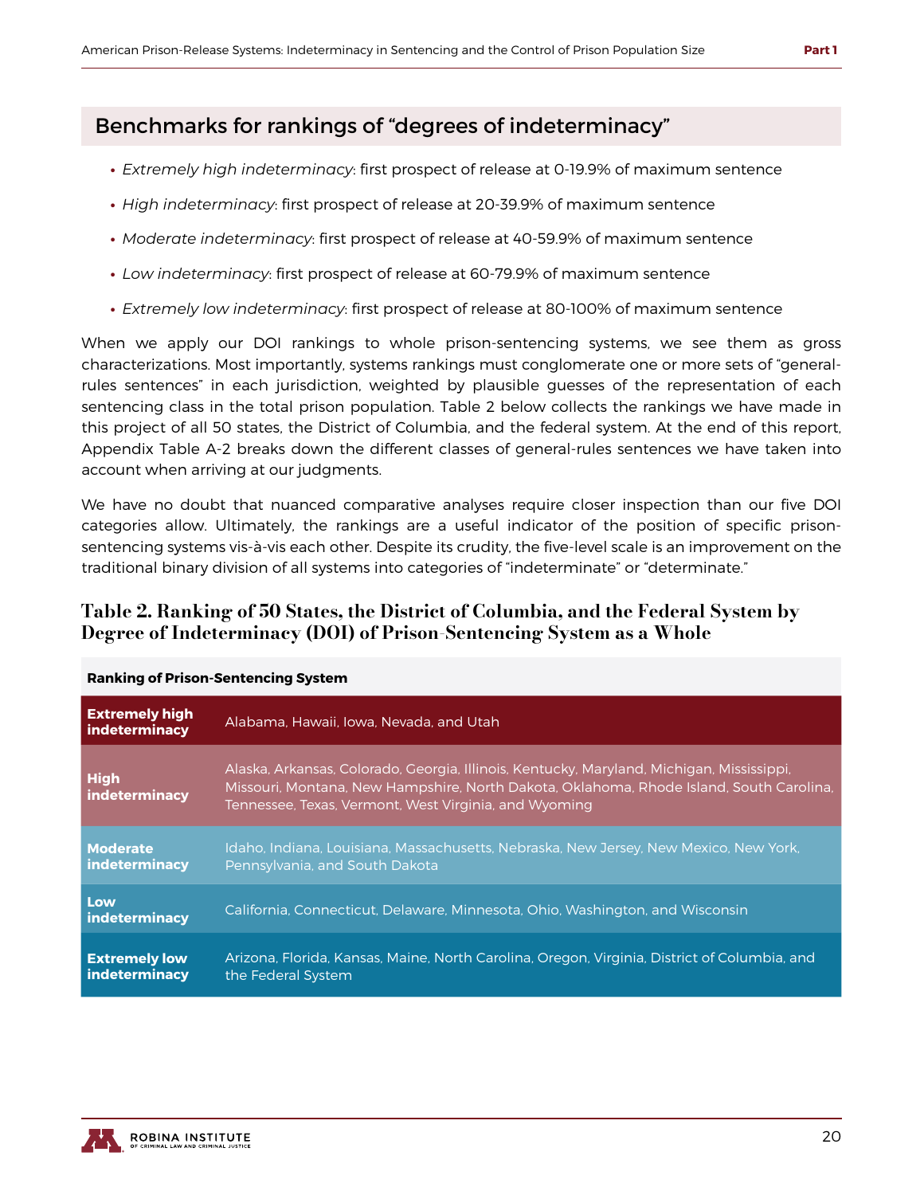## Benchmarks for rankings of "degrees of indeterminacy"

- *Extremely high indeterminacy*: first prospect of release at 0-19.9% of maximum sentence
- *High indeterminacy*: first prospect of release at 20-39.9% of maximum sentence
- *Moderate indeterminacy*: first prospect of release at 40-59.9% of maximum sentence
- *Low indeterminacy*: first prospect of release at 60-79.9% of maximum sentence
- *Extremely low indeterminacy*: first prospect of release at 80-100% of maximum sentence

When we apply our DOI rankings to whole prison-sentencing systems, we see them as gross characterizations. Most importantly, systems rankings must conglomerate one or more sets of "general-rules sentences" in each jurisdiction, weighted by plausible guesses of the representation of each sentencing class in the total prison population. Table 2 below collects the rankings we have made in this project of all 50 states, the District of Columbia, and the federal system. At the end of this report, Appendix Table A-2 breaks down the different classes of general-rules sentences we have taken into account when arriving at our judgments.

We have no doubt that nuanced comparative analyses require closer inspection than our five DOI categories allow. Ultimately, the rankings are a useful indicator of the position of specific prison-sentencing systems vis-à-vis each other. Despite its crudity, the five-level scale is an improvement on the traditional binary division of all systems into categories of "indeterminate" or "determinate."

### Table 2. Ranking of 50 States, the District of Columbia, and the Federal System by Degree of Indeterminacy (DOI) of Prison-Sentencing System as a Whole

| Ranking of Prison-Sentencing System | |
|---|---|
| **Extremely high indeterminacy** | Alabama, Hawaii, Iowa, Nevada, and Utah |
| **High indeterminacy** | Alaska, Arkansas, Colorado, Georgia, Illinois, Kentucky, Maryland, Michigan, Mississippi, Missouri, Montana, New Hampshire, North Dakota, Oklahoma, Rhode Island, South Carolina, Tennessee, Texas, Vermont, West Virginia, and Wyoming |
| **Moderate indeterminacy** | Idaho, Indiana, Louisiana, Massachusetts, Nebraska, New Jersey, New Mexico, New York, Pennsylvania, and South Dakota |
| **Low indeterminacy** | California, Connecticut, Delaware, Minnesota, Ohio, Washington, and Wisconsin |
| **Extremely low indeterminacy** | Arizona, Florida, Kansas, Maine, North Carolina, Oregon, Virginia, District of Columbia, and the Federal System |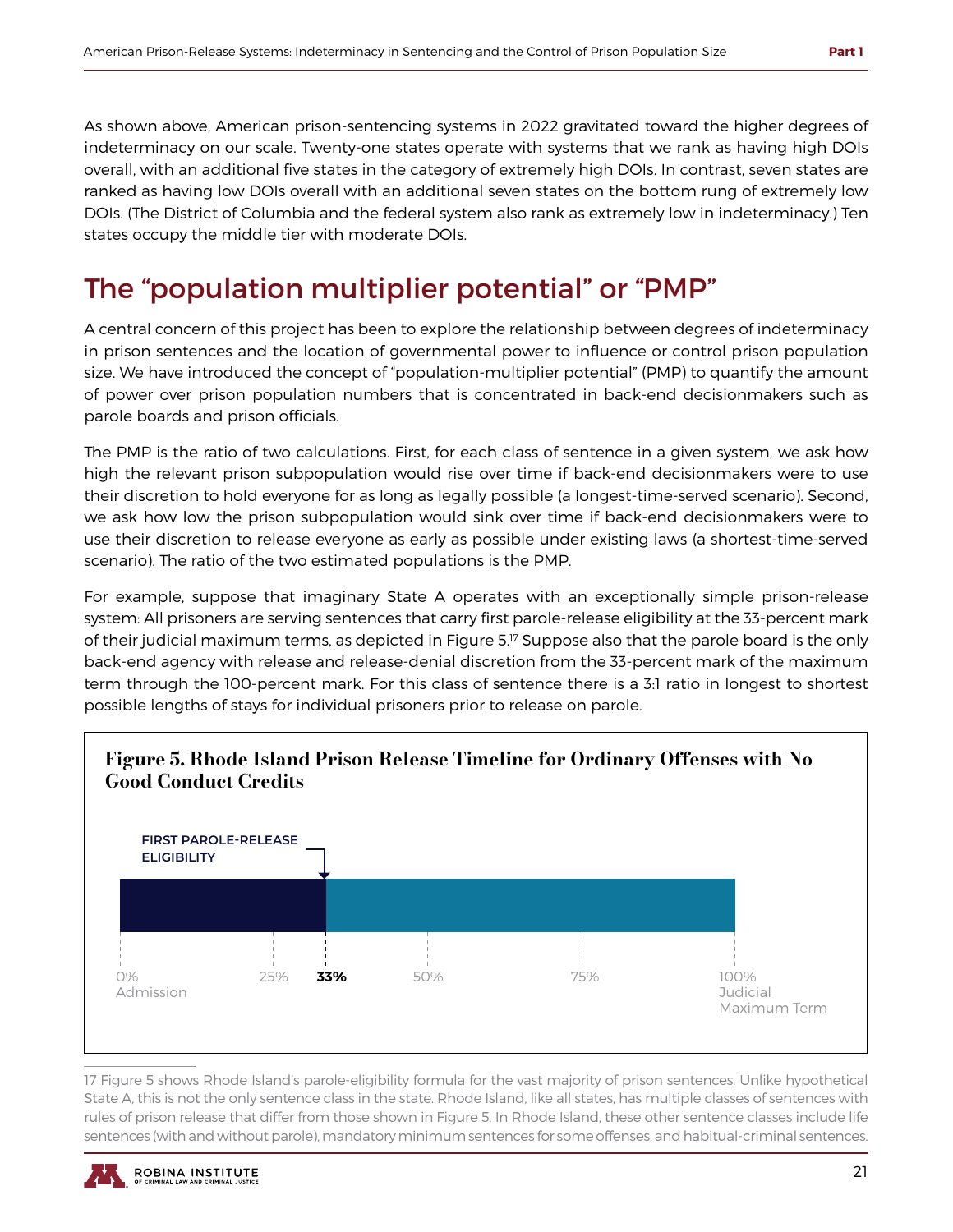As shown above, American prison-sentencing systems in 2022 gravitated toward the higher degrees of indeterminacy on our scale. Twenty-one states operate with systems that we rank as having high DOIs overall, with an additional five states in the category of extremely high DOIs. In contrast, seven states are ranked as having low DOIs overall with an additional seven states on the bottom rung of extremely low DOIs. (The District of Columbia and the federal system also rank as extremely low in indeterminacy.) Ten states occupy the middle tier with moderate DOIs.

## The "population multiplier potential" or "PMP"

A central concern of this project has been to explore the relationship between degrees of indeterminacy in prison sentences and the location of governmental power to influence or control prison population size. We have introduced the concept of "population-multiplier potential" (PMP) to quantify the amount of power over prison population numbers that is concentrated in back-end decisionmakers such as parole boards and prison officials.

The PMP is the ratio of two calculations. First, for each class of sentence in a given system, we ask how high the relevant prison subpopulation would rise over time if back-end decisionmakers were to use their discretion to hold everyone for as long as legally possible (a longest-time-served scenario). Second, we ask how low the prison subpopulation would sink over time if back-end decisionmakers were to use their discretion to release everyone as early as possible under existing laws (a shortest-time-served scenario). The ratio of the two estimated populations is the PMP.

For example, suppose that imaginary State A operates with an exceptionally simple prison-release system: All prisoners are serving sentences that carry first parole-release eligibility at the 33-percent mark of their judicial maximum terms, as depicted in Figure 5.[17] Suppose also that the parole board is the only back-end agency with release and release-denial discretion from the 33-percent mark of the maximum term through the 100-percent mark. For this class of sentence there is a 3:1 ratio in longest to shortest possible lengths of stays for individual prisoners prior to release on parole.

**Figure 5. Rhode Island Prison Release Timeline for Ordinary Offenses with No Good Conduct Credits**

FIRST PAROLE-RELEASE ELIGIBILITY

0% Admission | 25% | **33%** | 50% | 75% | 100% Judicial Maximum Term

17 Figure 5 shows Rhode Island's parole-eligibility formula for the vast majority of prison sentences. Unlike hypothetical State A, this is not the only sentence class in the state. Rhode Island, like all states, has multiple classes of sentences with rules of prison release that differ from those shown in Figure 5. In Rhode Island, these other sentence classes include life sentences (with and without parole), mandatory minimum sentences for some offenses, and habitual-criminal sentences.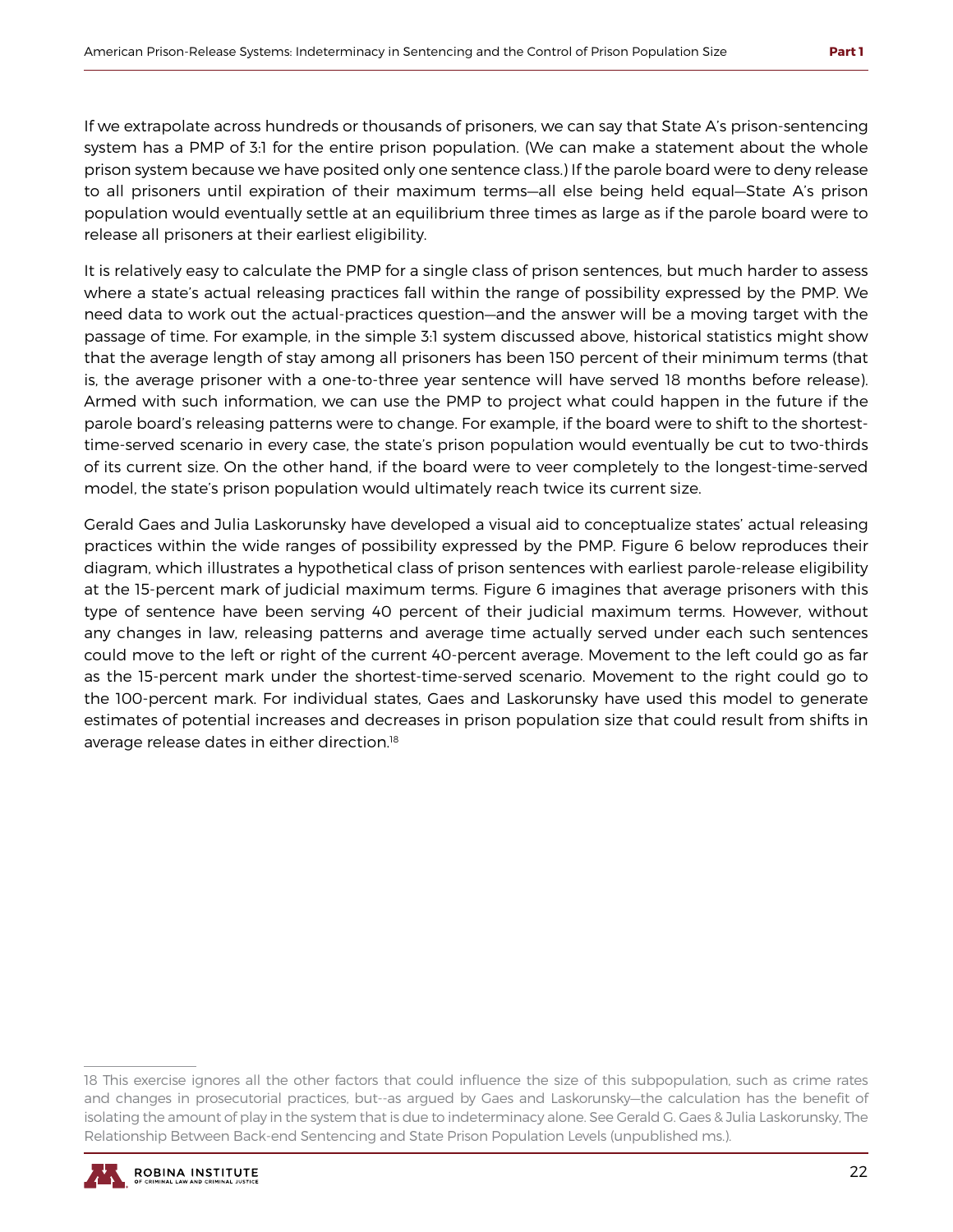If we extrapolate across hundreds or thousands of prisoners, we can say that State A's prison-sentencing system has a PMP of 3:1 for the entire prison population. (We can make a statement about the whole prison system because we have posited only one sentence class.) If the parole board were to deny release to all prisoners until expiration of their maximum terms—all else being held equal—State A's prison population would eventually settle at an equilibrium three times as large as if the parole board were to release all prisoners at their earliest eligibility.

It is relatively easy to calculate the PMP for a single class of prison sentences, but much harder to assess where a state's actual releasing practices fall within the range of possibility expressed by the PMP. We need data to work out the actual-practices question—and the answer will be a moving target with the passage of time. For example, in the simple 3:1 system discussed above, historical statistics might show that the average length of stay among all prisoners has been 150 percent of their minimum terms (that is, the average prisoner with a one-to-three year sentence will have served 18 months before release). Armed with such information, we can use the PMP to project what could happen in the future if the parole board's releasing patterns were to change. For example, if the board were to shift to the shortest-time-served scenario in every case, the state's prison population would eventually be cut to two-thirds of its current size. On the other hand, if the board were to veer completely to the longest-time-served model, the state's prison population would ultimately reach twice its current size.

Gerald Gaes and Julia Laskorunsky have developed a visual aid to conceptualize states' actual releasing practices within the wide ranges of possibility expressed by the PMP. Figure 6 below reproduces their diagram, which illustrates a hypothetical class of prison sentences with earliest parole-release eligibility at the 15-percent mark of judicial maximum terms. Figure 6 imagines that average prisoners with this type of sentence have been serving 40 percent of their judicial maximum terms. However, without any changes in law, releasing patterns and average time actually served under each such sentences could move to the left or right of the current 40-percent average. Movement to the left could go as far as the 15-percent mark under the shortest-time-served scenario. Movement to the right could go to the 100-percent mark. For individual states, Gaes and Laskorunsky have used this model to generate estimates of potential increases and decreases in prison population size that could result from shifts in average release dates in either direction.[18]

---

18 This exercise ignores all the other factors that could influence the size of this subpopulation, such as crime rates and changes in prosecutorial practices, but--as argued by Gaes and Laskorunsky—the calculation has the benefit of isolating the amount of play in the system that is due to indeterminacy alone. See Gerald G. Gaes & Julia Laskorunsky, The Relationship Between Back-end Sentencing and State Prison Population Levels (unpublished ms.).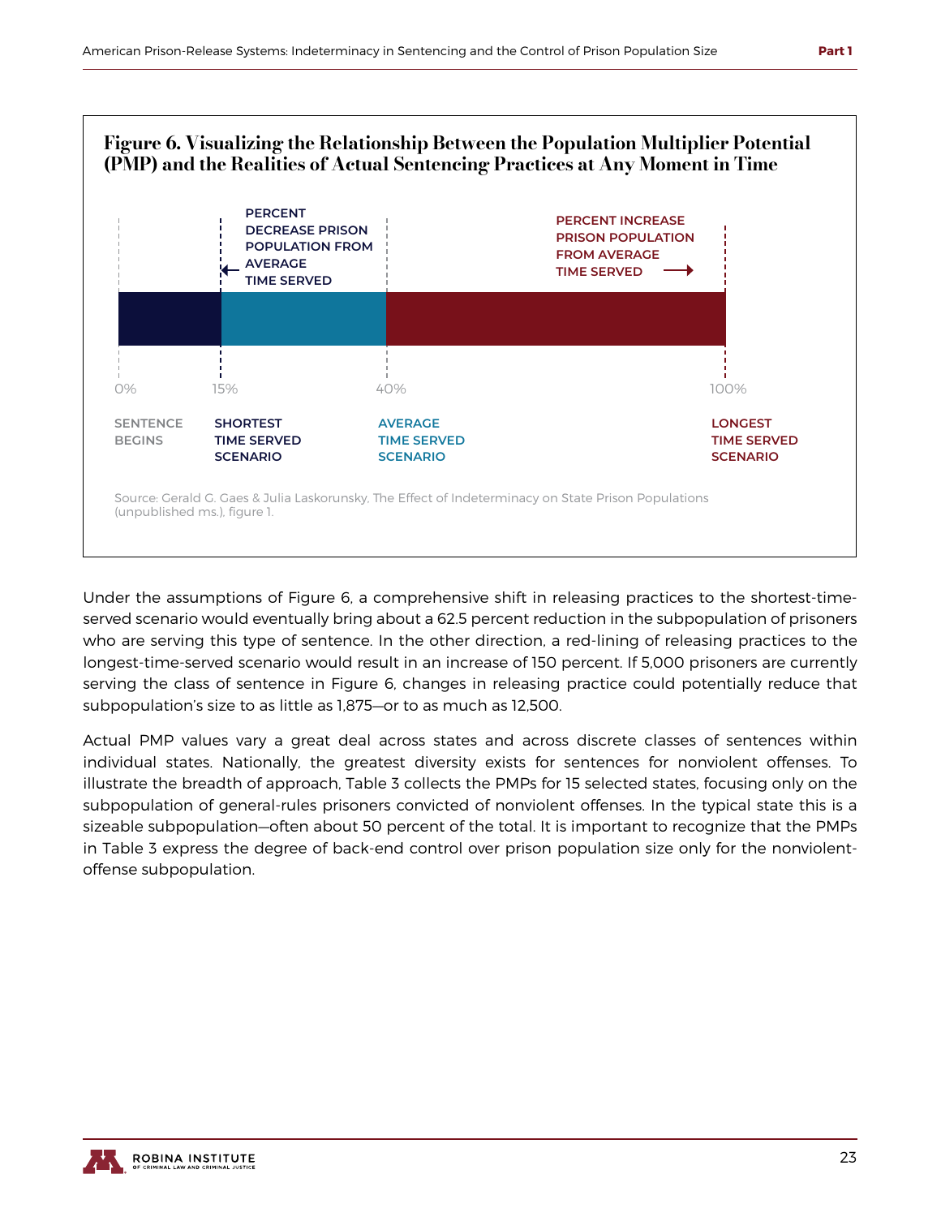**Figure 6. Visualizing the Relationship Between the Population Multiplier Potential (PMP) and the Realities of Actual Sentencing Practices at Any Moment in Time**

PERCENT DECREASE PRISON POPULATION FROM AVERAGE TIME SERVED

PERCENT INCREASE PRISON POPULATION FROM AVERAGE TIME SERVED

0% — SENTENCE BEGINS

15% — SHORTEST TIME SERVED SCENARIO

40% — AVERAGE TIME SERVED SCENARIO

100% — LONGEST TIME SERVED SCENARIO

Source: Gerald G. Gaes & Julia Laskorunsky, The Effect of Indeterminacy on State Prison Populations (unpublished ms.), figure 1.

Under the assumptions of Figure 6, a comprehensive shift in releasing practices to the shortest-time-served scenario would eventually bring about a 62.5 percent reduction in the subpopulation of prisoners who are serving this type of sentence. In the other direction, a red-lining of releasing practices to the longest-time-served scenario would result in an increase of 150 percent. If 5,000 prisoners are currently serving the class of sentence in Figure 6, changes in releasing practice could potentially reduce that subpopulation's size to as little as 1,875—or to as much as 12,500.

Actual PMP values vary a great deal across states and across discrete classes of sentences within individual states. Nationally, the greatest diversity exists for sentences for nonviolent offenses. To illustrate the breadth of approach, Table 3 collects the PMPs for 15 selected states, focusing only on the subpopulation of general-rules prisoners convicted of nonviolent offenses. In the typical state this is a sizeable subpopulation—often about 50 percent of the total. It is important to recognize that the PMPs in Table 3 express the degree of back-end control over prison population size only for the nonviolent-offense subpopulation.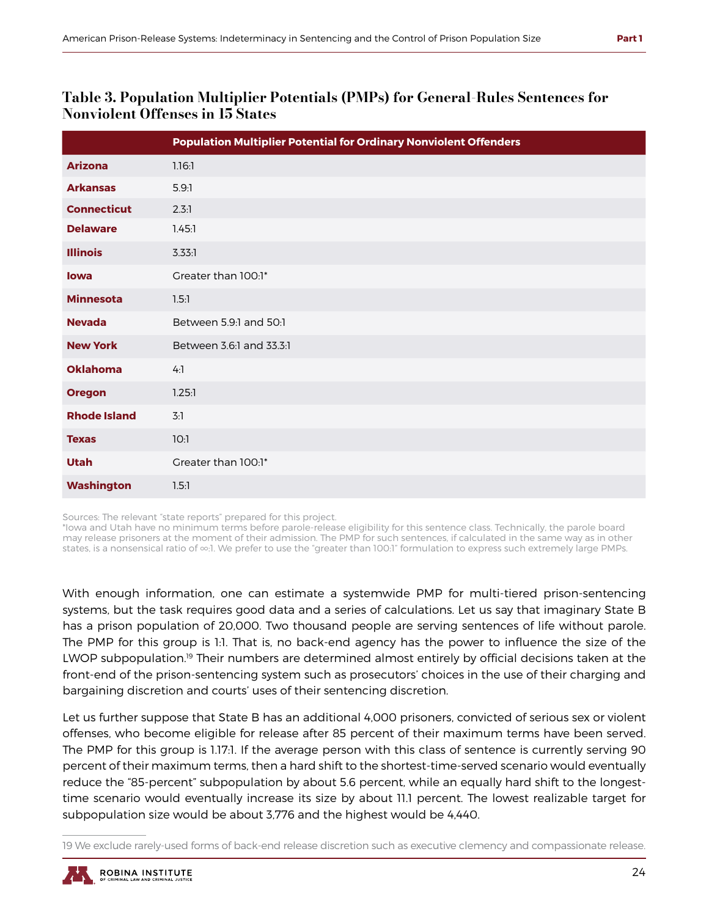### Table 3. Population Multiplier Potentials (PMPs) for General-Rules Sentences for Nonviolent Offenses in 15 States

| | Population Multiplier Potential for Ordinary Nonviolent Offenders |
|---|---|
| **Arizona** | 1.16:1 |
| **Arkansas** | 5.9:1 |
| **Connecticut** | 2.3:1 |
| **Delaware** | 1.45:1 |
| **Illinois** | 3.33:1 |
| **Iowa** | Greater than 100:1* |
| **Minnesota** | 1.5:1 |
| **Nevada** | Between 5.9:1 and 50:1 |
| **New York** | Between 3.6:1 and 33.3:1 |
| **Oklahoma** | 4:1 |
| **Oregon** | 1.25:1 |
| **Rhode Island** | 3:1 |
| **Texas** | 10:1 |
| **Utah** | Greater than 100:1* |
| **Washington** | 1.5:1 |

Sources: The relevant "state reports" prepared for this project.
*Iowa and Utah have no minimum terms before parole-release eligibility for this sentence class. Technically, the parole board may release prisoners at the moment of their admission. The PMP for such sentences, if calculated in the same way as in other states, is a nonsensical ratio of ∞:1. We prefer to use the "greater than 100:1" formulation to express such extremely large PMPs.

With enough information, one can estimate a systemwide PMP for multi-tiered prison-sentencing systems, but the task requires good data and a series of calculations. Let us say that imaginary State B has a prison population of 20,000. Two thousand people are serving sentences of life without parole. The PMP for this group is 1:1. That is, no back-end agency has the power to influence the size of the LWOP subpopulation.[19] Their numbers are determined almost entirely by official decisions taken at the front-end of the prison-sentencing system such as prosecutors' choices in the use of their charging and bargaining discretion and courts' uses of their sentencing discretion.

Let us further suppose that State B has an additional 4,000 prisoners, convicted of serious sex or violent offenses, who become eligible for release after 85 percent of their maximum terms have been served. The PMP for this group is 1.17:1. If the average person with this class of sentence is currently serving 90 percent of their maximum terms, then a hard shift to the shortest-time-served scenario would eventually reduce the "85-percent" subpopulation by about 5.6 percent, while an equally hard shift to the longest-time scenario would eventually increase its size by about 11.1 percent. The lowest realizable target for subpopulation size would be about 3,776 and the highest would be 4,440.

19 We exclude rarely-used forms of back-end release discretion such as executive clemency and compassionate release.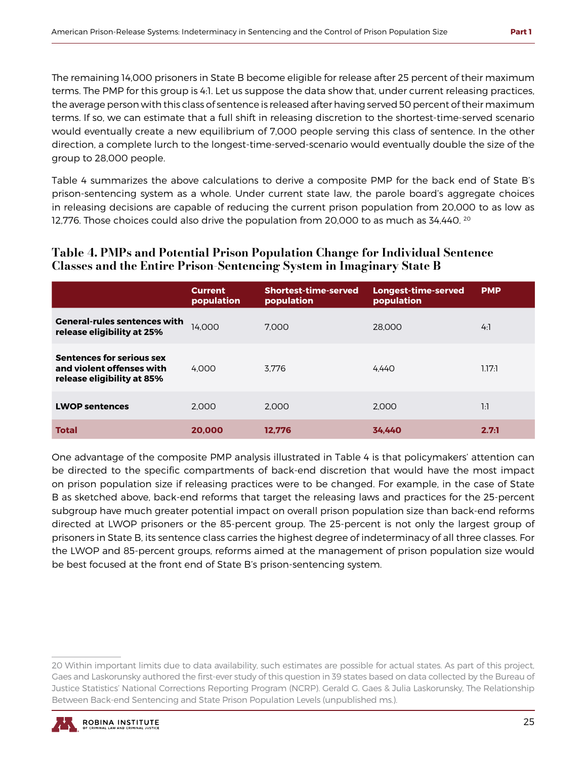The remaining 14,000 prisoners in State B become eligible for release after 25 percent of their maximum terms. The PMP for this group is 4:1. Let us suppose the data show that, under current releasing practices, the average person with this class of sentence is released after having served 50 percent of their maximum terms. If so, we can estimate that a full shift in releasing discretion to the shortest-time-served scenario would eventually create a new equilibrium of 7,000 people serving this class of sentence. In the other direction, a complete lurch to the longest-time-served-scenario would eventually double the size of the group to 28,000 people.

Table 4 summarizes the above calculations to derive a composite PMP for the back end of State B's prison-sentencing system as a whole. Under current state law, the parole board's aggregate choices in releasing decisions are capable of reducing the current prison population from 20,000 to as low as 12,776. Those choices could also drive the population from 20,000 to as much as 34,440. [20]

### Table 4. PMPs and Potential Prison Population Change for Individual Sentence Classes and the Entire Prison-Sentencing System in Imaginary State B

| | Current population | Shortest-time-served population | Longest-time-served population | PMP |
|---|---|---|---|---|
| **General-rules sentences with release eligibility at 25%** | 14,000 | 7,000 | 28,000 | 4:1 |
| **Sentences for serious sex and violent offenses with release eligibility at 85%** | 4,000 | 3,776 | 4,440 | 1.17:1 |
| **LWOP sentences** | 2,000 | 2,000 | 2,000 | 1:1 |
| **Total** | **20,000** | **12,776** | **34,440** | **2.7:1** |

One advantage of the composite PMP analysis illustrated in Table 4 is that policymakers' attention can be directed to the specific compartments of back-end discretion that would have the most impact on prison population size if releasing practices were to be changed. For example, in the case of State B as sketched above, back-end reforms that target the releasing laws and practices for the 25-percent subgroup have much greater potential impact on overall prison population size than back-end reforms directed at LWOP prisoners or the 85-percent group. The 25-percent is not only the largest group of prisoners in State B, its sentence class carries the highest degree of indeterminacy of all three classes. For the LWOP and 85-percent groups, reforms aimed at the management of prison population size would be best focused at the front end of State B's prison-sentencing system.

20 Within important limits due to data availability, such estimates are possible for actual states. As part of this project, Gaes and Laskorunsky authored the first-ever study of this question in 39 states based on data collected by the Bureau of Justice Statistics' National Corrections Reporting Program (NCRP). Gerald G. Gaes & Julia Laskorunsky, The Relationship Between Back-end Sentencing and State Prison Population Levels (unpublished ms.).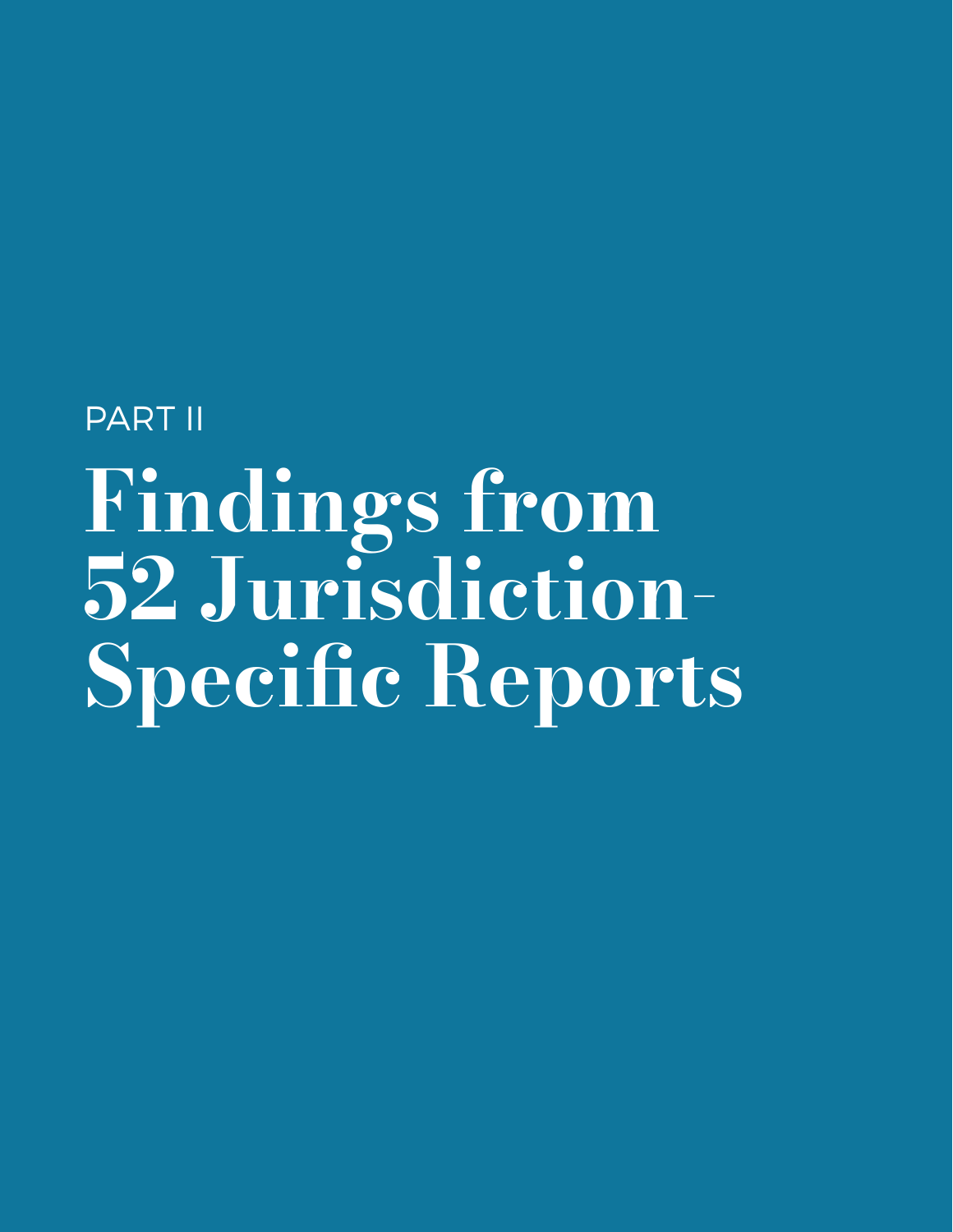PART II

# Findings from 52 Jurisdiction-Specific Reports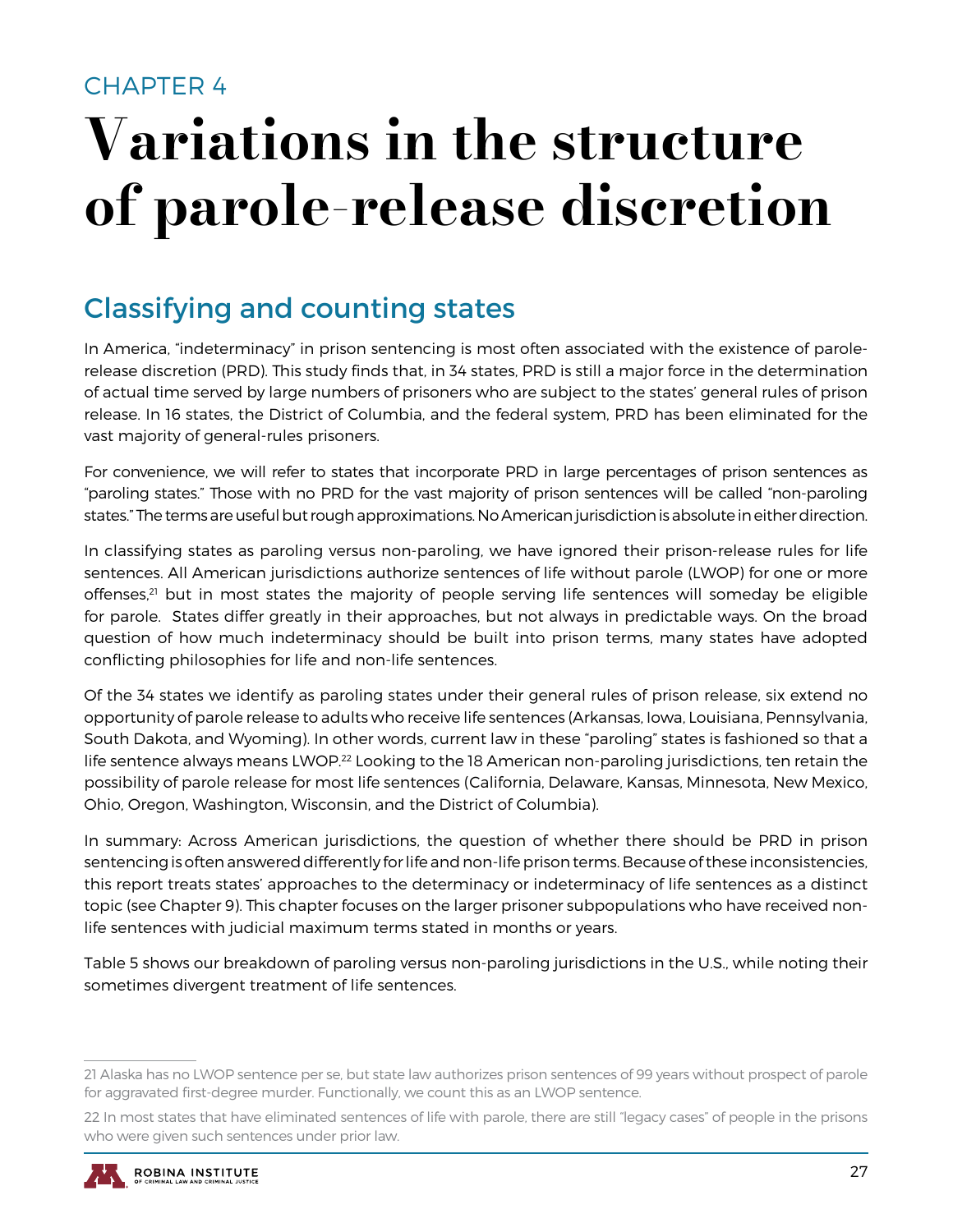CHAPTER 4

# Variations in the structure of parole-release discretion

## Classifying and counting states

In America, "indeterminacy" in prison sentencing is most often associated with the existence of parole-release discretion (PRD). This study finds that, in 34 states, PRD is still a major force in the determination of actual time served by large numbers of prisoners who are subject to the states' general rules of prison release. In 16 states, the District of Columbia, and the federal system, PRD has been eliminated for the vast majority of general-rules prisoners.

For convenience, we will refer to states that incorporate PRD in large percentages of prison sentences as "paroling states." Those with no PRD for the vast majority of prison sentences will be called "non-paroling states." The terms are useful but rough approximations. No American jurisdiction is absolute in either direction.

In classifying states as paroling versus non-paroling, we have ignored their prison-release rules for life sentences. All American jurisdictions authorize sentences of life without parole (LWOP) for one or more offenses,[21] but in most states the majority of people serving life sentences will someday be eligible for parole. States differ greatly in their approaches, but not always in predictable ways. On the broad question of how much indeterminacy should be built into prison terms, many states have adopted conflicting philosophies for life and non-life sentences.

Of the 34 states we identify as paroling states under their general rules of prison release, six extend no opportunity of parole release to adults who receive life sentences (Arkansas, Iowa, Louisiana, Pennsylvania, South Dakota, and Wyoming). In other words, current law in these "paroling" states is fashioned so that a life sentence always means LWOP.[22] Looking to the 18 American non-paroling jurisdictions, ten retain the possibility of parole release for most life sentences (California, Delaware, Kansas, Minnesota, New Mexico, Ohio, Oregon, Washington, Wisconsin, and the District of Columbia).

In summary: Across American jurisdictions, the question of whether there should be PRD in prison sentencing is often answered differently for life and non-life prison terms. Because of these inconsistencies, this report treats states' approaches to the determinacy or indeterminacy of life sentences as a distinct topic (see Chapter 9). This chapter focuses on the larger prisoner subpopulations who have received non-life sentences with judicial maximum terms stated in months or years.

Table 5 shows our breakdown of paroling versus non-paroling jurisdictions in the U.S., while noting their sometimes divergent treatment of life sentences.

---

21 Alaska has no LWOP sentence per se, but state law authorizes prison sentences of 99 years without prospect of parole for aggravated first-degree murder. Functionally, we count this as an LWOP sentence.

22 In most states that have eliminated sentences of life with parole, there are still "legacy cases" of people in the prisons who were given such sentences under prior law.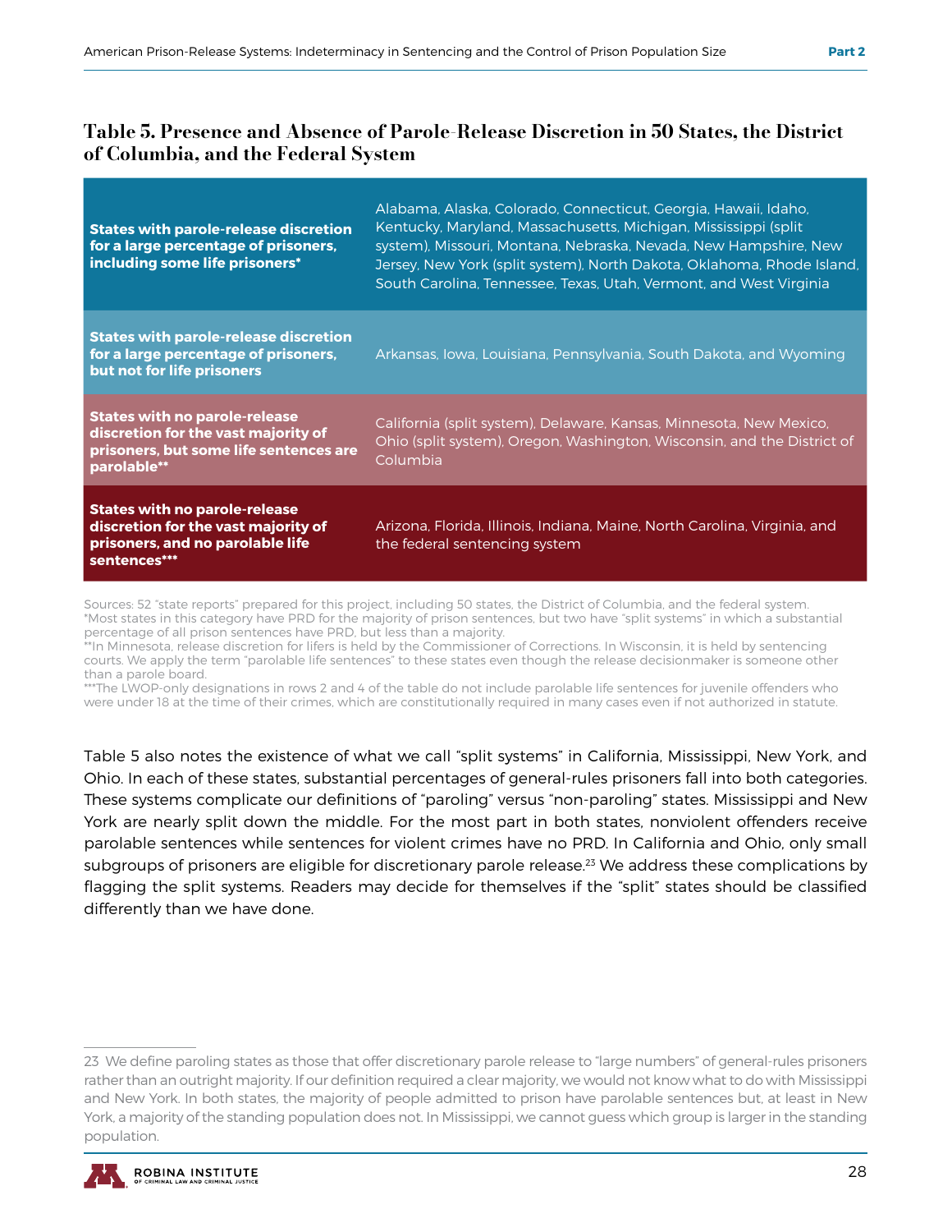### Table 5. Presence and Absence of Parole-Release Discretion in 50 States, the District of Columbia, and the Federal System

| | |
|---|---|
| **States with parole-release discretion for a large percentage of prisoners, including some life prisoners*** | Alabama, Alaska, Colorado, Connecticut, Georgia, Hawaii, Idaho, Kentucky, Maryland, Massachusetts, Michigan, Mississippi (split system), Missouri, Montana, Nebraska, Nevada, New Hampshire, New Jersey, New York (split system), North Dakota, Oklahoma, Rhode Island, South Carolina, Tennessee, Texas, Utah, Vermont, and West Virginia |
| **States with parole-release discretion for a large percentage of prisoners, but not for life prisoners** | Arkansas, Iowa, Louisiana, Pennsylvania, South Dakota, and Wyoming |
| **States with no parole-release discretion for the vast majority of prisoners, but some life sentences are parolable**** | California (split system), Delaware, Kansas, Minnesota, New Mexico, Ohio (split system), Oregon, Washington, Wisconsin, and the District of Columbia |
| **States with no parole-release discretion for the vast majority of prisoners, and no parolable life sentences***** | Arizona, Florida, Illinois, Indiana, Maine, North Carolina, Virginia, and the federal sentencing system |

Sources: 52 "state reports" prepared for this project, including 50 states, the District of Columbia, and the federal system.
*Most states in this category have PRD for the majority of prison sentences, but two have "split systems" in which a substantial percentage of all prison sentences have PRD, but less than a majority.
**In Minnesota, release discretion for lifers is held by the Commissioner of Corrections. In Wisconsin, it is held by sentencing courts. We apply the term "parolable life sentences" to these states even though the release decisionmaker is someone other than a parole board.
***The LWOP-only designations in rows 2 and 4 of the table do not include parolable life sentences for juvenile offenders who were under 18 at the time of their crimes, which are constitutionally required in many cases even if not authorized in statute.

Table 5 also notes the existence of what we call "split systems" in California, Mississippi, New York, and Ohio. In each of these states, substantial percentages of general-rules prisoners fall into both categories. These systems complicate our definitions of "paroling" versus "non-paroling" states. Mississippi and New York are nearly split down the middle. For the most part in both states, nonviolent offenders receive parolable sentences while sentences for violent crimes have no PRD. In California and Ohio, only small subgroups of prisoners are eligible for discretionary parole release.[23] We address these complications by flagging the split systems. Readers may decide for themselves if the "split" states should be classified differently than we have done.

23 We define paroling states as those that offer discretionary parole release to "large numbers" of general-rules prisoners rather than an outright majority. If our definition required a clear majority, we would not know what to do with Mississippi and New York. In both states, the majority of people admitted to prison have parolable sentences but, at least in New York, a majority of the standing population does not. In Mississippi, we cannot guess which group is larger in the standing population.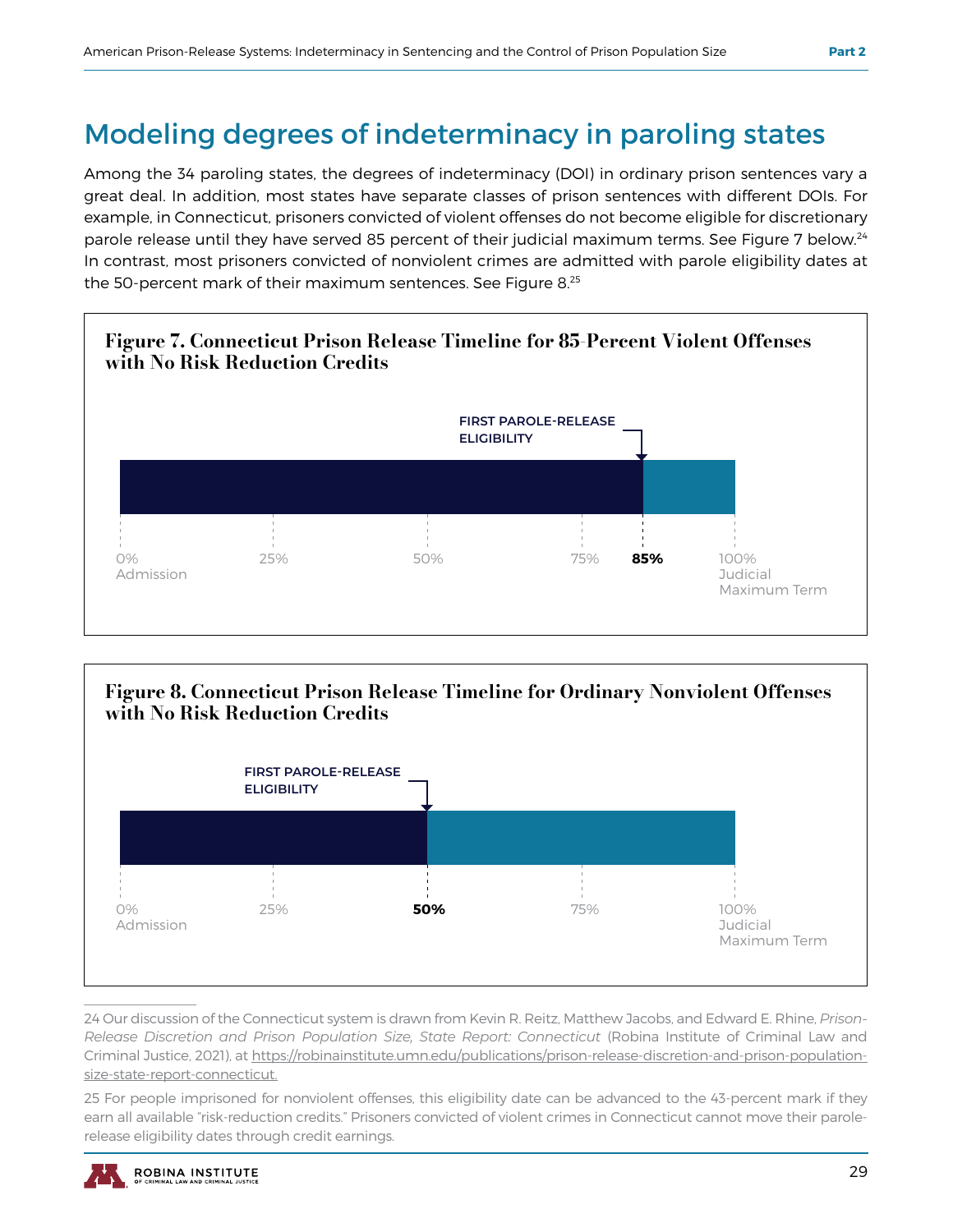## Modeling degrees of indeterminacy in paroling states

Among the 34 paroling states, the degrees of indeterminacy (DOI) in ordinary prison sentences vary a great deal. In addition, most states have separate classes of prison sentences with different DOIs. For example, in Connecticut, prisoners convicted of violent offenses do not become eligible for discretionary parole release until they have served 85 percent of their judicial maximum terms. See Figure 7 below.[24] In contrast, most prisoners convicted of nonviolent crimes are admitted with parole eligibility dates at the 50-percent mark of their maximum sentences. See Figure 8.[25]

**Figure 7. Connecticut Prison Release Timeline for 85-Percent Violent Offenses with No Risk Reduction Credits**

FIRST PAROLE-RELEASE ELIGIBILITY

0% Admission | 25% | 50% | 75% | **85%** | 100% Judicial Maximum Term

**Figure 8. Connecticut Prison Release Timeline for Ordinary Nonviolent Offenses with No Risk Reduction Credits**

FIRST PAROLE-RELEASE ELIGIBILITY

0% Admission | 25% | **50%** | 75% | 100% Judicial Maximum Term

---

24 Our discussion of the Connecticut system is drawn from Kevin R. Reitz, Matthew Jacobs, and Edward E. Rhine, *Prison-Release Discretion and Prison Population Size, State Report: Connecticut* (Robina Institute of Criminal Law and Criminal Justice, 2021), at https://robinainstitute.umn.edu/publications/prison-release-discretion-and-prison-population-size-state-report-connecticut.

25 For people imprisoned for nonviolent offenses, this eligibility date can be advanced to the 43-percent mark if they earn all available "risk-reduction credits." Prisoners convicted of violent crimes in Connecticut cannot move their parole-release eligibility dates through credit earnings.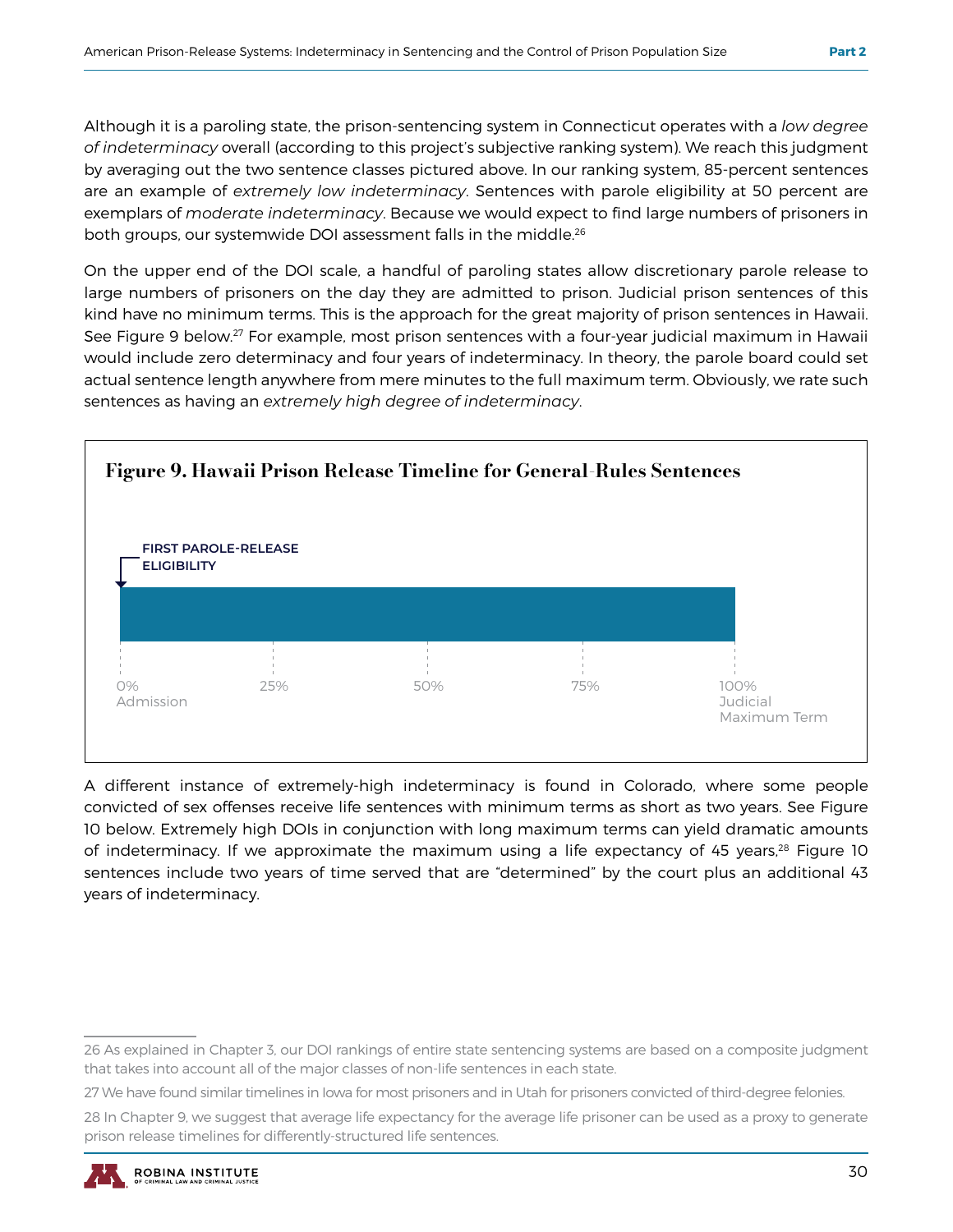Although it is a paroling state, the prison-sentencing system in Connecticut operates with a *low degree of indeterminacy* overall (according to this project's subjective ranking system). We reach this judgment by averaging out the two sentence classes pictured above. In our ranking system, 85-percent sentences are an example of *extremely low indeterminacy*. Sentences with parole eligibility at 50 percent are exemplars of *moderate indeterminacy*. Because we would expect to find large numbers of prisoners in both groups, our systemwide DOI assessment falls in the middle.[26]

On the upper end of the DOI scale, a handful of paroling states allow discretionary parole release to large numbers of prisoners on the day they are admitted to prison. Judicial prison sentences of this kind have no minimum terms. This is the approach for the great majority of prison sentences in Hawaii. See Figure 9 below.[27] For example, most prison sentences with a four-year judicial maximum in Hawaii would include zero determinacy and four years of indeterminacy. In theory, the parole board could set actual sentence length anywhere from mere minutes to the full maximum term. Obviously, we rate such sentences as having an *extremely high degree of indeterminacy*.

**Figure 9. Hawaii Prison Release Timeline for General-Rules Sentences**

FIRST PAROLE-RELEASE ELIGIBILITY

0% Admission | 25% | 50% | 75% | 100% Judicial Maximum Term

A different instance of extremely-high indeterminacy is found in Colorado, where some people convicted of sex offenses receive life sentences with minimum terms as short as two years. See Figure 10 below. Extremely high DOIs in conjunction with long maximum terms can yield dramatic amounts of indeterminacy. If we approximate the maximum using a life expectancy of 45 years,[28] Figure 10 sentences include two years of time served that are "determined" by the court plus an additional 43 years of indeterminacy.

---

26 As explained in Chapter 3, our DOI rankings of entire state sentencing systems are based on a composite judgment that takes into account all of the major classes of non-life sentences in each state.

27 We have found similar timelines in Iowa for most prisoners and in Utah for prisoners convicted of third-degree felonies.

28 In Chapter 9, we suggest that average life expectancy for the average life prisoner can be used as a proxy to generate prison release timelines for differently-structured life sentences.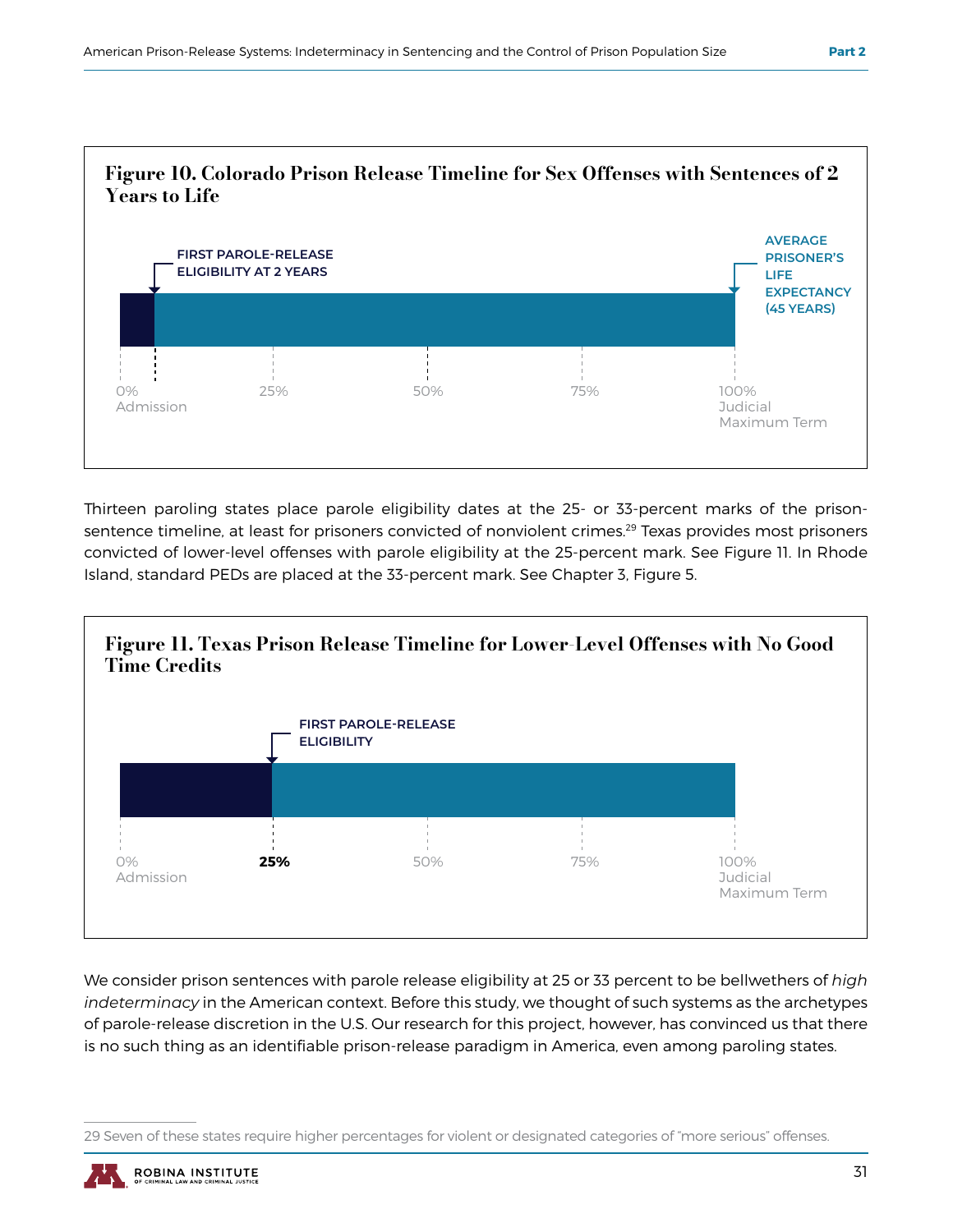**Figure 10. Colorado Prison Release Timeline for Sex Offenses with Sentences of 2 Years to Life**

FIRST PAROLE-RELEASE ELIGIBILITY AT 2 YEARS

AVERAGE PRISONER'S LIFE EXPECTANCY (45 YEARS)

0% Admission | 25% | 50% | 75% | 100% Judicial Maximum Term

Thirteen paroling states place parole eligibility dates at the 25- or 33-percent marks of the prison-sentence timeline, at least for prisoners convicted of nonviolent crimes.[29] Texas provides most prisoners convicted of lower-level offenses with parole eligibility at the 25-percent mark. See Figure 11. In Rhode Island, standard PEDs are placed at the 33-percent mark. See Chapter 3, Figure 5.

**Figure 11. Texas Prison Release Timeline for Lower-Level Offenses with No Good Time Credits**

FIRST PAROLE-RELEASE ELIGIBILITY

0% Admission | **25%** | 50% | 75% | 100% Judicial Maximum Term

We consider prison sentences with parole release eligibility at 25 or 33 percent to be bellwethers of *high indeterminacy* in the American context. Before this study, we thought of such systems as the archetypes of parole-release discretion in the U.S. Our research for this project, however, has convinced us that there is no such thing as an identifiable prison-release paradigm in America, even among paroling states.

29 Seven of these states require higher percentages for violent or designated categories of "more serious" offenses.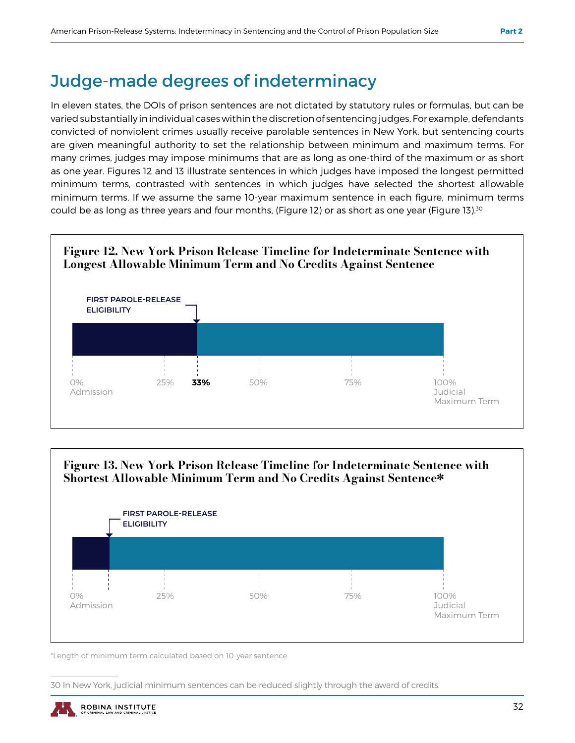## Judge-made degrees of indeterminacy

In eleven states, the DOIs of prison sentences are not dictated by statutory rules or formulas, but can be varied substantially in individual cases within the discretion of sentencing judges. For example, defendants convicted of nonviolent crimes usually receive parolable sentences in New York, but sentencing courts are given meaningful authority to set the relationship between minimum and maximum terms. For many crimes, judges may impose minimums that are as long as one-third of the maximum or as short as one year. Figures 12 and 13 illustrate sentences in which judges have imposed the longest permitted minimum terms, contrasted with sentences in which judges have selected the shortest allowable minimum terms. If we assume the same 10-year maximum sentence in each figure, minimum terms could be as long as three years and four months, (Figure 12) or as short as one year (Figure 13).[30]

**Figure 12. New York Prison Release Timeline for Indeterminate Sentence with Longest Allowable Minimum Term and No Credits Against Sentence**

FIRST PAROLE-RELEASE ELIGIBILITY

0% Admission | 25% | **33%** | 50% | 75% | 100% Judicial Maximum Term

**Figure 13. New York Prison Release Timeline for Indeterminate Sentence with Shortest Allowable Minimum Term and No Credits Against Sentence***

FIRST PAROLE-RELEASE ELIGIBILITY

0% Admission | 25% | 50% | 75% | 100% Judicial Maximum Term

*Length of minimum term calculated based on 10-year sentence

---

30 In New York, judicial minimum sentences can be reduced slightly through the award of credits.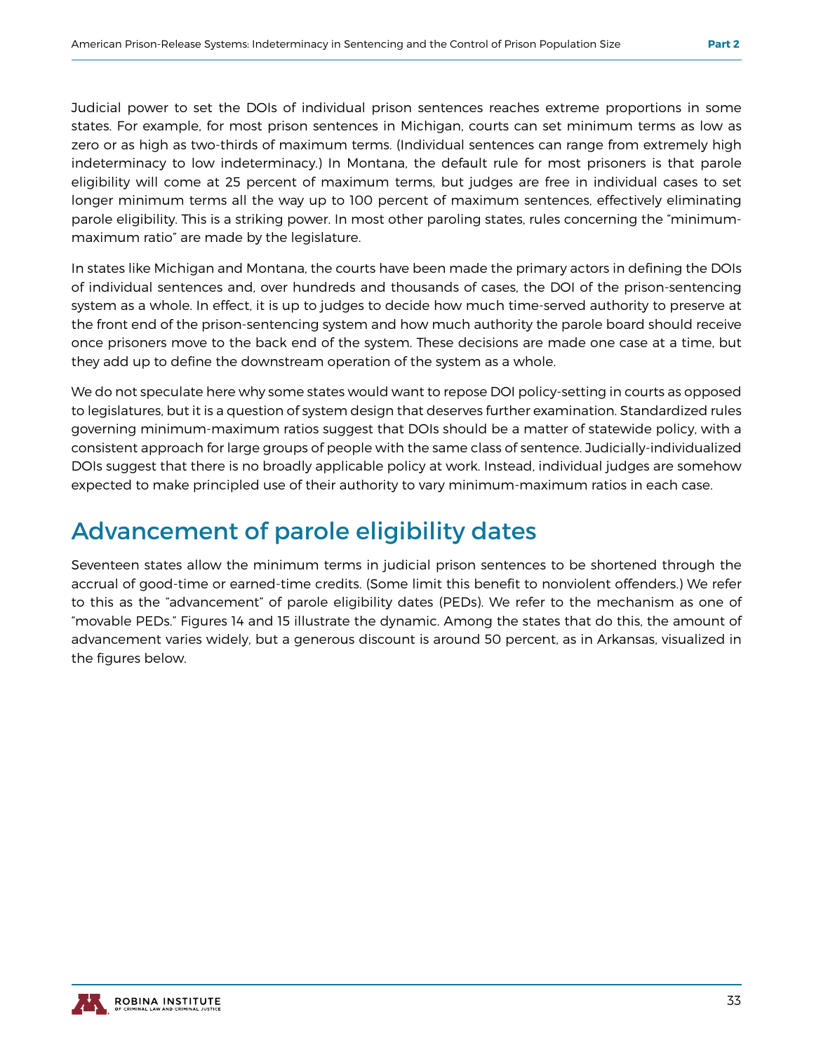Judicial power to set the DOIs of individual prison sentences reaches extreme proportions in some states. For example, for most prison sentences in Michigan, courts can set minimum terms as low as zero or as high as two-thirds of maximum terms. (Individual sentences can range from extremely high indeterminacy to low indeterminacy.) In Montana, the default rule for most prisoners is that parole eligibility will come at 25 percent of maximum terms, but judges are free in individual cases to set longer minimum terms all the way up to 100 percent of maximum sentences, effectively eliminating parole eligibility. This is a striking power. In most other paroling states, rules concerning the "minimum-maximum ratio" are made by the legislature.

In states like Michigan and Montana, the courts have been made the primary actors in defining the DOIs of individual sentences and, over hundreds and thousands of cases, the DOI of the prison-sentencing system as a whole. In effect, it is up to judges to decide how much time-served authority to preserve at the front end of the prison-sentencing system and how much authority the parole board should receive once prisoners move to the back end of the system. These decisions are made one case at a time, but they add up to define the downstream operation of the system as a whole.

We do not speculate here why some states would want to repose DOI policy-setting in courts as opposed to legislatures, but it is a question of system design that deserves further examination. Standardized rules governing minimum-maximum ratios suggest that DOIs should be a matter of statewide policy, with a consistent approach for large groups of people with the same class of sentence. Judicially-individualized DOIs suggest that there is no broadly applicable policy at work. Instead, individual judges are somehow expected to make principled use of their authority to vary minimum-maximum ratios in each case.

## Advancement of parole eligibility dates

Seventeen states allow the minimum terms in judicial prison sentences to be shortened through the accrual of good-time or earned-time credits. (Some limit this benefit to nonviolent offenders.) We refer to this as the "advancement" of parole eligibility dates (PEDs). We refer to the mechanism as one of "movable PEDs." Figures 14 and 15 illustrate the dynamic. Among the states that do this, the amount of advancement varies widely, but a generous discount is around 50 percent, as in Arkansas, visualized in the figures below.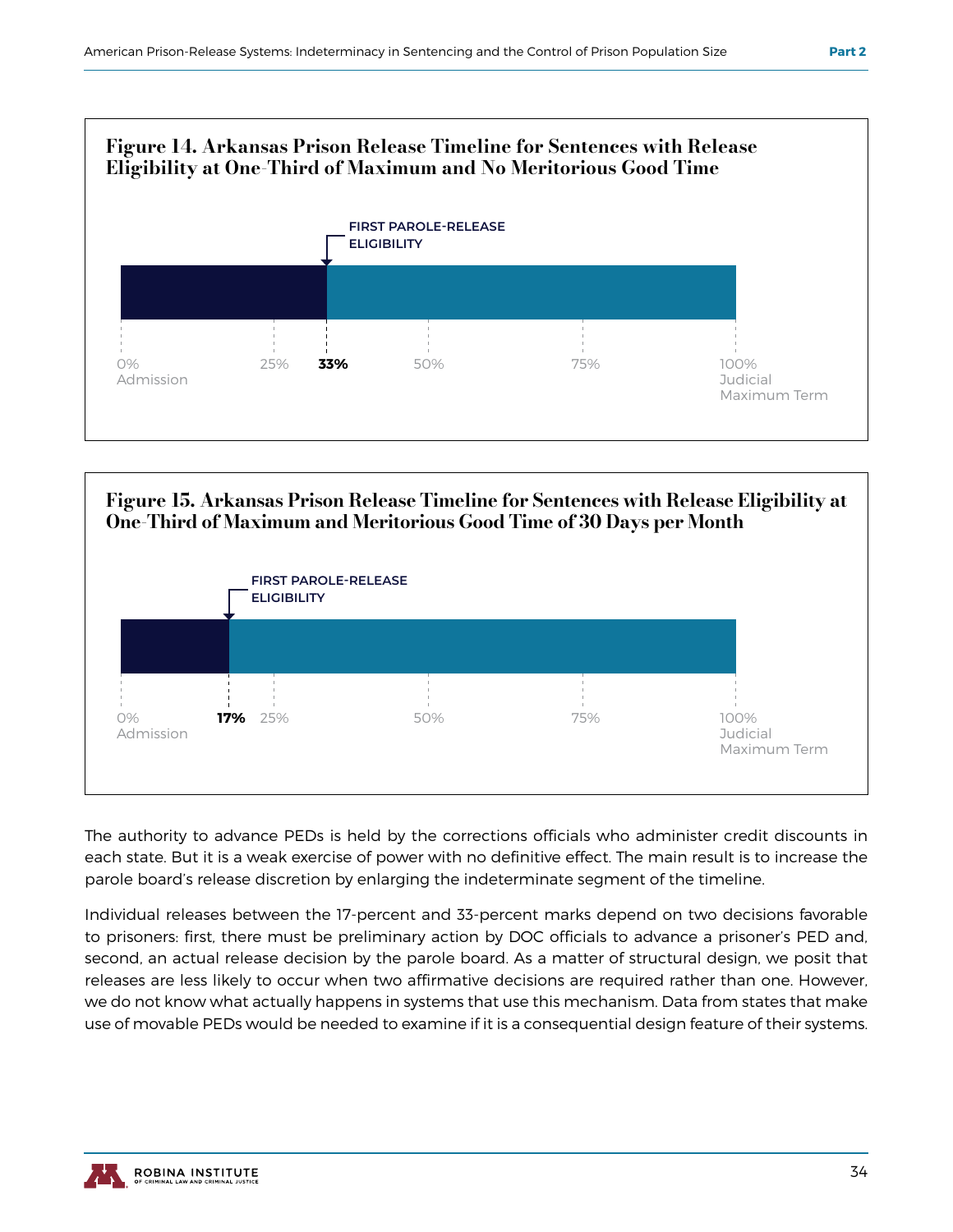**Figure 14. Arkansas Prison Release Timeline for Sentences with Release Eligibility at One-Third of Maximum and No Meritorious Good Time**

FIRST PAROLE-RELEASE ELIGIBILITY

0% Admission | 25% | **33%** | 50% | 75% | 100% Judicial Maximum Term

**Figure 15. Arkansas Prison Release Timeline for Sentences with Release Eligibility at One-Third of Maximum and Meritorious Good Time of 30 Days per Month**

FIRST PAROLE-RELEASE ELIGIBILITY

0% Admission | **17%** | 25% | 50% | 75% | 100% Judicial Maximum Term

The authority to advance PEDs is held by the corrections officials who administer credit discounts in each state. But it is a weak exercise of power with no definitive effect. The main result is to increase the parole board's release discretion by enlarging the indeterminate segment of the timeline.

Individual releases between the 17-percent and 33-percent marks depend on two decisions favorable to prisoners: first, there must be preliminary action by DOC officials to advance a prisoner's PED and, second, an actual release decision by the parole board. As a matter of structural design, we posit that releases are less likely to occur when two affirmative decisions are required rather than one. However, we do not know what actually happens in systems that use this mechanism. Data from states that make use of movable PEDs would be needed to examine if it is a consequential design feature of their systems.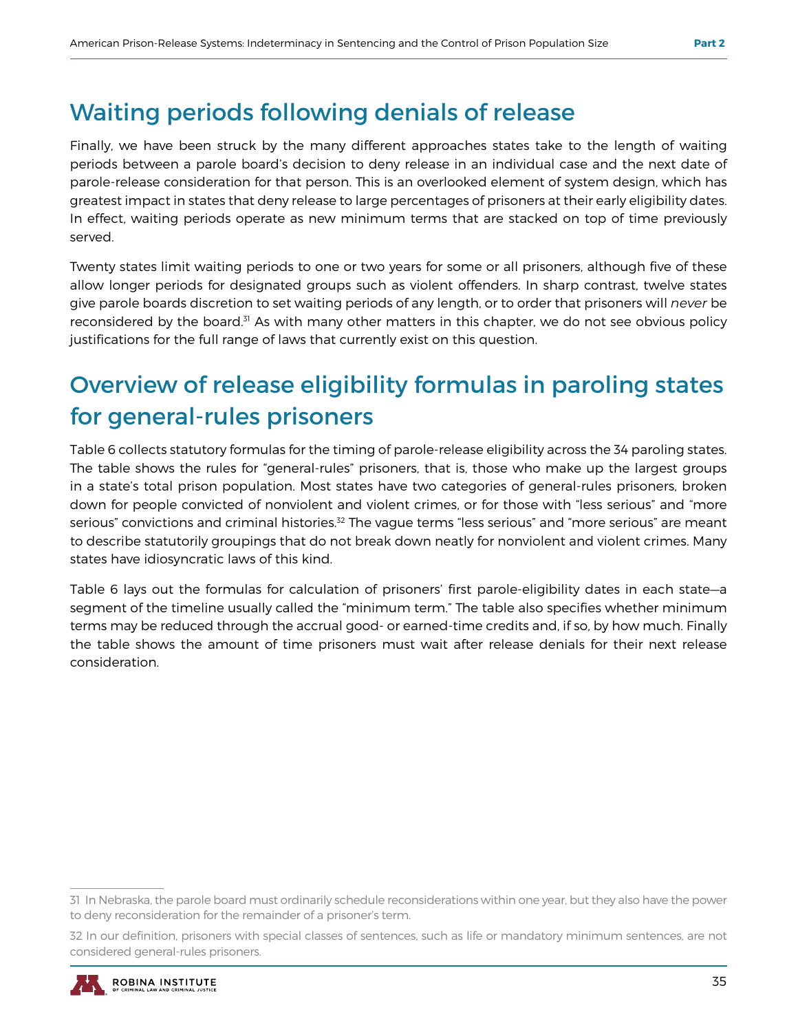## Waiting periods following denials of release

Finally, we have been struck by the many different approaches states take to the length of waiting periods between a parole board's decision to deny release in an individual case and the next date of parole-release consideration for that person. This is an overlooked element of system design, which has greatest impact in states that deny release to large percentages of prisoners at their early eligibility dates. In effect, waiting periods operate as new minimum terms that are stacked on top of time previously served.

Twenty states limit waiting periods to one or two years for some or all prisoners, although five of these allow longer periods for designated groups such as violent offenders. In sharp contrast, twelve states give parole boards discretion to set waiting periods of any length, or to order that prisoners will *never* be reconsidered by the board.[31] As with many other matters in this chapter, we do not see obvious policy justifications for the full range of laws that currently exist on this question.

## Overview of release eligibility formulas in paroling states for general-rules prisoners

Table 6 collects statutory formulas for the timing of parole-release eligibility across the 34 paroling states. The table shows the rules for "general-rules" prisoners, that is, those who make up the largest groups in a state's total prison population. Most states have two categories of general-rules prisoners, broken down for people convicted of nonviolent and violent crimes, or for those with "less serious" and "more serious" convictions and criminal histories.[32] The vague terms "less serious" and "more serious" are meant to describe statutorily groupings that do not break down neatly for nonviolent and violent crimes. Many states have idiosyncratic laws of this kind.

Table 6 lays out the formulas for calculation of prisoners' first parole-eligibility dates in each state—a segment of the timeline usually called the "minimum term." The table also specifies whether minimum terms may be reduced through the accrual good- or earned-time credits and, if so, by how much. Finally the table shows the amount of time prisoners must wait after release denials for their next release consideration.

---

31 In Nebraska, the parole board must ordinarily schedule reconsiderations within one year, but they also have the power to deny reconsideration for the remainder of a prisoner's term.

32 In our definition, prisoners with special classes of sentences, such as life or mandatory minimum sentences, are not considered general-rules prisoners.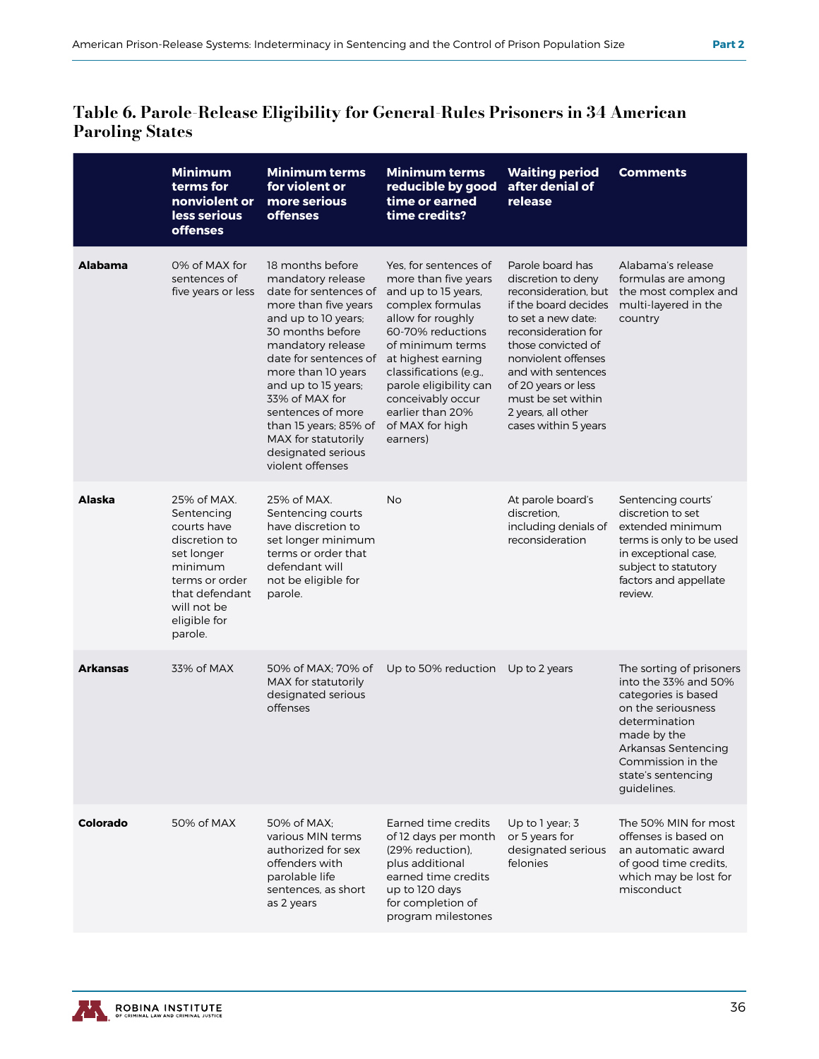## Table 6. Parole-Release Eligibility for General-Rules Prisoners in 34 American Paroling States

| | Minimum terms for nonviolent or less serious offenses | Minimum terms for violent or more serious offenses | Minimum terms reducible by good time or earned time credits? | Waiting period after denial of release | Comments |
|---|---|---|---|---|---|
| **Alabama** | 0% of MAX for sentences of five years or less | 18 months before mandatory release date for sentences of more than five years and up to 10 years; 30 months before mandatory release date for sentences of more than 10 years and up to 15 years; 33% of MAX for sentences of more than 15 years; 85% of MAX for statutorily designated serious violent offenses | Yes, for sentences of more than five years and up to 15 years, complex formulas allow for roughly 60-70% reductions of minimum terms at highest earning classifications (e.g., parole eligibility can conceivably occur earlier than 20% of MAX for high earners) | Parole board has discretion to deny reconsideration, but if the board decides to set a new date: reconsideration for those convicted of nonviolent offenses and with sentences of 20 years or less must be set within 2 years, all other cases within 5 years | Alabama's release formulas are among the most complex and multi-layered in the country |
| **Alaska** | 25% of MAX. Sentencing courts have discretion to set longer minimum terms or order that defendant will not be eligible for parole. | 25% of MAX. Sentencing courts have discretion to set longer minimum terms or order that defendant will not be eligible for parole. | No | At parole board's discretion, including denials of reconsideration | Sentencing courts' discretion to set extended minimum terms is only to be used in exceptional case, subject to statutory factors and appellate review. |
| **Arkansas** | 33% of MAX | 50% of MAX; 70% of MAX for statutorily designated serious offenses | Up to 50% reduction | Up to 2 years | The sorting of prisoners into the 33% and 50% categories is based on the seriousness determination made by the Arkansas Sentencing Commission in the state's sentencing guidelines. |
| **Colorado** | 50% of MAX | 50% of MAX; various MIN terms authorized for sex offenders with parolable life sentences, as short as 2 years | Earned time credits of 12 days per month (29% reduction), plus additional earned time credits up to 120 days for completion of program milestones | Up to 1 year; 3 or 5 years for designated serious felonies | The 50% MIN for most offenses is based on an automatic award of good time credits, which may be lost for misconduct |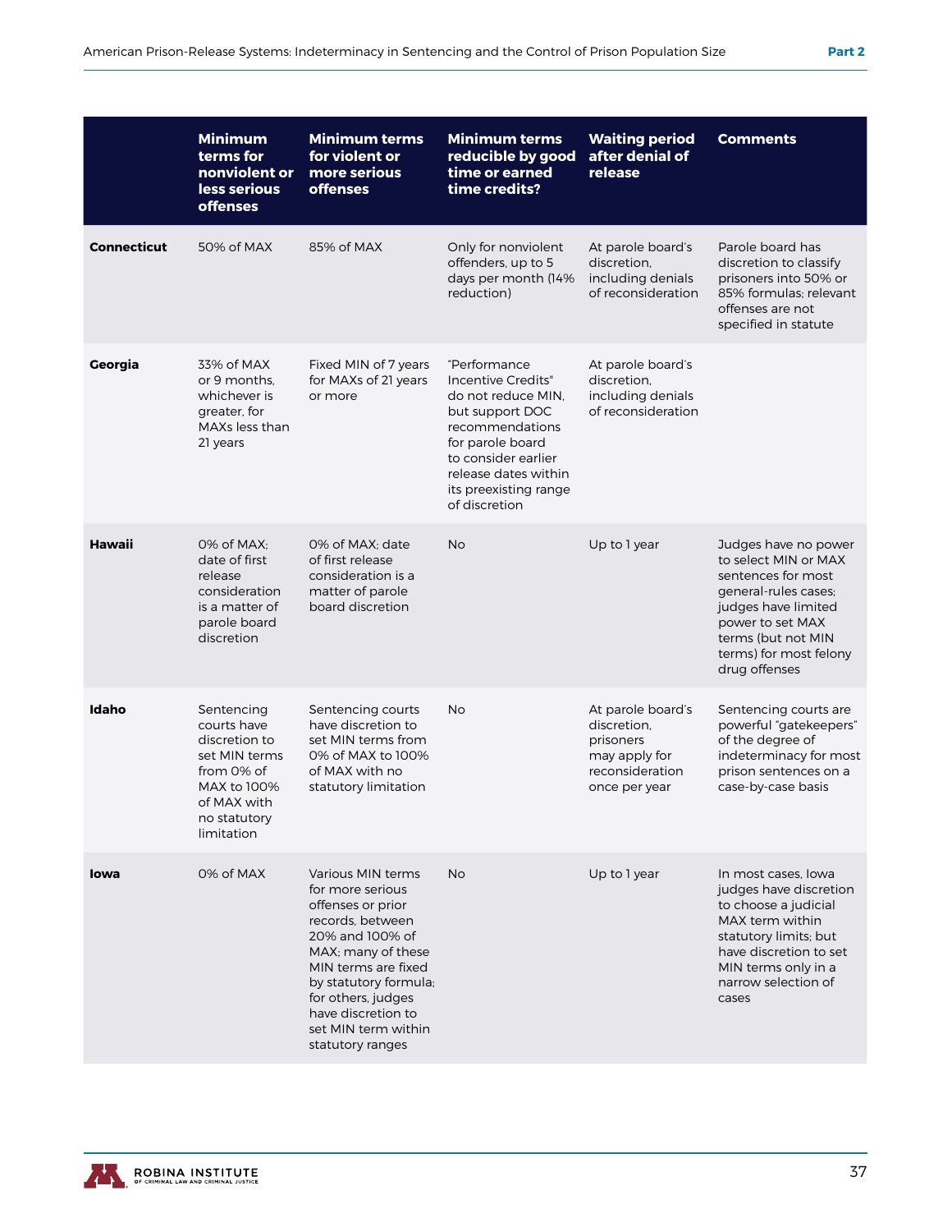| | Minimum terms for nonviolent or less serious offenses | Minimum terms for violent or more serious offenses | Minimum terms reducible by good time or earned time credits? | Waiting period after denial of release | Comments |
|---|---|---|---|---|---|
| **Connecticut** | 50% of MAX | 85% of MAX | Only for nonviolent offenders, up to 5 days per month (14% reduction) | At parole board's discretion, including denials of reconsideration | Parole board has discretion to classify prisoners into 50% or 85% formulas; relevant offenses are not specified in statute |
| **Georgia** | 33% of MAX or 9 months, whichever is greater, for MAXs less than 21 years | Fixed MIN of 7 years for MAXs of 21 years or more | "Performance Incentive Credits" do not reduce MIN, but support DOC recommendations for parole board to consider earlier release dates within its preexisting range of discretion | At parole board's discretion, including denials of reconsideration | |
| **Hawaii** | 0% of MAX; date of first release consideration is a matter of parole board discretion | 0% of MAX; date of first release consideration is a matter of parole board discretion | No | Up to 1 year | Judges have no power to select MIN or MAX sentences for most general-rules cases; judges have limited power to set MAX terms (but not MIN terms) for most felony drug offenses |
| **Idaho** | Sentencing courts have discretion to set MIN terms from 0% of MAX to 100% of MAX with no statutory limitation | Sentencing courts have discretion to set MIN terms from 0% of MAX to 100% of MAX with no statutory limitation | No | At parole board's discretion, prisoners may apply for reconsideration once per year | Sentencing courts are powerful "gatekeepers" of the degree of indeterminacy for most prison sentences on a case-by-case basis |
| **Iowa** | 0% of MAX | Various MIN terms for more serious offenses or prior records, between 20% and 100% of MAX; many of these MIN terms are fixed by statutory formula; for others, judges have discretion to set MIN term within statutory ranges | No | Up to 1 year | In most cases, Iowa judges have discretion to choose a judicial MAX term within statutory limits; but have discretion to set MIN terms only in a narrow selection of cases |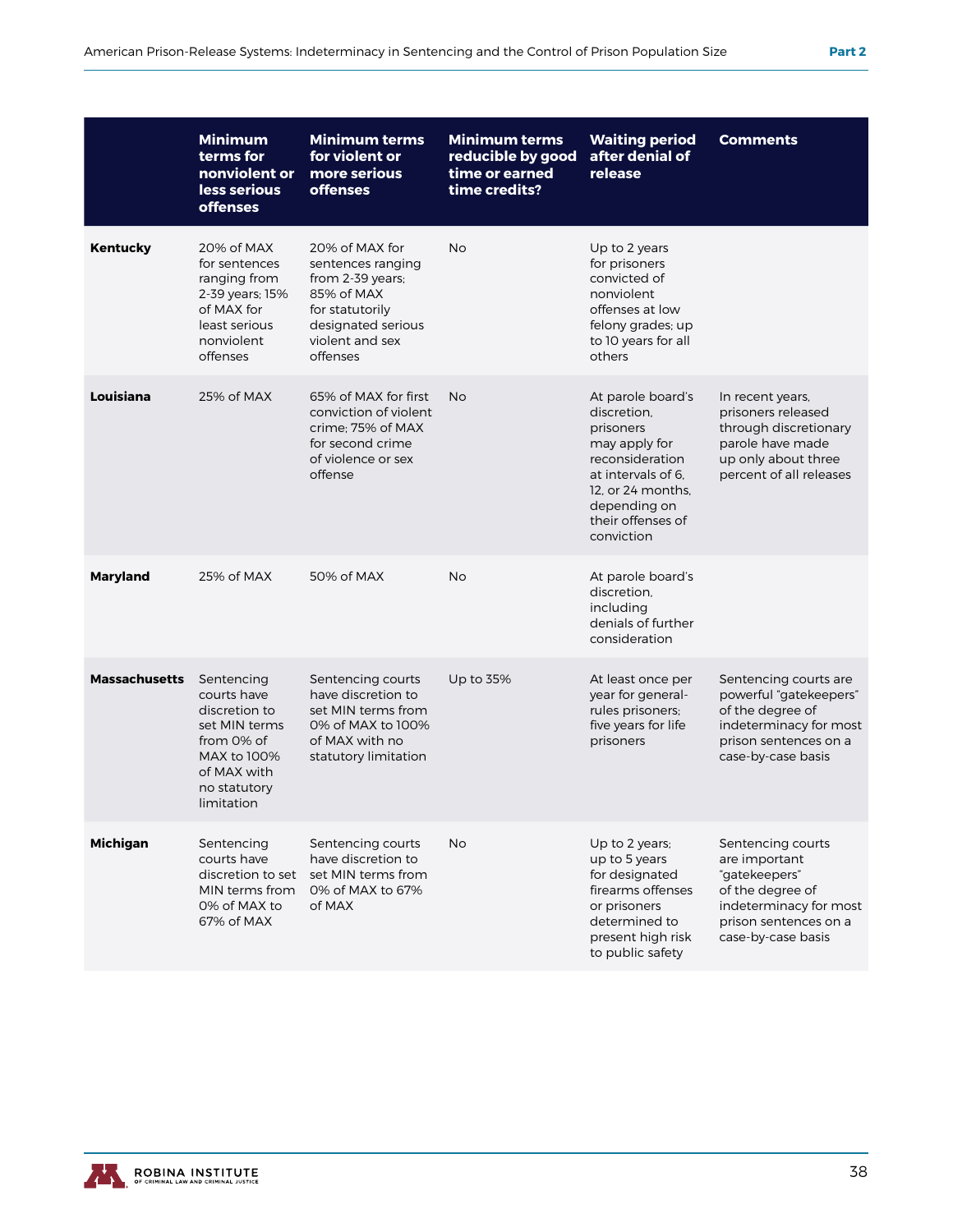| | Minimum terms for nonviolent or less serious offenses | Minimum terms for violent or more serious offenses | Minimum terms reducible by good time or earned time credits? | Waiting period after denial of release | Comments |
|---|---|---|---|---|---|
| **Kentucky** | 20% of MAX for sentences ranging from 2-39 years; 15% of MAX for least serious nonviolent offenses | 20% of MAX for sentences ranging from 2-39 years; 85% of MAX for statutorily designated serious violent and sex offenses | No | Up to 2 years for prisoners convicted of nonviolent offenses at low felony grades; up to 10 years for all others | |
| **Louisiana** | 25% of MAX | 65% of MAX for first conviction of violent crime; 75% of MAX for second crime of violence or sex offense | No | At parole board's discretion, prisoners may apply for reconsideration at intervals of 6, 12, or 24 months, depending on their offenses of conviction | In recent years, prisoners released through discretionary parole have made up only about three percent of all releases |
| **Maryland** | 25% of MAX | 50% of MAX | No | At parole board's discretion, including denials of further consideration | |
| **Massachusetts** | Sentencing courts have discretion to set MIN terms from 0% of MAX to 100% of MAX with no statutory limitation | Sentencing courts have discretion to set MIN terms from 0% of MAX to 100% of MAX with no statutory limitation | Up to 35% | At least once per year for general-rules prisoners; five years for life prisoners | Sentencing courts are powerful "gatekeepers" of the degree of indeterminacy for most prison sentences on a case-by-case basis |
| **Michigan** | Sentencing courts have discretion to set MIN terms from 0% of MAX to 67% of MAX | Sentencing courts have discretion to set MIN terms from 0% of MAX to 67% of MAX | No | Up to 2 years; up to 5 years for designated firearms offenses or prisoners determined to present high risk to public safety | Sentencing courts are important "gatekeepers" of the degree of indeterminacy for most prison sentences on a case-by-case basis |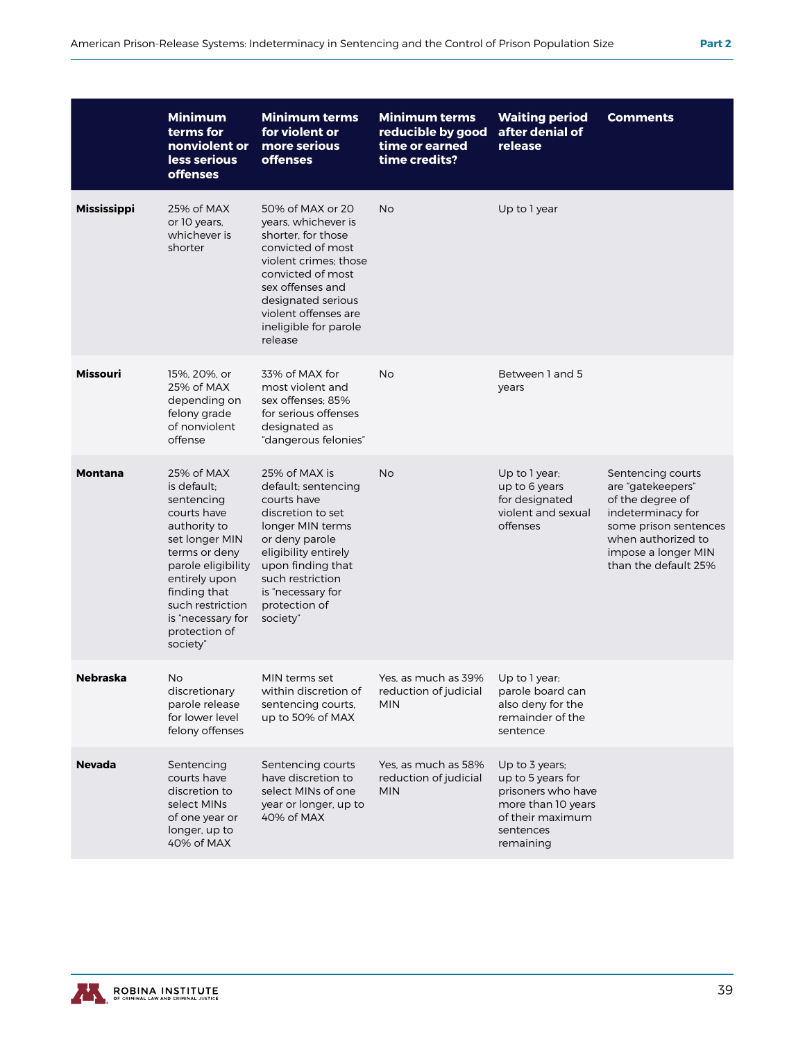| | Minimum terms for nonviolent or less serious offenses | Minimum terms for violent or more serious offenses | Minimum terms reducible by good time or earned time credits? | Waiting period after denial of release | Comments |
|---|---|---|---|---|---|
| **Mississippi** | 25% of MAX or 10 years, whichever is shorter | 50% of MAX or 20 years, whichever is shorter, for those convicted of most violent crimes; those convicted of most sex offenses and designated serious violent offenses are ineligible for parole release | No | Up to 1 year | |
| **Missouri** | 15%, 20%, or 25% of MAX depending on felony grade of nonviolent offense | 33% of MAX for most violent and sex offenses; 85% for serious offenses designated as "dangerous felonies" | No | Between 1 and 5 years | |
| **Montana** | 25% of MAX is default; sentencing courts have authority to set longer MIN terms or deny parole eligibility entirely upon finding that such restriction is "necessary for protection of society" | 25% of MAX is default; sentencing courts have discretion to set longer MIN terms or deny parole eligibility entirely upon finding that such restriction is "necessary for protection of society" | No | Up to 1 year; up to 6 years for designated violent and sexual offenses | Sentencing courts are "gatekeepers" of the degree of indeterminacy for some prison sentences when authorized to impose a longer MIN than the default 25% |
| **Nebraska** | No discretionary parole release for lower level felony offenses | MIN terms set within discretion of sentencing courts, up to 50% of MAX | Yes, as much as 39% reduction of judicial MIN | Up to 1 year; parole board can also deny for the remainder of the sentence | |
| **Nevada** | Sentencing courts have discretion to select MINs of one year or longer, up to 40% of MAX | Sentencing courts have discretion to select MINs of one year or longer, up to 40% of MAX | Yes, as much as 58% reduction of judicial MIN | Up to 3 years; up to 5 years for prisoners who have more than 10 years of their maximum sentences remaining | |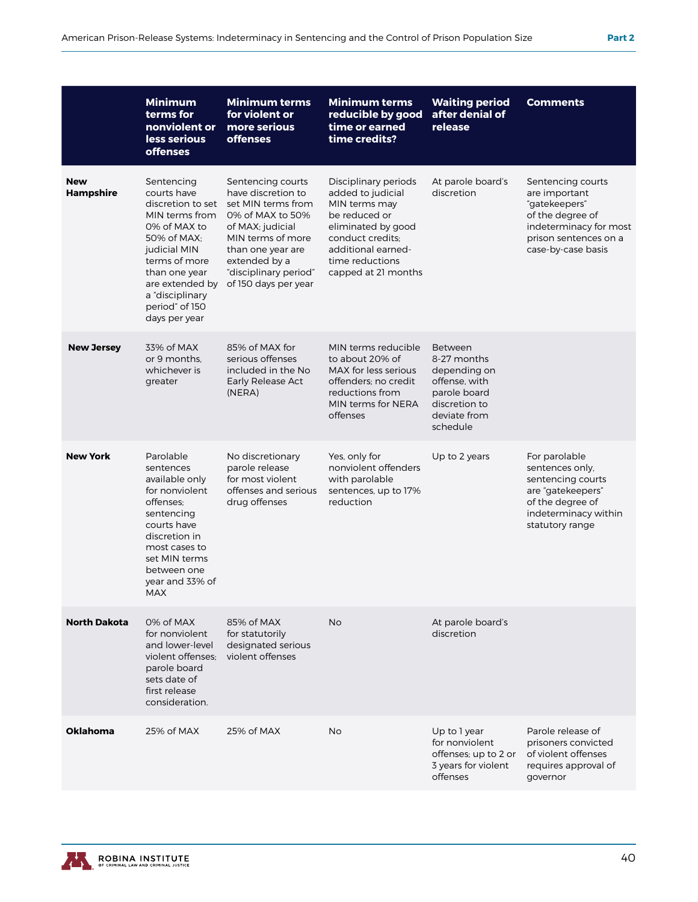| | Minimum terms for nonviolent or less serious offenses | Minimum terms for violent or more serious offenses | Minimum terms reducible by good time or earned time credits? | Waiting period after denial of release | Comments |
|---|---|---|---|---|---|
| **New Hampshire** | Sentencing courts have discretion to set MIN terms from 0% of MAX to 50% of MAX; judicial MIN terms of more than one year are extended by a "disciplinary period" of 150 days per year | Sentencing courts have discretion to set MIN terms from 0% of MAX to 50% of MAX; judicial MIN terms of more than one year are extended by a "disciplinary period" of 150 days per year | Disciplinary periods added to judicial MIN terms may be reduced or eliminated by good conduct credits; additional earned-time reductions capped at 21 months | At parole board's discretion | Sentencing courts are important "gatekeepers" of the degree of indeterminacy for most prison sentences on a case-by-case basis |
| **New Jersey** | 33% of MAX or 9 months, whichever is greater | 85% of MAX for serious offenses included in the No Early Release Act (NERA) | MIN terms reducible to about 20% of MAX for less serious offenders; no credit reductions from MIN terms for NERA offenses | Between 8-27 months depending on offense, with parole board discretion to deviate from schedule | |
| **New York** | Parolable sentences available only for nonviolent offenses; sentencing courts have discretion in most cases to set MIN terms between one year and 33% of MAX | No discretionary parole release for most violent offenses and serious drug offenses | Yes, only for nonviolent offenders with parolable sentences, up to 17% reduction | Up to 2 years | For parolable sentences only, sentencing courts are "gatekeepers" of the degree of indeterminacy within statutory range |
| **North Dakota** | 0% of MAX for nonviolent and lower-level violent offenses; parole board sets date of first release consideration. | 85% of MAX for statutorily designated serious violent offenses | No | At parole board's discretion | |
| **Oklahoma** | 25% of MAX | 25% of MAX | No | Up to 1 year for nonviolent offenses; up to 2 or 3 years for violent offenses | Parole release of prisoners convicted of violent offenses requires approval of governor |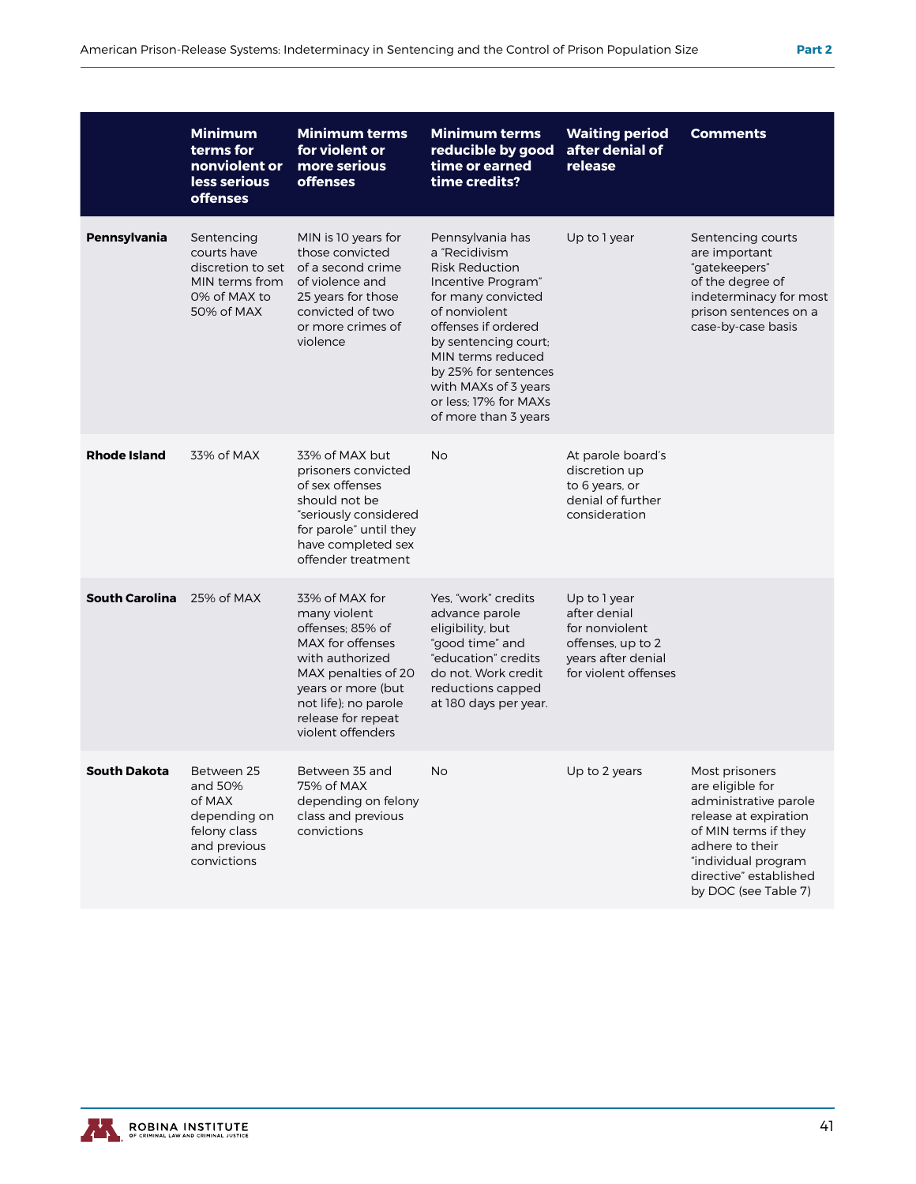| | Minimum terms for nonviolent or less serious offenses | Minimum terms for violent or more serious offenses | Minimum terms reducible by good time or earned time credits? | Waiting period after denial of release | Comments |
|---|---|---|---|---|---|
| **Pennsylvania** | Sentencing courts have discretion to set MIN terms from 0% of MAX to 50% of MAX | MIN is 10 years for those convicted of a second crime of violence and 25 years for those convicted of two or more crimes of violence | Pennsylvania has a "Recidivism Risk Reduction Incentive Program" for many convicted of nonviolent offenses if ordered by sentencing court; MIN terms reduced by 25% for sentences with MAXs of 3 years or less; 17% for MAXs of more than 3 years | Up to 1 year | Sentencing courts are important "gatekeepers" of the degree of indeterminacy for most prison sentences on a case-by-case basis |
| **Rhode Island** | 33% of MAX | 33% of MAX but prisoners convicted of sex offenses should not be "seriously considered for parole" until they have completed sex offender treatment | No | At parole board's discretion up to 6 years, or denial of further consideration | |
| **South Carolina** | 25% of MAX | 33% of MAX for many violent offenses; 85% of MAX for offenses with authorized MAX penalties of 20 years or more (but not life); no parole release for repeat violent offenders | Yes, "work" credits advance parole eligibility, but "good time" and "education" credits do not. Work credit reductions capped at 180 days per year. | Up to 1 year after denial for nonviolent offenses, up to 2 years after denial for violent offenses | |
| **South Dakota** | Between 25 and 50% of MAX depending on felony class and previous convictions | Between 35 and 75% of MAX depending on felony class and previous convictions | No | Up to 2 years | Most prisoners are eligible for administrative parole release at expiration of MIN terms if they adhere to their "individual program directive" established by DOC (see Table 7) |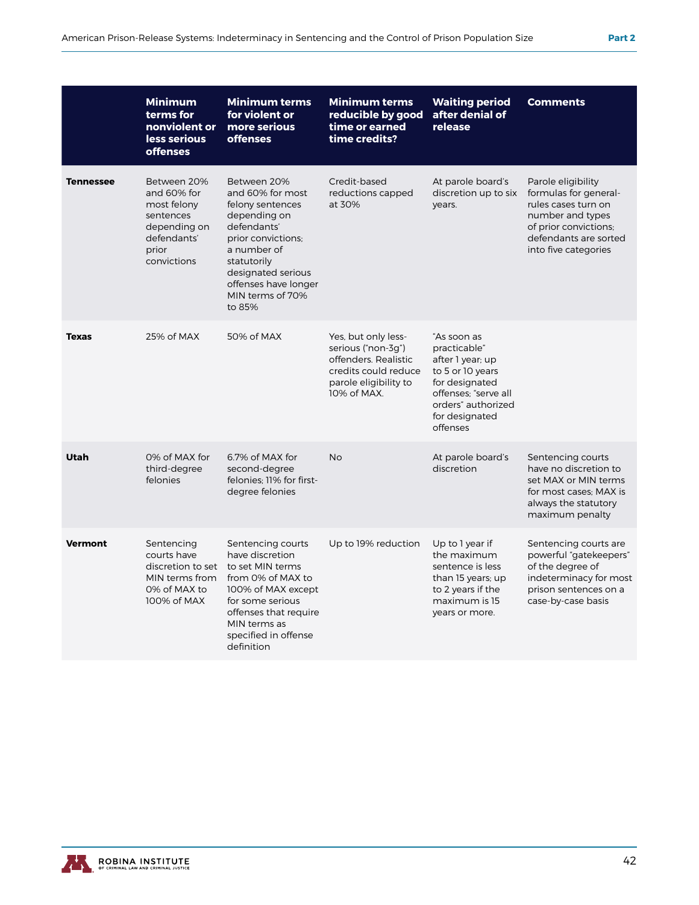| | Minimum terms for nonviolent or less serious offenses | Minimum terms for violent or more serious offenses | Minimum terms reducible by good time or earned time credits? | Waiting period after denial of release | Comments |
|---|---|---|---|---|---|
| **Tennessee** | Between 20% and 60% for most felony sentences depending on defendants' prior convictions | Between 20% and 60% for most felony sentences depending on defendants' prior convictions; a number of statutorily designated serious offenses have longer MIN terms of 70% to 85% | Credit-based reductions capped at 30% | At parole board's discretion up to six years. | Parole eligibility formulas for general-rules cases turn on number and types of prior convictions; defendants are sorted into five categories |
| **Texas** | 25% of MAX | 50% of MAX | Yes, but only less-serious ("non-3g") offenders. Realistic credits could reduce parole eligibility to 10% of MAX. | "As soon as practicable" after 1 year; up to 5 or 10 years for designated offenses; "serve all orders" authorized for designated offenses | |
| **Utah** | 0% of MAX for third-degree felonies | 6.7% of MAX for second-degree felonies; 11% for first-degree felonies | No | At parole board's discretion | Sentencing courts have no discretion to set MAX or MIN terms for most cases; MAX is always the statutory maximum penalty |
| **Vermont** | Sentencing courts have discretion to set MIN terms from 0% of MAX to 100% of MAX | Sentencing courts have discretion to set MIN terms from 0% of MAX to 100% of MAX except for some serious offenses that require MIN terms as specified in offense definition | Up to 19% reduction | Up to 1 year if the maximum sentence is less than 15 years; up to 2 years if the maximum is 15 years or more. | Sentencing courts are powerful "gatekeepers" of the degree of indeterminacy for most prison sentences on a case-by-case basis |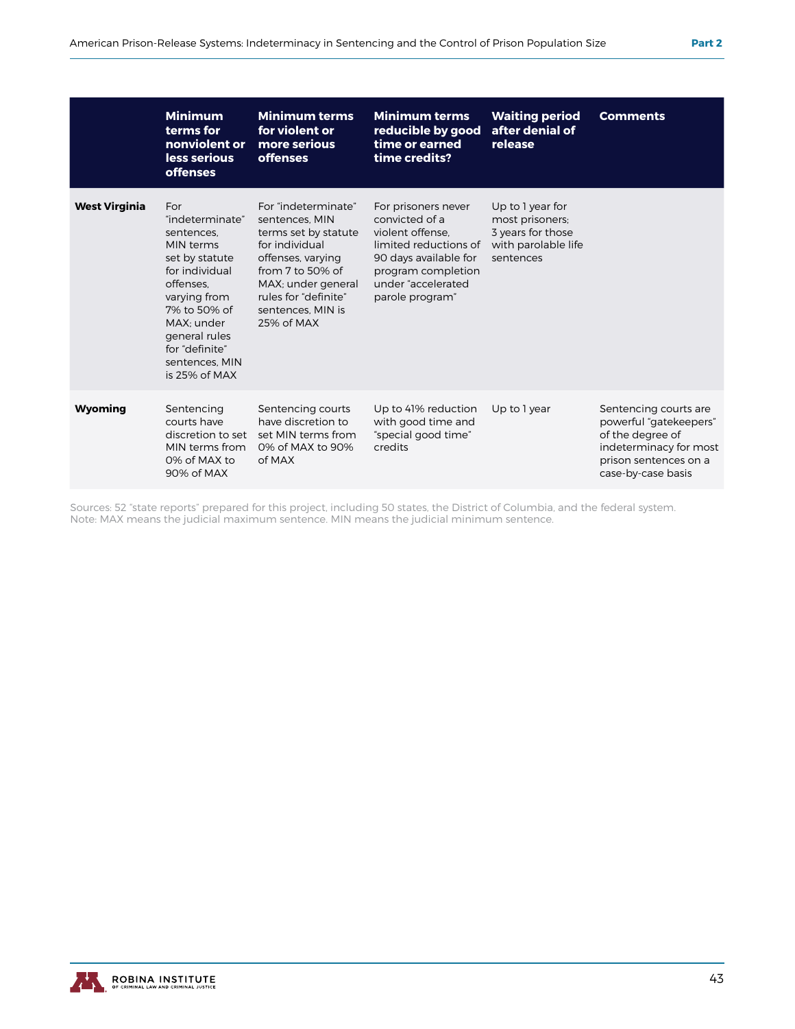| | Minimum terms for nonviolent or less serious offenses | Minimum terms for violent or more serious offenses | Minimum terms reducible by good time or earned time credits? | Waiting period after denial of release | Comments |
|---|---|---|---|---|---|
| **West Virginia** | For "indeterminate" sentences, MIN terms set by statute for individual offenses, varying from 7% to 50% of MAX; under general rules for "definite" sentences, MIN is 25% of MAX | For "indeterminate" sentences, MIN terms set by statute for individual offenses, varying from 7 to 50% of MAX; under general rules for "definite" sentences, MIN is 25% of MAX | For prisoners never convicted of a violent offense, limited reductions of 90 days available for program completion under "accelerated parole program" | Up to 1 year for most prisoners; 3 years for those with parolable life sentences | |
| **Wyoming** | Sentencing courts have discretion to set MIN terms from 0% of MAX to 90% of MAX | Sentencing courts have discretion to set MIN terms from 0% of MAX to 90% of MAX | Up to 41% reduction with good time and "special good time" credits | Up to 1 year | Sentencing courts are powerful "gatekeepers" of the degree of indeterminacy for most prison sentences on a case-by-case basis |

Sources: 52 "state reports" prepared for this project, including 50 states, the District of Columbia, and the federal system.
Note: MAX means the judicial maximum sentence. MIN means the judicial minimum sentence.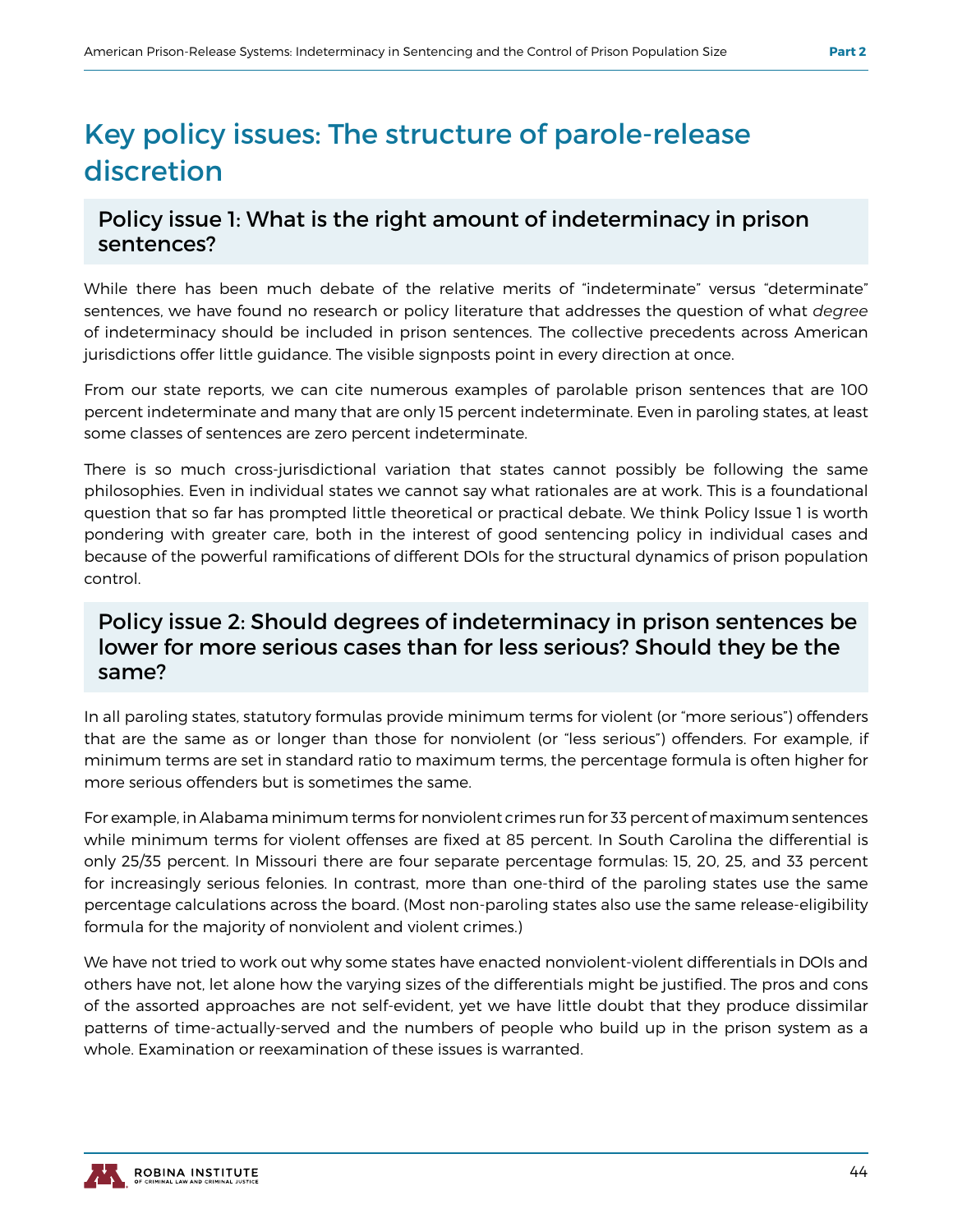# Key policy issues: The structure of parole-release discretion

## Policy issue 1: What is the right amount of indeterminacy in prison sentences?

While there has been much debate of the relative merits of "indeterminate" versus "determinate" sentences, we have found no research or policy literature that addresses the question of what *degree* of indeterminacy should be included in prison sentences. The collective precedents across American jurisdictions offer little guidance. The visible signposts point in every direction at once.

From our state reports, we can cite numerous examples of parolable prison sentences that are 100 percent indeterminate and many that are only 15 percent indeterminate. Even in paroling states, at least some classes of sentences are zero percent indeterminate.

There is so much cross-jurisdictional variation that states cannot possibly be following the same philosophies. Even in individual states we cannot say what rationales are at work. This is a foundational question that so far has prompted little theoretical or practical debate. We think Policy Issue 1 is worth pondering with greater care, both in the interest of good sentencing policy in individual cases and because of the powerful ramifications of different DOIs for the structural dynamics of prison population control.

## Policy issue 2: Should degrees of indeterminacy in prison sentences be lower for more serious cases than for less serious? Should they be the same?

In all paroling states, statutory formulas provide minimum terms for violent (or "more serious") offenders that are the same as or longer than those for nonviolent (or "less serious") offenders. For example, if minimum terms are set in standard ratio to maximum terms, the percentage formula is often higher for more serious offenders but is sometimes the same.

For example, in Alabama minimum terms for nonviolent crimes run for 33 percent of maximum sentences while minimum terms for violent offenses are fixed at 85 percent. In South Carolina the differential is only 25/35 percent. In Missouri there are four separate percentage formulas: 15, 20, 25, and 33 percent for increasingly serious felonies. In contrast, more than one-third of the paroling states use the same percentage calculations across the board. (Most non-paroling states also use the same release-eligibility formula for the majority of nonviolent and violent crimes.)

We have not tried to work out why some states have enacted nonviolent-violent differentials in DOIs and others have not, let alone how the varying sizes of the differentials might be justified. The pros and cons of the assorted approaches are not self-evident, yet we have little doubt that they produce dissimilar patterns of time-actually-served and the numbers of people who build up in the prison system as a whole. Examination or reexamination of these issues is warranted.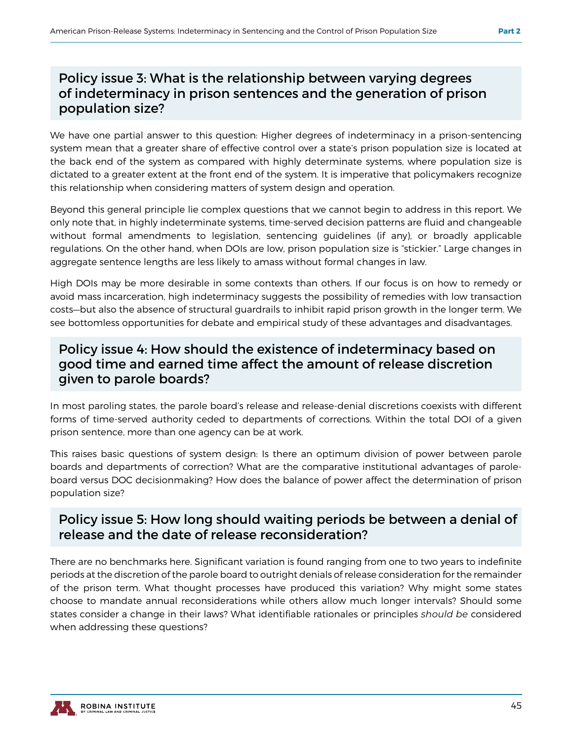## Policy issue 3: What is the relationship between varying degrees of indeterminacy in prison sentences and the generation of prison population size?

We have one partial answer to this question: Higher degrees of indeterminacy in a prison-sentencing system mean that a greater share of effective control over a state's prison population size is located at the back end of the system as compared with highly determinate systems, where population size is dictated to a greater extent at the front end of the system. It is imperative that policymakers recognize this relationship when considering matters of system design and operation.

Beyond this general principle lie complex questions that we cannot begin to address in this report. We only note that, in highly indeterminate systems, time-served decision patterns are fluid and changeable without formal amendments to legislation, sentencing guidelines (if any), or broadly applicable regulations. On the other hand, when DOIs are low, prison population size is "stickier." Large changes in aggregate sentence lengths are less likely to amass without formal changes in law.

High DOIs may be more desirable in some contexts than others. If our focus is on how to remedy or avoid mass incarceration, high indeterminacy suggests the possibility of remedies with low transaction costs—but also the absence of structural guardrails to inhibit rapid prison growth in the longer term. We see bottomless opportunities for debate and empirical study of these advantages and disadvantages.

## Policy issue 4: How should the existence of indeterminacy based on good time and earned time affect the amount of release discretion given to parole boards?

In most paroling states, the parole board's release and release-denial discretions coexists with different forms of time-served authority ceded to departments of corrections. Within the total DOI of a given prison sentence, more than one agency can be at work.

This raises basic questions of system design: Is there an optimum division of power between parole boards and departments of correction? What are the comparative institutional advantages of parole-board versus DOC decisionmaking? How does the balance of power affect the determination of prison population size?

## Policy issue 5: How long should waiting periods be between a denial of release and the date of release reconsideration?

There are no benchmarks here. Significant variation is found ranging from one to two years to indefinite periods at the discretion of the parole board to outright denials of release consideration for the remainder of the prison term. What thought processes have produced this variation? Why might some states choose to mandate annual reconsiderations while others allow much longer intervals? Should some states consider a change in their laws? What identifiable rationales or principles *should be* considered when addressing these questions?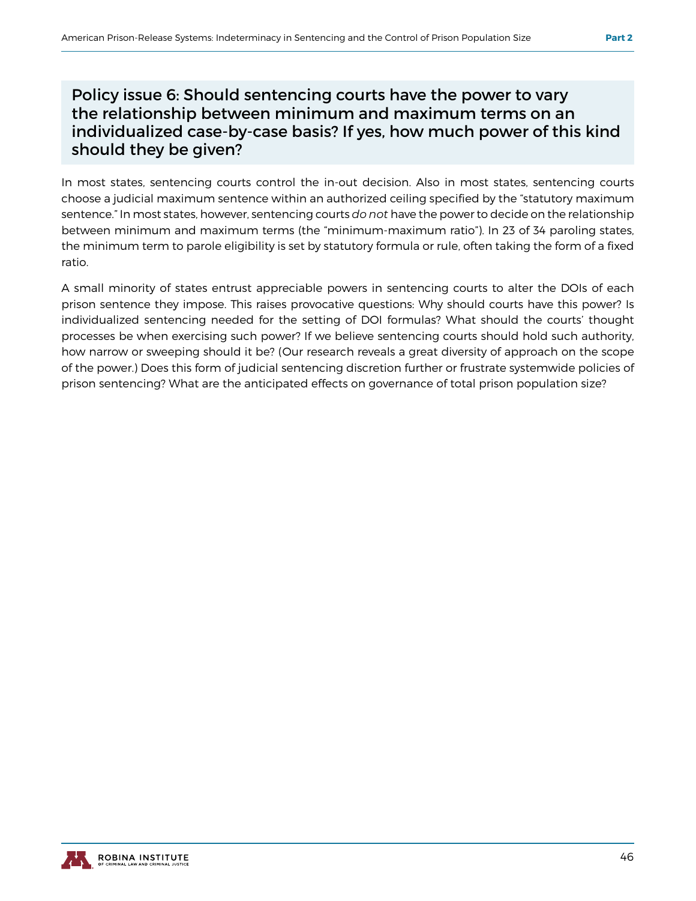## Policy issue 6: Should sentencing courts have the power to vary the relationship between minimum and maximum terms on an individualized case-by-case basis? If yes, how much power of this kind should they be given?

In most states, sentencing courts control the in-out decision. Also in most states, sentencing courts choose a judicial maximum sentence within an authorized ceiling specified by the "statutory maximum sentence." In most states, however, sentencing courts *do not* have the power to decide on the relationship between minimum and maximum terms (the "minimum-maximum ratio"). In 23 of 34 paroling states, the minimum term to parole eligibility is set by statutory formula or rule, often taking the form of a fixed ratio.

A small minority of states entrust appreciable powers in sentencing courts to alter the DOIs of each prison sentence they impose. This raises provocative questions: Why should courts have this power? Is individualized sentencing needed for the setting of DOI formulas? What should the courts' thought processes be when exercising such power? If we believe sentencing courts should hold such authority, how narrow or sweeping should it be? (Our research reveals a great diversity of approach on the scope of the power.) Does this form of judicial sentencing discretion further or frustrate systemwide policies of prison sentencing? What are the anticipated effects on governance of total prison population size?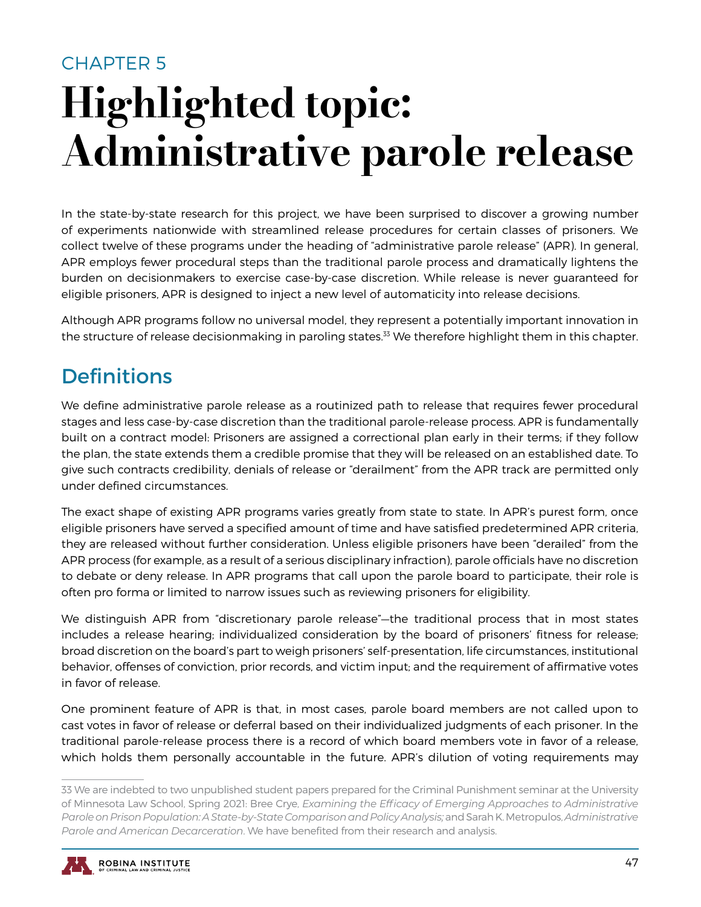CHAPTER 5

# Highlighted topic: Administrative parole release

In the state-by-state research for this project, we have been surprised to discover a growing number of experiments nationwide with streamlined release procedures for certain classes of prisoners. We collect twelve of these programs under the heading of "administrative parole release" (APR). In general, APR employs fewer procedural steps than the traditional parole process and dramatically lightens the burden on decisionmakers to exercise case-by-case discretion. While release is never guaranteed for eligible prisoners, APR is designed to inject a new level of automaticity into release decisions.

Although APR programs follow no universal model, they represent a potentially important innovation in the structure of release decisionmaking in paroling states.[33] We therefore highlight them in this chapter.

## Definitions

We define administrative parole release as a routinized path to release that requires fewer procedural stages and less case-by-case discretion than the traditional parole-release process. APR is fundamentally built on a contract model: Prisoners are assigned a correctional plan early in their terms; if they follow the plan, the state extends them a credible promise that they will be released on an established date. To give such contracts credibility, denials of release or "derailment" from the APR track are permitted only under defined circumstances.

The exact shape of existing APR programs varies greatly from state to state. In APR's purest form, once eligible prisoners have served a specified amount of time and have satisfied predetermined APR criteria, they are released without further consideration. Unless eligible prisoners have been "derailed" from the APR process (for example, as a result of a serious disciplinary infraction), parole officials have no discretion to debate or deny release. In APR programs that call upon the parole board to participate, their role is often pro forma or limited to narrow issues such as reviewing prisoners for eligibility.

We distinguish APR from "discretionary parole release"—the traditional process that in most states includes a release hearing; individualized consideration by the board of prisoners' fitness for release; broad discretion on the board's part to weigh prisoners' self-presentation, life circumstances, institutional behavior, offenses of conviction, prior records, and victim input; and the requirement of affirmative votes in favor of release.

One prominent feature of APR is that, in most cases, parole board members are not called upon to cast votes in favor of release or deferral based on their individualized judgments of each prisoner. In the traditional parole-release process there is a record of which board members vote in favor of a release, which holds them personally accountable in the future. APR's dilution of voting requirements may

---

33 We are indebted to two unpublished student papers prepared for the Criminal Punishment seminar at the University of Minnesota Law School, Spring 2021: Bree Crye, *Examining the Efficacy of Emerging Approaches to Administrative Parole on Prison Population: A State-by-State Comparison and Policy Analysis;* and Sarah K. Metropulos, *Administrative Parole and American Decarceration*. We have benefited from their research and analysis.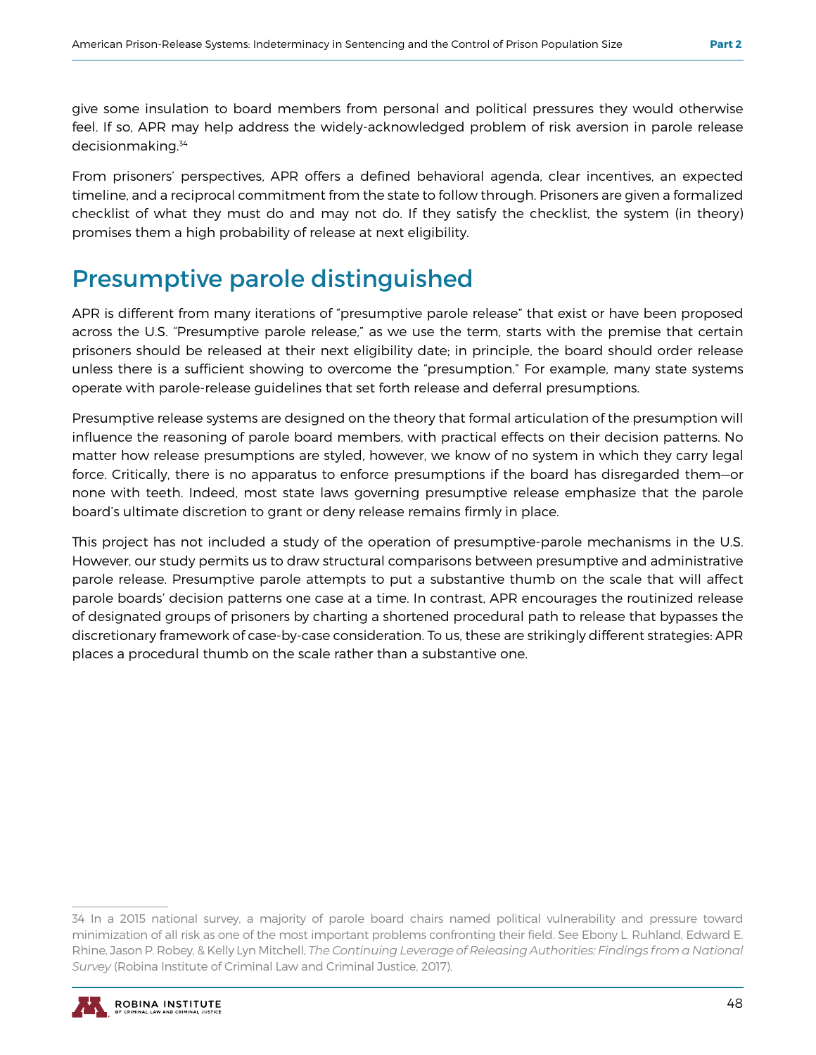give some insulation to board members from personal and political pressures they would otherwise feel. If so, APR may help address the widely-acknowledged problem of risk aversion in parole release decisionmaking.[34]

From prisoners' perspectives, APR offers a defined behavioral agenda, clear incentives, an expected timeline, and a reciprocal commitment from the state to follow through. Prisoners are given a formalized checklist of what they must do and may not do. If they satisfy the checklist, the system (in theory) promises them a high probability of release at next eligibility.

## Presumptive parole distinguished

APR is different from many iterations of "presumptive parole release" that exist or have been proposed across the U.S. "Presumptive parole release," as we use the term, starts with the premise that certain prisoners should be released at their next eligibility date; in principle, the board should order release unless there is a sufficient showing to overcome the "presumption." For example, many state systems operate with parole-release guidelines that set forth release and deferral presumptions.

Presumptive release systems are designed on the theory that formal articulation of the presumption will influence the reasoning of parole board members, with practical effects on their decision patterns. No matter how release presumptions are styled, however, we know of no system in which they carry legal force. Critically, there is no apparatus to enforce presumptions if the board has disregarded them—or none with teeth. Indeed, most state laws governing presumptive release emphasize that the parole board's ultimate discretion to grant or deny release remains firmly in place.

This project has not included a study of the operation of presumptive-parole mechanisms in the U.S. However, our study permits us to draw structural comparisons between presumptive and administrative parole release. Presumptive parole attempts to put a substantive thumb on the scale that will affect parole boards' decision patterns one case at a time. In contrast, APR encourages the routinized release of designated groups of prisoners by charting a shortened procedural path to release that bypasses the discretionary framework of case-by-case consideration. To us, these are strikingly different strategies: APR places a procedural thumb on the scale rather than a substantive one.

---

34 In a 2015 national survey, a majority of parole board chairs named political vulnerability and pressure toward minimization of all risk as one of the most important problems confronting their field. See Ebony L. Ruhland, Edward E. Rhine, Jason P. Robey, & Kelly Lyn Mitchell, *The Continuing Leverage of Releasing Authorities: Findings from a National Survey* (Robina Institute of Criminal Law and Criminal Justice, 2017).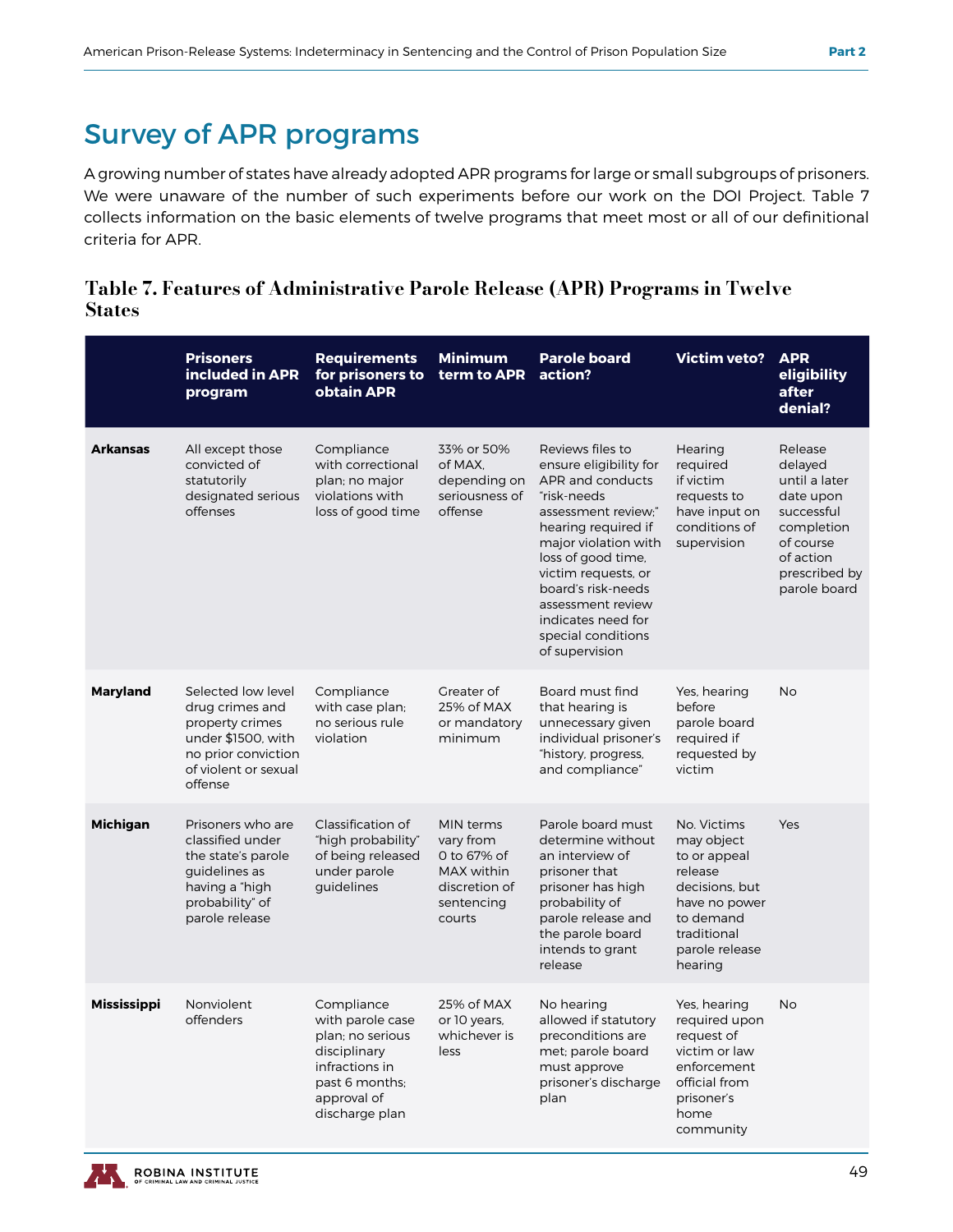## Survey of APR programs

A growing number of states have already adopted APR programs for large or small subgroups of prisoners. We were unaware of the number of such experiments before our work on the DOI Project. Table 7 collects information on the basic elements of twelve programs that meet most or all of our definitional criteria for APR.

**Table 7. Features of Administrative Parole Release (APR) Programs in Twelve States**

| | Prisoners included in APR program | Requirements for prisoners to obtain APR | Minimum term to APR | Parole board action? | Victim veto? | APR eligibility after denial? |
|---|---|---|---|---|---|---|
| **Arkansas** | All except those convicted of statutorily designated serious offenses | Compliance with correctional plan; no major violations with loss of good time | 33% or 50% of MAX, depending on seriousness of offense | Reviews files to ensure eligibility for APR and conducts "risk-needs assessment review;" hearing required if major violation with loss of good time, victim requests, or board's risk-needs assessment review indicates need for special conditions of supervision | Hearing required if victim requests to have input on conditions of supervision | Release delayed until a later date upon successful completion of course of action prescribed by parole board |
| **Maryland** | Selected low level drug crimes and property crimes under $1500, with no prior conviction of violent or sexual offense | Compliance with case plan; no serious rule violation | Greater of 25% of MAX or mandatory minimum | Board must find that hearing is unnecessary given individual prisoner's "history, progress, and compliance" | Yes, hearing before parole board required if requested by victim | No |
| **Michigan** | Prisoners who are classified under the state's parole guidelines as having a "high probability" of parole release | Classification of "high probability" of being released under parole guidelines | MIN terms vary from 0 to 67% of MAX within discretion of sentencing courts | Parole board must determine without an interview of prisoner that prisoner has high probability of parole release and the parole board intends to grant release | No. Victims may object to or appeal release decisions, but have no power to demand traditional parole release hearing | Yes |
| **Mississippi** | Nonviolent offenders | Compliance with parole case plan; no serious disciplinary infractions in past 6 months; approval of discharge plan | 25% of MAX or 10 years, whichever is less | No hearing allowed if statutory preconditions are met; parole board must approve prisoner's discharge plan | Yes, hearing required upon request of victim or law enforcement official from prisoner's home community | No |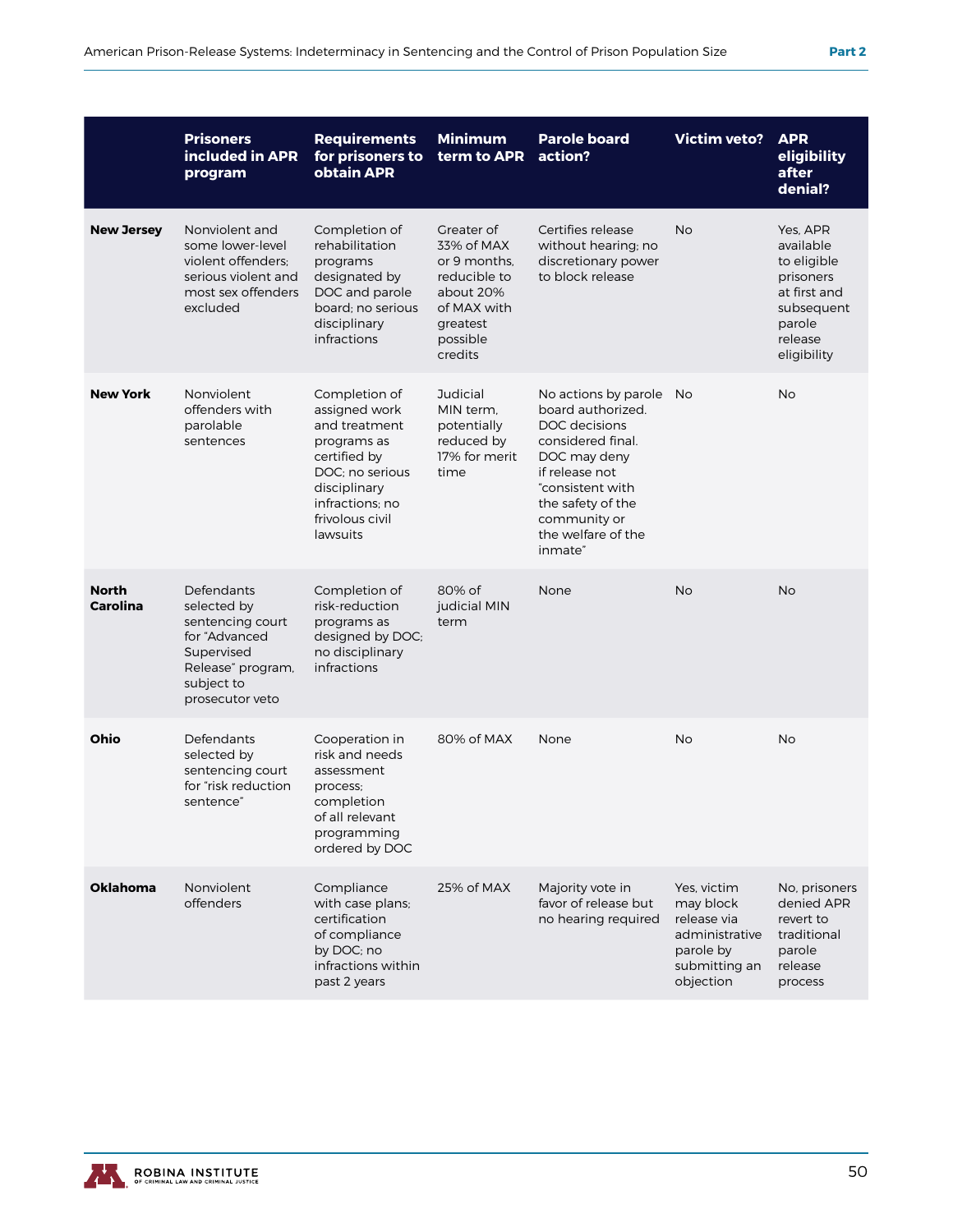| | Prisoners included in APR program | Requirements for prisoners to obtain APR | Minimum term to APR | Parole board action? | Victim veto? | APR eligibility after denial? |
|---|---|---|---|---|---|---|
| **New Jersey** | Nonviolent and some lower-level violent offenders; serious violent and most sex offenders excluded | Completion of rehabilitation programs designated by DOC and parole board; no serious disciplinary infractions | Greater of 33% of MAX or 9 months, reducible to about 20% of MAX with greatest possible credits | Certifies release without hearing; no discretionary power to block release | No | Yes, APR available to eligible prisoners at first and subsequent parole release eligibility |
| **New York** | Nonviolent offenders with parolable sentences | Completion of assigned work and treatment programs as certified by DOC; no serious disciplinary infractions; no frivolous civil lawsuits | Judicial MIN term, potentially reduced by 17% for merit time | No actions by parole board authorized. DOC decisions considered final. DOC may deny if release not "consistent with the safety of the community or the welfare of the inmate" | No | No |
| **North Carolina** | Defendants selected by sentencing court for "Advanced Supervised Release" program, subject to prosecutor veto | Completion of risk-reduction programs as designed by DOC; no disciplinary infractions | 80% of judicial MIN term | None | No | No |
| **Ohio** | Defendants selected by sentencing court for "risk reduction sentence" | Cooperation in risk and needs assessment process; completion of all relevant programming ordered by DOC | 80% of MAX | None | No | No |
| **Oklahoma** | Nonviolent offenders | Compliance with case plans; certification of compliance by DOC; no infractions within past 2 years | 25% of MAX | Majority vote in favor of release but no hearing required | Yes, victim may block release via administrative parole by submitting an objection | No, prisoners denied APR revert to traditional parole release process |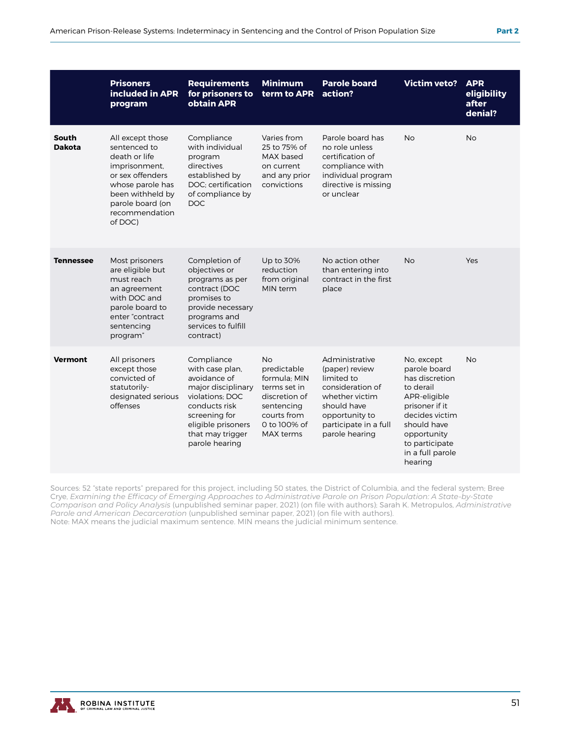| | Prisoners included in APR program | Requirements for prisoners to obtain APR | Minimum term to APR | Parole board action? | Victim veto? | APR eligibility after denial? |
|---|---|---|---|---|---|---|
| **South Dakota** | All except those sentenced to death or life imprisonment, or sex offenders whose parole has been withheld by parole board (on recommendation of DOC) | Compliance with individual program directives established by DOC; certification of compliance by DOC | Varies from 25 to 75% of MAX based on current and any prior convictions | Parole board has no role unless certification of compliance with individual program directive is missing or unclear | No | No |
| **Tennessee** | Most prisoners are eligible but must reach an agreement with DOC and parole board to enter "contract sentencing program" | Completion of objectives or programs as per contract (DOC promises to provide necessary programs and services to fulfill contract) | Up to 30% reduction from original MIN term | No action other than entering into contract in the first place | No | Yes |
| **Vermont** | All prisoners except those convicted of statutorily-designated serious offenses | Compliance with case plan, avoidance of major disciplinary violations; DOC conducts risk screening for eligible prisoners that may trigger parole hearing | No predictable formula; MIN terms set in discretion of sentencing courts from 0 to 100% of MAX terms | Administrative (paper) review limited to consideration of whether victim should have opportunity to participate in a full parole hearing | No, except parole board has discretion to derail APR-eligible prisoner if it decides victim should have opportunity to participate in a full parole hearing | No |

Sources: 52 "state reports" prepared for this project, including 50 states, the District of Columbia, and the federal system; Bree Crye, *Examining the Efficacy of Emerging Approaches to Administrative Parole on Prison Population: A State-by-State Comparison and Policy Analysis* (unpublished seminar paper, 2021) (on file with authors); Sarah K. Metropulos, *Administrative Parole and American Decarceration* (unpublished seminar paper, 2021) (on file with authors).
Note: MAX means the judicial maximum sentence. MIN means the judicial minimum sentence.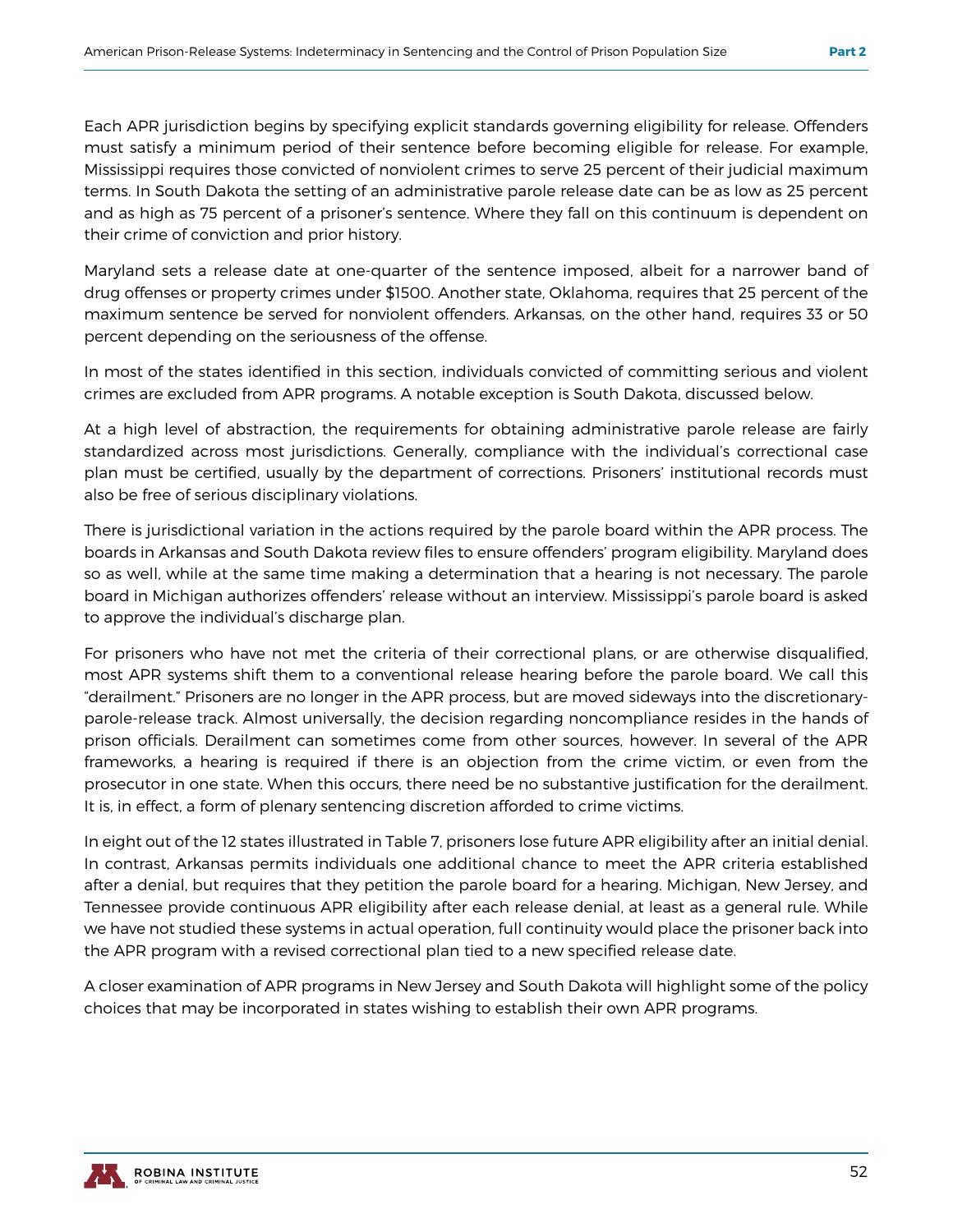Each APR jurisdiction begins by specifying explicit standards governing eligibility for release. Offenders must satisfy a minimum period of their sentence before becoming eligible for release. For example, Mississippi requires those convicted of nonviolent crimes to serve 25 percent of their judicial maximum terms. In South Dakota the setting of an administrative parole release date can be as low as 25 percent and as high as 75 percent of a prisoner's sentence. Where they fall on this continuum is dependent on their crime of conviction and prior history.

Maryland sets a release date at one-quarter of the sentence imposed, albeit for a narrower band of drug offenses or property crimes under $1500. Another state, Oklahoma, requires that 25 percent of the maximum sentence be served for nonviolent offenders. Arkansas, on the other hand, requires 33 or 50 percent depending on the seriousness of the offense.

In most of the states identified in this section, individuals convicted of committing serious and violent crimes are excluded from APR programs. A notable exception is South Dakota, discussed below.

At a high level of abstraction, the requirements for obtaining administrative parole release are fairly standardized across most jurisdictions. Generally, compliance with the individual's correctional case plan must be certified, usually by the department of corrections. Prisoners' institutional records must also be free of serious disciplinary violations.

There is jurisdictional variation in the actions required by the parole board within the APR process. The boards in Arkansas and South Dakota review files to ensure offenders' program eligibility. Maryland does so as well, while at the same time making a determination that a hearing is not necessary. The parole board in Michigan authorizes offenders' release without an interview. Mississippi's parole board is asked to approve the individual's discharge plan.

For prisoners who have not met the criteria of their correctional plans, or are otherwise disqualified, most APR systems shift them to a conventional release hearing before the parole board. We call this "derailment." Prisoners are no longer in the APR process, but are moved sideways into the discretionary-parole-release track. Almost universally, the decision regarding noncompliance resides in the hands of prison officials. Derailment can sometimes come from other sources, however. In several of the APR frameworks, a hearing is required if there is an objection from the crime victim, or even from the prosecutor in one state. When this occurs, there need be no substantive justification for the derailment. It is, in effect, a form of plenary sentencing discretion afforded to crime victims.

In eight out of the 12 states illustrated in Table 7, prisoners lose future APR eligibility after an initial denial. In contrast, Arkansas permits individuals one additional chance to meet the APR criteria established after a denial, but requires that they petition the parole board for a hearing. Michigan, New Jersey, and Tennessee provide continuous APR eligibility after each release denial, at least as a general rule. While we have not studied these systems in actual operation, full continuity would place the prisoner back into the APR program with a revised correctional plan tied to a new specified release date.

A closer examination of APR programs in New Jersey and South Dakota will highlight some of the policy choices that may be incorporated in states wishing to establish their own APR programs.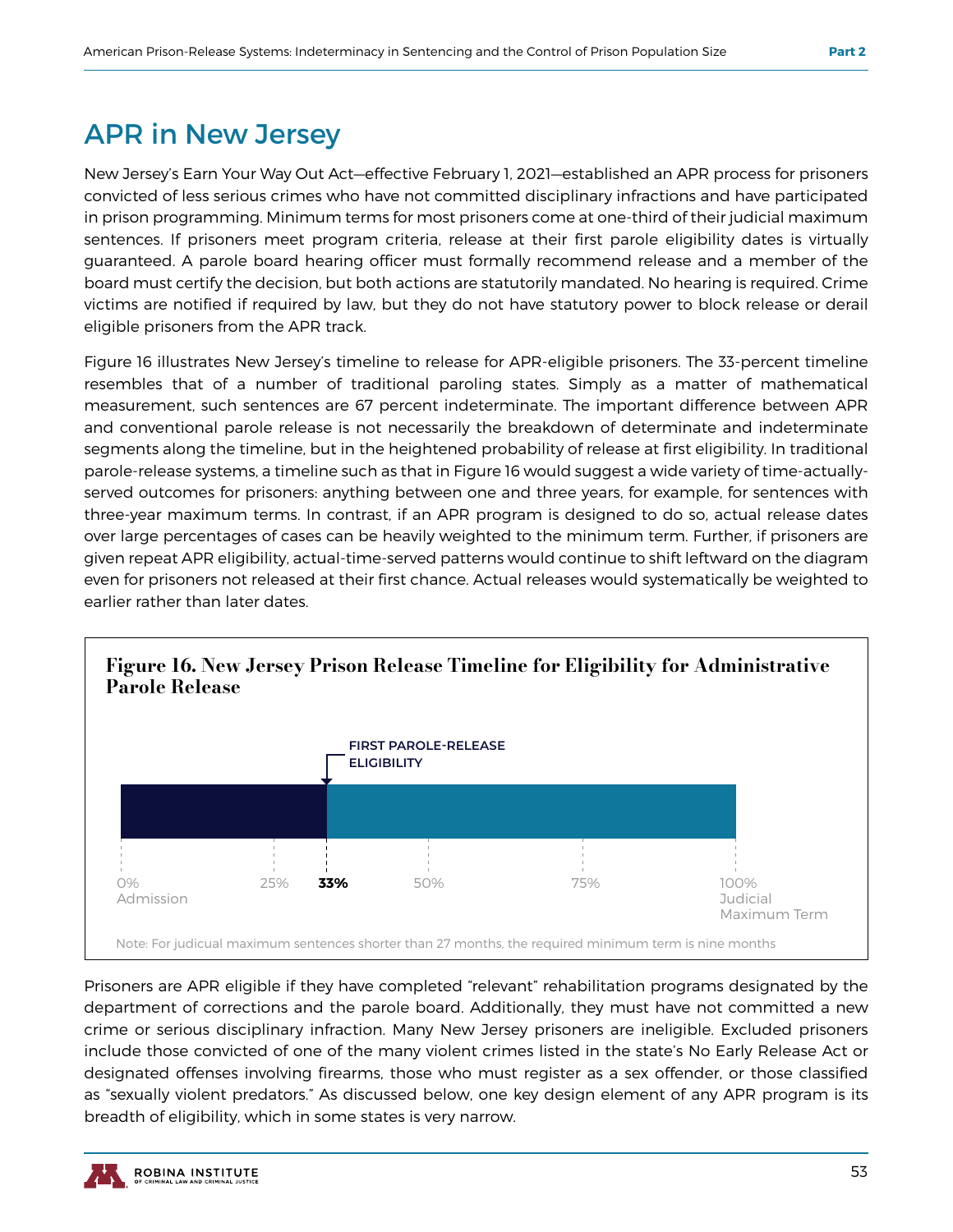## APR in New Jersey

New Jersey's Earn Your Way Out Act—effective February 1, 2021—established an APR process for prisoners convicted of less serious crimes who have not committed disciplinary infractions and have participated in prison programming. Minimum terms for most prisoners come at one-third of their judicial maximum sentences. If prisoners meet program criteria, release at their first parole eligibility dates is virtually guaranteed. A parole board hearing officer must formally recommend release and a member of the board must certify the decision, but both actions are statutorily mandated. No hearing is required. Crime victims are notified if required by law, but they do not have statutory power to block release or derail eligible prisoners from the APR track.

Figure 16 illustrates New Jersey's timeline to release for APR-eligible prisoners. The 33-percent timeline resembles that of a number of traditional paroling states. Simply as a matter of mathematical measurement, such sentences are 67 percent indeterminate. The important difference between APR and conventional parole release is not necessarily the breakdown of determinate and indeterminate segments along the timeline, but in the heightened probability of release at first eligibility. In traditional parole-release systems, a timeline such as that in Figure 16 would suggest a wide variety of time-actually-served outcomes for prisoners: anything between one and three years, for example, for sentences with three-year maximum terms. In contrast, if an APR program is designed to do so, actual release dates over large percentages of cases can be heavily weighted to the minimum term. Further, if prisoners are given repeat APR eligibility, actual-time-served patterns would continue to shift leftward on the diagram even for prisoners not released at their first chance. Actual releases would systematically be weighted to earlier rather than later dates.

**Figure 16. New Jersey Prison Release Timeline for Eligibility for Administrative Parole Release**

FIRST PAROLE-RELEASE ELIGIBILITY

0% Admission | 25% | **33%** | 50% | 75% | 100% Judicial Maximum Term

Note: For judicual maximum sentences shorter than 27 months, the required minimum term is nine months

Prisoners are APR eligible if they have completed "relevant" rehabilitation programs designated by the department of corrections and the parole board. Additionally, they must have not committed a new crime or serious disciplinary infraction. Many New Jersey prisoners are ineligible. Excluded prisoners include those convicted of one of the many violent crimes listed in the state's No Early Release Act or designated offenses involving firearms, those who must register as a sex offender, or those classified as "sexually violent predators." As discussed below, one key design element of any APR program is its breadth of eligibility, which in some states is very narrow.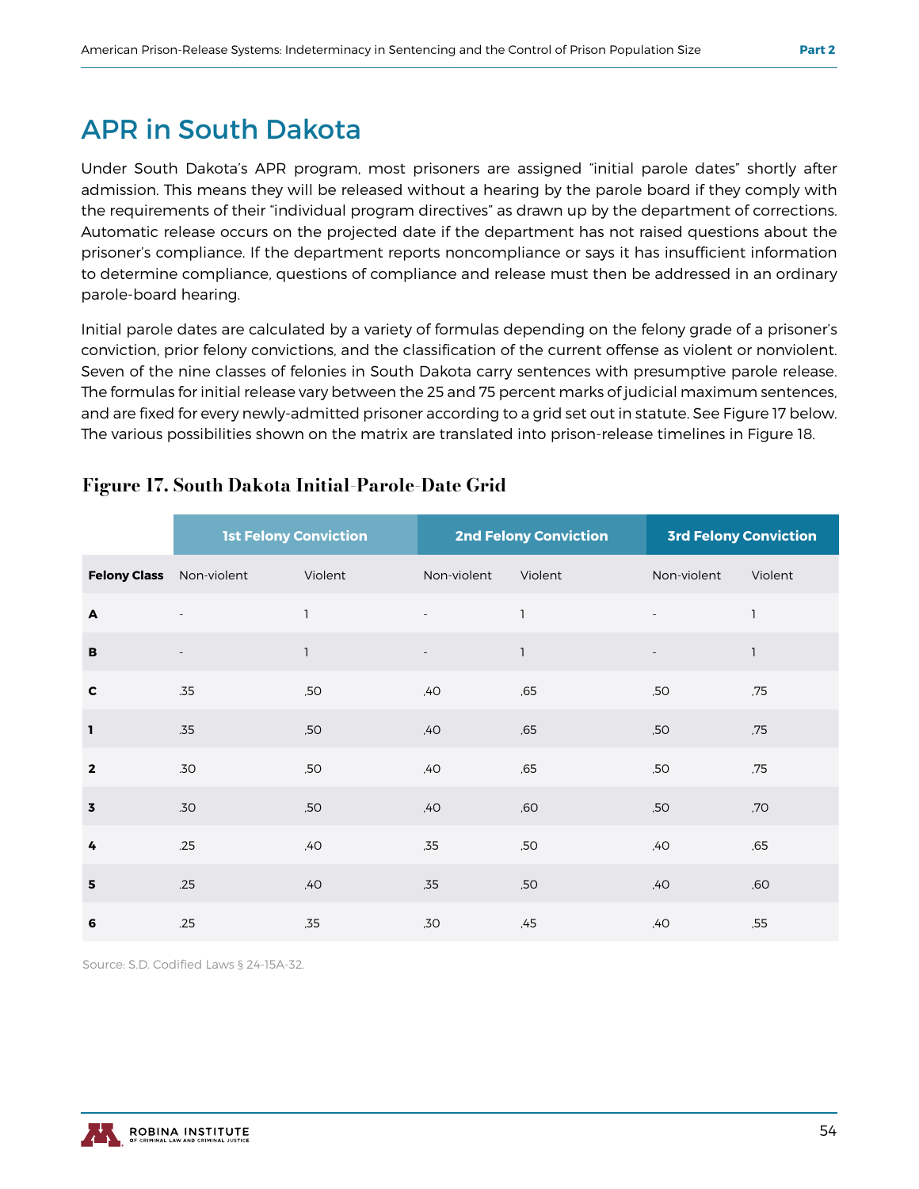# APR in South Dakota

Under South Dakota's APR program, most prisoners are assigned "initial parole dates" shortly after admission. This means they will be released without a hearing by the parole board if they comply with the requirements of their "individual program directives" as drawn up by the department of corrections. Automatic release occurs on the projected date if the department has not raised questions about the prisoner's compliance. If the department reports noncompliance or says it has insufficient information to determine compliance, questions of compliance and release must then be addressed in an ordinary parole-board hearing.

Initial parole dates are calculated by a variety of formulas depending on the felony grade of a prisoner's conviction, prior felony convictions, and the classification of the current offense as violent or nonviolent. Seven of the nine classes of felonies in South Dakota carry sentences with presumptive parole release. The formulas for initial release vary between the 25 and 75 percent marks of judicial maximum sentences, and are fixed for every newly-admitted prisoner according to a grid set out in statute. See Figure 17 below. The various possibilities shown on the matrix are translated into prison-release timelines in Figure 18.

## Figure 17. South Dakota Initial-Parole-Date Grid

| | 1st Felony Conviction | | 2nd Felony Conviction | | 3rd Felony Conviction | |
|---|---|---|---|---|---|---|
| **Felony Class** | Non-violent | Violent | Non-violent | Violent | Non-violent | Violent |
| **A** | - | 1 | - | 1 | - | 1 |
| **B** | - | 1 | - | 1 | - | 1 |
| **C** | .35 | .50 | .40 | .65 | .50 | .75 |
| **1** | .35 | .50 | .40 | .65 | .50 | .75 |
| **2** | .30 | .50 | .40 | .65 | .50 | .75 |
| **3** | .30 | .50 | .40 | .60 | .50 | .70 |
| **4** | .25 | .40 | .35 | .50 | .40 | .65 |
| **5** | .25 | .40 | .35 | .50 | .40 | .60 |
| **6** | .25 | .35 | .30 | .45 | .40 | .55 |

Source: S.D. Codified Laws § 24-15A-32.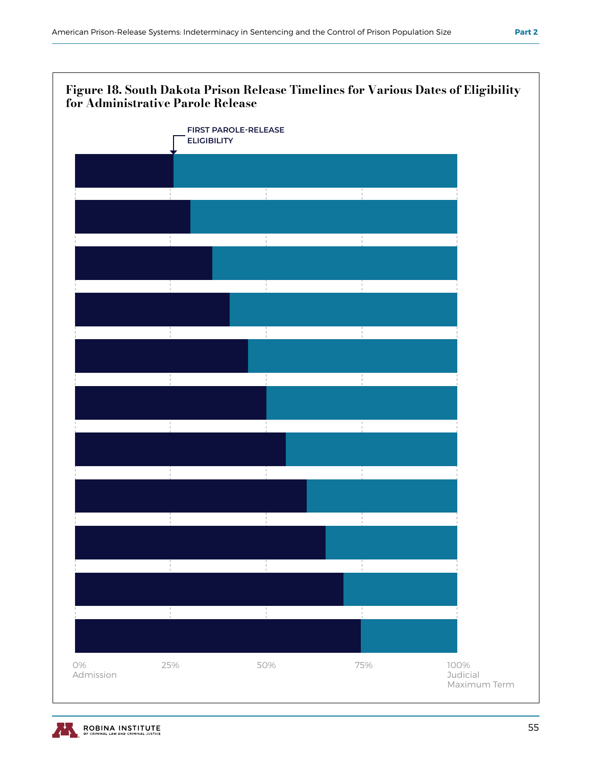**Figure 18. South Dakota Prison Release Timelines for Various Dates of Eligibility for Administrative Parole Release**

FIRST PAROLE-RELEASE ELIGIBILITY

0% Admission | 25% | 50% | 75% | 100% Judicial Maximum Term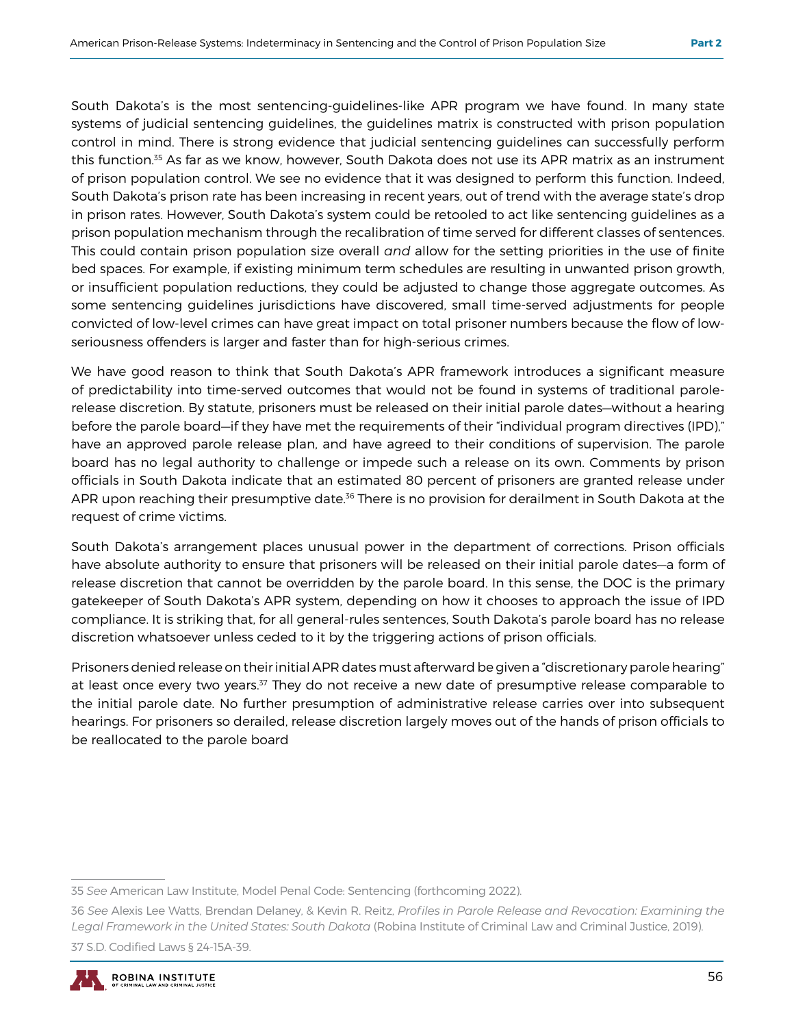South Dakota's is the most sentencing-guidelines-like APR program we have found. In many state systems of judicial sentencing guidelines, the guidelines matrix is constructed with prison population control in mind. There is strong evidence that judicial sentencing guidelines can successfully perform this function.[35] As far as we know, however, South Dakota does not use its APR matrix as an instrument of prison population control. We see no evidence that it was designed to perform this function. Indeed, South Dakota's prison rate has been increasing in recent years, out of trend with the average state's drop in prison rates. However, South Dakota's system could be retooled to act like sentencing guidelines as a prison population mechanism through the recalibration of time served for different classes of sentences. This could contain prison population size overall *and* allow for the setting priorities in the use of finite bed spaces. For example, if existing minimum term schedules are resulting in unwanted prison growth, or insufficient population reductions, they could be adjusted to change those aggregate outcomes. As some sentencing guidelines jurisdictions have discovered, small time-served adjustments for people convicted of low-level crimes can have great impact on total prisoner numbers because the flow of low-seriousness offenders is larger and faster than for high-serious crimes.

We have good reason to think that South Dakota's APR framework introduces a significant measure of predictability into time-served outcomes that would not be found in systems of traditional parole-release discretion. By statute, prisoners must be released on their initial parole dates—without a hearing before the parole board—if they have met the requirements of their "individual program directives (IPD)," have an approved parole release plan, and have agreed to their conditions of supervision. The parole board has no legal authority to challenge or impede such a release on its own. Comments by prison officials in South Dakota indicate that an estimated 80 percent of prisoners are granted release under APR upon reaching their presumptive date.[36] There is no provision for derailment in South Dakota at the request of crime victims.

South Dakota's arrangement places unusual power in the department of corrections. Prison officials have absolute authority to ensure that prisoners will be released on their initial parole dates—a form of release discretion that cannot be overridden by the parole board. In this sense, the DOC is the primary gatekeeper of South Dakota's APR system, depending on how it chooses to approach the issue of IPD compliance. It is striking that, for all general-rules sentences, South Dakota's parole board has no release discretion whatsoever unless ceded to it by the triggering actions of prison officials.

Prisoners denied release on their initial APR dates must afterward be given a "discretionary parole hearing" at least once every two years.[37] They do not receive a new date of presumptive release comparable to the initial parole date. No further presumption of administrative release carries over into subsequent hearings. For prisoners so derailed, release discretion largely moves out of the hands of prison officials to be reallocated to the parole board

---

35 *See* American Law Institute, Model Penal Code: Sentencing (forthcoming 2022).

36 *See* Alexis Lee Watts, Brendan Delaney, & Kevin R. Reitz, *Profiles in Parole Release and Revocation: Examining the Legal Framework in the United States: South Dakota* (Robina Institute of Criminal Law and Criminal Justice, 2019).

37 S.D. Codified Laws § 24-15A-39.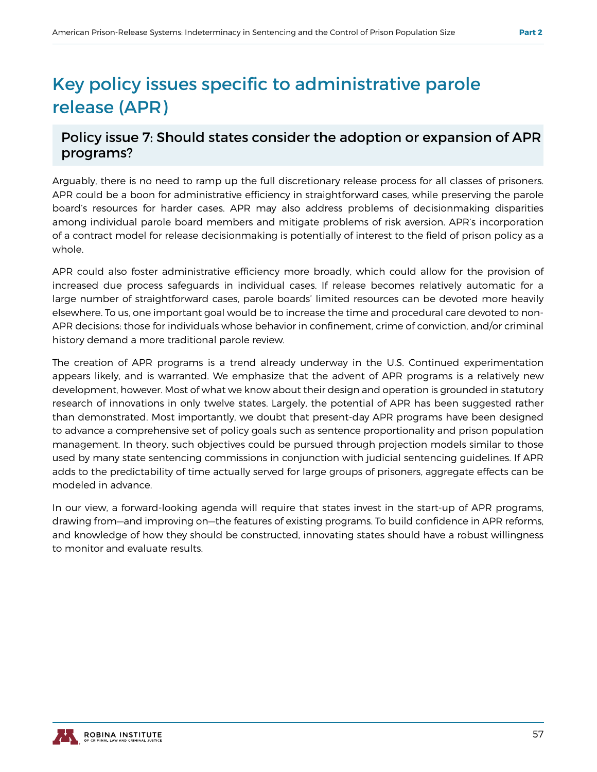# Key policy issues specific to administrative parole release (APR)

## Policy issue 7: Should states consider the adoption or expansion of APR programs?

Arguably, there is no need to ramp up the full discretionary release process for all classes of prisoners. APR could be a boon for administrative efficiency in straightforward cases, while preserving the parole board's resources for harder cases. APR may also address problems of decisionmaking disparities among individual parole board members and mitigate problems of risk aversion. APR's incorporation of a contract model for release decisionmaking is potentially of interest to the field of prison policy as a whole.

APR could also foster administrative efficiency more broadly, which could allow for the provision of increased due process safeguards in individual cases. If release becomes relatively automatic for a large number of straightforward cases, parole boards' limited resources can be devoted more heavily elsewhere. To us, one important goal would be to increase the time and procedural care devoted to non-APR decisions: those for individuals whose behavior in confinement, crime of conviction, and/or criminal history demand a more traditional parole review.

The creation of APR programs is a trend already underway in the U.S. Continued experimentation appears likely, and is warranted. We emphasize that the advent of APR programs is a relatively new development, however. Most of what we know about their design and operation is grounded in statutory research of innovations in only twelve states. Largely, the potential of APR has been suggested rather than demonstrated. Most importantly, we doubt that present-day APR programs have been designed to advance a comprehensive set of policy goals such as sentence proportionality and prison population management. In theory, such objectives could be pursued through projection models similar to those used by many state sentencing commissions in conjunction with judicial sentencing guidelines. If APR adds to the predictability of time actually served for large groups of prisoners, aggregate effects can be modeled in advance.

In our view, a forward-looking agenda will require that states invest in the start-up of APR programs, drawing from—and improving on—the features of existing programs. To build confidence in APR reforms, and knowledge of how they should be constructed, innovating states should have a robust willingness to monitor and evaluate results.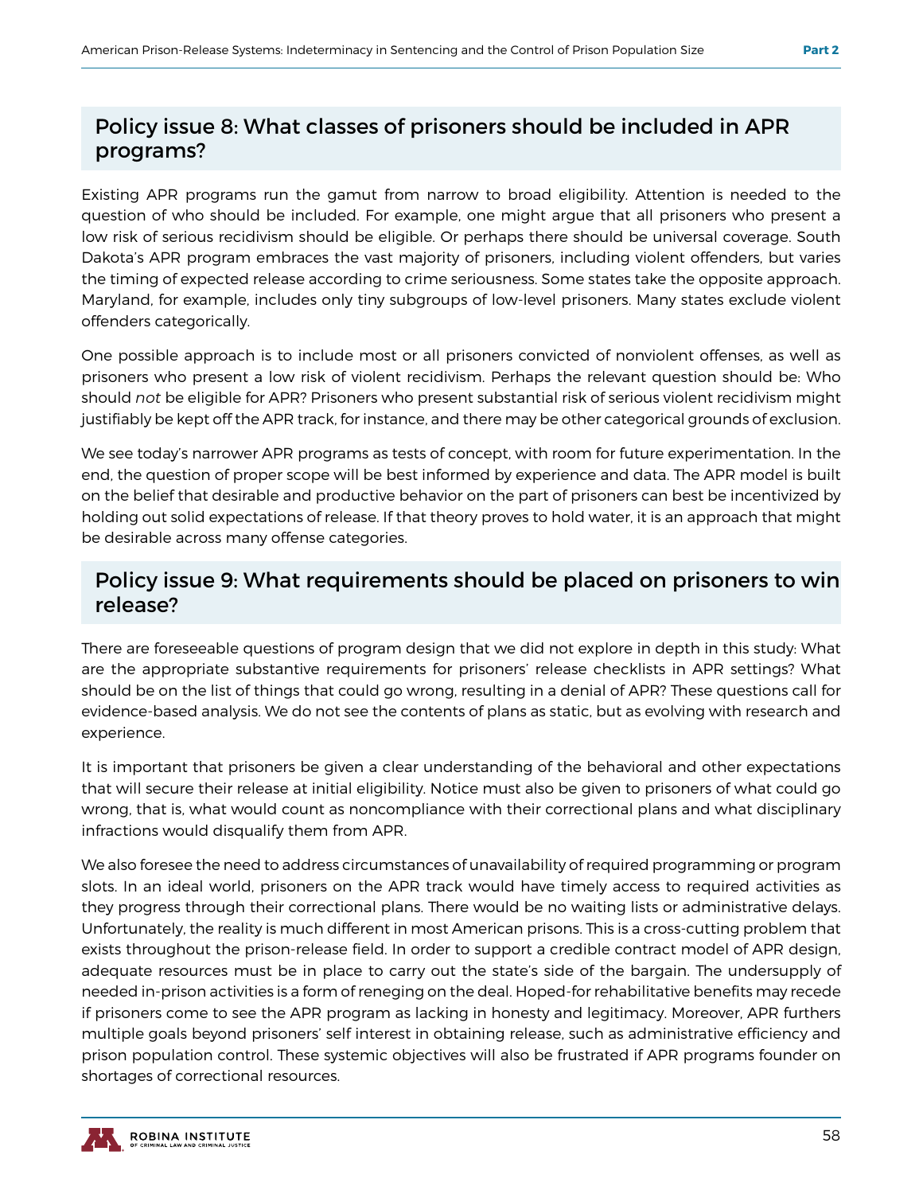## Policy issue 8: What classes of prisoners should be included in APR programs?

Existing APR programs run the gamut from narrow to broad eligibility. Attention is needed to the question of who should be included. For example, one might argue that all prisoners who present a low risk of serious recidivism should be eligible. Or perhaps there should be universal coverage. South Dakota's APR program embraces the vast majority of prisoners, including violent offenders, but varies the timing of expected release according to crime seriousness. Some states take the opposite approach. Maryland, for example, includes only tiny subgroups of low-level prisoners. Many states exclude violent offenders categorically.

One possible approach is to include most or all prisoners convicted of nonviolent offenses, as well as prisoners who present a low risk of violent recidivism. Perhaps the relevant question should be: Who should *not* be eligible for APR? Prisoners who present substantial risk of serious violent recidivism might justifiably be kept off the APR track, for instance, and there may be other categorical grounds of exclusion.

We see today's narrower APR programs as tests of concept, with room for future experimentation. In the end, the question of proper scope will be best informed by experience and data. The APR model is built on the belief that desirable and productive behavior on the part of prisoners can best be incentivized by holding out solid expectations of release. If that theory proves to hold water, it is an approach that might be desirable across many offense categories.

## Policy issue 9: What requirements should be placed on prisoners to win release?

There are foreseeable questions of program design that we did not explore in depth in this study: What are the appropriate substantive requirements for prisoners' release checklists in APR settings? What should be on the list of things that could go wrong, resulting in a denial of APR? These questions call for evidence-based analysis. We do not see the contents of plans as static, but as evolving with research and experience.

It is important that prisoners be given a clear understanding of the behavioral and other expectations that will secure their release at initial eligibility. Notice must also be given to prisoners of what could go wrong, that is, what would count as noncompliance with their correctional plans and what disciplinary infractions would disqualify them from APR.

We also foresee the need to address circumstances of unavailability of required programming or program slots. In an ideal world, prisoners on the APR track would have timely access to required activities as they progress through their correctional plans. There would be no waiting lists or administrative delays. Unfortunately, the reality is much different in most American prisons. This is a cross-cutting problem that exists throughout the prison-release field. In order to support a credible contract model of APR design, adequate resources must be in place to carry out the state's side of the bargain. The undersupply of needed in-prison activities is a form of reneging on the deal. Hoped-for rehabilitative benefits may recede if prisoners come to see the APR program as lacking in honesty and legitimacy. Moreover, APR furthers multiple goals beyond prisoners' self interest in obtaining release, such as administrative efficiency and prison population control. These systemic objectives will also be frustrated if APR programs founder on shortages of correctional resources.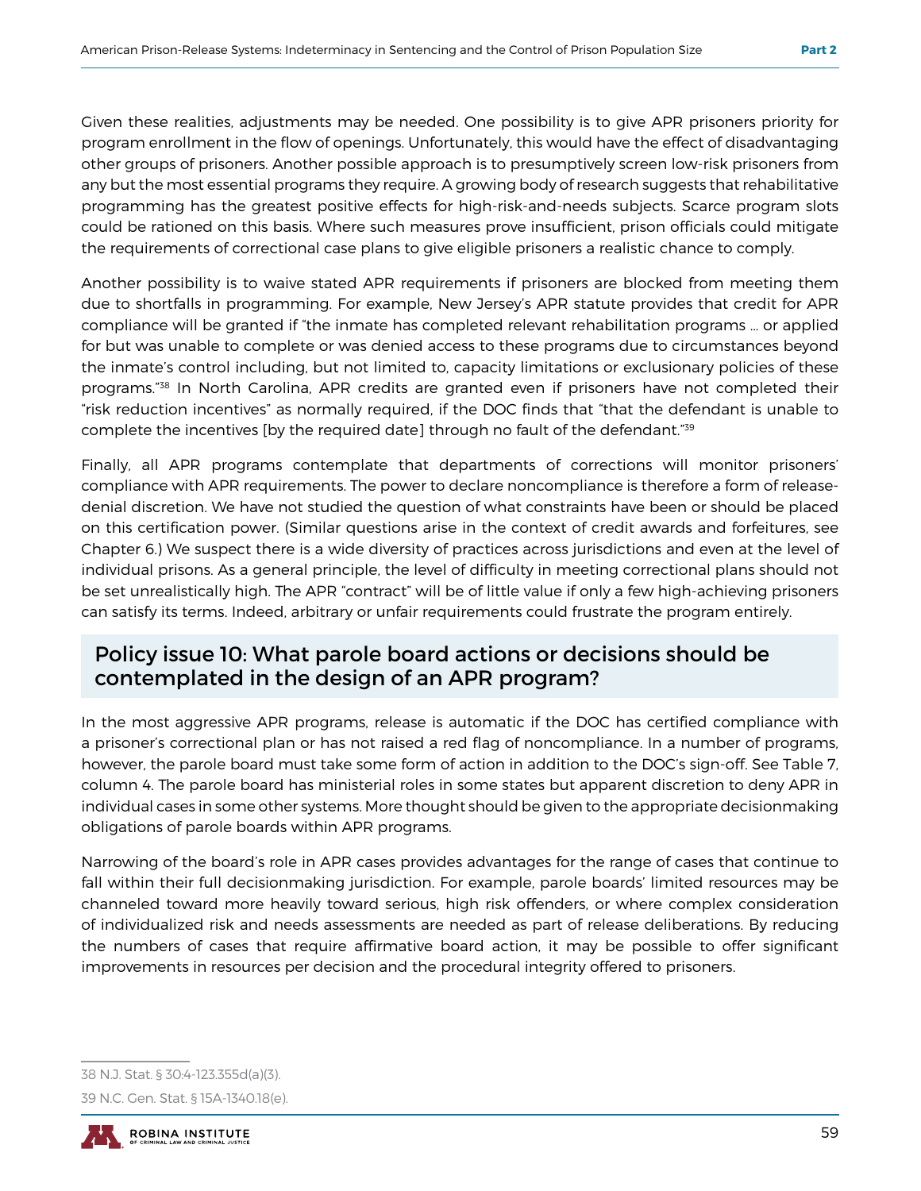Given these realities, adjustments may be needed. One possibility is to give APR prisoners priority for program enrollment in the flow of openings. Unfortunately, this would have the effect of disadvantaging other groups of prisoners. Another possible approach is to presumptively screen low-risk prisoners from any but the most essential programs they require. A growing body of research suggests that rehabilitative programming has the greatest positive effects for high-risk-and-needs subjects. Scarce program slots could be rationed on this basis. Where such measures prove insufficient, prison officials could mitigate the requirements of correctional case plans to give eligible prisoners a realistic chance to comply.

Another possibility is to waive stated APR requirements if prisoners are blocked from meeting them due to shortfalls in programming. For example, New Jersey's APR statute provides that credit for APR compliance will be granted if "the inmate has completed relevant rehabilitation programs … or applied for but was unable to complete or was denied access to these programs due to circumstances beyond the inmate's control including, but not limited to, capacity limitations or exclusionary policies of these programs."[38] In North Carolina, APR credits are granted even if prisoners have not completed their "risk reduction incentives" as normally required, if the DOC finds that "that the defendant is unable to complete the incentives [by the required date] through no fault of the defendant."[39]

Finally, all APR programs contemplate that departments of corrections will monitor prisoners' compliance with APR requirements. The power to declare noncompliance is therefore a form of release-denial discretion. We have not studied the question of what constraints have been or should be placed on this certification power. (Similar questions arise in the context of credit awards and forfeitures, see Chapter 6.) We suspect there is a wide diversity of practices across jurisdictions and even at the level of individual prisons. As a general principle, the level of difficulty in meeting correctional plans should not be set unrealistically high. The APR "contract" will be of little value if only a few high-achieving prisoners can satisfy its terms. Indeed, arbitrary or unfair requirements could frustrate the program entirely.

## Policy issue 10: What parole board actions or decisions should be contemplated in the design of an APR program?

In the most aggressive APR programs, release is automatic if the DOC has certified compliance with a prisoner's correctional plan or has not raised a red flag of noncompliance. In a number of programs, however, the parole board must take some form of action in addition to the DOC's sign-off. See Table 7, column 4. The parole board has ministerial roles in some states but apparent discretion to deny APR in individual cases in some other systems. More thought should be given to the appropriate decisionmaking obligations of parole boards within APR programs.

Narrowing of the board's role in APR cases provides advantages for the range of cases that continue to fall within their full decisionmaking jurisdiction. For example, parole boards' limited resources may be channeled toward more heavily toward serious, high risk offenders, or where complex consideration of individualized risk and needs assessments are needed as part of release deliberations. By reducing the numbers of cases that require affirmative board action, it may be possible to offer significant improvements in resources per decision and the procedural integrity offered to prisoners.

---

38 N.J. Stat. § 30:4-123.355d(a)(3).

39 N.C. Gen. Stat. § 15A-1340.18(e).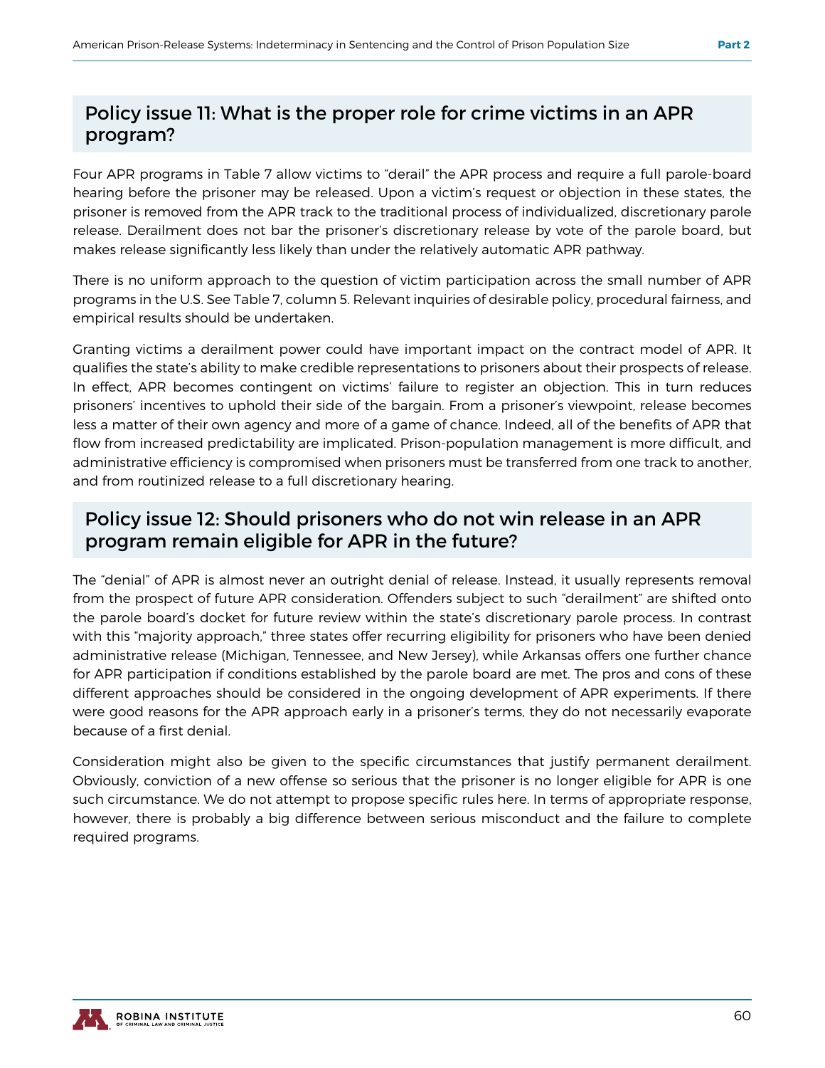## Policy issue 11: What is the proper role for crime victims in an APR program?

Four APR programs in Table 7 allow victims to "derail" the APR process and require a full parole-board hearing before the prisoner may be released. Upon a victim's request or objection in these states, the prisoner is removed from the APR track to the traditional process of individualized, discretionary parole release. Derailment does not bar the prisoner's discretionary release by vote of the parole board, but makes release significantly less likely than under the relatively automatic APR pathway.

There is no uniform approach to the question of victim participation across the small number of APR programs in the U.S. See Table 7, column 5. Relevant inquiries of desirable policy, procedural fairness, and empirical results should be undertaken.

Granting victims a derailment power could have important impact on the contract model of APR. It qualifies the state's ability to make credible representations to prisoners about their prospects of release. In effect, APR becomes contingent on victims' failure to register an objection. This in turn reduces prisoners' incentives to uphold their side of the bargain. From a prisoner's viewpoint, release becomes less a matter of their own agency and more of a game of chance. Indeed, all of the benefits of APR that flow from increased predictability are implicated. Prison-population management is more difficult, and administrative efficiency is compromised when prisoners must be transferred from one track to another, and from routinized release to a full discretionary hearing.

## Policy issue 12: Should prisoners who do not win release in an APR program remain eligible for APR in the future?

The "denial" of APR is almost never an outright denial of release. Instead, it usually represents removal from the prospect of future APR consideration. Offenders subject to such "derailment" are shifted onto the parole board's docket for future review within the state's discretionary parole process. In contrast with this "majority approach," three states offer recurring eligibility for prisoners who have been denied administrative release (Michigan, Tennessee, and New Jersey), while Arkansas offers one further chance for APR participation if conditions established by the parole board are met. The pros and cons of these different approaches should be considered in the ongoing development of APR experiments. If there were good reasons for the APR approach early in a prisoner's terms, they do not necessarily evaporate because of a first denial.

Consideration might also be given to the specific circumstances that justify permanent derailment. Obviously, conviction of a new offense so serious that the prisoner is no longer eligible for APR is one such circumstance. We do not attempt to propose specific rules here. In terms of appropriate response, however, there is probably a big difference between serious misconduct and the failure to complete required programs.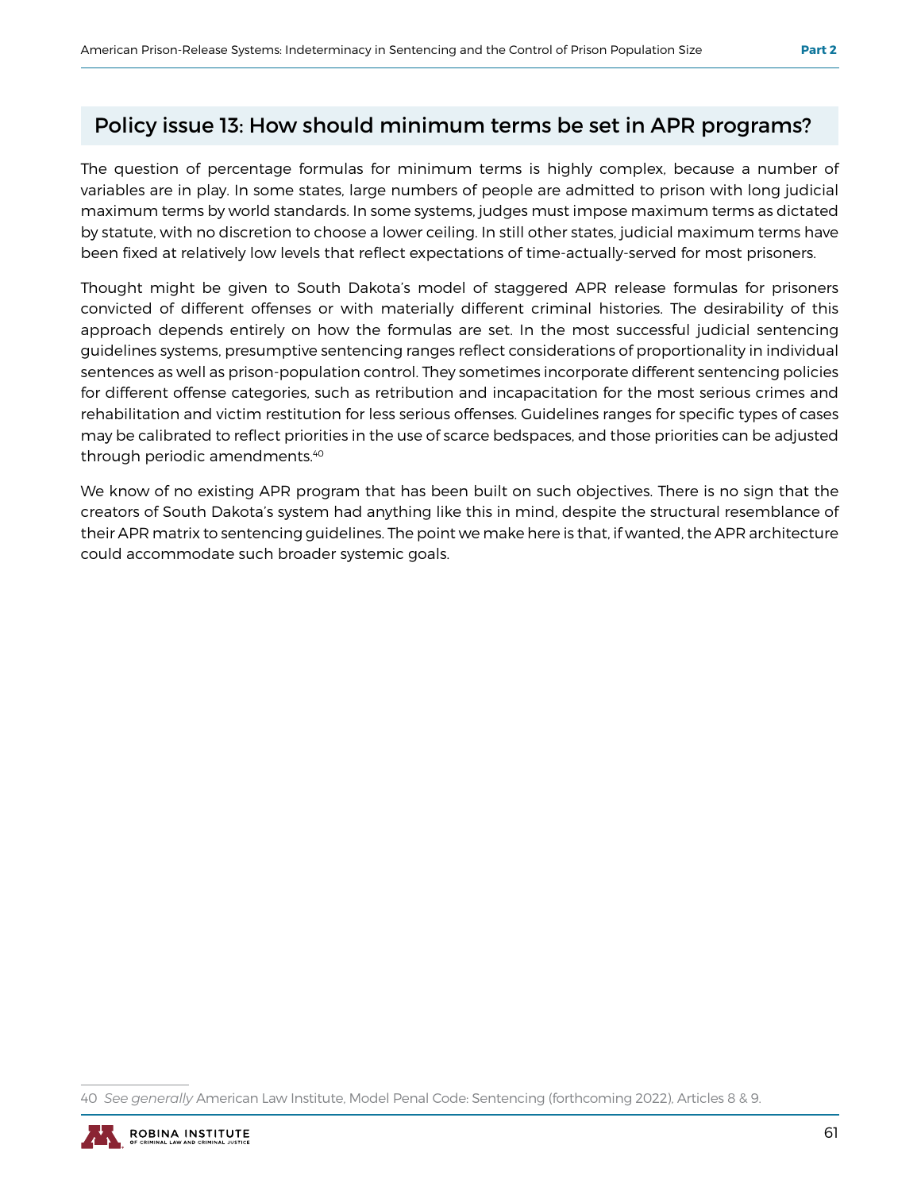## Policy issue 13: How should minimum terms be set in APR programs?

The question of percentage formulas for minimum terms is highly complex, because a number of variables are in play. In some states, large numbers of people are admitted to prison with long judicial maximum terms by world standards. In some systems, judges must impose maximum terms as dictated by statute, with no discretion to choose a lower ceiling. In still other states, judicial maximum terms have been fixed at relatively low levels that reflect expectations of time-actually-served for most prisoners.

Thought might be given to South Dakota's model of staggered APR release formulas for prisoners convicted of different offenses or with materially different criminal histories. The desirability of this approach depends entirely on how the formulas are set. In the most successful judicial sentencing guidelines systems, presumptive sentencing ranges reflect considerations of proportionality in individual sentences as well as prison-population control. They sometimes incorporate different sentencing policies for different offense categories, such as retribution and incapacitation for the most serious crimes and rehabilitation and victim restitution for less serious offenses. Guidelines ranges for specific types of cases may be calibrated to reflect priorities in the use of scarce bedspaces, and those priorities can be adjusted through periodic amendments.[40]

We know of no existing APR program that has been built on such objectives. There is no sign that the creators of South Dakota's system had anything like this in mind, despite the structural resemblance of their APR matrix to sentencing guidelines. The point we make here is that, if wanted, the APR architecture could accommodate such broader systemic goals.

---

40 *See generally* American Law Institute, Model Penal Code: Sentencing (forthcoming 2022), Articles 8 & 9.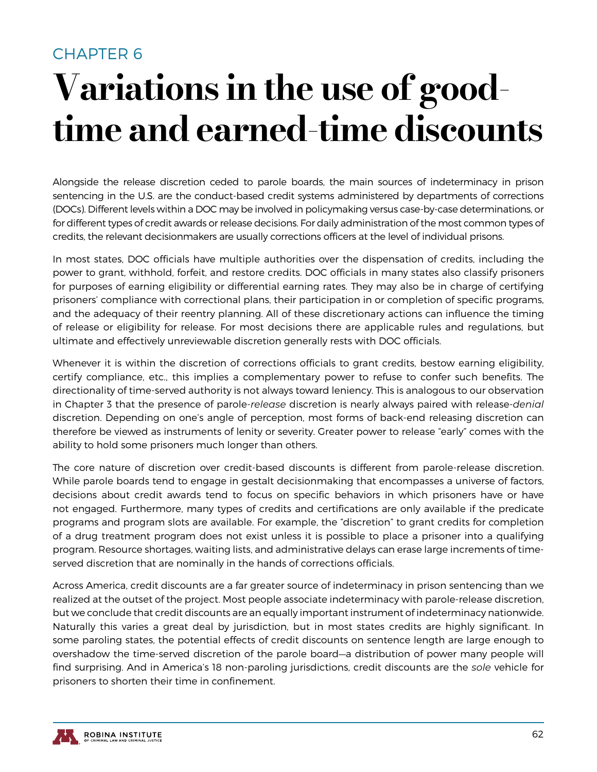CHAPTER 6

# Variations in the use of good-time and earned-time discounts

Alongside the release discretion ceded to parole boards, the main sources of indeterminacy in prison sentencing in the U.S. are the conduct-based credit systems administered by departments of corrections (DOCs). Different levels within a DOC may be involved in policymaking versus case-by-case determinations, or for different types of credit awards or release decisions. For daily administration of the most common types of credits, the relevant decisionmakers are usually corrections officers at the level of individual prisons.

In most states, DOC officials have multiple authorities over the dispensation of credits, including the power to grant, withhold, forfeit, and restore credits. DOC officials in many states also classify prisoners for purposes of earning eligibility or differential earning rates. They may also be in charge of certifying prisoners' compliance with correctional plans, their participation in or completion of specific programs, and the adequacy of their reentry planning. All of these discretionary actions can influence the timing of release or eligibility for release. For most decisions there are applicable rules and regulations, but ultimate and effectively unreviewable discretion generally rests with DOC officials.

Whenever it is within the discretion of corrections officials to grant credits, bestow earning eligibility, certify compliance, etc., this implies a complementary power to refuse to confer such benefits. The directionality of time-served authority is not always toward leniency. This is analogous to our observation in Chapter 3 that the presence of parole-*release* discretion is nearly always paired with release-*denial* discretion. Depending on one's angle of perception, most forms of back-end releasing discretion can therefore be viewed as instruments of lenity or severity. Greater power to release "early" comes with the ability to hold some prisoners much longer than others.

The core nature of discretion over credit-based discounts is different from parole-release discretion. While parole boards tend to engage in gestalt decisionmaking that encompasses a universe of factors, decisions about credit awards tend to focus on specific behaviors in which prisoners have or have not engaged. Furthermore, many types of credits and certifications are only available if the predicate programs and program slots are available. For example, the "discretion" to grant credits for completion of a drug treatment program does not exist unless it is possible to place a prisoner into a qualifying program. Resource shortages, waiting lists, and administrative delays can erase large increments of time-served discretion that are nominally in the hands of corrections officials.

Across America, credit discounts are a far greater source of indeterminacy in prison sentencing than we realized at the outset of the project. Most people associate indeterminacy with parole-release discretion, but we conclude that credit discounts are an equally important instrument of indeterminacy nationwide. Naturally this varies a great deal by jurisdiction, but in most states credits are highly significant. In some paroling states, the potential effects of credit discounts on sentence length are large enough to overshadow the time-served discretion of the parole board—a distribution of power many people will find surprising. And in America's 18 non-paroling jurisdictions, credit discounts are the *sole* vehicle for prisoners to shorten their time in confinement.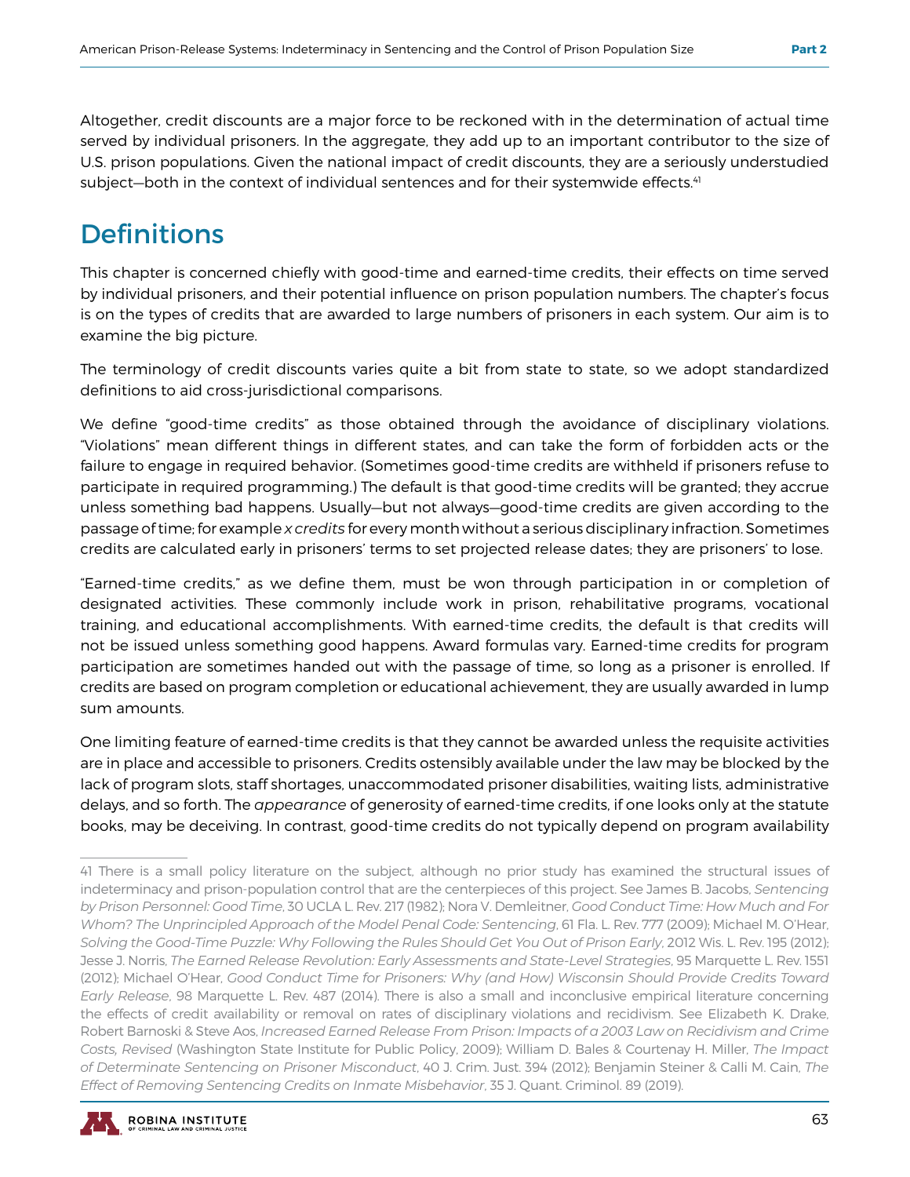Altogether, credit discounts are a major force to be reckoned with in the determination of actual time served by individual prisoners. In the aggregate, they add up to an important contributor to the size of U.S. prison populations. Given the national impact of credit discounts, they are a seriously understudied subject—both in the context of individual sentences and for their systemwide effects.[41]

## Definitions

This chapter is concerned chiefly with good-time and earned-time credits, their effects on time served by individual prisoners, and their potential influence on prison population numbers. The chapter's focus is on the types of credits that are awarded to large numbers of prisoners in each system. Our aim is to examine the big picture.

The terminology of credit discounts varies quite a bit from state to state, so we adopt standardized definitions to aid cross-jurisdictional comparisons.

We define "good-time credits" as those obtained through the avoidance of disciplinary violations. "Violations" mean different things in different states, and can take the form of forbidden acts or the failure to engage in required behavior. (Sometimes good-time credits are withheld if prisoners refuse to participate in required programming.) The default is that good-time credits will be granted; they accrue unless something bad happens. Usually—but not always—good-time credits are given according to the passage of time; for example *x credits* for every month without a serious disciplinary infraction. Sometimes credits are calculated early in prisoners' terms to set projected release dates; they are prisoners' to lose.

"Earned-time credits," as we define them, must be won through participation in or completion of designated activities. These commonly include work in prison, rehabilitative programs, vocational training, and educational accomplishments. With earned-time credits, the default is that credits will not be issued unless something good happens. Award formulas vary. Earned-time credits for program participation are sometimes handed out with the passage of time, so long as a prisoner is enrolled. If credits are based on program completion or educational achievement, they are usually awarded in lump sum amounts.

One limiting feature of earned-time credits is that they cannot be awarded unless the requisite activities are in place and accessible to prisoners. Credits ostensibly available under the law may be blocked by the lack of program slots, staff shortages, unaccommodated prisoner disabilities, waiting lists, administrative delays, and so forth. The *appearance* of generosity of earned-time credits, if one looks only at the statute books, may be deceiving. In contrast, good-time credits do not typically depend on program availability

---

41 There is a small policy literature on the subject, although no prior study has examined the structural issues of indeterminacy and prison-population control that are the centerpieces of this project. See James B. Jacobs, *Sentencing by Prison Personnel: Good Time*, 30 UCLA L. Rev. 217 (1982); Nora V. Demleitner, *Good Conduct Time: How Much and For Whom? The Unprincipled Approach of the Model Penal Code: Sentencing*, 61 Fla. L. Rev. 777 (2009); Michael M. O'Hear, *Solving the Good-Time Puzzle: Why Following the Rules Should Get You Out of Prison Early*, 2012 Wis. L. Rev. 195 (2012); Jesse J. Norris, *The Earned Release Revolution: Early Assessments and State-Level Strategies*, 95 Marquette L. Rev. 1551 (2012); Michael O'Hear, *Good Conduct Time for Prisoners: Why (and How) Wisconsin Should Provide Credits Toward Early Release*, 98 Marquette L. Rev. 487 (2014). There is also a small and inconclusive empirical literature concerning the effects of credit availability or removal on rates of disciplinary violations and recidivism. See Elizabeth K. Drake, Robert Barnoski & Steve Aos, *Increased Earned Release From Prison: Impacts of a 2003 Law on Recidivism and Crime Costs, Revised* (Washington State Institute for Public Policy, 2009); William D. Bales & Courtenay H. Miller, *The Impact of Determinate Sentencing on Prisoner Misconduct*, 40 J. Crim. Just. 394 (2012); Benjamin Steiner & Calli M. Cain, *The Effect of Removing Sentencing Credits on Inmate Misbehavior*, 35 J. Quant. Criminol. 89 (2019).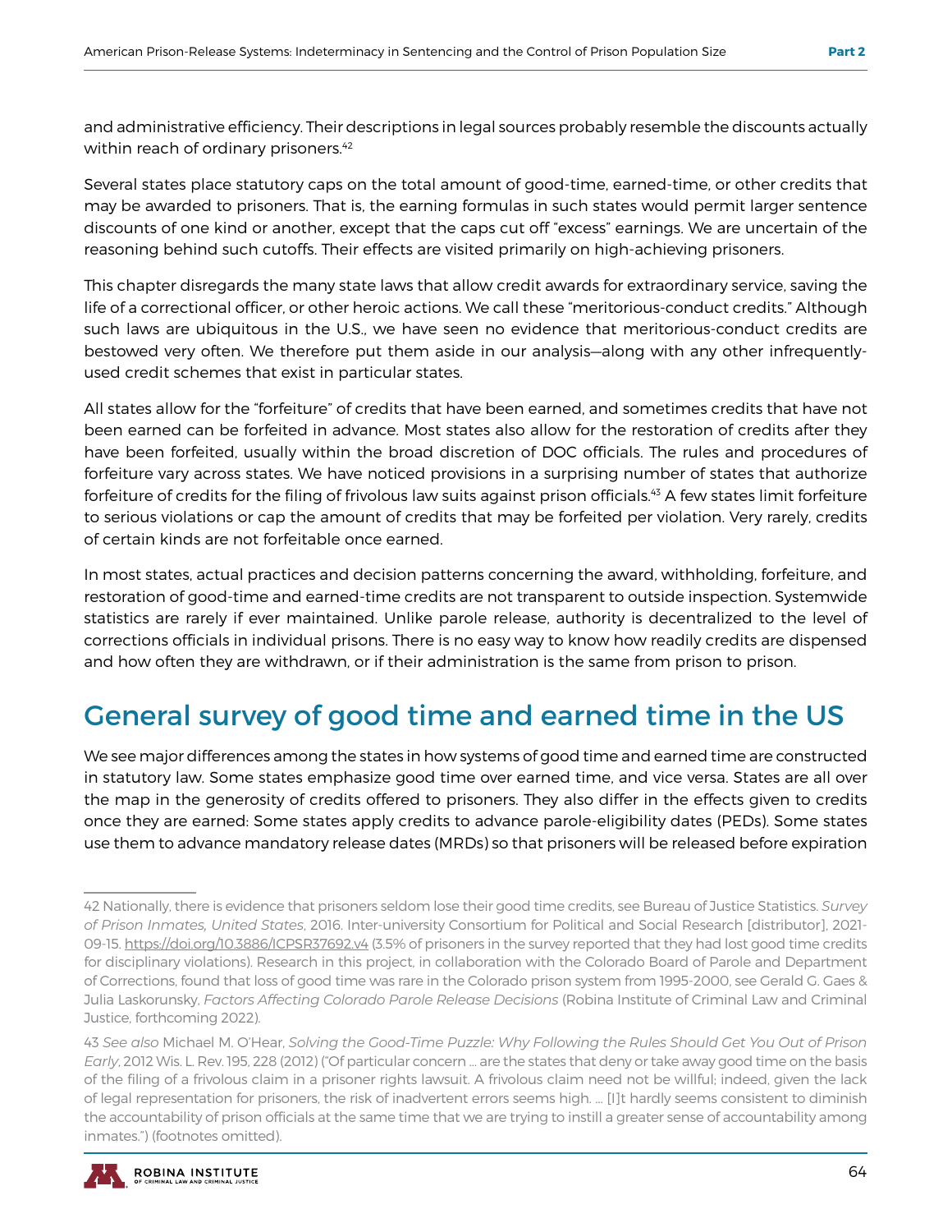and administrative efficiency. Their descriptions in legal sources probably resemble the discounts actually within reach of ordinary prisoners.[42]

Several states place statutory caps on the total amount of good-time, earned-time, or other credits that may be awarded to prisoners. That is, the earning formulas in such states would permit larger sentence discounts of one kind or another, except that the caps cut off "excess" earnings. We are uncertain of the reasoning behind such cutoffs. Their effects are visited primarily on high-achieving prisoners.

This chapter disregards the many state laws that allow credit awards for extraordinary service, saving the life of a correctional officer, or other heroic actions. We call these "meritorious-conduct credits." Although such laws are ubiquitous in the U.S., we have seen no evidence that meritorious-conduct credits are bestowed very often. We therefore put them aside in our analysis—along with any other infrequently-used credit schemes that exist in particular states.

All states allow for the "forfeiture" of credits that have been earned, and sometimes credits that have not been earned can be forfeited in advance. Most states also allow for the restoration of credits after they have been forfeited, usually within the broad discretion of DOC officials. The rules and procedures of forfeiture vary across states. We have noticed provisions in a surprising number of states that authorize forfeiture of credits for the filing of frivolous law suits against prison officials.[43] A few states limit forfeiture to serious violations or cap the amount of credits that may be forfeited per violation. Very rarely, credits of certain kinds are not forfeitable once earned.

In most states, actual practices and decision patterns concerning the award, withholding, forfeiture, and restoration of good-time and earned-time credits are not transparent to outside inspection. Systemwide statistics are rarely if ever maintained. Unlike parole release, authority is decentralized to the level of corrections officials in individual prisons. There is no easy way to know how readily credits are dispensed and how often they are withdrawn, or if their administration is the same from prison to prison.

## General survey of good time and earned time in the US

We see major differences among the states in how systems of good time and earned time are constructed in statutory law. Some states emphasize good time over earned time, and vice versa. States are all over the map in the generosity of credits offered to prisoners. They also differ in the effects given to credits once they are earned: Some states apply credits to advance parole-eligibility dates (PEDs). Some states use them to advance mandatory release dates (MRDs) so that prisoners will be released before expiration

---

42 Nationally, there is evidence that prisoners seldom lose their good time credits, see Bureau of Justice Statistics. *Survey of Prison Inmates, United States*, 2016. Inter-university Consortium for Political and Social Research [distributor], 2021-09-15. https://doi.org/10.3886/ICPSR37692.v4 (3.5% of prisoners in the survey reported that they had lost good time credits for disciplinary violations). Research in this project, in collaboration with the Colorado Board of Parole and Department of Corrections, found that loss of good time was rare in the Colorado prison system from 1995-2000, see Gerald G. Gaes & Julia Laskorunsky, *Factors Affecting Colorado Parole Release Decisions* (Robina Institute of Criminal Law and Criminal Justice, forthcoming 2022).

43 *See also* Michael M. O'Hear, *Solving the Good-Time Puzzle: Why Following the Rules Should Get You Out of Prison Early*, 2012 Wis. L. Rev. 195, 228 (2012) ("Of particular concern ... are the states that deny or take away good time on the basis of the filing of a frivolous claim in a prisoner rights lawsuit. A frivolous claim need not be willful; indeed, given the lack of legal representation for prisoners, the risk of inadvertent errors seems high. ... [I]t hardly seems consistent to diminish the accountability of prison officials at the same time that we are trying to instill a greater sense of accountability among inmates.") (footnotes omitted).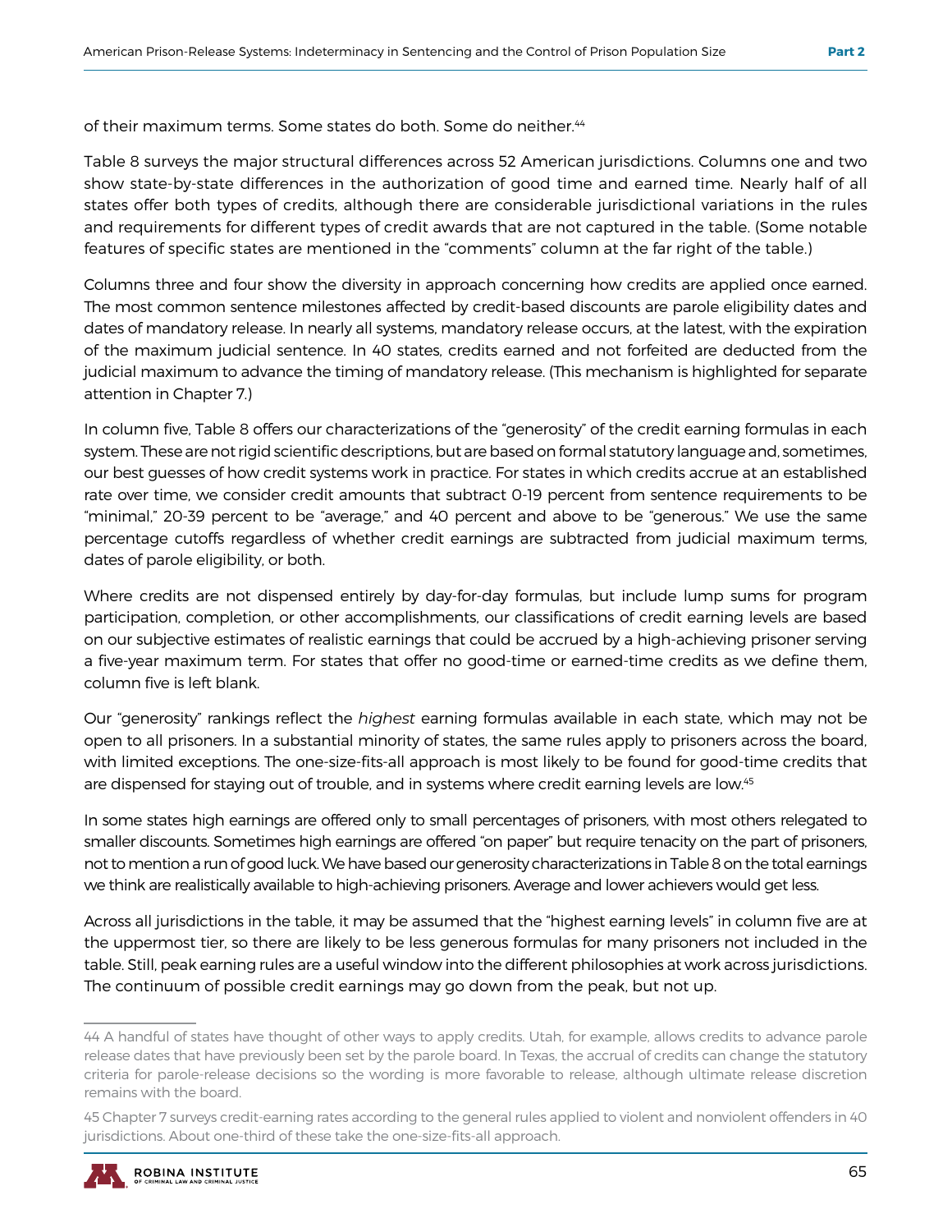of their maximum terms. Some states do both. Some do neither.[44]

Table 8 surveys the major structural differences across 52 American jurisdictions. Columns one and two show state-by-state differences in the authorization of good time and earned time. Nearly half of all states offer both types of credits, although there are considerable jurisdictional variations in the rules and requirements for different types of credit awards that are not captured in the table. (Some notable features of specific states are mentioned in the "comments" column at the far right of the table.)

Columns three and four show the diversity in approach concerning how credits are applied once earned. The most common sentence milestones affected by credit-based discounts are parole eligibility dates and dates of mandatory release. In nearly all systems, mandatory release occurs, at the latest, with the expiration of the maximum judicial sentence. In 40 states, credits earned and not forfeited are deducted from the judicial maximum to advance the timing of mandatory release. (This mechanism is highlighted for separate attention in Chapter 7.)

In column five, Table 8 offers our characterizations of the "generosity" of the credit earning formulas in each system. These are not rigid scientific descriptions, but are based on formal statutory language and, sometimes, our best guesses of how credit systems work in practice. For states in which credits accrue at an established rate over time, we consider credit amounts that subtract 0-19 percent from sentence requirements to be "minimal," 20-39 percent to be "average," and 40 percent and above to be "generous." We use the same percentage cutoffs regardless of whether credit earnings are subtracted from judicial maximum terms, dates of parole eligibility, or both.

Where credits are not dispensed entirely by day-for-day formulas, but include lump sums for program participation, completion, or other accomplishments, our classifications of credit earning levels are based on our subjective estimates of realistic earnings that could be accrued by a high-achieving prisoner serving a five-year maximum term. For states that offer no good-time or earned-time credits as we define them, column five is left blank.

Our "generosity" rankings reflect the *highest* earning formulas available in each state, which may not be open to all prisoners. In a substantial minority of states, the same rules apply to prisoners across the board, with limited exceptions. The one-size-fits-all approach is most likely to be found for good-time credits that are dispensed for staying out of trouble, and in systems where credit earning levels are low.[45]

In some states high earnings are offered only to small percentages of prisoners, with most others relegated to smaller discounts. Sometimes high earnings are offered "on paper" but require tenacity on the part of prisoners, not to mention a run of good luck. We have based our generosity characterizations in Table 8 on the total earnings we think are realistically available to high-achieving prisoners. Average and lower achievers would get less.

Across all jurisdictions in the table, it may be assumed that the "highest earning levels" in column five are at the uppermost tier, so there are likely to be less generous formulas for many prisoners not included in the table. Still, peak earning rules are a useful window into the different philosophies at work across jurisdictions. The continuum of possible credit earnings may go down from the peak, but not up.

---

44 A handful of states have thought of other ways to apply credits. Utah, for example, allows credits to advance parole release dates that have previously been set by the parole board. In Texas, the accrual of credits can change the statutory criteria for parole-release decisions so the wording is more favorable to release, although ultimate release discretion remains with the board.

45 Chapter 7 surveys credit-earning rates according to the general rules applied to violent and nonviolent offenders in 40 jurisdictions. About one-third of these take the one-size-fits-all approach.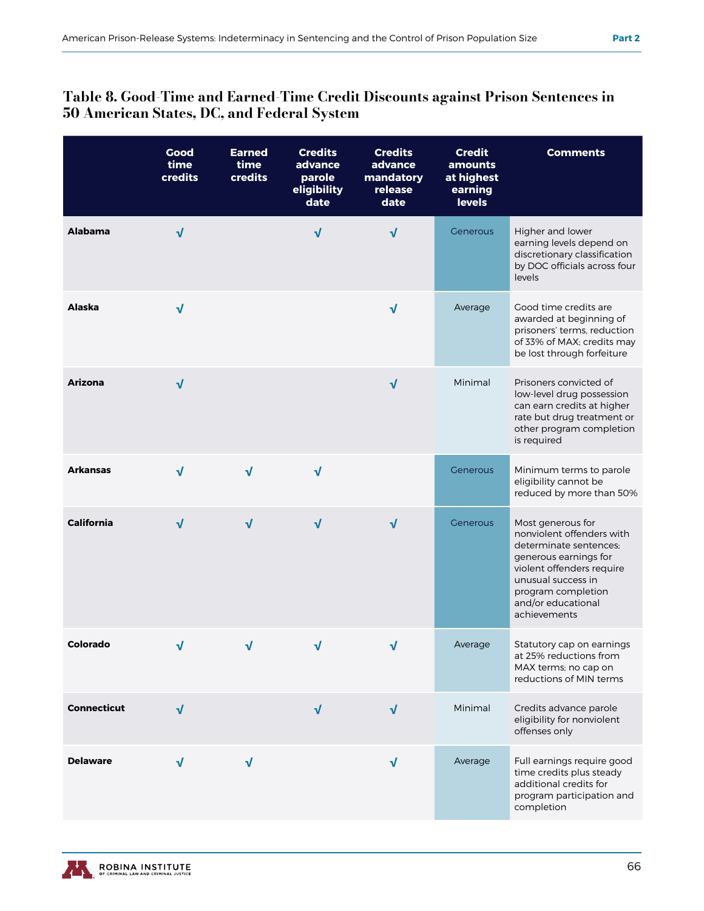## Table 8. Good-Time and Earned-Time Credit Discounts against Prison Sentences in 50 American States, DC, and Federal System

| | Good time credits | Earned time credits | Credits advance parole eligibility date | Credits advance mandatory release date | Credit amounts at highest earning levels | Comments |
|---|---|---|---|---|---|---|
| **Alabama** | √ | | √ | √ | Generous | Higher and lower earning levels depend on discretionary classification by DOC officials across four levels |
| **Alaska** | √ | | | √ | Average | Good time credits are awarded at beginning of prisoners' terms, reduction of 33% of MAX; credits may be lost through forfeiture |
| **Arizona** | √ | | | √ | Minimal | Prisoners convicted of low-level drug possession can earn credits at higher rate but drug treatment or other program completion is required |
| **Arkansas** | √ | √ | √ | | Generous | Minimum terms to parole eligibility cannot be reduced by more than 50% |
| **California** | √ | √ | √ | √ | Generous | Most generous for nonviolent offenders with determinate sentences; generous earnings for violent offenders require unusual success in program completion and/or educational achievements |
| **Colorado** | √ | √ | √ | √ | Average | Statutory cap on earnings at 25% reductions from MAX terms; no cap on reductions of MIN terms |
| **Connecticut** | √ | | √ | √ | Minimal | Credits advance parole eligibility for nonviolent offenses only |
| **Delaware** | √ | √ | | √ | Average | Full earnings require good time credits plus steady additional credits for program participation and completion |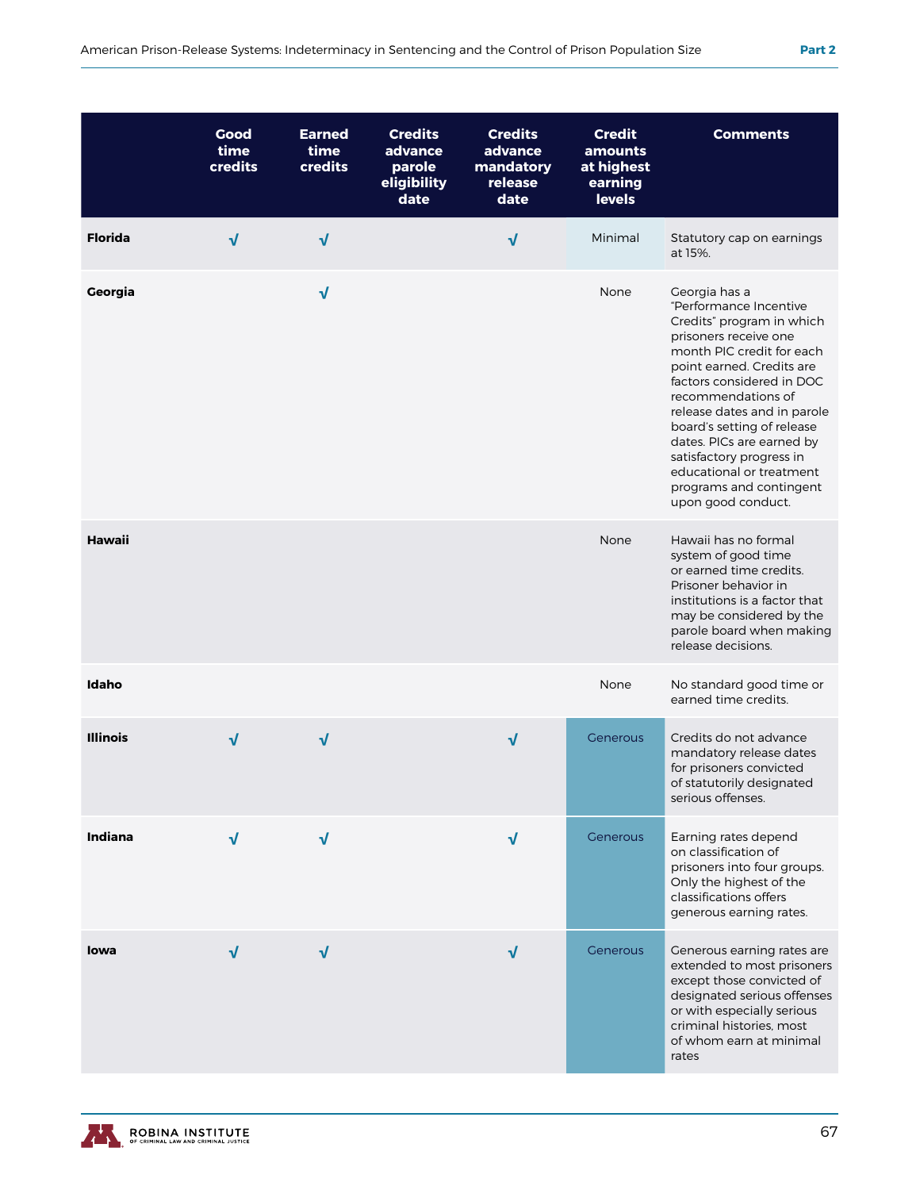| | Good time credits | Earned time credits | Credits advance parole eligibility date | Credits advance mandatory release date | Credit amounts at highest earning levels | Comments |
|---|---|---|---|---|---|---|
| **Florida** | √ | √ | | √ | Minimal | Statutory cap on earnings at 15%. |
| **Georgia** | | √ | | | None | Georgia has a "Performance Incentive Credits" program in which prisoners receive one month PIC credit for each point earned. Credits are factors considered in DOC recommendations of release dates and in parole board's setting of release dates. PICs are earned by satisfactory progress in educational or treatment programs and contingent upon good conduct. |
| **Hawaii** | | | | | None | Hawaii has no formal system of good time or earned time credits. Prisoner behavior in institutions is a factor that may be considered by the parole board when making release decisions. |
| **Idaho** | | | | | None | No standard good time or earned time credits. |
| **Illinois** | √ | √ | | √ | Generous | Credits do not advance mandatory release dates for prisoners convicted of statutorily designated serious offenses. |
| **Indiana** | √ | √ | | √ | Generous | Earning rates depend on classification of prisoners into four groups. Only the highest of the classifications offers generous earning rates. |
| **Iowa** | √ | √ | | √ | Generous | Generous earning rates are extended to most prisoners except those convicted of designated serious offenses or with especially serious criminal histories, most of whom earn at minimal rates |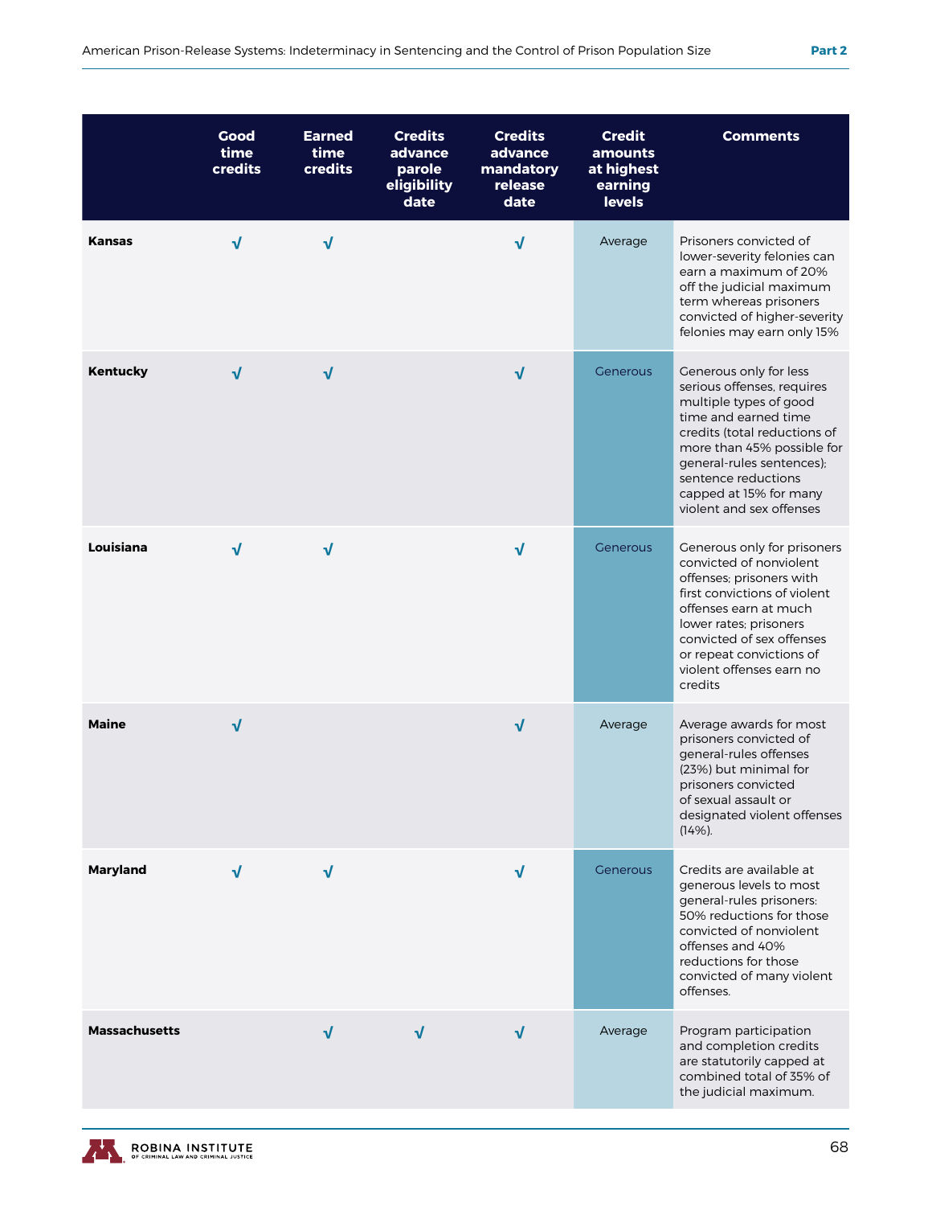| | Good time credits | Earned time credits | Credits advance parole eligibility date | Credits advance mandatory release date | Credit amounts at highest earning levels | Comments |
|---|---|---|---|---|---|---|
| **Kansas** | √ | √ | | √ | Average | Prisoners convicted of lower-severity felonies can earn a maximum of 20% off the judicial maximum term whereas prisoners convicted of higher-severity felonies may earn only 15% |
| **Kentucky** | √ | √ | | √ | Generous | Generous only for less serious offenses, requires multiple types of good time and earned time credits (total reductions of more than 45% possible for general-rules sentences); sentence reductions capped at 15% for many violent and sex offenses |
| **Louisiana** | √ | √ | | √ | Generous | Generous only for prisoners convicted of nonviolent offenses; prisoners with first convictions of violent offenses earn at much lower rates; prisoners convicted of sex offenses or repeat convictions of violent offenses earn no credits |
| **Maine** | √ | | | √ | Average | Average awards for most prisoners convicted of general-rules offenses (23%) but minimal for prisoners convicted of sexual assault or designated violent offenses (14%). |
| **Maryland** | √ | √ | | √ | Generous | Credits are available at generous levels to most general-rules prisoners: 50% reductions for those convicted of nonviolent offenses and 40% reductions for those convicted of many violent offenses. |
| **Massachusetts** | | √ | √ | √ | Average | Program participation and completion credits are statutorily capped at combined total of 35% of the judicial maximum. |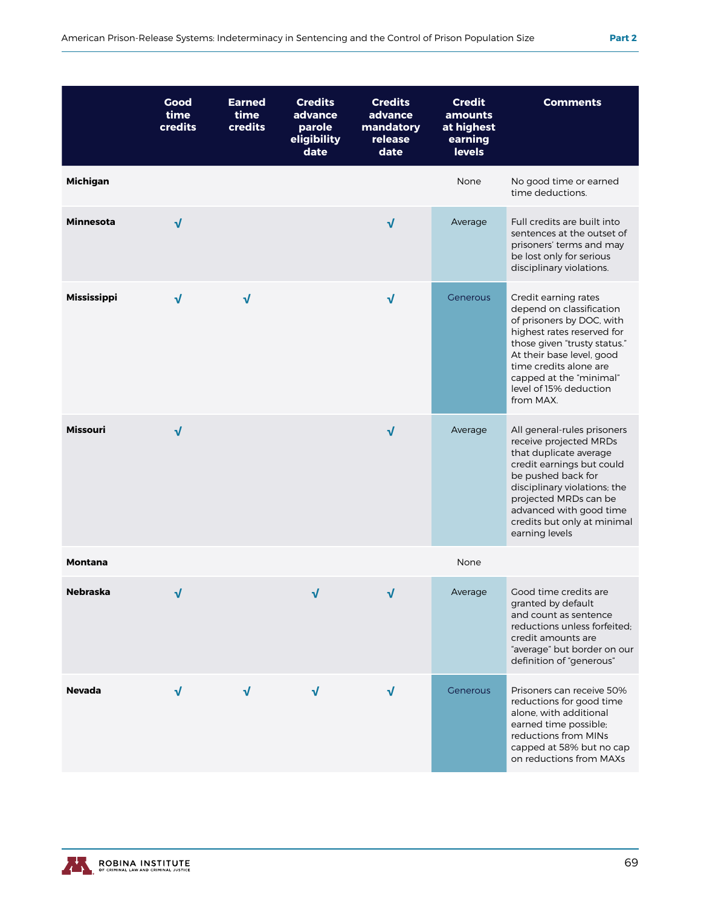|  | Good time credits | Earned time credits | Credits advance parole eligibility date | Credits advance mandatory release date | Credit amounts at highest earning levels | Comments |
|---|---|---|---|---|---|---|
| **Michigan** |  |  |  |  | None | No good time or earned time deductions. |
| **Minnesota** | √ |  |  | √ | Average | Full credits are built into sentences at the outset of prisoners' terms and may be lost only for serious disciplinary violations. |
| **Mississippi** | √ | √ |  | √ | Generous | Credit earning rates depend on classification of prisoners by DOC, with highest rates reserved for those given "trusty status." At their base level, good time credits alone are capped at the "minimal" level of 15% deduction from MAX. |
| **Missouri** | √ |  |  | √ | Average | All general-rules prisoners receive projected MRDs that duplicate average credit earnings but could be pushed back for disciplinary violations; the projected MRDs can be advanced with good time credits but only at minimal earning levels |
| **Montana** |  |  |  |  | None |  |
| **Nebraska** | √ |  | √ | √ | Average | Good time credits are granted by default and count as sentence reductions unless forfeited; credit amounts are "average" but border on our definition of "generous" |
| **Nevada** | √ | √ | √ | √ | Generous | Prisoners can receive 50% reductions for good time alone, with additional earned time possible; reductions from MINs capped at 58% but no cap on reductions from MAXs |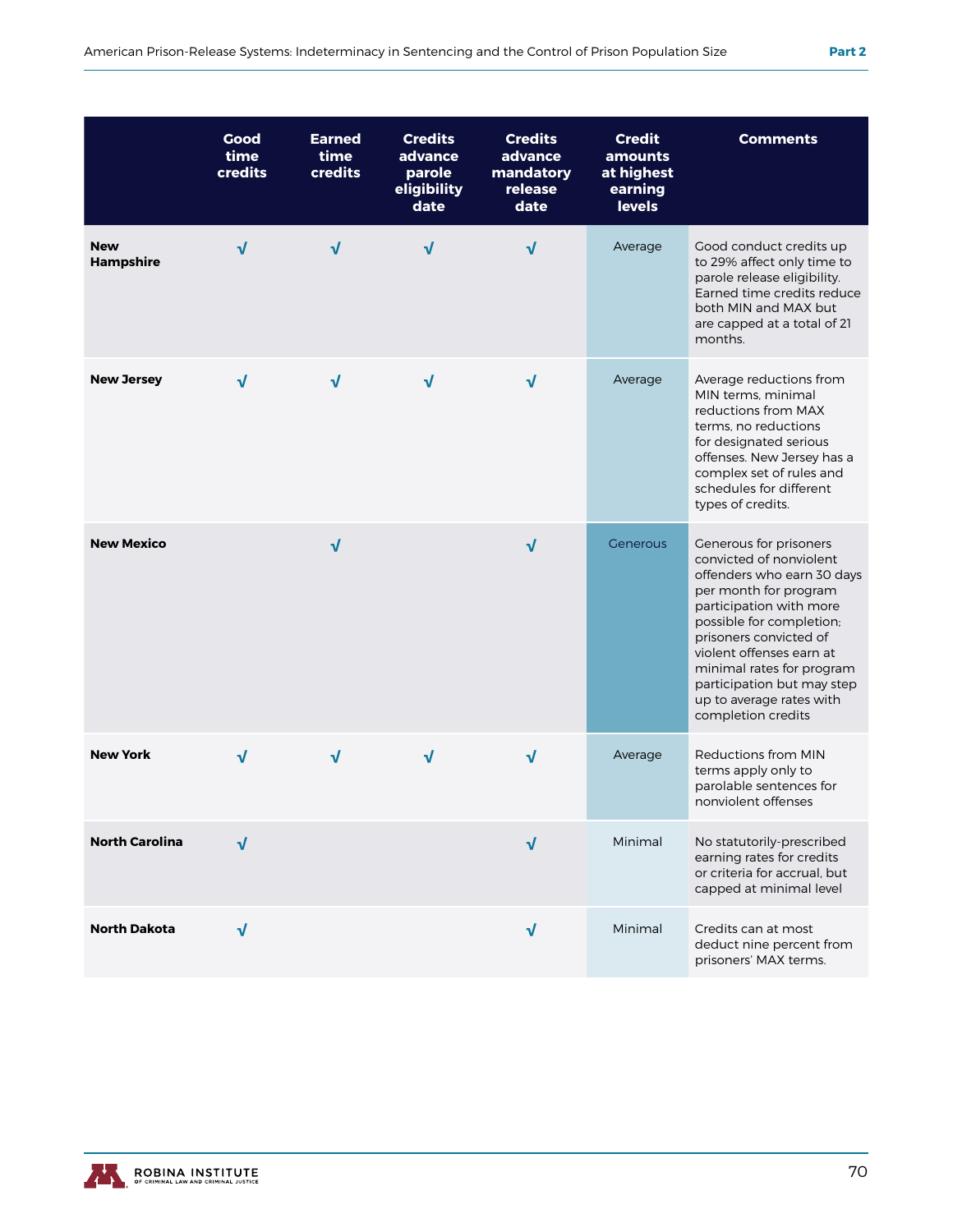| | Good time credits | Earned time credits | Credits advance parole eligibility date | Credits advance mandatory release date | Credit amounts at highest earning levels | Comments |
|---|---|---|---|---|---|---|
| **New Hampshire** | √ | √ | √ | √ | Average | Good conduct credits up to 29% affect only time to parole release eligibility. Earned time credits reduce both MIN and MAX but are capped at a total of 21 months. |
| **New Jersey** | √ | √ | √ | √ | Average | Average reductions from MIN terms, minimal reductions from MAX terms, no reductions for designated serious offenses. New Jersey has a complex set of rules and schedules for different types of credits. |
| **New Mexico** | | √ | | √ | Generous | Generous for prisoners convicted of nonviolent offenders who earn 30 days per month for program participation with more possible for completion; prisoners convicted of violent offenses earn at minimal rates for program participation but may step up to average rates with completion credits |
| **New York** | √ | √ | √ | √ | Average | Reductions from MIN terms apply only to parolable sentences for nonviolent offenses |
| **North Carolina** | √ | | | √ | Minimal | No statutorily-prescribed earning rates for credits or criteria for accrual, but capped at minimal level |
| **North Dakota** | √ | | | √ | Minimal | Credits can at most deduct nine percent from prisoners' MAX terms. |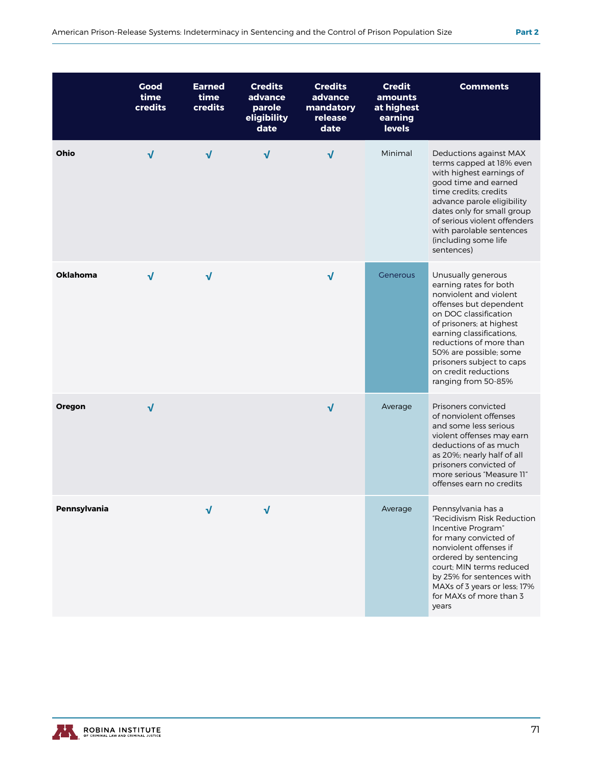| | Good time credits | Earned time credits | Credits advance parole eligibility date | Credits advance mandatory release date | Credit amounts at highest earning levels | Comments |
|---|---|---|---|---|---|---|
| **Ohio** | √ | √ | √ | √ | Minimal | Deductions against MAX terms capped at 18% even with highest earnings of good time and earned time credits; credits advance parole eligibility dates only for small group of serious violent offenders with parolable sentences (including some life sentences) |
| **Oklahoma** | √ | √ | | √ | Generous | Unusually generous earning rates for both nonviolent and violent offenses but dependent on DOC classification of prisoners; at highest earning classifications, reductions of more than 50% are possible; some prisoners subject to caps on credit reductions ranging from 50-85% |
| **Oregon** | √ | | | √ | Average | Prisoners convicted of nonviolent offenses and some less serious violent offenses may earn deductions of as much as 20%; nearly half of all prisoners convicted of more serious "Measure 11" offenses earn no credits |
| **Pennsylvania** | | √ | √ | | Average | Pennsylvania has a "Recidivism Risk Reduction Incentive Program" for many convicted of nonviolent offenses if ordered by sentencing court; MIN terms reduced by 25% for sentences with MAXs of 3 years or less; 17% for MAXs of more than 3 years |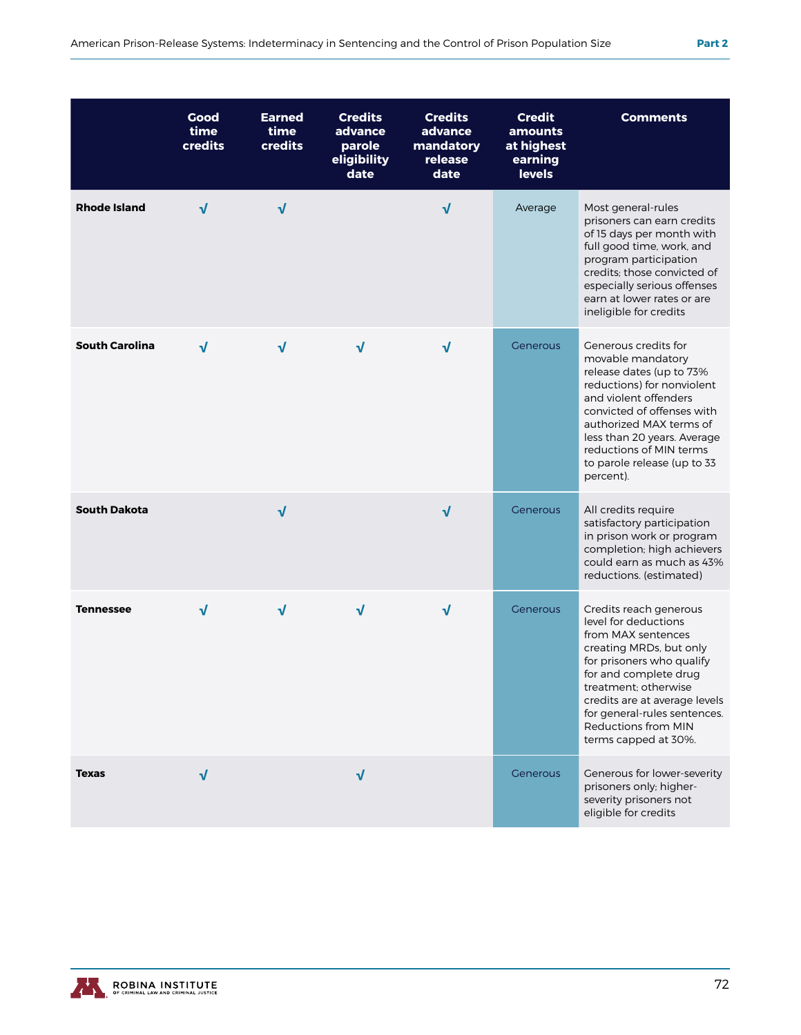| | Good time credits | Earned time credits | Credits advance parole eligibility date | Credits advance mandatory release date | Credit amounts at highest earning levels | Comments |
|---|---|---|---|---|---|---|
| **Rhode Island** | √ | √ | | √ | Average | Most general-rules prisoners can earn credits of 15 days per month with full good time, work, and program participation credits; those convicted of especially serious offenses earn at lower rates or are ineligible for credits |
| **South Carolina** | √ | √ | √ | √ | Generous | Generous credits for movable mandatory release dates (up to 73% reductions) for nonviolent and violent offenders convicted of offenses with authorized MAX terms of less than 20 years. Average reductions of MIN terms to parole release (up to 33 percent). |
| **South Dakota** | | √ | | √ | Generous | All credits require satisfactory participation in prison work or program completion; high achievers could earn as much as 43% reductions. (estimated) |
| **Tennessee** | √ | √ | √ | √ | Generous | Credits reach generous level for deductions from MAX sentences creating MRDs, but only for prisoners who qualify for and complete drug treatment; otherwise credits are at average levels for general-rules sentences. Reductions from MIN terms capped at 30%. |
| **Texas** | √ | | √ | | Generous | Generous for lower-severity prisoners only; higher-severity prisoners not eligible for credits |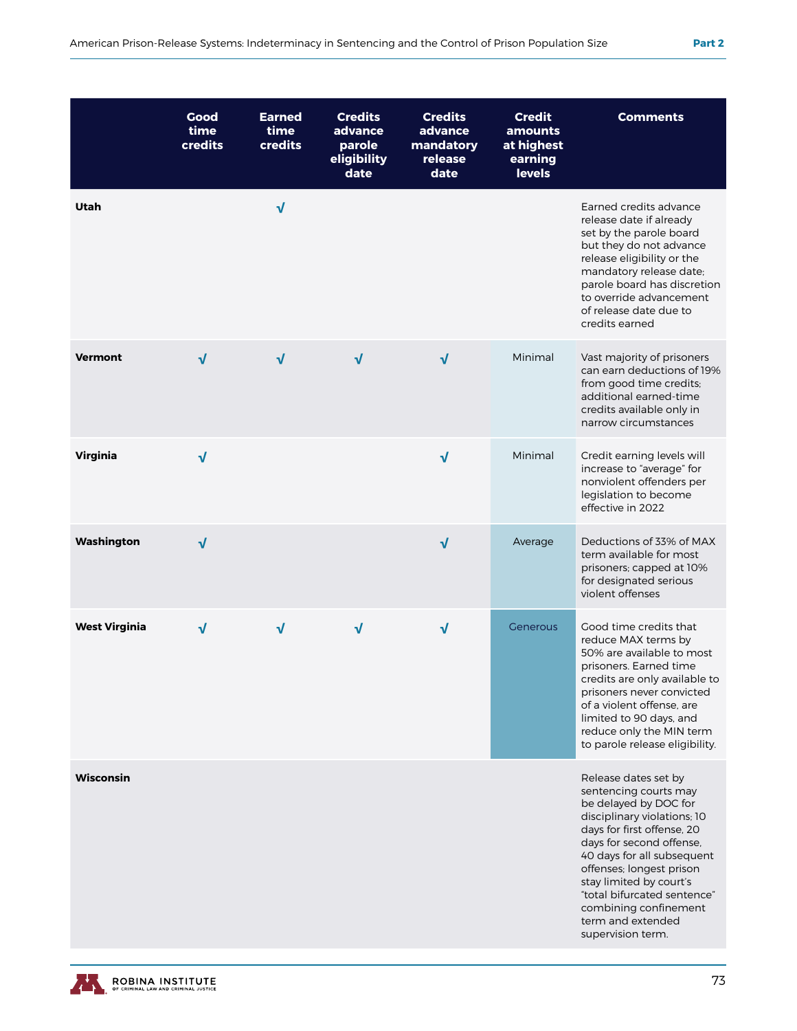| | Good time credits | Earned time credits | Credits advance parole eligibility date | Credits advance mandatory release date | Credit amounts at highest earning levels | Comments |
|---|---|---|---|---|---|---|
| **Utah** | | √ | | | | Earned credits advance release date if already set by the parole board but they do not advance release eligibility or the mandatory release date; parole board has discretion to override advancement of release date due to credits earned |
| **Vermont** | √ | √ | √ | √ | Minimal | Vast majority of prisoners can earn deductions of 19% from good time credits; additional earned-time credits available only in narrow circumstances |
| **Virginia** | √ | | | √ | Minimal | Credit earning levels will increase to "average" for nonviolent offenders per legislation to become effective in 2022 |
| **Washington** | √ | | | √ | Average | Deductions of 33% of MAX term available for most prisoners; capped at 10% for designated serious violent offenses |
| **West Virginia** | √ | √ | √ | √ | Generous | Good time credits that reduce MAX terms by 50% are available to most prisoners. Earned time credits are only available to prisoners never convicted of a violent offense, are limited to 90 days, and reduce only the MIN term to parole release eligibility. |
| **Wisconsin** | | | | | | Release dates set by sentencing courts may be delayed by DOC for disciplinary violations; 10 days for first offense, 20 days for second offense, 40 days for all subsequent offenses; longest prison stay limited by court's "total bifurcated sentence" combining confinement term and extended supervision term. |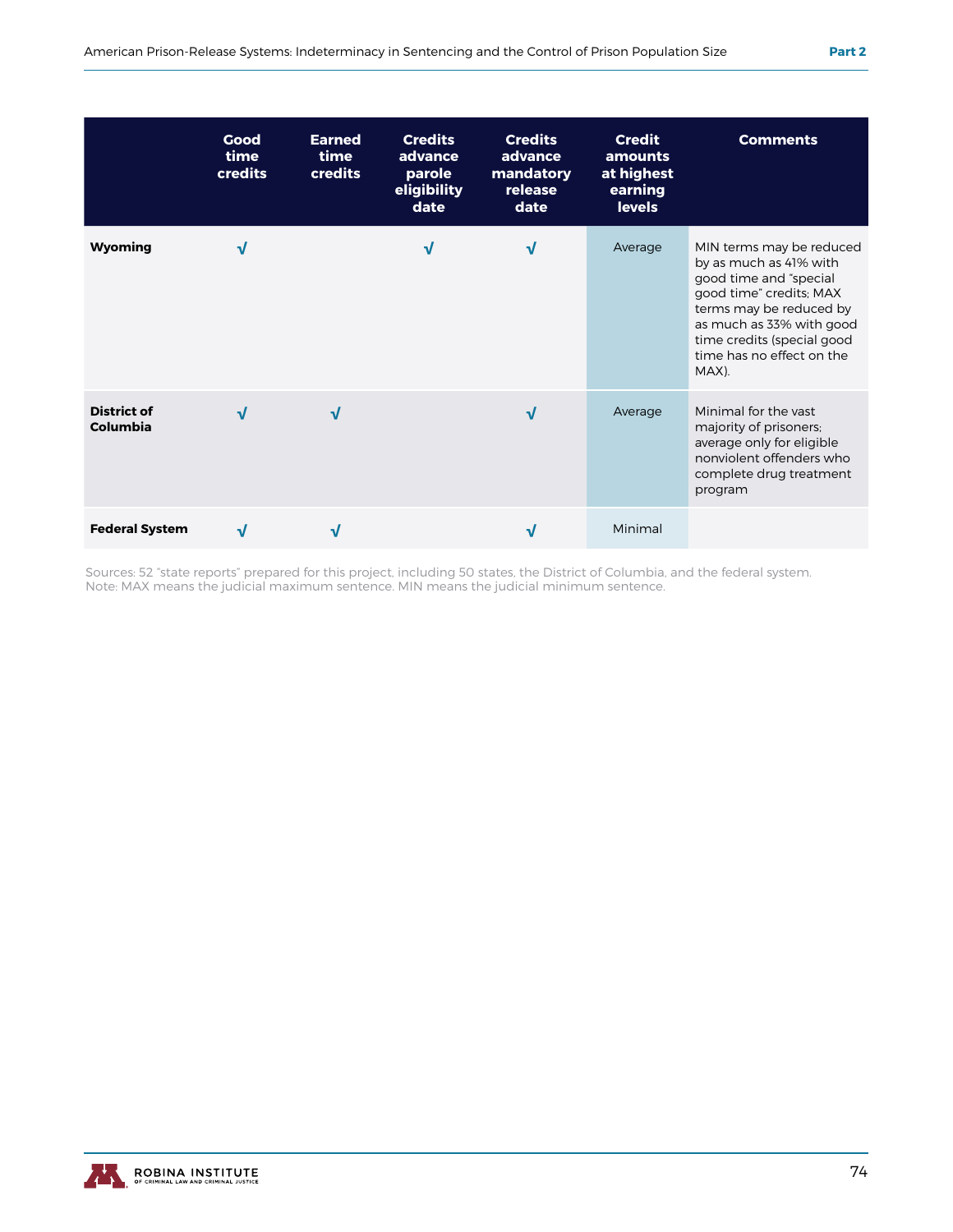| | Good time credits | Earned time credits | Credits advance parole eligibility date | Credits advance mandatory release date | Credit amounts at highest earning levels | Comments |
|---|---|---|---|---|---|---|
| **Wyoming** | √ | | √ | √ | Average | MIN terms may be reduced by as much as 41% with good time and "special good time" credits; MAX terms may be reduced by as much as 33% with good time credits (special good time has no effect on the MAX). |
| **District of Columbia** | √ | √ | | √ | Average | Minimal for the vast majority of prisoners; average only for eligible nonviolent offenders who complete drug treatment program |
| **Federal System** | √ | √ | | √ | Minimal | |

Sources: 52 "state reports" prepared for this project, including 50 states, the District of Columbia, and the federal system.
Note: MAX means the judicial maximum sentence. MIN means the judicial minimum sentence.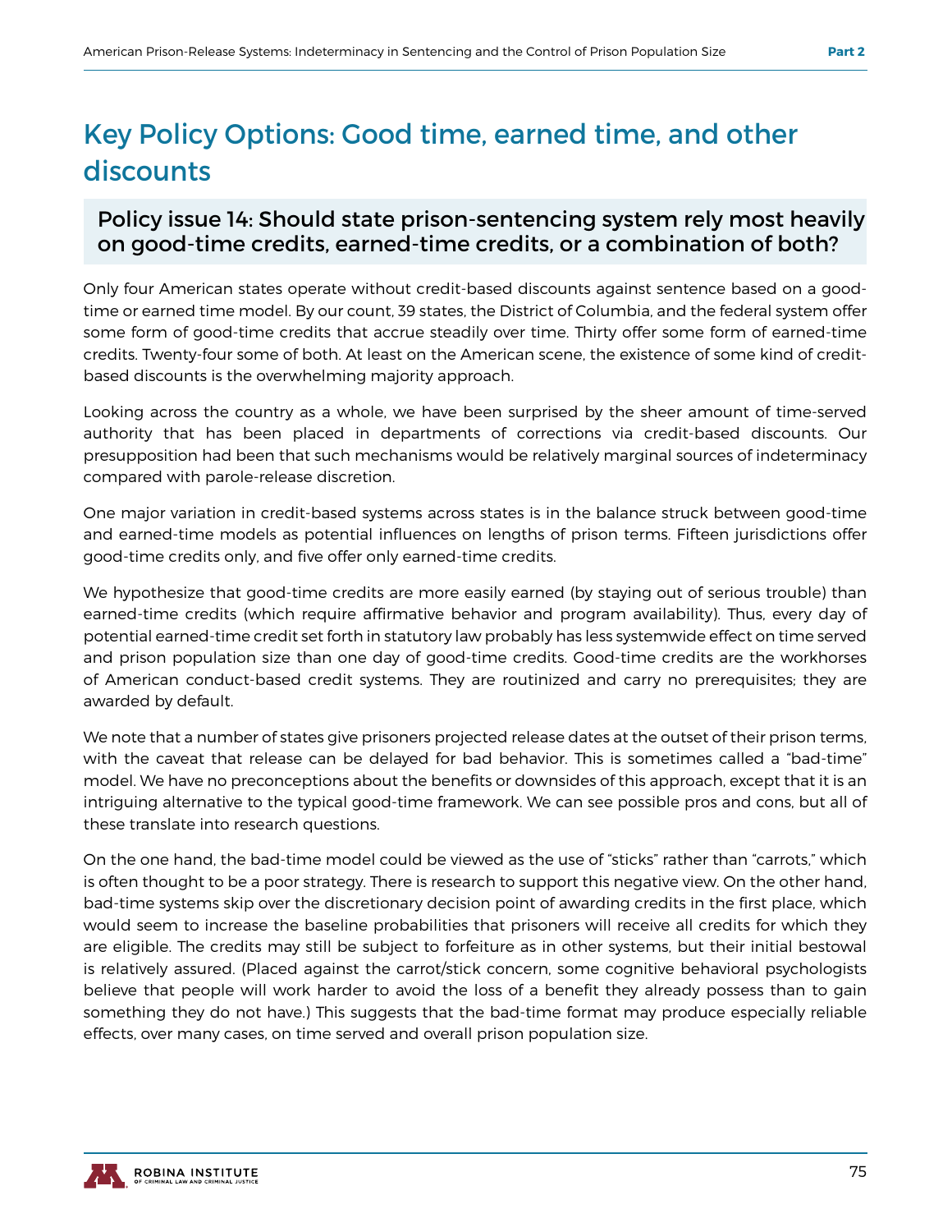# Key Policy Options: Good time, earned time, and other discounts

## Policy issue 14: Should state prison-sentencing system rely most heavily on good-time credits, earned-time credits, or a combination of both?

Only four American states operate without credit-based discounts against sentence based on a good-time or earned time model. By our count, 39 states, the District of Columbia, and the federal system offer some form of good-time credits that accrue steadily over time. Thirty offer some form of earned-time credits. Twenty-four some of both. At least on the American scene, the existence of some kind of credit-based discounts is the overwhelming majority approach.

Looking across the country as a whole, we have been surprised by the sheer amount of time-served authority that has been placed in departments of corrections via credit-based discounts. Our presupposition had been that such mechanisms would be relatively marginal sources of indeterminacy compared with parole-release discretion.

One major variation in credit-based systems across states is in the balance struck between good-time and earned-time models as potential influences on lengths of prison terms. Fifteen jurisdictions offer good-time credits only, and five offer only earned-time credits.

We hypothesize that good-time credits are more easily earned (by staying out of serious trouble) than earned-time credits (which require affirmative behavior and program availability). Thus, every day of potential earned-time credit set forth in statutory law probably has less systemwide effect on time served and prison population size than one day of good-time credits. Good-time credits are the workhorses of American conduct-based credit systems. They are routinized and carry no prerequisites; they are awarded by default.

We note that a number of states give prisoners projected release dates at the outset of their prison terms, with the caveat that release can be delayed for bad behavior. This is sometimes called a "bad-time" model. We have no preconceptions about the benefits or downsides of this approach, except that it is an intriguing alternative to the typical good-time framework. We can see possible pros and cons, but all of these translate into research questions.

On the one hand, the bad-time model could be viewed as the use of "sticks" rather than "carrots," which is often thought to be a poor strategy. There is research to support this negative view. On the other hand, bad-time systems skip over the discretionary decision point of awarding credits in the first place, which would seem to increase the baseline probabilities that prisoners will receive all credits for which they are eligible. The credits may still be subject to forfeiture as in other systems, but their initial bestowal is relatively assured. (Placed against the carrot/stick concern, some cognitive behavioral psychologists believe that people will work harder to avoid the loss of a benefit they already possess than to gain something they do not have.) This suggests that the bad-time format may produce especially reliable effects, over many cases, on time served and overall prison population size.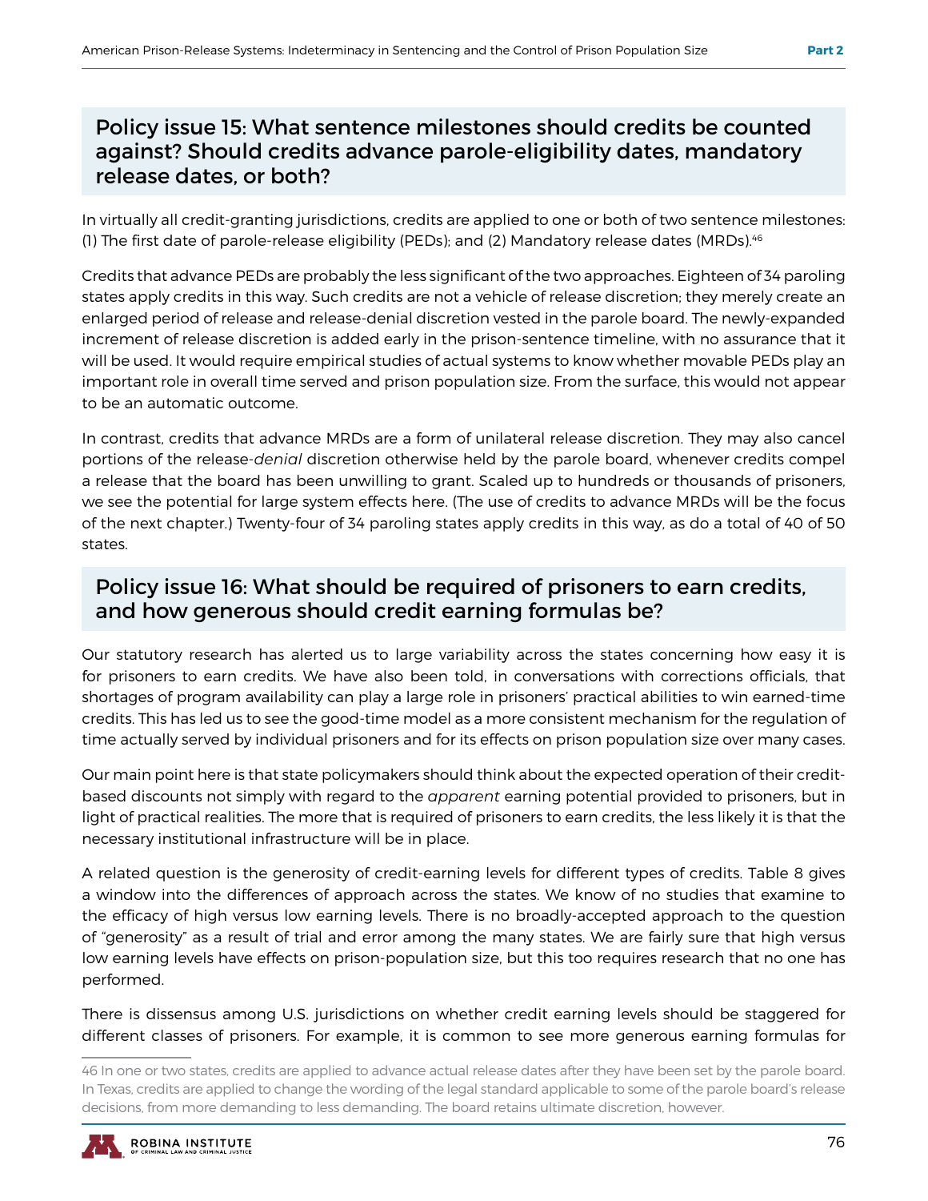## Policy issue 15: What sentence milestones should credits be counted against? Should credits advance parole-eligibility dates, mandatory release dates, or both?

In virtually all credit-granting jurisdictions, credits are applied to one or both of two sentence milestones: (1) The first date of parole-release eligibility (PEDs); and (2) Mandatory release dates (MRDs).[46]

Credits that advance PEDs are probably the less significant of the two approaches. Eighteen of 34 paroling states apply credits in this way. Such credits are not a vehicle of release discretion; they merely create an enlarged period of release and release-denial discretion vested in the parole board. The newly-expanded increment of release discretion is added early in the prison-sentence timeline, with no assurance that it will be used. It would require empirical studies of actual systems to know whether movable PEDs play an important role in overall time served and prison population size. From the surface, this would not appear to be an automatic outcome.

In contrast, credits that advance MRDs are a form of unilateral release discretion. They may also cancel portions of the release-*denial* discretion otherwise held by the parole board, whenever credits compel a release that the board has been unwilling to grant. Scaled up to hundreds or thousands of prisoners, we see the potential for large system effects here. (The use of credits to advance MRDs will be the focus of the next chapter.) Twenty-four of 34 paroling states apply credits in this way, as do a total of 40 of 50 states.

## Policy issue 16: What should be required of prisoners to earn credits, and how generous should credit earning formulas be?

Our statutory research has alerted us to large variability across the states concerning how easy it is for prisoners to earn credits. We have also been told, in conversations with corrections officials, that shortages of program availability can play a large role in prisoners' practical abilities to win earned-time credits. This has led us to see the good-time model as a more consistent mechanism for the regulation of time actually served by individual prisoners and for its effects on prison population size over many cases.

Our main point here is that state policymakers should think about the expected operation of their credit-based discounts not simply with regard to the *apparent* earning potential provided to prisoners, but in light of practical realities. The more that is required of prisoners to earn credits, the less likely it is that the necessary institutional infrastructure will be in place.

A related question is the generosity of credit-earning levels for different types of credits. Table 8 gives a window into the differences of approach across the states. We know of no studies that examine to the efficacy of high versus low earning levels. There is no broadly-accepted approach to the question of "generosity" as a result of trial and error among the many states. We are fairly sure that high versus low earning levels have effects on prison-population size, but this too requires research that no one has performed.

There is dissensus among U.S. jurisdictions on whether credit earning levels should be staggered for different classes of prisoners. For example, it is common to see more generous earning formulas for

46 In one or two states, credits are applied to advance actual release dates after they have been set by the parole board. In Texas, credits are applied to change the wording of the legal standard applicable to some of the parole board's release decisions, from more demanding to less demanding. The board retains ultimate discretion, however.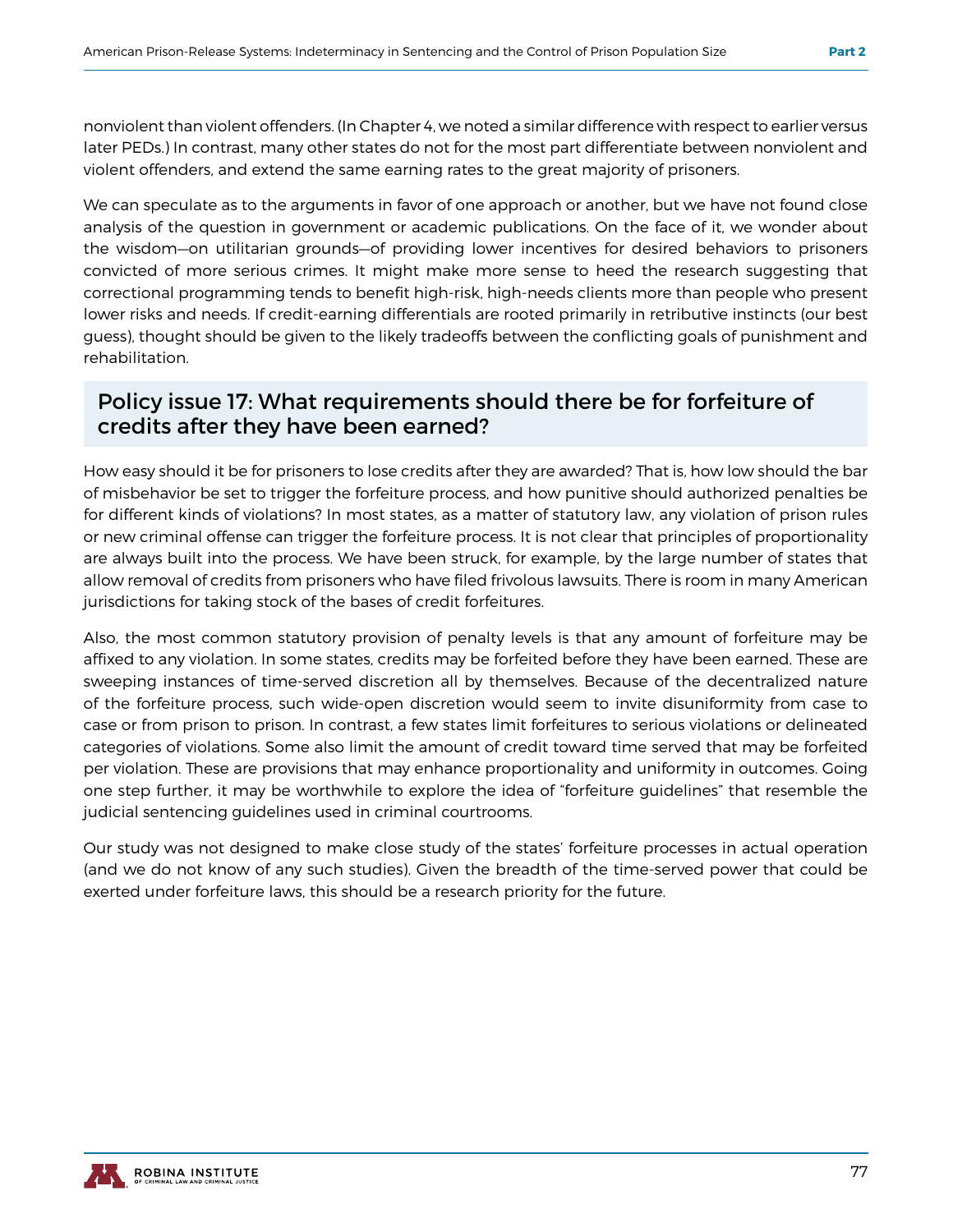nonviolent than violent offenders. (In Chapter 4, we noted a similar difference with respect to earlier versus later PEDs.) In contrast, many other states do not for the most part differentiate between nonviolent and violent offenders, and extend the same earning rates to the great majority of prisoners.

We can speculate as to the arguments in favor of one approach or another, but we have not found close analysis of the question in government or academic publications. On the face of it, we wonder about the wisdom—on utilitarian grounds—of providing lower incentives for desired behaviors to prisoners convicted of more serious crimes. It might make more sense to heed the research suggesting that correctional programming tends to benefit high-risk, high-needs clients more than people who present lower risks and needs. If credit-earning differentials are rooted primarily in retributive instincts (our best guess), thought should be given to the likely tradeoffs between the conflicting goals of punishment and rehabilitation.

## Policy issue 17: What requirements should there be for forfeiture of credits after they have been earned?

How easy should it be for prisoners to lose credits after they are awarded? That is, how low should the bar of misbehavior be set to trigger the forfeiture process, and how punitive should authorized penalties be for different kinds of violations? In most states, as a matter of statutory law, any violation of prison rules or new criminal offense can trigger the forfeiture process. It is not clear that principles of proportionality are always built into the process. We have been struck, for example, by the large number of states that allow removal of credits from prisoners who have filed frivolous lawsuits. There is room in many American jurisdictions for taking stock of the bases of credit forfeitures.

Also, the most common statutory provision of penalty levels is that any amount of forfeiture may be affixed to any violation. In some states, credits may be forfeited before they have been earned. These are sweeping instances of time-served discretion all by themselves. Because of the decentralized nature of the forfeiture process, such wide-open discretion would seem to invite disuniformity from case to case or from prison to prison. In contrast, a few states limit forfeitures to serious violations or delineated categories of violations. Some also limit the amount of credit toward time served that may be forfeited per violation. These are provisions that may enhance proportionality and uniformity in outcomes. Going one step further, it may be worthwhile to explore the idea of "forfeiture guidelines" that resemble the judicial sentencing guidelines used in criminal courtrooms.

Our study was not designed to make close study of the states' forfeiture processes in actual operation (and we do not know of any such studies). Given the breadth of the time-served power that could be exerted under forfeiture laws, this should be a research priority for the future.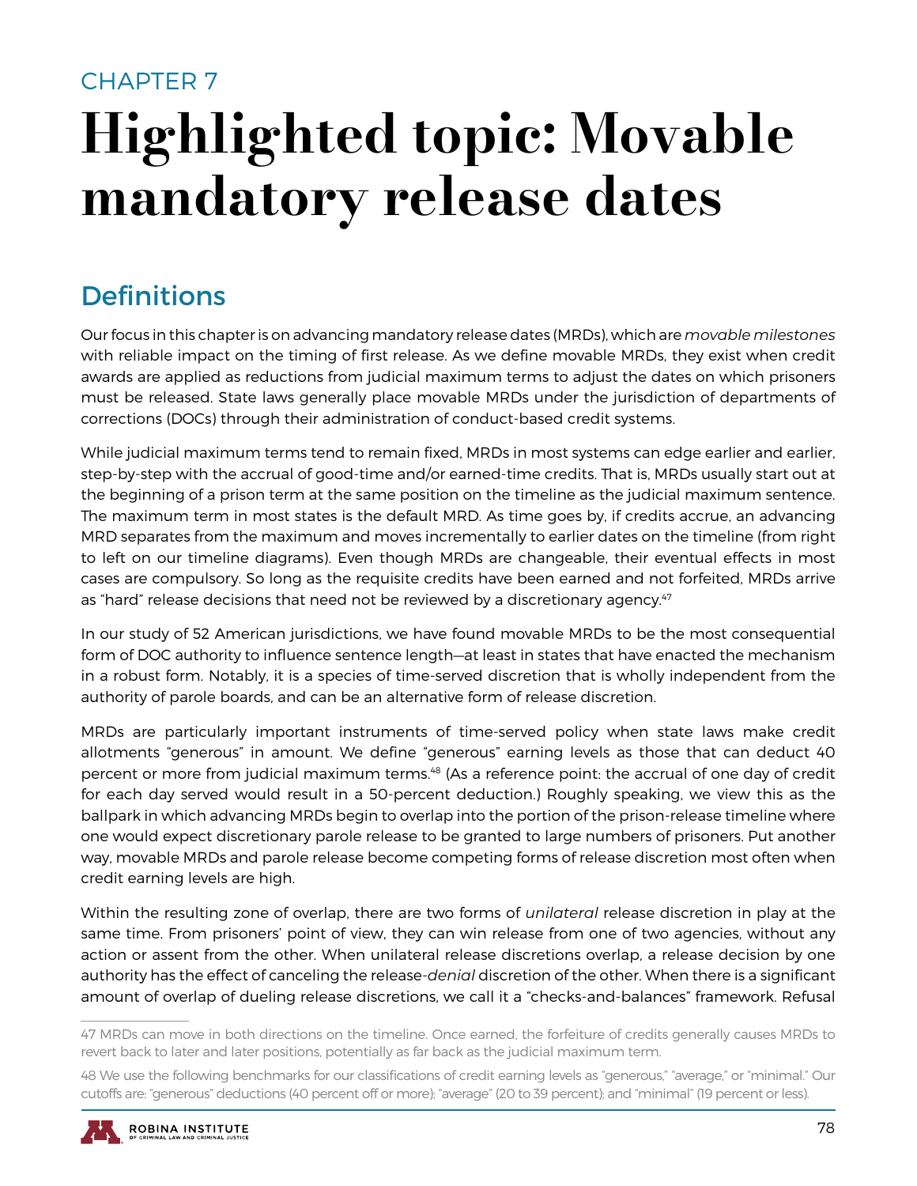CHAPTER 7

# Highlighted topic: Movable mandatory release dates

## Definitions

Our focus in this chapter is on advancing mandatory release dates (MRDs), which are *movable milestones* with reliable impact on the timing of first release. As we define movable MRDs, they exist when credit awards are applied as reductions from judicial maximum terms to adjust the dates on which prisoners must be released. State laws generally place movable MRDs under the jurisdiction of departments of corrections (DOCs) through their administration of conduct-based credit systems.

While judicial maximum terms tend to remain fixed, MRDs in most systems can edge earlier and earlier, step-by-step with the accrual of good-time and/or earned-time credits. That is, MRDs usually start out at the beginning of a prison term at the same position on the timeline as the judicial maximum sentence. The maximum term in most states is the default MRD. As time goes by, if credits accrue, an advancing MRD separates from the maximum and moves incrementally to earlier dates on the timeline (from right to left on our timeline diagrams). Even though MRDs are changeable, their eventual effects in most cases are compulsory. So long as the requisite credits have been earned and not forfeited, MRDs arrive as "hard" release decisions that need not be reviewed by a discretionary agency.[47]

In our study of 52 American jurisdictions, we have found movable MRDs to be the most consequential form of DOC authority to influence sentence length—at least in states that have enacted the mechanism in a robust form. Notably, it is a species of time-served discretion that is wholly independent from the authority of parole boards, and can be an alternative form of release discretion.

MRDs are particularly important instruments of time-served policy when state laws make credit allotments "generous" in amount. We define "generous" earning levels as those that can deduct 40 percent or more from judicial maximum terms.[48] (As a reference point: the accrual of one day of credit for each day served would result in a 50-percent deduction.) Roughly speaking, we view this as the ballpark in which advancing MRDs begin to overlap into the portion of the prison-release timeline where one would expect discretionary parole release to be granted to large numbers of prisoners. Put another way, movable MRDs and parole release become competing forms of release discretion most often when credit earning levels are high.

Within the resulting zone of overlap, there are two forms of *unilateral* release discretion in play at the same time. From prisoners' point of view, they can win release from one of two agencies, without any action or assent from the other. When unilateral release discretions overlap, a release decision by one authority has the effect of canceling the release-*denial* discretion of the other. When there is a significant amount of overlap of dueling release discretions, we call it a "checks-and-balances" framework. Refusal

---

47 MRDs can move in both directions on the timeline. Once earned, the forfeiture of credits generally causes MRDs to revert back to later and later positions, potentially as far back as the judicial maximum term.

48 We use the following benchmarks for our classifications of credit earning levels as "generous," "average," or "minimal." Our cutoffs are: "generous" deductions (40 percent off or more); "average" (20 to 39 percent); and "minimal" (19 percent or less).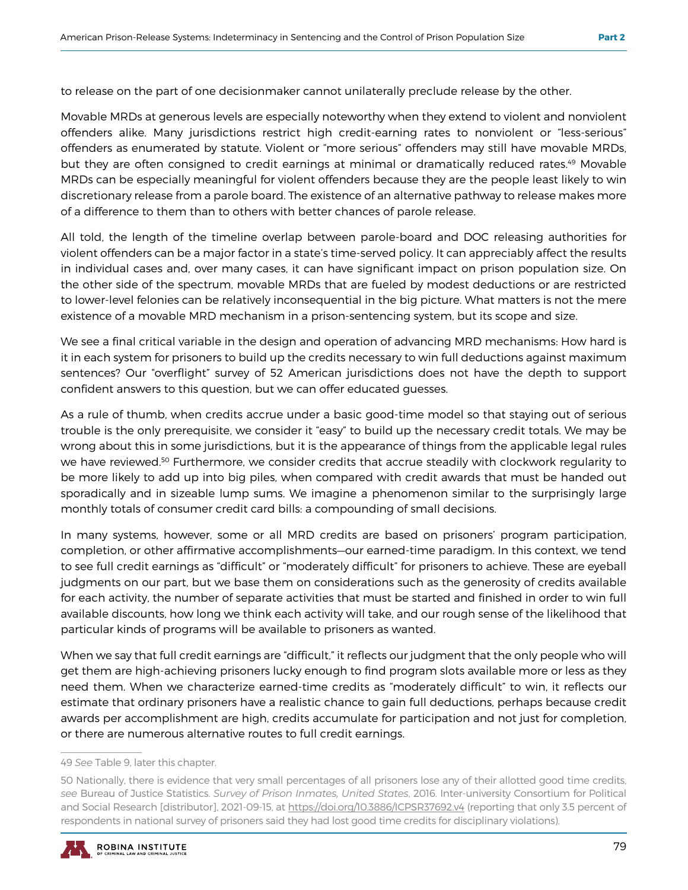to release on the part of one decisionmaker cannot unilaterally preclude release by the other.

Movable MRDs at generous levels are especially noteworthy when they extend to violent and nonviolent offenders alike. Many jurisdictions restrict high credit-earning rates to nonviolent or "less-serious" offenders as enumerated by statute. Violent or "more serious" offenders may still have movable MRDs, but they are often consigned to credit earnings at minimal or dramatically reduced rates.[49] Movable MRDs can be especially meaningful for violent offenders because they are the people least likely to win discretionary release from a parole board. The existence of an alternative pathway to release makes more of a difference to them than to others with better chances of parole release.

All told, the length of the timeline overlap between parole-board and DOC releasing authorities for violent offenders can be a major factor in a state's time-served policy. It can appreciably affect the results in individual cases and, over many cases, it can have significant impact on prison population size. On the other side of the spectrum, movable MRDs that are fueled by modest deductions or are restricted to lower-level felonies can be relatively inconsequential in the big picture. What matters is not the mere existence of a movable MRD mechanism in a prison-sentencing system, but its scope and size.

We see a final critical variable in the design and operation of advancing MRD mechanisms: How hard is it in each system for prisoners to build up the credits necessary to win full deductions against maximum sentences? Our "overflight" survey of 52 American jurisdictions does not have the depth to support confident answers to this question, but we can offer educated guesses.

As a rule of thumb, when credits accrue under a basic good-time model so that staying out of serious trouble is the only prerequisite, we consider it "easy" to build up the necessary credit totals. We may be wrong about this in some jurisdictions, but it is the appearance of things from the applicable legal rules we have reviewed.[50] Furthermore, we consider credits that accrue steadily with clockwork regularity to be more likely to add up into big piles, when compared with credit awards that must be handed out sporadically and in sizeable lump sums. We imagine a phenomenon similar to the surprisingly large monthly totals of consumer credit card bills: a compounding of small decisions.

In many systems, however, some or all MRD credits are based on prisoners' program participation, completion, or other affirmative accomplishments—our earned-time paradigm. In this context, we tend to see full credit earnings as "difficult" or "moderately difficult" for prisoners to achieve. These are eyeball judgments on our part, but we base them on considerations such as the generosity of credits available for each activity, the number of separate activities that must be started and finished in order to win full available discounts, how long we think each activity will take, and our rough sense of the likelihood that particular kinds of programs will be available to prisoners as wanted.

When we say that full credit earnings are "difficult," it reflects our judgment that the only people who will get them are high-achieving prisoners lucky enough to find program slots available more or less as they need them. When we characterize earned-time credits as "moderately difficult" to win, it reflects our estimate that ordinary prisoners have a realistic chance to gain full deductions, perhaps because credit awards per accomplishment are high, credits accumulate for participation and not just for completion, or there are numerous alternative routes to full credit earnings.

---

49 *See* Table 9, later this chapter.

50 Nationally, there is evidence that very small percentages of all prisoners lose any of their allotted good time credits, *see* Bureau of Justice Statistics. *Survey of Prison Inmates, United States*, 2016. Inter-university Consortium for Political and Social Research [distributor], 2021-09-15, at https://doi.org/10.3886/ICPSR37692.v4 (reporting that only 3.5 percent of respondents in national survey of prisoners said they had lost good time credits for disciplinary violations).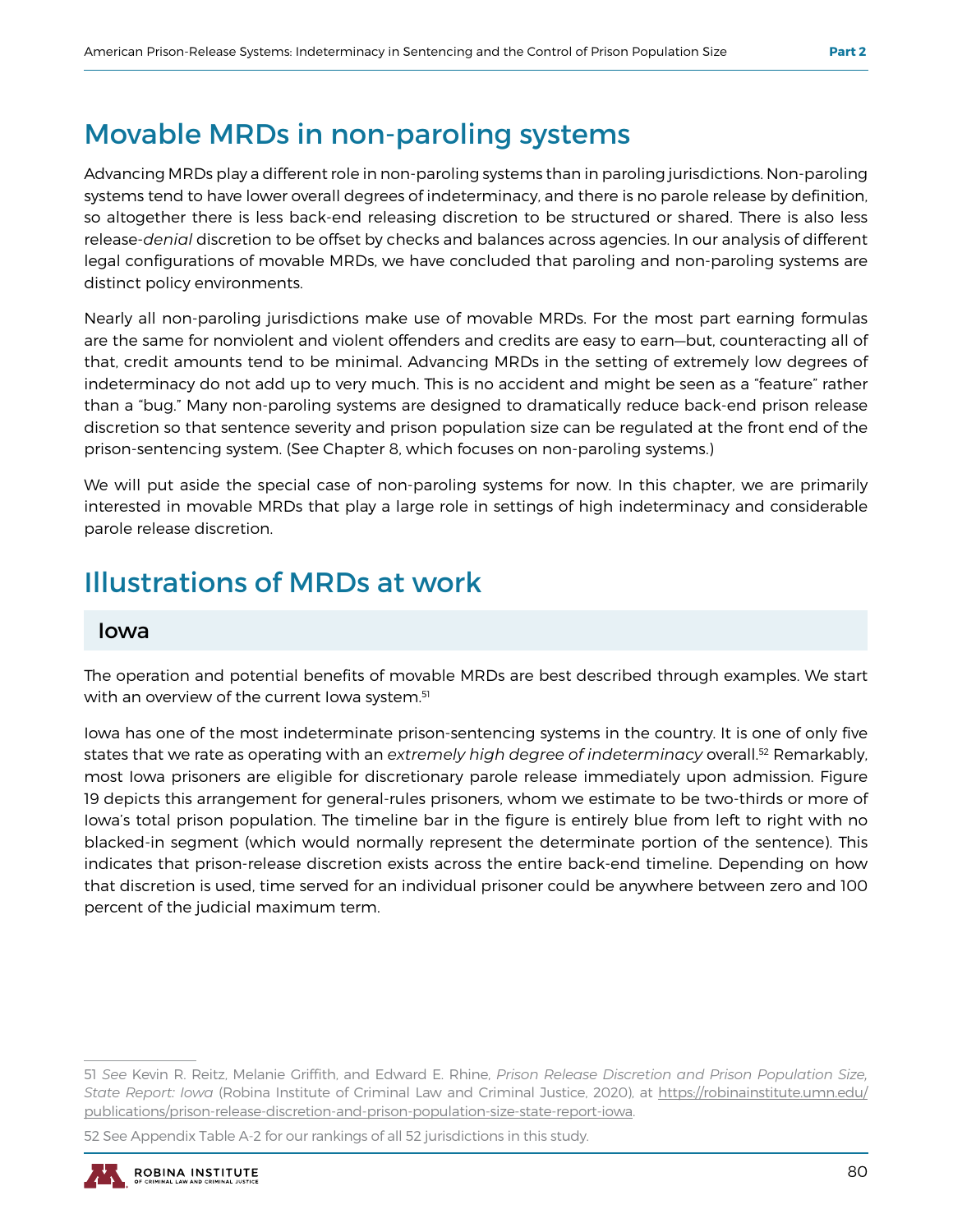## Movable MRDs in non-paroling systems

Advancing MRDs play a different role in non-paroling systems than in paroling jurisdictions. Non-paroling systems tend to have lower overall degrees of indeterminacy, and there is no parole release by definition, so altogether there is less back-end releasing discretion to be structured or shared. There is also less release-*denial* discretion to be offset by checks and balances across agencies. In our analysis of different legal configurations of movable MRDs, we have concluded that paroling and non-paroling systems are distinct policy environments.

Nearly all non-paroling jurisdictions make use of movable MRDs. For the most part earning formulas are the same for nonviolent and violent offenders and credits are easy to earn—but, counteracting all of that, credit amounts tend to be minimal. Advancing MRDs in the setting of extremely low degrees of indeterminacy do not add up to very much. This is no accident and might be seen as a "feature" rather than a "bug." Many non-paroling systems are designed to dramatically reduce back-end prison release discretion so that sentence severity and prison population size can be regulated at the front end of the prison-sentencing system. (See Chapter 8, which focuses on non-paroling systems.)

We will put aside the special case of non-paroling systems for now. In this chapter, we are primarily interested in movable MRDs that play a large role in settings of high indeterminacy and considerable parole release discretion.

## Illustrations of MRDs at work

### Iowa

The operation and potential benefits of movable MRDs are best described through examples. We start with an overview of the current Iowa system.[51]

Iowa has one of the most indeterminate prison-sentencing systems in the country. It is one of only five states that we rate as operating with an *extremely high degree of indeterminacy* overall.[52] Remarkably, most Iowa prisoners are eligible for discretionary parole release immediately upon admission. Figure 19 depicts this arrangement for general-rules prisoners, whom we estimate to be two-thirds or more of Iowa's total prison population. The timeline bar in the figure is entirely blue from left to right with no blacked-in segment (which would normally represent the determinate portion of the sentence). This indicates that prison-release discretion exists across the entire back-end timeline. Depending on how that discretion is used, time served for an individual prisoner could be anywhere between zero and 100 percent of the judicial maximum term.

---

51 *See* Kevin R. Reitz, Melanie Griffith, and Edward E. Rhine, *Prison Release Discretion and Prison Population Size, State Report: Iowa* (Robina Institute of Criminal Law and Criminal Justice, 2020), at https://robinainstitute.umn.edu/publications/prison-release-discretion-and-prison-population-size-state-report-iowa.

52 See Appendix Table A-2 for our rankings of all 52 jurisdictions in this study.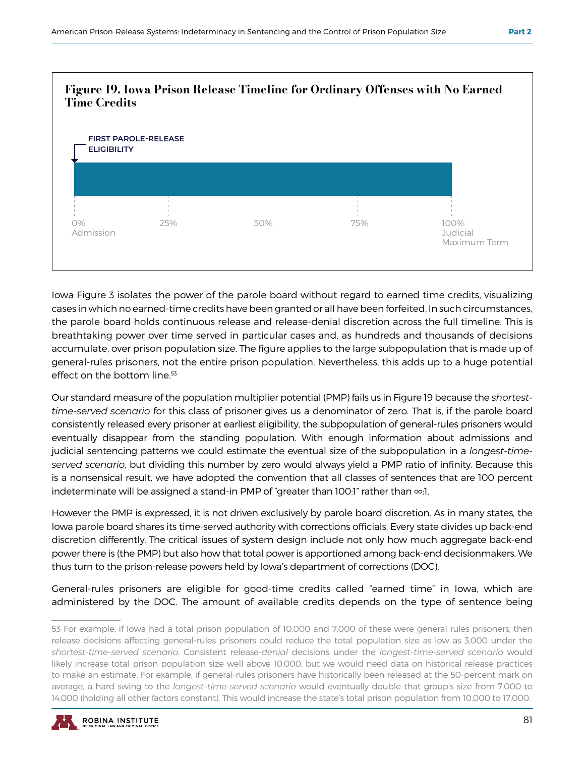**Figure 19. Iowa Prison Release Timeline for Ordinary Offenses with No Earned Time Credits**

FIRST PAROLE-RELEASE ELIGIBILITY

0% Admission | 25% | 50% | 75% | 100% Judicial Maximum Term

Iowa Figure 3 isolates the power of the parole board without regard to earned time credits, visualizing cases in which no earned-time credits have been granted or all have been forfeited. In such circumstances, the parole board holds continuous release and release-denial discretion across the full timeline. This is breathtaking power over time served in particular cases and, as hundreds and thousands of decisions accumulate, over prison population size. The figure applies to the large subpopulation that is made up of general-rules prisoners, not the entire prison population. Nevertheless, this adds up to a huge potential effect on the bottom line.[53]

Our standard measure of the population multiplier potential (PMP) fails us in Figure 19 because the *shortest-time-served scenario* for this class of prisoner gives us a denominator of zero. That is, if the parole board consistently released every prisoner at earliest eligibility, the subpopulation of general-rules prisoners would eventually disappear from the standing population. With enough information about admissions and judicial sentencing patterns we could estimate the eventual size of the subpopulation in a *longest-time-served scenario*, but dividing this number by zero would always yield a PMP ratio of infinity. Because this is a nonsensical result, we have adopted the convention that all classes of sentences that are 100 percent indeterminate will be assigned a stand-in PMP of "greater than 100:1" rather than ∞:1.

However the PMP is expressed, it is not driven exclusively by parole board discretion. As in many states, the Iowa parole board shares its time-served authority with corrections officials. Every state divides up back-end discretion differently. The critical issues of system design include not only how much aggregate back-end power there is (the PMP) but also how that total power is apportioned among back-end decisionmakers. We thus turn to the prison-release powers held by Iowa's department of corrections (DOC).

General-rules prisoners are eligible for good-time credits called "earned time" in Iowa, which are administered by the DOC. The amount of available credits depends on the type of sentence being

---

53 For example, if Iowa had a total prison population of 10,000 and 7,000 of these were general rules prisoners, then release decisions affecting general-rules prisoners could reduce the total population size as low as 3,000 under the *shortest-time-served scenario*. Consistent release-*denial* decisions under the *longest-time-served scenario* would likely increase total prison population size well above 10,000, but we would need data on historical release practices to make an estimate. For example, if general-rules prisoners have historically been released at the 50-percent mark on average, a hard swing to the *longest-time-served scenario* would eventually double that group's size from 7,000 to 14,000 (holding all other factors constant). This would increase the state's total prison population from 10,000 to 17,000.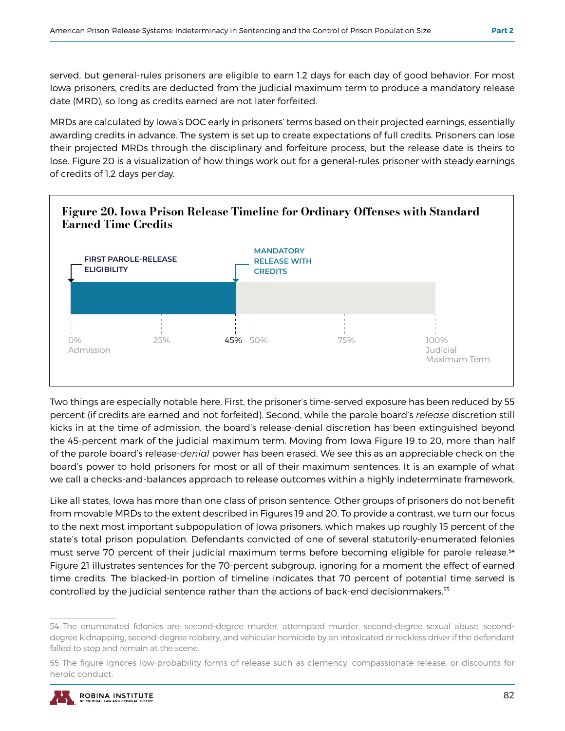served, but general-rules prisoners are eligible to earn 1.2 days for each day of good behavior. For most Iowa prisoners, credits are deducted from the judicial maximum term to produce a mandatory release date (MRD), so long as credits earned are not later forfeited.

MRDs are calculated by Iowa's DOC early in prisoners' terms based on their projected earnings, essentially awarding credits in advance. The system is set up to create expectations of full credits. Prisoners can lose their projected MRDs through the disciplinary and forfeiture process, but the release date is theirs to lose. Figure 20 is a visualization of how things work out for a general-rules prisoner with steady earnings of credits of 1.2 days per day.

**Figure 20. Iowa Prison Release Timeline for Ordinary Offenses with Standard Earned Time Credits**

FIRST PAROLE-RELEASE ELIGIBILITY

MANDATORY RELEASE WITH CREDITS

0% Admission | 25% | 45% | 50% | 75% | 100% Judicial Maximum Term

Two things are especially notable here. First, the prisoner's time-served exposure has been reduced by 55 percent (if credits are earned and not forfeited). Second, while the parole board's *release* discretion still kicks in at the time of admission, the board's release-denial discretion has been extinguished beyond the 45-percent mark of the judicial maximum term. Moving from Iowa Figure 19 to 20, more than half of the parole board's release-*denial* power has been erased. We see this as an appreciable check on the board's power to hold prisoners for most or all of their maximum sentences. It is an example of what we call a checks-and-balances approach to release outcomes within a highly indeterminate framework.

Like all states, Iowa has more than one class of prison sentence. Other groups of prisoners do not benefit from movable MRDs to the extent described in Figures 19 and 20. To provide a contrast, we turn our focus to the next most important subpopulation of Iowa prisoners, which makes up roughly 15 percent of the state's total prison population. Defendants convicted of one of several statutorily-enumerated felonies must serve 70 percent of their judicial maximum terms before becoming eligible for parole release.[54] Figure 21 illustrates sentences for the 70-percent subgroup, ignoring for a moment the effect of earned time credits. The blacked-in portion of timeline indicates that 70 percent of potential time served is controlled by the judicial sentence rather than the actions of back-end decisionmakers.[55]

54 The enumerated felonies are: second-degree murder, attempted murder, second-degree sexual abuse, second-degree kidnapping, second-degree robbery, and vehicular homicide by an intoxicated or reckless driver if the defendant failed to stop and remain at the scene.

55 The figure ignores low-probability forms of release such as clemency, compassionate release, or discounts for heroic conduct.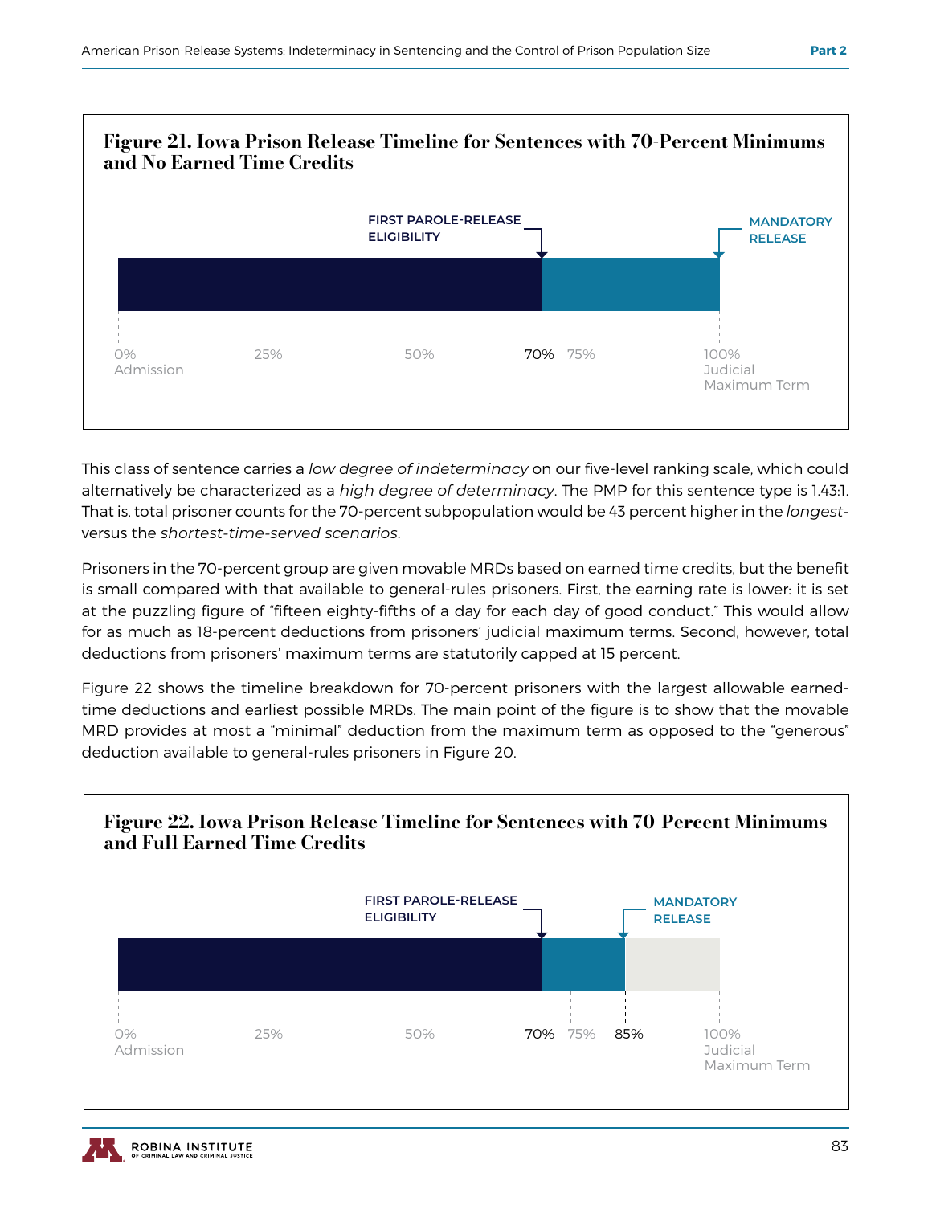**Figure 21. Iowa Prison Release Timeline for Sentences with 70-Percent Minimums and No Earned Time Credits**

FIRST PAROLE-RELEASE ELIGIBILITY

MANDATORY RELEASE

0% Admission | 25% | 50% | 70% | 75% | 100% Judicial Maximum Term

This class of sentence carries a *low degree of indeterminacy* on our five-level ranking scale, which could alternatively be characterized as a *high degree of determinacy*. The PMP for this sentence type is 1.43:1. That is, total prisoner counts for the 70-percent subpopulation would be 43 percent higher in the *longest-* versus the *shortest-time-served scenarios*.

Prisoners in the 70-percent group are given movable MRDs based on earned time credits, but the benefit is small compared with that available to general-rules prisoners. First, the earning rate is lower: it is set at the puzzling figure of "fifteen eighty-fifths of a day for each day of good conduct." This would allow for as much as 18-percent deductions from prisoners' judicial maximum terms. Second, however, total deductions from prisoners' maximum terms are statutorily capped at 15 percent.

Figure 22 shows the timeline breakdown for 70-percent prisoners with the largest allowable earned-time deductions and earliest possible MRDs. The main point of the figure is to show that the movable MRD provides at most a "minimal" deduction from the maximum term as opposed to the "generous" deduction available to general-rules prisoners in Figure 20.

**Figure 22. Iowa Prison Release Timeline for Sentences with 70-Percent Minimums and Full Earned Time Credits**

FIRST PAROLE-RELEASE ELIGIBILITY

MANDATORY RELEASE

0% Admission | 25% | 50% | 70% | 75% | 85% | 100% Judicial Maximum Term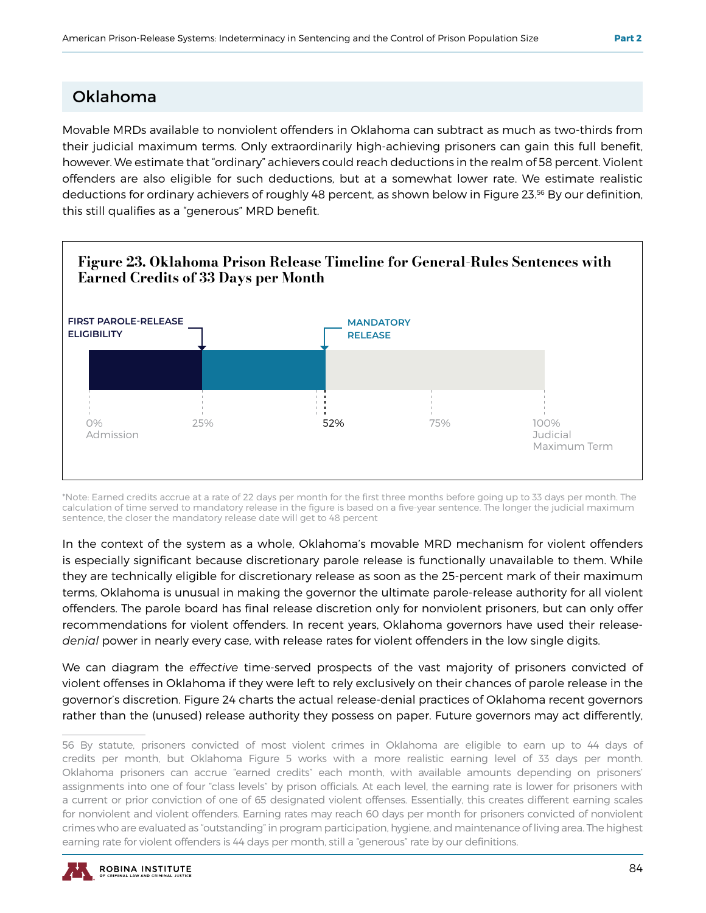## Oklahoma

Movable MRDs available to nonviolent offenders in Oklahoma can subtract as much as two-thirds from their judicial maximum terms. Only extraordinarily high-achieving prisoners can gain this full benefit, however. We estimate that "ordinary" achievers could reach deductions in the realm of 58 percent. Violent offenders are also eligible for such deductions, but at a somewhat lower rate. We estimate realistic deductions for ordinary achievers of roughly 48 percent, as shown below in Figure 23.[56] By our definition, this still qualifies as a "generous" MRD benefit.

**Figure 23. Oklahoma Prison Release Timeline for General-Rules Sentences with Earned Credits of 33 Days per Month**

FIRST PAROLE-RELEASE ELIGIBILITY

MANDATORY RELEASE

0% Admission | 25% | 52% | 75% | 100% Judicial Maximum Term

*Note: Earned credits accrue at a rate of 22 days per month for the first three months before going up to 33 days per month. The calculation of time served to mandatory release in the figure is based on a five-year sentence. The longer the judicial maximum sentence, the closer the mandatory release date will get to 48 percent

In the context of the system as a whole, Oklahoma's movable MRD mechanism for violent offenders is especially significant because discretionary parole release is functionally unavailable to them. While they are technically eligible for discretionary release as soon as the 25-percent mark of their maximum terms, Oklahoma is unusual in making the governor the ultimate parole-release authority for all violent offenders. The parole board has final release discretion only for nonviolent prisoners, but can only offer recommendations for violent offenders. In recent years, Oklahoma governors have used their release-*denial* power in nearly every case, with release rates for violent offenders in the low single digits.

We can diagram the *effective* time-served prospects of the vast majority of prisoners convicted of violent offenses in Oklahoma if they were left to rely exclusively on their chances of parole release in the governor's discretion. Figure 24 charts the actual release-denial practices of Oklahoma recent governors rather than the (unused) release authority they possess on paper. Future governors may act differently,

56 By statute, prisoners convicted of most violent crimes in Oklahoma are eligible to earn up to 44 days of credits per month, but Oklahoma Figure 5 works with a more realistic earning level of 33 days per month. Oklahoma prisoners can accrue "earned credits" each month, with available amounts depending on prisoners' assignments into one of four "class levels" by prison officials. At each level, the earning rate is lower for prisoners with a current or prior conviction of one of 65 designated violent offenses. Essentially, this creates different earning scales for nonviolent and violent offenders. Earning rates may reach 60 days per month for prisoners convicted of nonviolent crimes who are evaluated as "outstanding" in program participation, hygiene, and maintenance of living area. The highest earning rate for violent offenders is 44 days per month, still a "generous" rate by our definitions.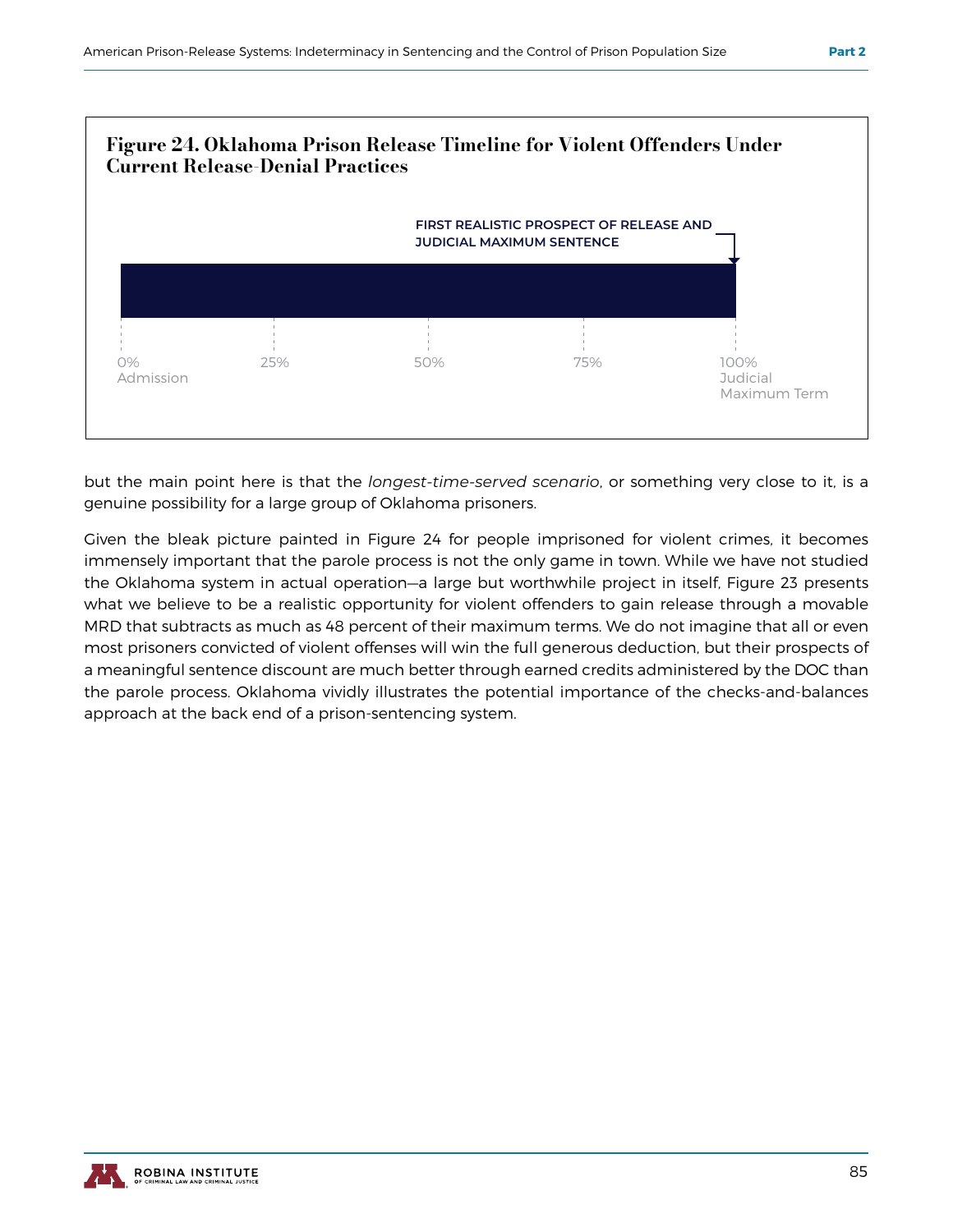**Figure 24. Oklahoma Prison Release Timeline for Violent Offenders Under Current Release-Denial Practices**

FIRST REALISTIC PROSPECT OF RELEASE AND JUDICIAL MAXIMUM SENTENCE

0% Admission | 25% | 50% | 75% | 100% Judicial Maximum Term

but the main point here is that the *longest-time-served scenario*, or something very close to it, is a genuine possibility for a large group of Oklahoma prisoners.

Given the bleak picture painted in Figure 24 for people imprisoned for violent crimes, it becomes immensely important that the parole process is not the only game in town. While we have not studied the Oklahoma system in actual operation—a large but worthwhile project in itself, Figure 23 presents what we believe to be a realistic opportunity for violent offenders to gain release through a movable MRD that subtracts as much as 48 percent of their maximum terms. We do not imagine that all or even most prisoners convicted of violent offenses will win the full generous deduction, but their prospects of a meaningful sentence discount are much better through earned credits administered by the DOC than the parole process. Oklahoma vividly illustrates the potential importance of the checks-and-balances approach at the back end of a prison-sentencing system.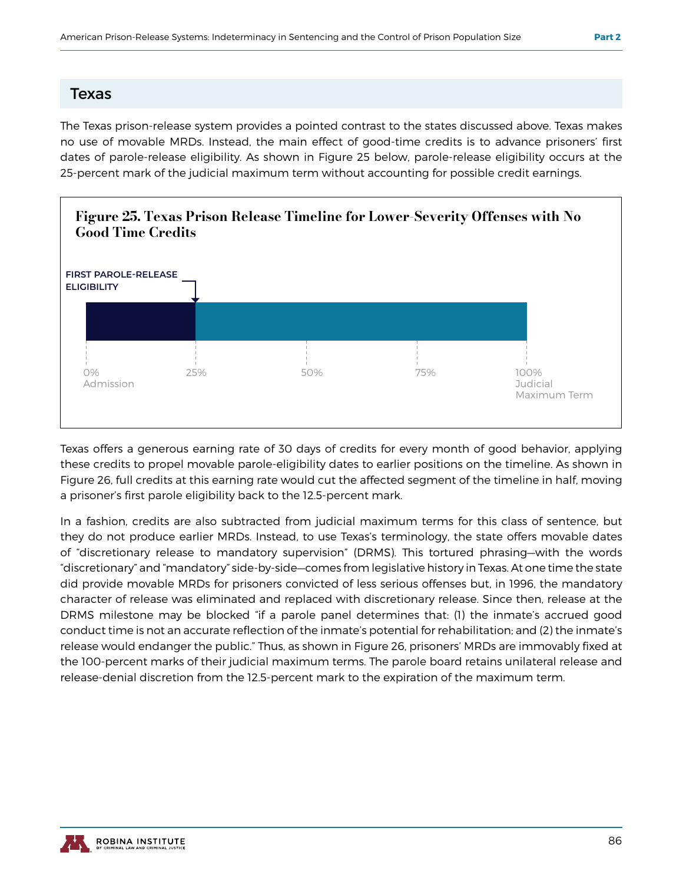## Texas

The Texas prison-release system provides a pointed contrast to the states discussed above. Texas makes no use of movable MRDs. Instead, the main effect of good-time credits is to advance prisoners' first dates of parole-release eligibility. As shown in Figure 25 below, parole-release eligibility occurs at the 25-percent mark of the judicial maximum term without accounting for possible credit earnings.

**Figure 25. Texas Prison Release Timeline for Lower-Severity Offenses with No Good Time Credits**

FIRST PAROLE-RELEASE ELIGIBILITY

0% Admission | 25% | 50% | 75% | 100% Judicial Maximum Term

Texas offers a generous earning rate of 30 days of credits for every month of good behavior, applying these credits to propel movable parole-eligibility dates to earlier positions on the timeline. As shown in Figure 26, full credits at this earning rate would cut the affected segment of the timeline in half, moving a prisoner's first parole eligibility back to the 12.5-percent mark.

In a fashion, credits are also subtracted from judicial maximum terms for this class of sentence, but they do not produce earlier MRDs. Instead, to use Texas's terminology, the state offers movable dates of "discretionary release to mandatory supervision" (DRMS). This tortured phrasing—with the words "discretionary" and "mandatory" side-by-side—comes from legislative history in Texas. At one time the state did provide movable MRDs for prisoners convicted of less serious offenses but, in 1996, the mandatory character of release was eliminated and replaced with discretionary release. Since then, release at the DRMS milestone may be blocked "if a parole panel determines that: (1) the inmate's accrued good conduct time is not an accurate reflection of the inmate's potential for rehabilitation; and (2) the inmate's release would endanger the public." Thus, as shown in Figure 26, prisoners' MRDs are immovably fixed at the 100-percent marks of their judicial maximum terms. The parole board retains unilateral release and release-denial discretion from the 12.5-percent mark to the expiration of the maximum term.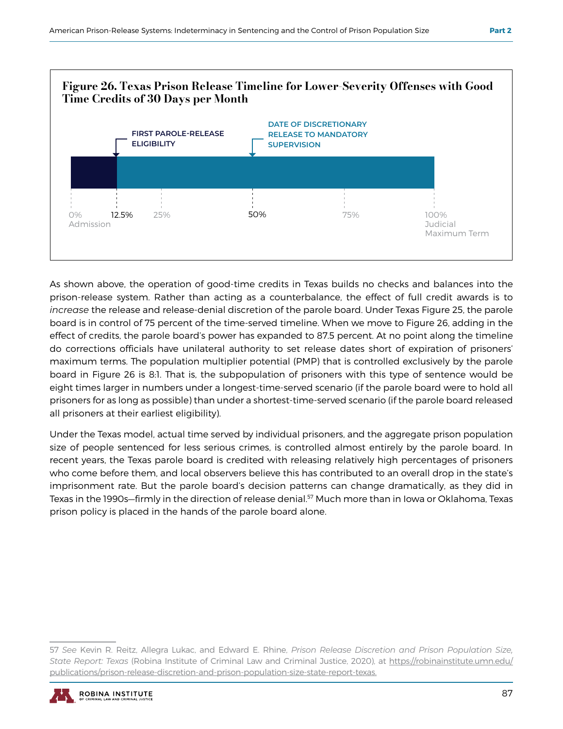**Figure 26. Texas Prison Release Timeline for Lower-Severity Offenses with Good Time Credits of 30 Days per Month**

FIRST PAROLE-RELEASE ELIGIBILITY

DATE OF DISCRETIONARY RELEASE TO MANDATORY SUPERVISION

0% Admission | 12.5% | 25% | 50% | 75% | 100% Judicial Maximum Term

As shown above, the operation of good-time credits in Texas builds no checks and balances into the prison-release system. Rather than acting as a counterbalance, the effect of full credit awards is to *increase* the release and release-denial discretion of the parole board. Under Texas Figure 25, the parole board is in control of 75 percent of the time-served timeline. When we move to Figure 26, adding in the effect of credits, the parole board's power has expanded to 87.5 percent. At no point along the timeline do corrections officials have unilateral authority to set release dates short of expiration of prisoners' maximum terms. The population multiplier potential (PMP) that is controlled exclusively by the parole board in Figure 26 is 8:1. That is, the subpopulation of prisoners with this type of sentence would be eight times larger in numbers under a longest-time-served scenario (if the parole board were to hold all prisoners for as long as possible) than under a shortest-time-served scenario (if the parole board released all prisoners at their earliest eligibility).

Under the Texas model, actual time served by individual prisoners, and the aggregate prison population size of people sentenced for less serious crimes, is controlled almost entirely by the parole board. In recent years, the Texas parole board is credited with releasing relatively high percentages of prisoners who come before them, and local observers believe this has contributed to an overall drop in the state's imprisonment rate. But the parole board's decision patterns can change dramatically, as they did in Texas in the 1990s—firmly in the direction of release denial.[57] Much more than in Iowa or Oklahoma, Texas prison policy is placed in the hands of the parole board alone.

---

57 *See* Kevin R. Reitz, Allegra Lukac, and Edward E. Rhine, *Prison Release Discretion and Prison Population Size, State Report: Texas* (Robina Institute of Criminal Law and Criminal Justice, 2020), at https://robinainstitute.umn.edu/publications/prison-release-discretion-and-prison-population-size-state-report-texas.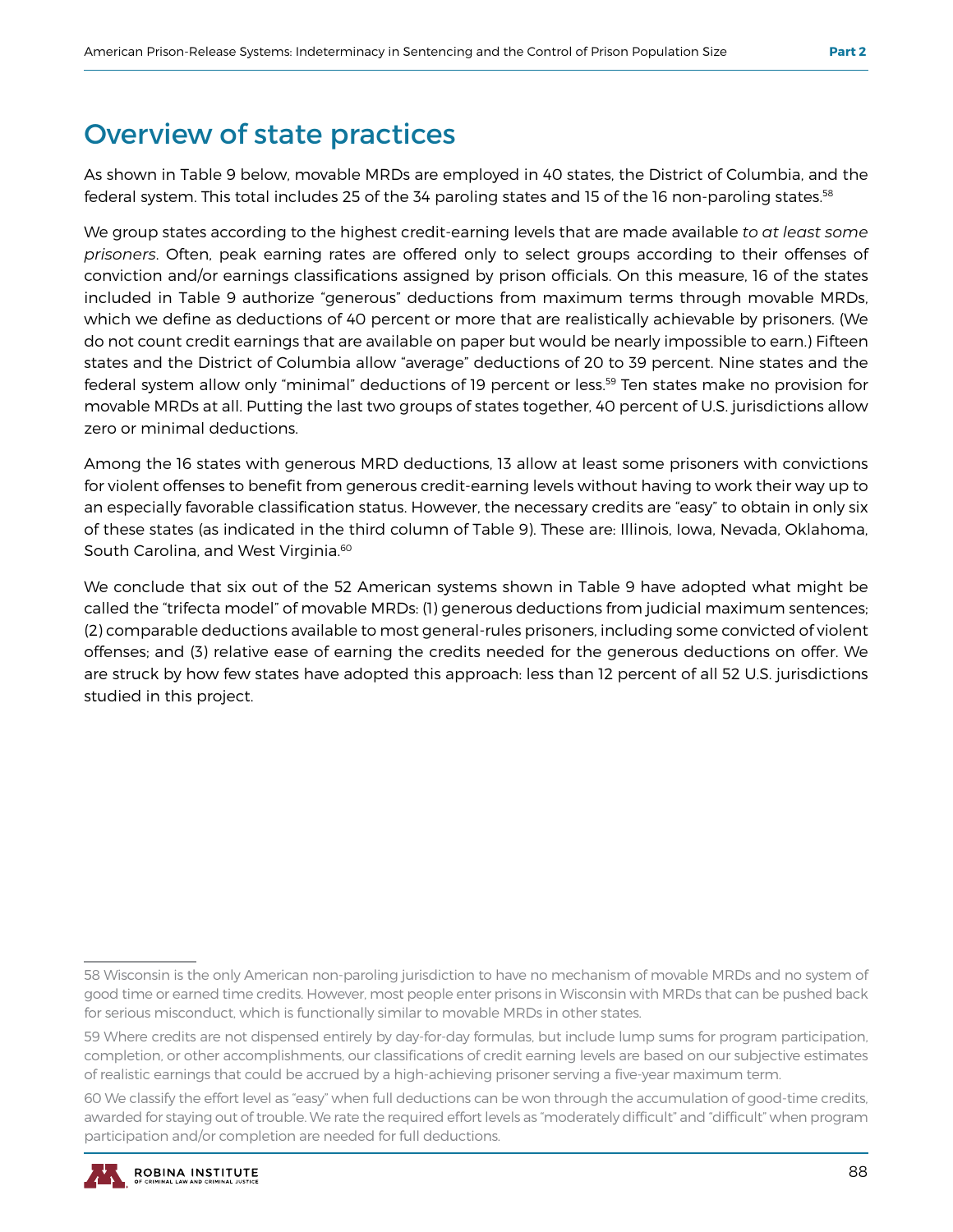## Overview of state practices

As shown in Table 9 below, movable MRDs are employed in 40 states, the District of Columbia, and the federal system. This total includes 25 of the 34 paroling states and 15 of the 16 non-paroling states.[58]

We group states according to the highest credit-earning levels that are made available *to at least some prisoners*. Often, peak earning rates are offered only to select groups according to their offenses of conviction and/or earnings classifications assigned by prison officials. On this measure, 16 of the states included in Table 9 authorize "generous" deductions from maximum terms through movable MRDs, which we define as deductions of 40 percent or more that are realistically achievable by prisoners. (We do not count credit earnings that are available on paper but would be nearly impossible to earn.) Fifteen states and the District of Columbia allow "average" deductions of 20 to 39 percent. Nine states and the federal system allow only "minimal" deductions of 19 percent or less.[59] Ten states make no provision for movable MRDs at all. Putting the last two groups of states together, 40 percent of U.S. jurisdictions allow zero or minimal deductions.

Among the 16 states with generous MRD deductions, 13 allow at least some prisoners with convictions for violent offenses to benefit from generous credit-earning levels without having to work their way up to an especially favorable classification status. However, the necessary credits are "easy" to obtain in only six of these states (as indicated in the third column of Table 9). These are: Illinois, Iowa, Nevada, Oklahoma, South Carolina, and West Virginia.[60]

We conclude that six out of the 52 American systems shown in Table 9 have adopted what might be called the "trifecta model" of movable MRDs: (1) generous deductions from judicial maximum sentences; (2) comparable deductions available to most general-rules prisoners, including some convicted of violent offenses; and (3) relative ease of earning the credits needed for the generous deductions on offer. We are struck by how few states have adopted this approach: less than 12 percent of all 52 U.S. jurisdictions studied in this project.

---

58 Wisconsin is the only American non-paroling jurisdiction to have no mechanism of movable MRDs and no system of good time or earned time credits. However, most people enter prisons in Wisconsin with MRDs that can be pushed back for serious misconduct, which is functionally similar to movable MRDs in other states.

59 Where credits are not dispensed entirely by day-for-day formulas, but include lump sums for program participation, completion, or other accomplishments, our classifications of credit earning levels are based on our subjective estimates of realistic earnings that could be accrued by a high-achieving prisoner serving a five-year maximum term.

60 We classify the effort level as "easy" when full deductions can be won through the accumulation of good-time credits, awarded for staying out of trouble. We rate the required effort levels as "moderately difficult" and "difficult" when program participation and/or completion are needed for full deductions.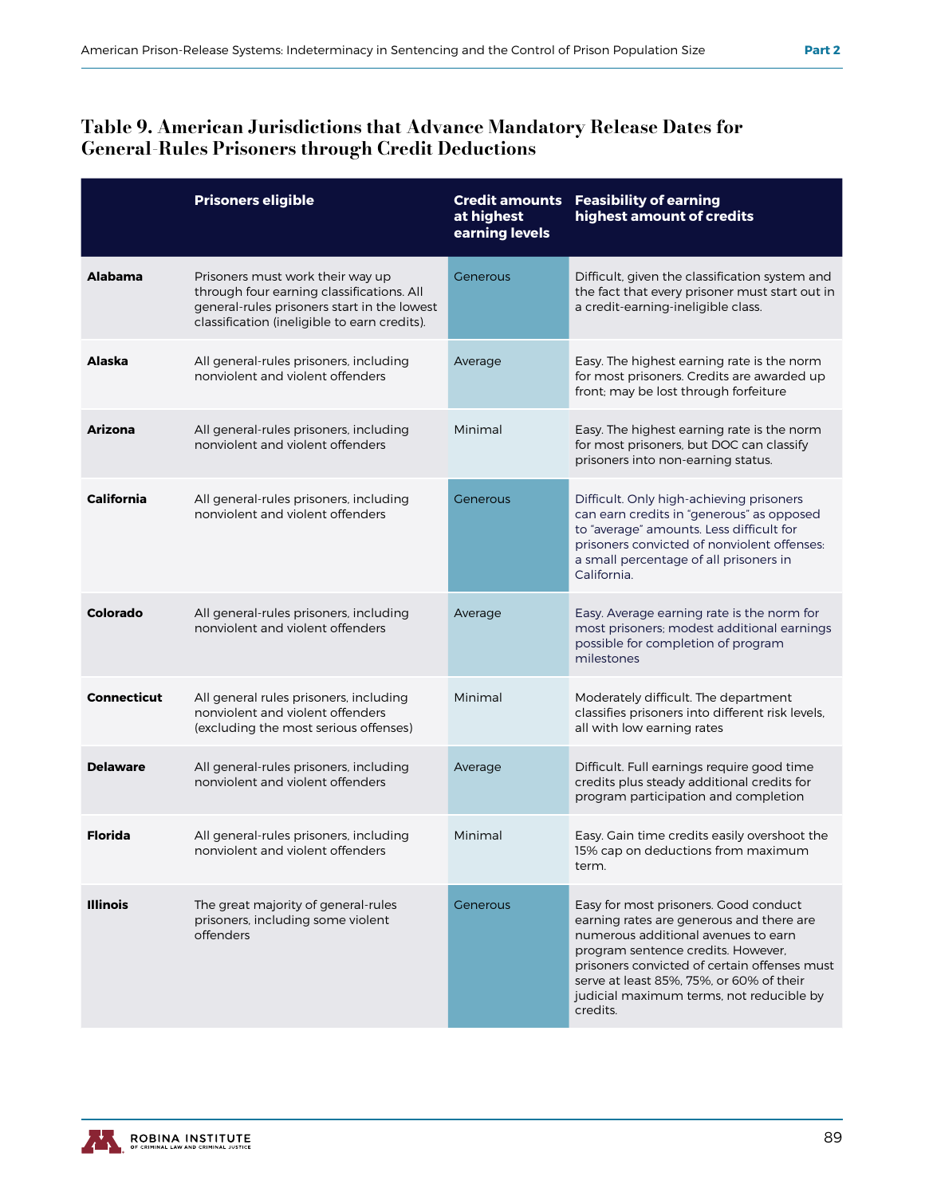### Table 9. American Jurisdictions that Advance Mandatory Release Dates for General-Rules Prisoners through Credit Deductions

| | Prisoners eligible | Credit amounts at highest earning levels | Feasibility of earning highest amount of credits |
|---|---|---|---|
| **Alabama** | Prisoners must work their way up through four earning classifications. All general-rules prisoners start in the lowest classification (ineligible to earn credits). | Generous | Difficult, given the classification system and the fact that every prisoner must start out in a credit-earning-ineligible class. |
| **Alaska** | All general-rules prisoners, including nonviolent and violent offenders | Average | Easy. The highest earning rate is the norm for most prisoners. Credits are awarded up front; may be lost through forfeiture |
| **Arizona** | All general-rules prisoners, including nonviolent and violent offenders | Minimal | Easy. The highest earning rate is the norm for most prisoners, but DOC can classify prisoners into non-earning status. |
| **California** | All general-rules prisoners, including nonviolent and violent offenders | Generous | Difficult. Only high-achieving prisoners can earn credits in "generous" as opposed to "average" amounts. Less difficult for prisoners convicted of nonviolent offenses: a small percentage of all prisoners in California. |
| **Colorado** | All general-rules prisoners, including nonviolent and violent offenders | Average | Easy. Average earning rate is the norm for most prisoners; modest additional earnings possible for completion of program milestones |
| **Connecticut** | All general rules prisoners, including nonviolent and violent offenders (excluding the most serious offenses) | Minimal | Moderately difficult. The department classifies prisoners into different risk levels, all with low earning rates |
| **Delaware** | All general-rules prisoners, including nonviolent and violent offenders | Average | Difficult. Full earnings require good time credits plus steady additional credits for program participation and completion |
| **Florida** | All general-rules prisoners, including nonviolent and violent offenders | Minimal | Easy. Gain time credits easily overshoot the 15% cap on deductions from maximum term. |
| **Illinois** | The great majority of general-rules prisoners, including some violent offenders | Generous | Easy for most prisoners. Good conduct earning rates are generous and there are numerous additional avenues to earn program sentence credits. However, prisoners convicted of certain offenses must serve at least 85%, 75%, or 60% of their judicial maximum terms, not reducible by credits. |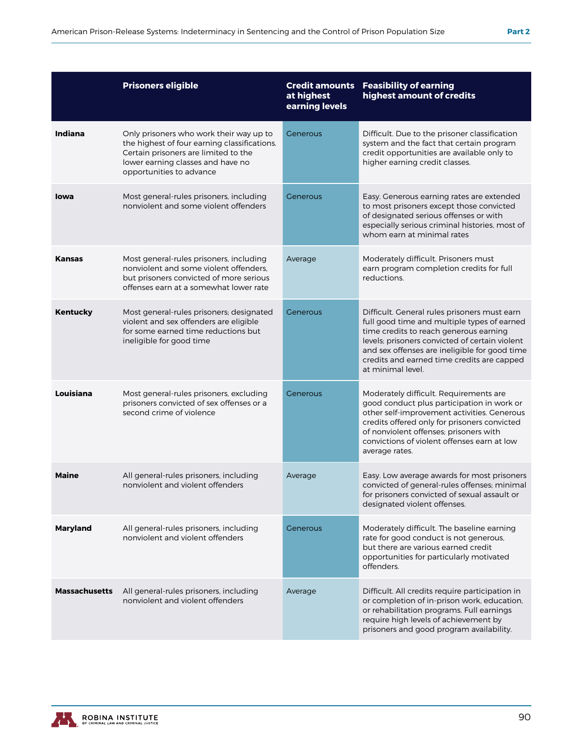| | Prisoners eligible | Credit amounts at highest earning levels | Feasibility of earning highest amount of credits |
|---|---|---|---|
| **Indiana** | Only prisoners who work their way up to the highest of four earning classifications. Certain prisoners are limited to the lower earning classes and have no opportunities to advance | Generous | Difficult. Due to the prisoner classification system and the fact that certain program credit opportunities are available only to higher earning credit classes. |
| **Iowa** | Most general-rules prisoners, including nonviolent and some violent offenders | Generous | Easy. Generous earning rates are extended to most prisoners except those convicted of designated serious offenses or with especially serious criminal histories, most of whom earn at minimal rates |
| **Kansas** | Most general-rules prisoners, including nonviolent and some violent offenders, but prisoners convicted of more serious offenses earn at a somewhat lower rate | Average | Moderately difficult. Prisoners must earn program completion credits for full reductions. |
| **Kentucky** | Most general-rules prisoners; designated violent and sex offenders are eligible for some earned time reductions but ineligible for good time | Generous | Difficult. General rules prisoners must earn full good time and multiple types of earned time credits to reach generous earning levels; prisoners convicted of certain violent and sex offenses are ineligible for good time credits and earned time credits are capped at minimal level. |
| **Louisiana** | Most general-rules prisoners, excluding prisoners convicted of sex offenses or a second crime of violence | Generous | Moderately difficult. Requirements are good conduct plus participation in work or other self-improvement activities. Generous credits offered only for prisoners convicted of nonviolent offenses; prisoners with convictions of violent offenses earn at low average rates. |
| **Maine** | All general-rules prisoners, including nonviolent and violent offenders | Average | Easy. Low average awards for most prisoners convicted of general-rules offenses; minimal for prisoners convicted of sexual assault or designated violent offenses. |
| **Maryland** | All general-rules prisoners, including nonviolent and violent offenders | Generous | Moderately difficult. The baseline earning rate for good conduct is not generous, but there are various earned credit opportunities for particularly motivated offenders. |
| **Massachusetts** | All general-rules prisoners, including nonviolent and violent offenders | Average | Difficult. All credits require participation in or completion of in-prison work, education, or rehabilitation programs. Full earnings require high levels of achievement by prisoners and good program availability. |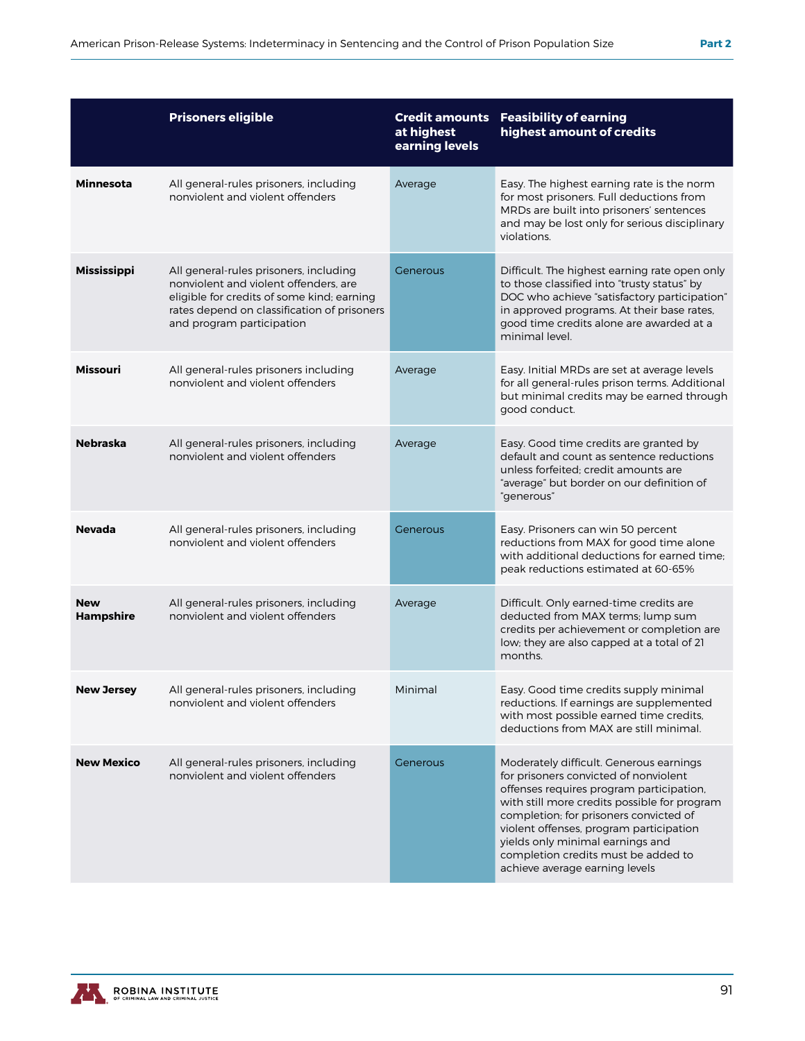| | Prisoners eligible | Credit amounts at highest earning levels | Feasibility of earning highest amount of credits |
|---|---|---|---|
| **Minnesota** | All general-rules prisoners, including nonviolent and violent offenders | Average | Easy. The highest earning rate is the norm for most prisoners. Full deductions from MRDs are built into prisoners' sentences and may be lost only for serious disciplinary violations. |
| **Mississippi** | All general-rules prisoners, including nonviolent and violent offenders, are eligible for credits of some kind; earning rates depend on classification of prisoners and program participation | Generous | Difficult. The highest earning rate open only to those classified into "trusty status" by DOC who achieve "satisfactory participation" in approved programs. At their base rates, good time credits alone are awarded at a minimal level. |
| **Missouri** | All general-rules prisoners including nonviolent and violent offenders | Average | Easy. Initial MRDs are set at average levels for all general-rules prison terms. Additional but minimal credits may be earned through good conduct. |
| **Nebraska** | All general-rules prisoners, including nonviolent and violent offenders | Average | Easy. Good time credits are granted by default and count as sentence reductions unless forfeited; credit amounts are "average" but border on our definition of "generous" |
| **Nevada** | All general-rules prisoners, including nonviolent and violent offenders | Generous | Easy. Prisoners can win 50 percent reductions from MAX for good time alone with additional deductions for earned time; peak reductions estimated at 60-65% |
| **New Hampshire** | All general-rules prisoners, including nonviolent and violent offenders | Average | Difficult. Only earned-time credits are deducted from MAX terms; lump sum credits per achievement or completion are low; they are also capped at a total of 21 months. |
| **New Jersey** | All general-rules prisoners, including nonviolent and violent offenders | Minimal | Easy. Good time credits supply minimal reductions. If earnings are supplemented with most possible earned time credits, deductions from MAX are still minimal. |
| **New Mexico** | All general-rules prisoners, including nonviolent and violent offenders | Generous | Moderately difficult. Generous earnings for prisoners convicted of nonviolent offenses requires program participation, with still more credits possible for program completion; for prisoners convicted of violent offenses, program participation yields only minimal earnings and completion credits must be added to achieve average earning levels |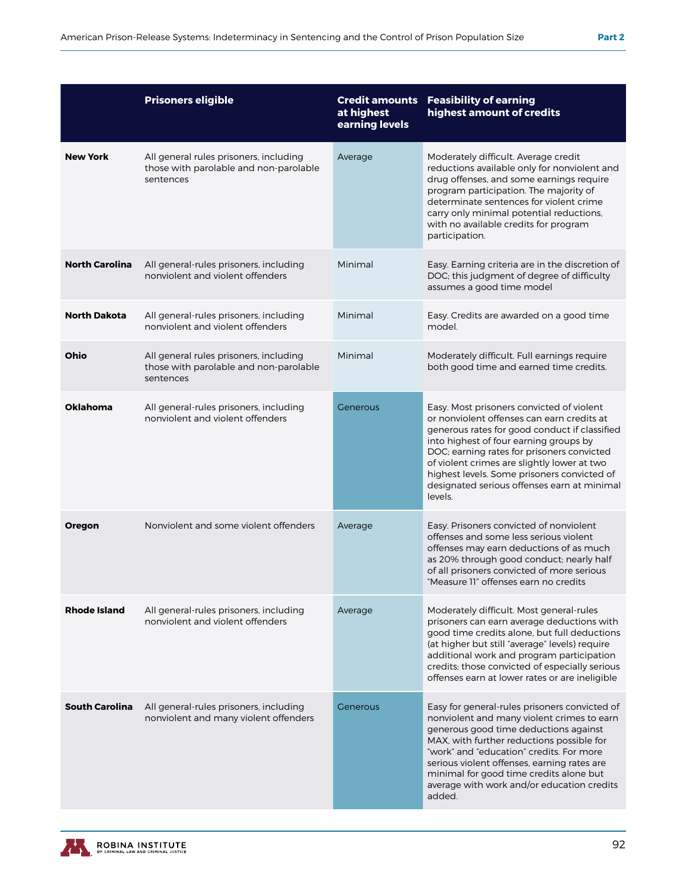| | Prisoners eligible | Credit amounts at highest earning levels | Feasibility of earning highest amount of credits |
|---|---|---|---|
| **New York** | All general rules prisoners, including those with parolable and non-parolable sentences | Average | Moderately difficult. Average credit reductions available only for nonviolent and drug offenses, and some earnings require program participation. The majority of determinate sentences for violent crime carry only minimal potential reductions, with no available credits for program participation. |
| **North Carolina** | All general-rules prisoners, including nonviolent and violent offenders | Minimal | Easy. Earning criteria are in the discretion of DOC; this judgment of degree of difficulty assumes a good time model |
| **North Dakota** | All general-rules prisoners, including nonviolent and violent offenders | Minimal | Easy. Credits are awarded on a good time model. |
| **Ohio** | All general rules prisoners, including those with parolable and non-parolable sentences | Minimal | Moderately difficult. Full earnings require both good time and earned time credits. |
| **Oklahoma** | All general-rules prisoners, including nonviolent and violent offenders | Generous | Easy. Most prisoners convicted of violent or nonviolent offenses can earn credits at generous rates for good conduct if classified into highest of four earning groups by DOC; earning rates for prisoners convicted of violent crimes are slightly lower at two highest levels. Some prisoners convicted of designated serious offenses earn at minimal levels. |
| **Oregon** | Nonviolent and some violent offenders | Average | Easy. Prisoners convicted of nonviolent offenses and some less serious violent offenses may earn deductions of as much as 20% through good conduct; nearly half of all prisoners convicted of more serious "Measure 11" offenses earn no credits |
| **Rhode Island** | All general-rules prisoners, including nonviolent and violent offenders | Average | Moderately difficult. Most general-rules prisoners can earn average deductions with good time credits alone, but full deductions (at higher but still "average" levels) require additional work and program participation credits; those convicted of especially serious offenses earn at lower rates or are ineligible |
| **South Carolina** | All general-rules prisoners, including nonviolent and many violent offenders | Generous | Easy for general-rules prisoners convicted of nonviolent and many violent crimes to earn generous good time deductions against MAX, with further reductions possible for "work" and "education" credits. For more serious violent offenses, earning rates are minimal for good time credits alone but average with work and/or education credits added. |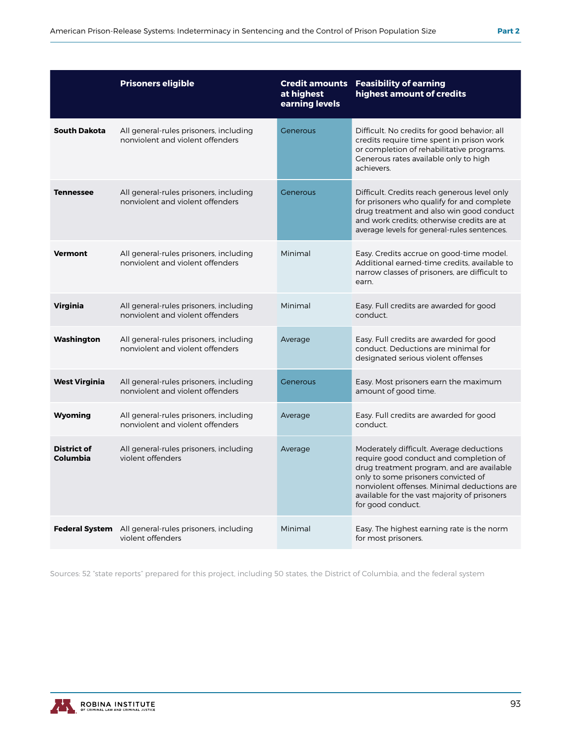| | Prisoners eligible | Credit amounts at highest earning levels | Feasibility of earning highest amount of credits |
|---|---|---|---|
| **South Dakota** | All general-rules prisoners, including nonviolent and violent offenders | Generous | Difficult. No credits for good behavior; all credits require time spent in prison work or completion of rehabilitative programs. Generous rates available only to high achievers. |
| **Tennessee** | All general-rules prisoners, including nonviolent and violent offenders | Generous | Difficult. Credits reach generous level only for prisoners who qualify for and complete drug treatment and also win good conduct and work credits; otherwise credits are at average levels for general-rules sentences. |
| **Vermont** | All general-rules prisoners, including nonviolent and violent offenders | Minimal | Easy. Credits accrue on good-time model. Additional earned-time credits, available to narrow classes of prisoners, are difficult to earn. |
| **Virginia** | All general-rules prisoners, including nonviolent and violent offenders | Minimal | Easy. Full credits are awarded for good conduct. |
| **Washington** | All general-rules prisoners, including nonviolent and violent offenders | Average | Easy. Full credits are awarded for good conduct. Deductions are minimal for designated serious violent offenses |
| **West Virginia** | All general-rules prisoners, including nonviolent and violent offenders | Generous | Easy. Most prisoners earn the maximum amount of good time. |
| **Wyoming** | All general-rules prisoners, including nonviolent and violent offenders | Average | Easy. Full credits are awarded for good conduct. |
| **District of Columbia** | All general-rules prisoners, including violent offenders | Average | Moderately difficult. Average deductions require good conduct and completion of drug treatment program, and are available only to some prisoners convicted of nonviolent offenses. Minimal deductions are available for the vast majority of prisoners for good conduct. |
| **Federal System** | All general-rules prisoners, including violent offenders | Minimal | Easy. The highest earning rate is the norm for most prisoners. |

Sources: 52 "state reports" prepared for this project, including 50 states, the District of Columbia, and the federal system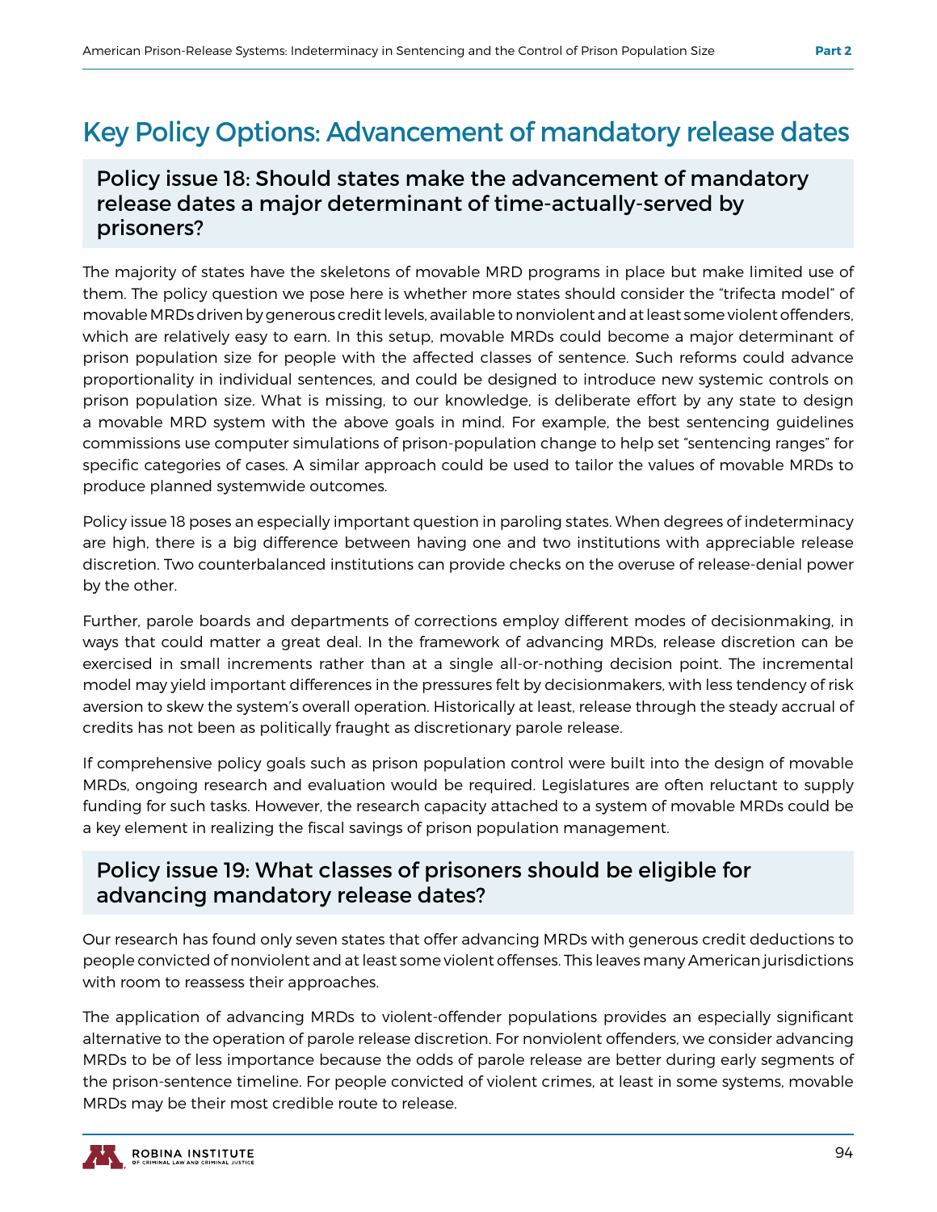## Key Policy Options: Advancement of mandatory release dates

### Policy issue 18: Should states make the advancement of mandatory release dates a major determinant of time-actually-served by prisoners?

The majority of states have the skeletons of movable MRD programs in place but make limited use of them. The policy question we pose here is whether more states should consider the "trifecta model" of movable MRDs driven by generous credit levels, available to nonviolent and at least some violent offenders, which are relatively easy to earn. In this setup, movable MRDs could become a major determinant of prison population size for people with the affected classes of sentence. Such reforms could advance proportionality in individual sentences, and could be designed to introduce new systemic controls on prison population size. What is missing, to our knowledge, is deliberate effort by any state to design a movable MRD system with the above goals in mind. For example, the best sentencing guidelines commissions use computer simulations of prison-population change to help set "sentencing ranges" for specific categories of cases. A similar approach could be used to tailor the values of movable MRDs to produce planned systemwide outcomes.

Policy issue 18 poses an especially important question in paroling states. When degrees of indeterminacy are high, there is a big difference between having one and two institutions with appreciable release discretion. Two counterbalanced institutions can provide checks on the overuse of release-denial power by the other.

Further, parole boards and departments of corrections employ different modes of decisionmaking, in ways that could matter a great deal. In the framework of advancing MRDs, release discretion can be exercised in small increments rather than at a single all-or-nothing decision point. The incremental model may yield important differences in the pressures felt by decisionmakers, with less tendency of risk aversion to skew the system's overall operation. Historically at least, release through the steady accrual of credits has not been as politically fraught as discretionary parole release.

If comprehensive policy goals such as prison population control were built into the design of movable MRDs, ongoing research and evaluation would be required. Legislatures are often reluctant to supply funding for such tasks. However, the research capacity attached to a system of movable MRDs could be a key element in realizing the fiscal savings of prison population management.

### Policy issue 19: What classes of prisoners should be eligible for advancing mandatory release dates?

Our research has found only seven states that offer advancing MRDs with generous credit deductions to people convicted of nonviolent and at least some violent offenses. This leaves many American jurisdictions with room to reassess their approaches.

The application of advancing MRDs to violent-offender populations provides an especially significant alternative to the operation of parole release discretion. For nonviolent offenders, we consider advancing MRDs to be of less importance because the odds of parole release are better during early segments of the prison-sentence timeline. For people convicted of violent crimes, at least in some systems, movable MRDs may be their most credible route to release.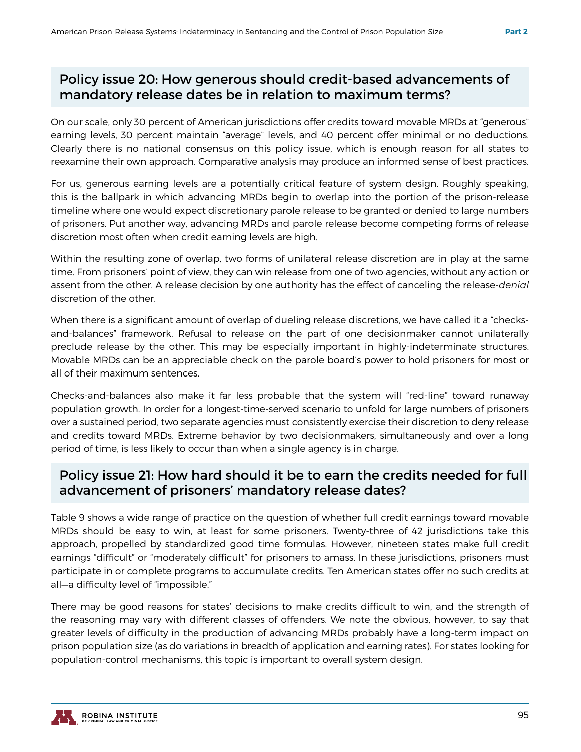## Policy issue 20: How generous should credit-based advancements of mandatory release dates be in relation to maximum terms?

On our scale, only 30 percent of American jurisdictions offer credits toward movable MRDs at "generous" earning levels, 30 percent maintain "average" levels, and 40 percent offer minimal or no deductions. Clearly there is no national consensus on this policy issue, which is enough reason for all states to reexamine their own approach. Comparative analysis may produce an informed sense of best practices.

For us, generous earning levels are a potentially critical feature of system design. Roughly speaking, this is the ballpark in which advancing MRDs begin to overlap into the portion of the prison-release timeline where one would expect discretionary parole release to be granted or denied to large numbers of prisoners. Put another way, advancing MRDs and parole release become competing forms of release discretion most often when credit earning levels are high.

Within the resulting zone of overlap, two forms of unilateral release discretion are in play at the same time. From prisoners' point of view, they can win release from one of two agencies, without any action or assent from the other. A release decision by one authority has the effect of canceling the release-*denial* discretion of the other.

When there is a significant amount of overlap of dueling release discretions, we have called it a "checks-and-balances" framework. Refusal to release on the part of one decisionmaker cannot unilaterally preclude release by the other. This may be especially important in highly-indeterminate structures. Movable MRDs can be an appreciable check on the parole board's power to hold prisoners for most or all of their maximum sentences.

Checks-and-balances also make it far less probable that the system will "red-line" toward runaway population growth. In order for a longest-time-served scenario to unfold for large numbers of prisoners over a sustained period, two separate agencies must consistently exercise their discretion to deny release and credits toward MRDs. Extreme behavior by two decisionmakers, simultaneously and over a long period of time, is less likely to occur than when a single agency is in charge.

## Policy issue 21: How hard should it be to earn the credits needed for full advancement of prisoners' mandatory release dates?

Table 9 shows a wide range of practice on the question of whether full credit earnings toward movable MRDs should be easy to win, at least for some prisoners. Twenty-three of 42 jurisdictions take this approach, propelled by standardized good time formulas. However, nineteen states make full credit earnings "difficult" or "moderately difficult" for prisoners to amass. In these jurisdictions, prisoners must participate in or complete programs to accumulate credits. Ten American states offer no such credits at all—a difficulty level of "impossible."

There may be good reasons for states' decisions to make credits difficult to win, and the strength of the reasoning may vary with different classes of offenders. We note the obvious, however, to say that greater levels of difficulty in the production of advancing MRDs probably have a long-term impact on prison population size (as do variations in breadth of application and earning rates). For states looking for population-control mechanisms, this topic is important to overall system design.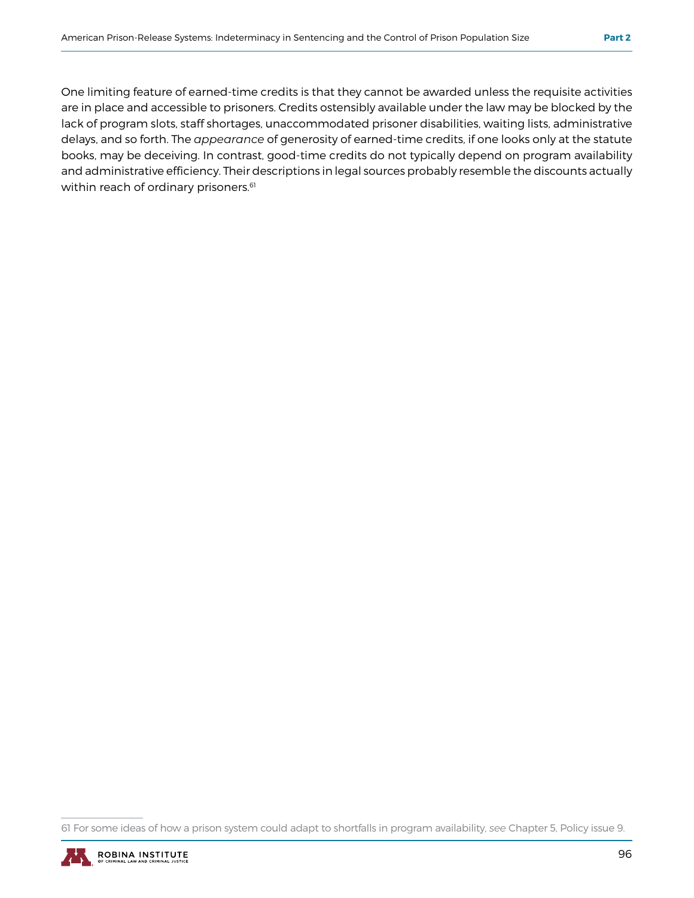One limiting feature of earned-time credits is that they cannot be awarded unless the requisite activities are in place and accessible to prisoners. Credits ostensibly available under the law may be blocked by the lack of program slots, staff shortages, unaccommodated prisoner disabilities, waiting lists, administrative delays, and so forth. The *appearance* of generosity of earned-time credits, if one looks only at the statute books, may be deceiving. In contrast, good-time credits do not typically depend on program availability and administrative efficiency. Their descriptions in legal sources probably resemble the discounts actually within reach of ordinary prisoners.[61]

61 For some ideas of how a prison system could adapt to shortfalls in program availability, *see* Chapter 5, Policy issue 9.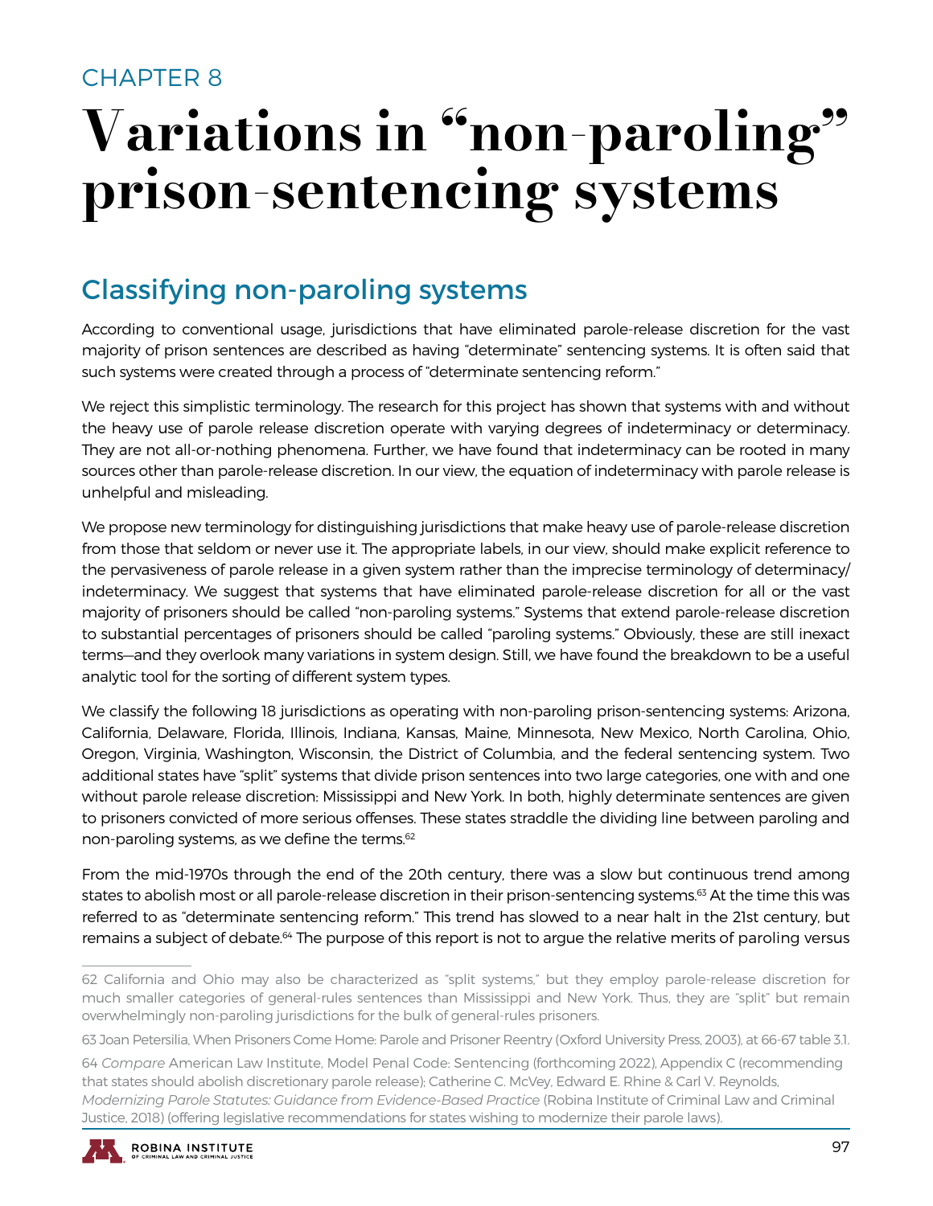CHAPTER 8

# Variations in "non-paroling" prison-sentencing systems

## Classifying non-paroling systems

According to conventional usage, jurisdictions that have eliminated parole-release discretion for the vast majority of prison sentences are described as having "determinate" sentencing systems. It is often said that such systems were created through a process of "determinate sentencing reform."

We reject this simplistic terminology. The research for this project has shown that systems with and without the heavy use of parole release discretion operate with varying degrees of indeterminacy or determinacy. They are not all-or-nothing phenomena. Further, we have found that indeterminacy can be rooted in many sources other than parole-release discretion. In our view, the equation of indeterminacy with parole release is unhelpful and misleading.

We propose new terminology for distinguishing jurisdictions that make heavy use of parole-release discretion from those that seldom or never use it. The appropriate labels, in our view, should make explicit reference to the pervasiveness of parole release in a given system rather than the imprecise terminology of determinacy/indeterminacy. We suggest that systems that have eliminated parole-release discretion for all or the vast majority of prisoners should be called "non-paroling systems." Systems that extend parole-release discretion to substantial percentages of prisoners should be called "paroling systems." Obviously, these are still inexact terms—and they overlook many variations in system design. Still, we have found the breakdown to be a useful analytic tool for the sorting of different system types.

We classify the following 18 jurisdictions as operating with non-paroling prison-sentencing systems: Arizona, California, Delaware, Florida, Illinois, Indiana, Kansas, Maine, Minnesota, New Mexico, North Carolina, Ohio, Oregon, Virginia, Washington, Wisconsin, the District of Columbia, and the federal sentencing system. Two additional states have "split" systems that divide prison sentences into two large categories, one with and one without parole release discretion: Mississippi and New York. In both, highly determinate sentences are given to prisoners convicted of more serious offenses. These states straddle the dividing line between paroling and non-paroling systems, as we define the terms.[62]

From the mid-1970s through the end of the 20th century, there was a slow but continuous trend among states to abolish most or all parole-release discretion in their prison-sentencing systems.[63] At the time this was referred to as "determinate sentencing reform." This trend has slowed to a near halt in the 21st century, but remains a subject of debate.[64] The purpose of this report is not to argue the relative merits of paroling versus

---

62 California and Ohio may also be characterized as "split systems," but they employ parole-release discretion for much smaller categories of general-rules sentences than Mississippi and New York. Thus, they are "split" but remain overwhelmingly non-paroling jurisdictions for the bulk of general-rules prisoners.

63 Joan Petersilia, When Prisoners Come Home: Parole and Prisoner Reentry (Oxford University Press, 2003), at 66-67 table 3.1.

64 *Compare* American Law Institute, Model Penal Code: Sentencing (forthcoming 2022), Appendix C (recommending that states should abolish discretionary parole release); Catherine C. McVey, Edward E. Rhine & Carl V. Reynolds, *Modernizing Parole Statutes: Guidance from Evidence-Based Practice* (Robina Institute of Criminal Law and Criminal Justice, 2018) (offering legislative recommendations for states wishing to modernize their parole laws).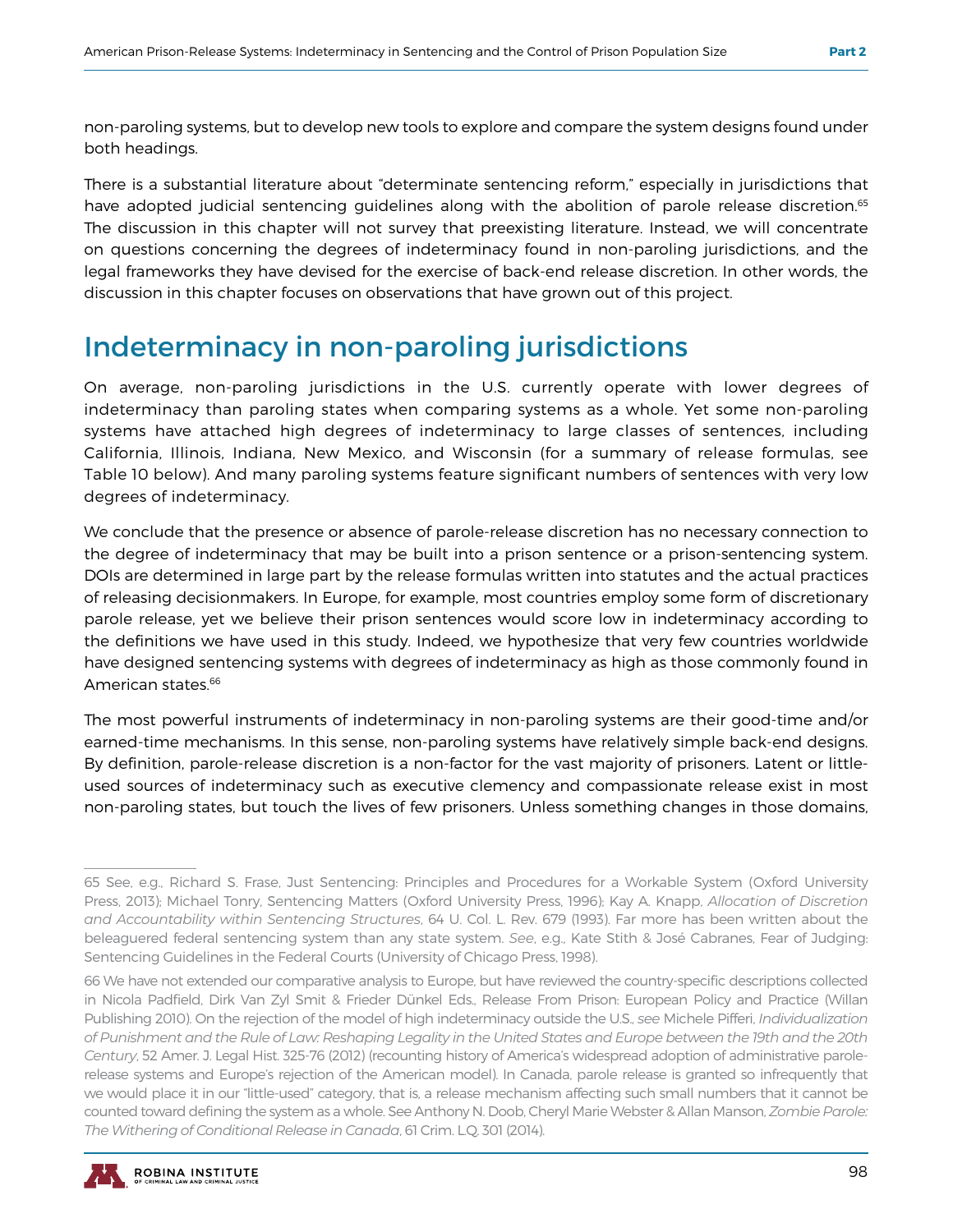non-paroling systems, but to develop new tools to explore and compare the system designs found under both headings.

There is a substantial literature about "determinate sentencing reform," especially in jurisdictions that have adopted judicial sentencing guidelines along with the abolition of parole release discretion.[65] The discussion in this chapter will not survey that preexisting literature. Instead, we will concentrate on questions concerning the degrees of indeterminacy found in non-paroling jurisdictions, and the legal frameworks they have devised for the exercise of back-end release discretion. In other words, the discussion in this chapter focuses on observations that have grown out of this project.

## Indeterminacy in non-paroling jurisdictions

On average, non-paroling jurisdictions in the U.S. currently operate with lower degrees of indeterminacy than paroling states when comparing systems as a whole. Yet some non-paroling systems have attached high degrees of indeterminacy to large classes of sentences, including California, Illinois, Indiana, New Mexico, and Wisconsin (for a summary of release formulas, see Table 10 below). And many paroling systems feature significant numbers of sentences with very low degrees of indeterminacy.

We conclude that the presence or absence of parole-release discretion has no necessary connection to the degree of indeterminacy that may be built into a prison sentence or a prison-sentencing system. DOIs are determined in large part by the release formulas written into statutes and the actual practices of releasing decisionmakers. In Europe, for example, most countries employ some form of discretionary parole release, yet we believe their prison sentences would score low in indeterminacy according to the definitions we have used in this study. Indeed, we hypothesize that very few countries worldwide have designed sentencing systems with degrees of indeterminacy as high as those commonly found in American states.[66]

The most powerful instruments of indeterminacy in non-paroling systems are their good-time and/or earned-time mechanisms. In this sense, non-paroling systems have relatively simple back-end designs. By definition, parole-release discretion is a non-factor for the vast majority of prisoners. Latent or little-used sources of indeterminacy such as executive clemency and compassionate release exist in most non-paroling states, but touch the lives of few prisoners. Unless something changes in those domains,

---

65 See, e.g., Richard S. Frase, Just Sentencing: Principles and Procedures for a Workable System (Oxford University Press, 2013); Michael Tonry, Sentencing Matters (Oxford University Press, 1996); Kay A. Knapp, *Allocation of Discretion and Accountability within Sentencing Structures*, 64 U. Col. L. Rev. 679 (1993). Far more has been written about the beleaguered federal sentencing system than any state system. *See*, e.g., Kate Stith & José Cabranes, Fear of Judging: Sentencing Guidelines in the Federal Courts (University of Chicago Press, 1998).

66 We have not extended our comparative analysis to Europe, but have reviewed the country-specific descriptions collected in Nicola Padfield, Dirk Van Zyl Smit & Frieder Dünkel Eds., Release From Prison: European Policy and Practice (Willan Publishing 2010). On the rejection of the model of high indeterminacy outside the U.S., *see* Michele Pifferi, *Individualization of Punishment and the Rule of Law: Reshaping Legality in the United States and Europe between the 19th and the 20th Century*, 52 Amer. J. Legal Hist. 325-76 (2012) (recounting history of America's widespread adoption of administrative parole-release systems and Europe's rejection of the American model). In Canada, parole release is granted so infrequently that we would place it in our "little-used" category, that is, a release mechanism affecting such small numbers that it cannot be counted toward defining the system as a whole. See Anthony N. Doob, Cheryl Marie Webster & Allan Manson, *Zombie Parole: The Withering of Conditional Release in Canada*, 61 Crim. L.Q. 301 (2014).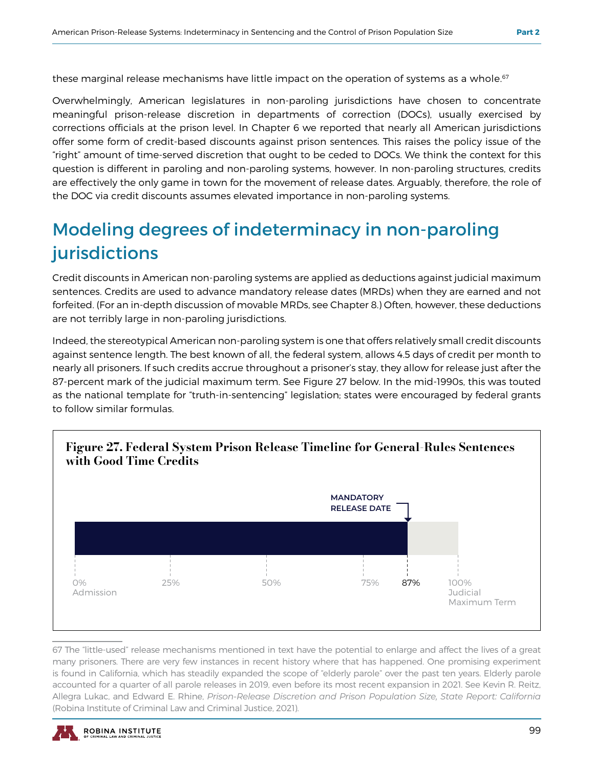these marginal release mechanisms have little impact on the operation of systems as a whole.[67]

Overwhelmingly, American legislatures in non-paroling jurisdictions have chosen to concentrate meaningful prison-release discretion in departments of correction (DOCs), usually exercised by corrections officials at the prison level. In Chapter 6 we reported that nearly all American jurisdictions offer some form of credit-based discounts against prison sentences. This raises the policy issue of the "right" amount of time-served discretion that ought to be ceded to DOCs. We think the context for this question is different in paroling and non-paroling systems, however. In non-paroling structures, credits are effectively the only game in town for the movement of release dates. Arguably, therefore, the role of the DOC via credit discounts assumes elevated importance in non-paroling systems.

## Modeling degrees of indeterminacy in non-paroling jurisdictions

Credit discounts in American non-paroling systems are applied as deductions against judicial maximum sentences. Credits are used to advance mandatory release dates (MRDs) when they are earned and not forfeited. (For an in-depth discussion of movable MRDs, see Chapter 8.) Often, however, these deductions are not terribly large in non-paroling jurisdictions.

Indeed, the stereotypical American non-paroling system is one that offers relatively small credit discounts against sentence length. The best known of all, the federal system, allows 4.5 days of credit per month to nearly all prisoners. If such credits accrue throughout a prisoner's stay, they allow for release just after the 87-percent mark of the judicial maximum term. See Figure 27 below. In the mid-1990s, this was touted as the national template for "truth-in-sentencing" legislation; states were encouraged by federal grants to follow similar formulas.

**Figure 27. Federal System Prison Release Timeline for General-Rules Sentences with Good Time Credits**

MANDATORY RELEASE DATE

0% Admission | 25% | 50% | 75% | 87% | 100% Judicial Maximum Term

---

67 The "little-used" release mechanisms mentioned in text have the potential to enlarge and affect the lives of a great many prisoners. There are very few instances in recent history where that has happened. One promising experiment is found in California, which has steadily expanded the scope of "elderly parole" over the past ten years. Elderly parole accounted for a quarter of all parole releases in 2019, even before its most recent expansion in 2021. See Kevin R. Reitz, Allegra Lukac, and Edward E. Rhine, *Prison-Release Discretion and Prison Population Size, State Report: California* (Robina Institute of Criminal Law and Criminal Justice, 2021).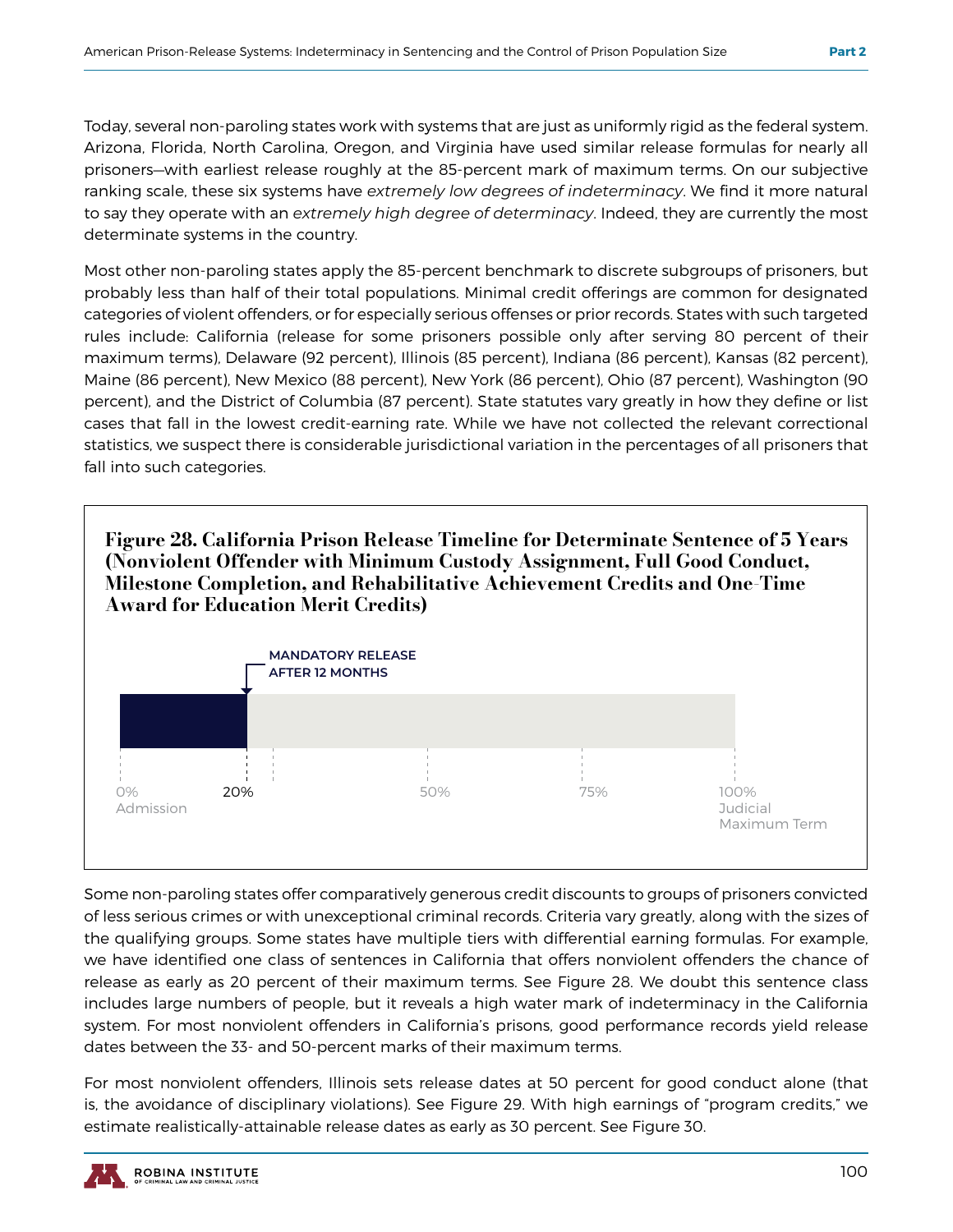Today, several non-paroling states work with systems that are just as uniformly rigid as the federal system. Arizona, Florida, North Carolina, Oregon, and Virginia have used similar release formulas for nearly all prisoners—with earliest release roughly at the 85-percent mark of maximum terms. On our subjective ranking scale, these six systems have *extremely low degrees of indeterminacy*. We find it more natural to say they operate with an *extremely high degree of determinacy*. Indeed, they are currently the most determinate systems in the country.

Most other non-paroling states apply the 85-percent benchmark to discrete subgroups of prisoners, but probably less than half of their total populations. Minimal credit offerings are common for designated categories of violent offenders, or for especially serious offenses or prior records. States with such targeted rules include: California (release for some prisoners possible only after serving 80 percent of their maximum terms), Delaware (92 percent), Illinois (85 percent), Indiana (86 percent), Kansas (82 percent), Maine (86 percent), New Mexico (88 percent), New York (86 percent), Ohio (87 percent), Washington (90 percent), and the District of Columbia (87 percent). State statutes vary greatly in how they define or list cases that fall in the lowest credit-earning rate. While we have not collected the relevant correctional statistics, we suspect there is considerable jurisdictional variation in the percentages of all prisoners that fall into such categories.

**Figure 28. California Prison Release Timeline for Determinate Sentence of 5 Years (Nonviolent Offender with Minimum Custody Assignment, Full Good Conduct, Milestone Completion, and Rehabilitative Achievement Credits and One-Time Award for Education Merit Credits)**

MANDATORY RELEASE AFTER 12 MONTHS

0% Admission | 20% | 50% | 75% | 100% Judicial Maximum Term

Some non-paroling states offer comparatively generous credit discounts to groups of prisoners convicted of less serious crimes or with unexceptional criminal records. Criteria vary greatly, along with the sizes of the qualifying groups. Some states have multiple tiers with differential earning formulas. For example, we have identified one class of sentences in California that offers nonviolent offenders the chance of release as early as 20 percent of their maximum terms. See Figure 28. We doubt this sentence class includes large numbers of people, but it reveals a high water mark of indeterminacy in the California system. For most nonviolent offenders in California's prisons, good performance records yield release dates between the 33- and 50-percent marks of their maximum terms.

For most nonviolent offenders, Illinois sets release dates at 50 percent for good conduct alone (that is, the avoidance of disciplinary violations). See Figure 29. With high earnings of "program credits," we estimate realistically-attainable release dates as early as 30 percent. See Figure 30.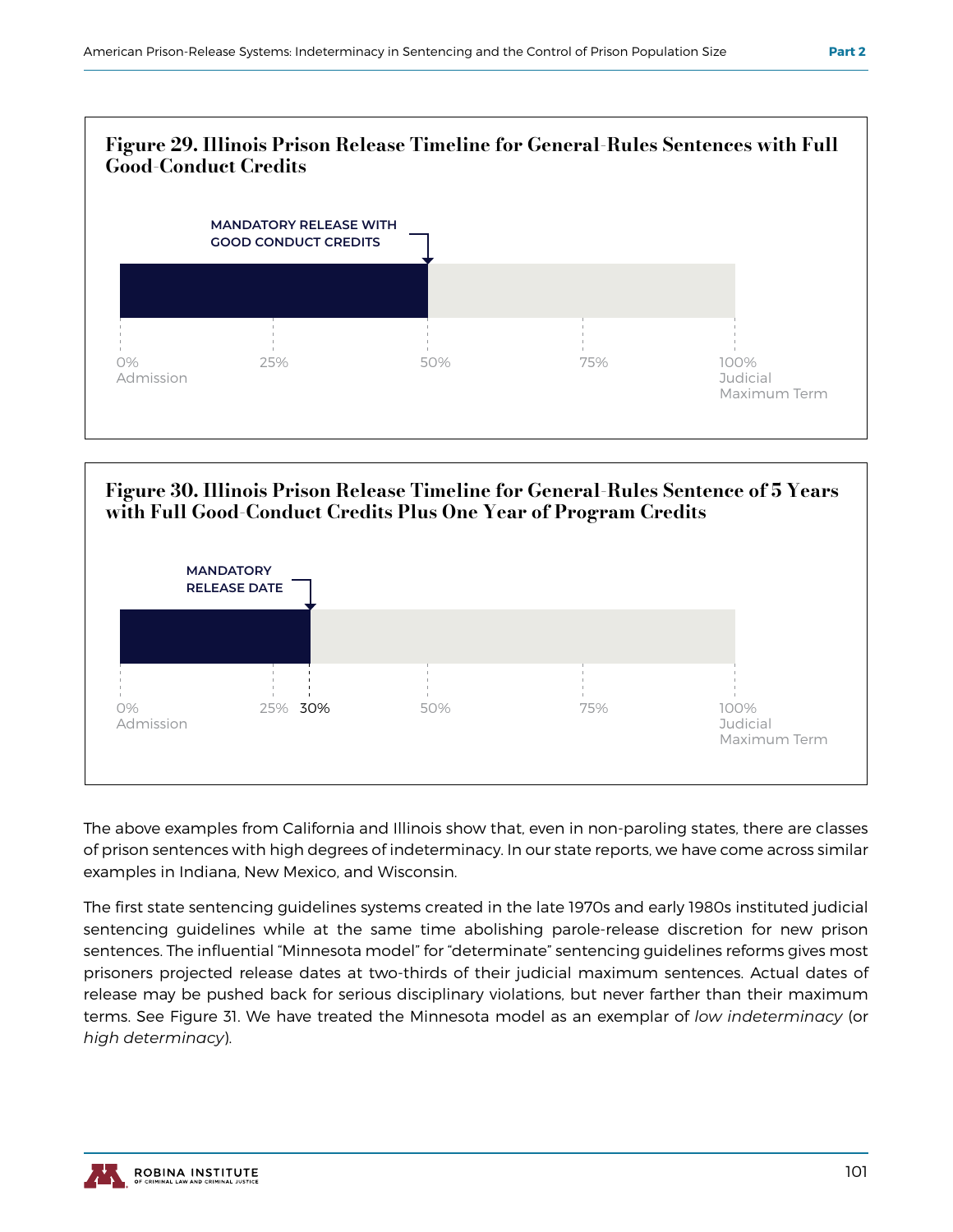**Figure 29. Illinois Prison Release Timeline for General-Rules Sentences with Full Good-Conduct Credits**

MANDATORY RELEASE WITH GOOD CONDUCT CREDITS

0% Admission | 25% | 50% | 75% | 100% Judicial Maximum Term

**Figure 30. Illinois Prison Release Timeline for General-Rules Sentence of 5 Years with Full Good-Conduct Credits Plus One Year of Program Credits**

MANDATORY RELEASE DATE

0% Admission | 25% | 30% | 50% | 75% | 100% Judicial Maximum Term

The above examples from California and Illinois show that, even in non-paroling states, there are classes of prison sentences with high degrees of indeterminacy. In our state reports, we have come across similar examples in Indiana, New Mexico, and Wisconsin.

The first state sentencing guidelines systems created in the late 1970s and early 1980s instituted judicial sentencing guidelines while at the same time abolishing parole-release discretion for new prison sentences. The influential "Minnesota model" for "determinate" sentencing guidelines reforms gives most prisoners projected release dates at two-thirds of their judicial maximum sentences. Actual dates of release may be pushed back for serious disciplinary violations, but never farther than their maximum terms. See Figure 31. We have treated the Minnesota model as an exemplar of *low indeterminacy* (or *high determinacy*).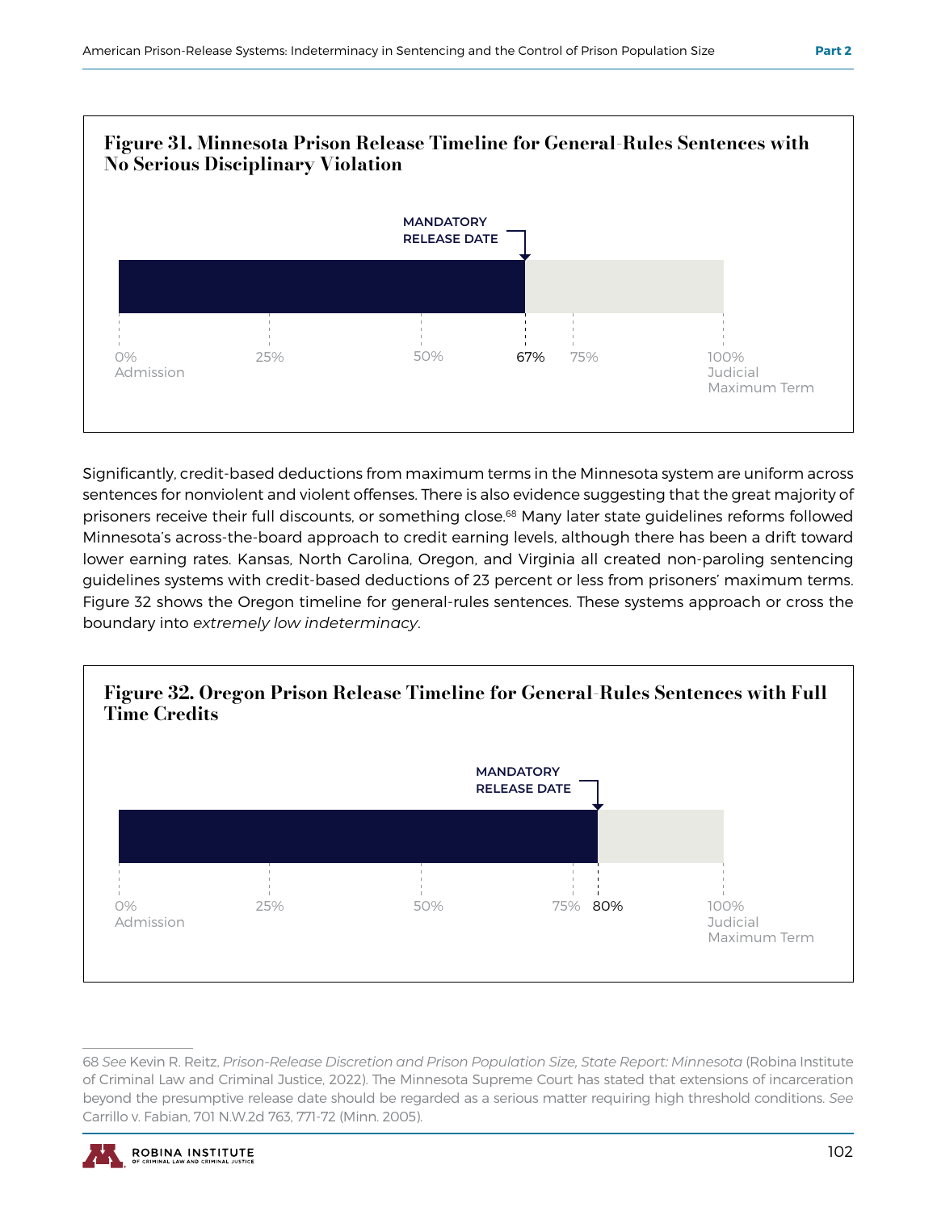**Figure 31. Minnesota Prison Release Timeline for General-Rules Sentences with No Serious Disciplinary Violation**

MANDATORY RELEASE DATE

0% Admission | 25% | 50% | 67% | 75% | 100% Judicial Maximum Term

Significantly, credit-based deductions from maximum terms in the Minnesota system are uniform across sentences for nonviolent and violent offenses. There is also evidence suggesting that the great majority of prisoners receive their full discounts, or something close.[68] Many later state guidelines reforms followed Minnesota's across-the-board approach to credit earning levels, although there has been a drift toward lower earning rates. Kansas, North Carolina, Oregon, and Virginia all created non-paroling sentencing guidelines systems with credit-based deductions of 23 percent or less from prisoners' maximum terms. Figure 32 shows the Oregon timeline for general-rules sentences. These systems approach or cross the boundary into *extremely low indeterminacy*.

**Figure 32. Oregon Prison Release Timeline for General-Rules Sentences with Full Time Credits**

MANDATORY RELEASE DATE

0% Admission | 25% | 50% | 75% | 80% | 100% Judicial Maximum Term

68 *See* Kevin R. Reitz, *Prison-Release Discretion and Prison Population Size, State Report: Minnesota* (Robina Institute of Criminal Law and Criminal Justice, 2022). The Minnesota Supreme Court has stated that extensions of incarceration beyond the presumptive release date should be regarded as a serious matter requiring high threshold conditions. *See* Carrillo v. Fabian, 701 N.W.2d 763, 771-72 (Minn. 2005).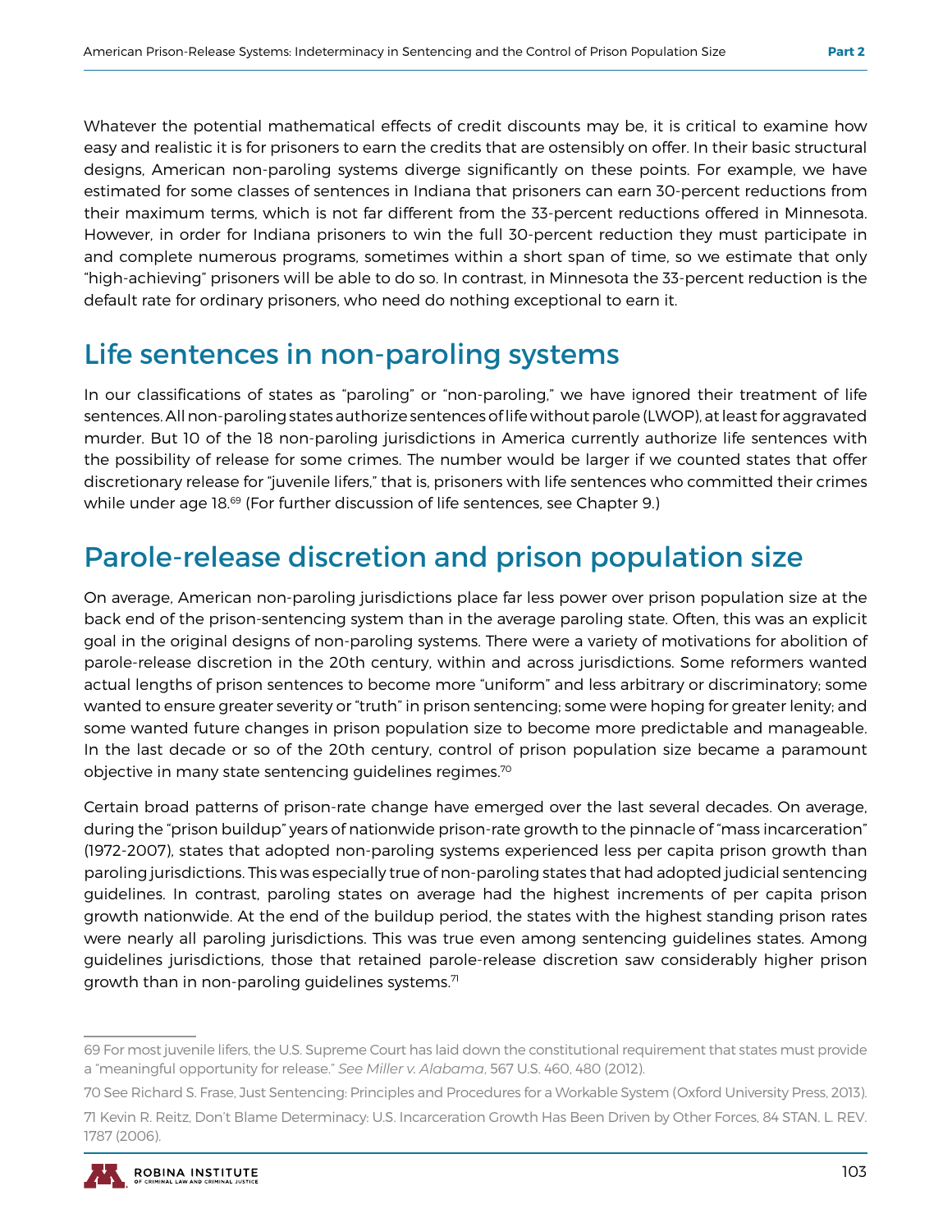Whatever the potential mathematical effects of credit discounts may be, it is critical to examine how easy and realistic it is for prisoners to earn the credits that are ostensibly on offer. In their basic structural designs, American non-paroling systems diverge significantly on these points. For example, we have estimated for some classes of sentences in Indiana that prisoners can earn 30-percent reductions from their maximum terms, which is not far different from the 33-percent reductions offered in Minnesota. However, in order for Indiana prisoners to win the full 30-percent reduction they must participate in and complete numerous programs, sometimes within a short span of time, so we estimate that only "high-achieving" prisoners will be able to do so. In contrast, in Minnesota the 33-percent reduction is the default rate for ordinary prisoners, who need do nothing exceptional to earn it.

## Life sentences in non-paroling systems

In our classifications of states as "paroling" or "non-paroling," we have ignored their treatment of life sentences. All non-paroling states authorize sentences of life without parole (LWOP), at least for aggravated murder. But 10 of the 18 non-paroling jurisdictions in America currently authorize life sentences with the possibility of release for some crimes. The number would be larger if we counted states that offer discretionary release for "juvenile lifers," that is, prisoners with life sentences who committed their crimes while under age 18.[69] (For further discussion of life sentences, see Chapter 9.)

## Parole-release discretion and prison population size

On average, American non-paroling jurisdictions place far less power over prison population size at the back end of the prison-sentencing system than in the average paroling state. Often, this was an explicit goal in the original designs of non-paroling systems. There were a variety of motivations for abolition of parole-release discretion in the 20th century, within and across jurisdictions. Some reformers wanted actual lengths of prison sentences to become more "uniform" and less arbitrary or discriminatory; some wanted to ensure greater severity or "truth" in prison sentencing; some were hoping for greater lenity; and some wanted future changes in prison population size to become more predictable and manageable. In the last decade or so of the 20th century, control of prison population size became a paramount objective in many state sentencing guidelines regimes.[70]

Certain broad patterns of prison-rate change have emerged over the last several decades. On average, during the "prison buildup" years of nationwide prison-rate growth to the pinnacle of "mass incarceration" (1972-2007), states that adopted non-paroling systems experienced less per capita prison growth than paroling jurisdictions. This was especially true of non-paroling states that had adopted judicial sentencing guidelines. In contrast, paroling states on average had the highest increments of per capita prison growth nationwide. At the end of the buildup period, the states with the highest standing prison rates were nearly all paroling jurisdictions. This was true even among sentencing guidelines states. Among guidelines jurisdictions, those that retained parole-release discretion saw considerably higher prison growth than in non-paroling guidelines systems.[71]

---

69 For most juvenile lifers, the U.S. Supreme Court has laid down the constitutional requirement that states must provide a "meaningful opportunity for release." *See Miller v. Alabama*, 567 U.S. 460, 480 (2012).

70 See Richard S. Frase, Just Sentencing: Principles and Procedures for a Workable System (Oxford University Press, 2013).

71 Kevin R. Reitz, Don't Blame Determinacy: U.S. Incarceration Growth Has Been Driven by Other Forces, 84 STAN. L. REV. 1787 (2006).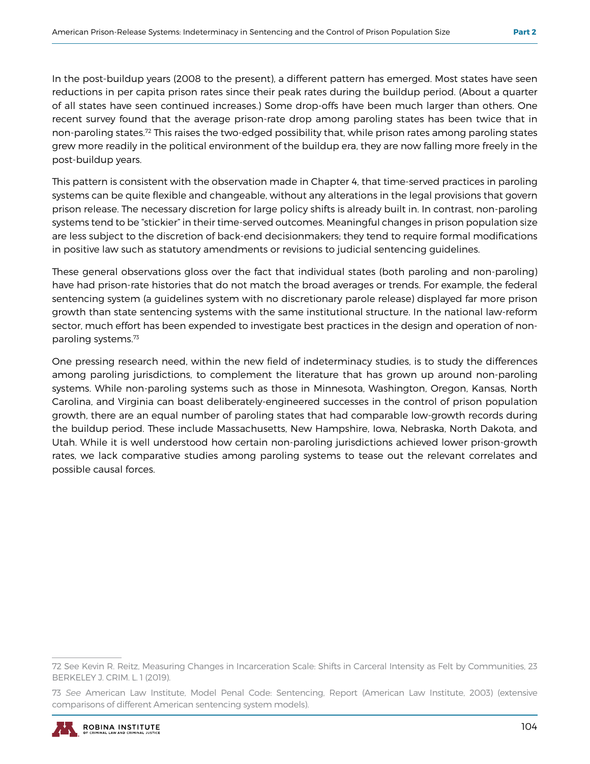In the post-buildup years (2008 to the present), a different pattern has emerged. Most states have seen reductions in per capita prison rates since their peak rates during the buildup period. (About a quarter of all states have seen continued increases.) Some drop-offs have been much larger than others. One recent survey found that the average prison-rate drop among paroling states has been twice that in non-paroling states.[72] This raises the two-edged possibility that, while prison rates among paroling states grew more readily in the political environment of the buildup era, they are now falling more freely in the post-buildup years.

This pattern is consistent with the observation made in Chapter 4, that time-served practices in paroling systems can be quite flexible and changeable, without any alterations in the legal provisions that govern prison release. The necessary discretion for large policy shifts is already built in. In contrast, non-paroling systems tend to be "stickier" in their time-served outcomes. Meaningful changes in prison population size are less subject to the discretion of back-end decisionmakers; they tend to require formal modifications in positive law such as statutory amendments or revisions to judicial sentencing guidelines.

These general observations gloss over the fact that individual states (both paroling and non-paroling) have had prison-rate histories that do not match the broad averages or trends. For example, the federal sentencing system (a guidelines system with no discretionary parole release) displayed far more prison growth than state sentencing systems with the same institutional structure. In the national law-reform sector, much effort has been expended to investigate best practices in the design and operation of non-paroling systems.[73]

One pressing research need, within the new field of indeterminacy studies, is to study the differences among paroling jurisdictions, to complement the literature that has grown up around non-paroling systems. While non-paroling systems such as those in Minnesota, Washington, Oregon, Kansas, North Carolina, and Virginia can boast deliberately-engineered successes in the control of prison population growth, there are an equal number of paroling states that had comparable low-growth records during the buildup period. These include Massachusetts, New Hampshire, Iowa, Nebraska, North Dakota, and Utah. While it is well understood how certain non-paroling jurisdictions achieved lower prison-growth rates, we lack comparative studies among paroling systems to tease out the relevant correlates and possible causal forces.

---

72 See Kevin R. Reitz, Measuring Changes in Incarceration Scale: Shifts in Carceral Intensity as Felt by Communities, 23 BERKELEY J. CRIM. L. 1 (2019).

73 *See* American Law Institute, Model Penal Code: Sentencing, Report (American Law Institute, 2003) (extensive comparisons of different American sentencing system models).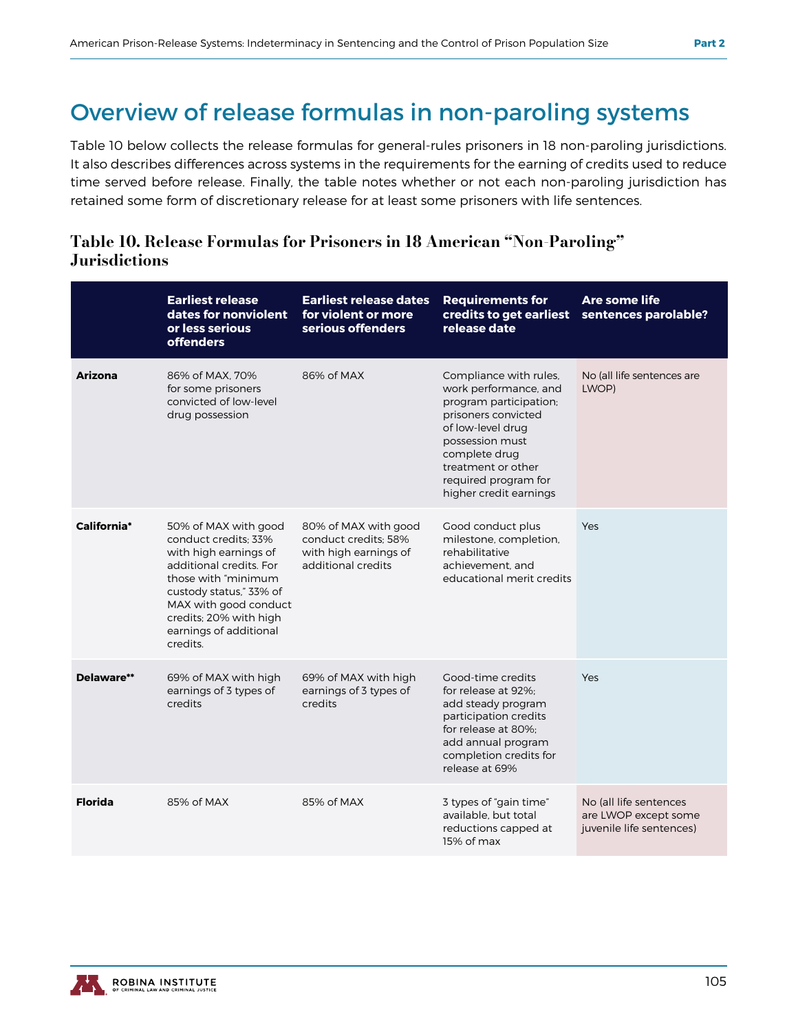## Overview of release formulas in non-paroling systems

Table 10 below collects the release formulas for general-rules prisoners in 18 non-paroling jurisdictions. It also describes differences across systems in the requirements for the earning of credits used to reduce time served before release. Finally, the table notes whether or not each non-paroling jurisdiction has retained some form of discretionary release for at least some prisoners with life sentences.

### Table 10. Release Formulas for Prisoners in 18 American "Non-Paroling" Jurisdictions

| | Earliest release dates for nonviolent or less serious offenders | Earliest release dates for violent or more serious offenders | Requirements for credits to get earliest release date | Are some life sentences parolable? |
|---|---|---|---|---|
| **Arizona** | 86% of MAX, 70% for some prisoners convicted of low-level drug possession | 86% of MAX | Compliance with rules, work performance, and program participation; prisoners convicted of low-level drug possession must complete drug treatment or other required program for higher credit earnings | No (all life sentences are LWOP) |
| **California*** | 50% of MAX with good conduct credits; 33% with high earnings of additional credits. For those with "minimum custody status," 33% of MAX with good conduct credits; 20% with high earnings of additional credits. | 80% of MAX with good conduct credits; 58% with high earnings of additional credits | Good conduct plus milestone, completion, rehabilitative achievement, and educational merit credits | Yes |
| **Delaware**** | 69% of MAX with high earnings of 3 types of credits | 69% of MAX with high earnings of 3 types of credits | Good-time credits for release at 92%; add steady program participation credits for release at 80%; add annual program completion credits for release at 69% | Yes |
| **Florida** | 85% of MAX | 85% of MAX | 3 types of "gain time" available, but total reductions capped at 15% of max | No (all life sentences are LWOP except some juvenile life sentences) |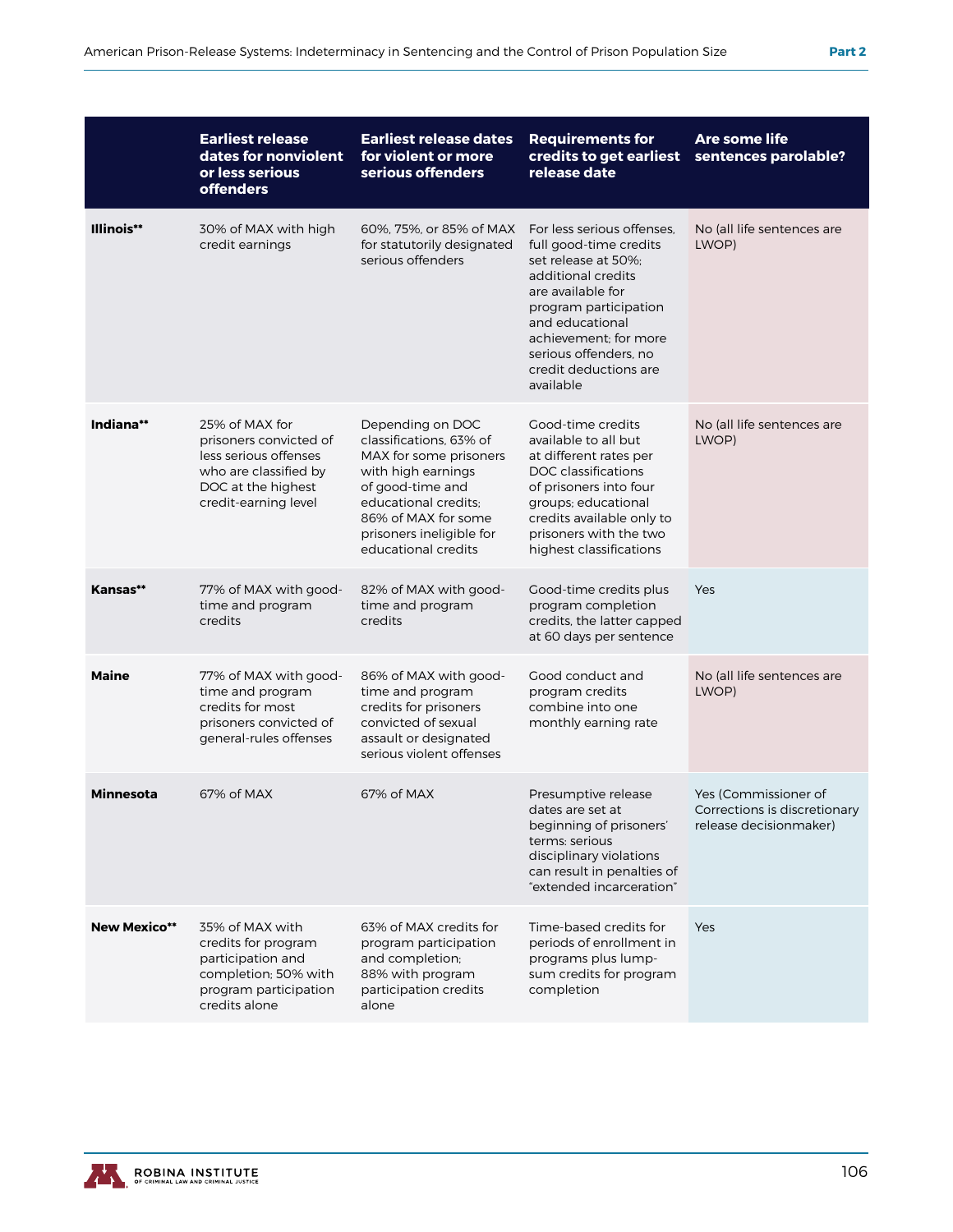| | Earliest release dates for nonviolent or less serious offenders | Earliest release dates for violent or more serious offenders | Requirements for credits to get earliest release date | Are some life sentences parolable? |
|---|---|---|---|---|
| **Illinois**** | 30% of MAX with high credit earnings | 60%, 75%, or 85% of MAX for statutorily designated serious offenders | For less serious offenses, full good-time credits set release at 50%; additional credits are available for program participation and educational achievement; for more serious offenders, no credit deductions are available | No (all life sentences are LWOP) |
| **Indiana**** | 25% of MAX for prisoners convicted of less serious offenses who are classified by DOC at the highest credit-earning level | Depending on DOC classifications, 63% of MAX for some prisoners with high earnings of good-time and educational credits; 86% of MAX for some prisoners ineligible for educational credits | Good-time credits available to all but at different rates per DOC classifications of prisoners into four groups; educational credits available only to prisoners with the two highest classifications | No (all life sentences are LWOP) |
| **Kansas**** | 77% of MAX with good-time and program credits | 82% of MAX with good-time and program credits | Good-time credits plus program completion credits, the latter capped at 60 days per sentence | Yes |
| **Maine** | 77% of MAX with good-time and program credits for most prisoners convicted of general-rules offenses | 86% of MAX with good-time and program credits for prisoners convicted of sexual assault or designated serious violent offenses | Good conduct and program credits combine into one monthly earning rate | No (all life sentences are LWOP) |
| **Minnesota** | 67% of MAX | 67% of MAX | Presumptive release dates are set at beginning of prisoners' terms; serious disciplinary violations can result in penalties of "extended incarceration" | Yes (Commissioner of Corrections is discretionary release decisionmaker) |
| **New Mexico**** | 35% of MAX with credits for program participation and completion; 50% with program participation credits alone | 63% of MAX credits for program participation and completion; 88% with program participation credits alone | Time-based credits for periods of enrollment in programs plus lump-sum credits for program completion | Yes |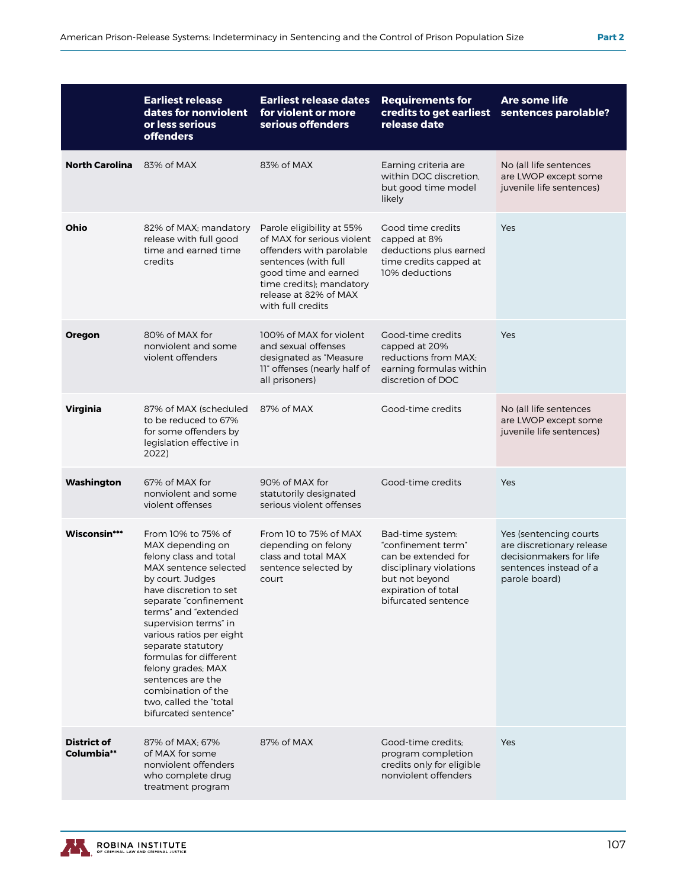| | Earliest release dates for nonviolent or less serious offenders | Earliest release dates for violent or more serious offenders | Requirements for credits to get earliest release date | Are some life sentences parolable? |
|---|---|---|---|---|
| **North Carolina** | 83% of MAX | 83% of MAX | Earning criteria are within DOC discretion, but good time model likely | No (all life sentences are LWOP except some juvenile life sentences) |
| **Ohio** | 82% of MAX; mandatory release with full good time and earned time credits | Parole eligibility at 55% of MAX for serious violent offenders with parolable sentences (with full good time and earned time credits); mandatory release at 82% of MAX with full credits | Good time credits capped at 8% deductions plus earned time credits capped at 10% deductions | Yes |
| **Oregon** | 80% of MAX for nonviolent and some violent offenders | 100% of MAX for violent and sexual offenses designated as "Measure 11" offenses (nearly half of all prisoners) | Good-time credits capped at 20% reductions from MAX; earning formulas within discretion of DOC | Yes |
| **Virginia** | 87% of MAX (scheduled to be reduced to 67% for some offenders by legislation effective in 2022) | 87% of MAX | Good-time credits | No (all life sentences are LWOP except some juvenile life sentences) |
| **Washington** | 67% of MAX for nonviolent and some violent offenses | 90% of MAX for statutorily designated serious violent offenses | Good-time credits | Yes |
| **Wisconsin*** ** | From 10% to 75% of MAX depending on felony class and total MAX sentence selected by court. Judges have discretion to set separate "confinement terms" and "extended supervision terms" in various ratios per eight separate statutory formulas for different felony grades; MAX sentences are the combination of the two, called the "total bifurcated sentence" | From 10 to 75% of MAX depending on felony class and total MAX sentence selected by court | Bad-time system: "confinement term" can be extended for disciplinary violations but not beyond expiration of total bifurcated sentence | Yes (sentencing courts are discretionary release decisionmakers for life sentences instead of a parole board) |
| **District of Columbia**** | 87% of MAX; 67% of MAX for some nonviolent offenders who complete drug treatment program | 87% of MAX | Good-time credits; program completion credits only for eligible nonviolent offenders | Yes |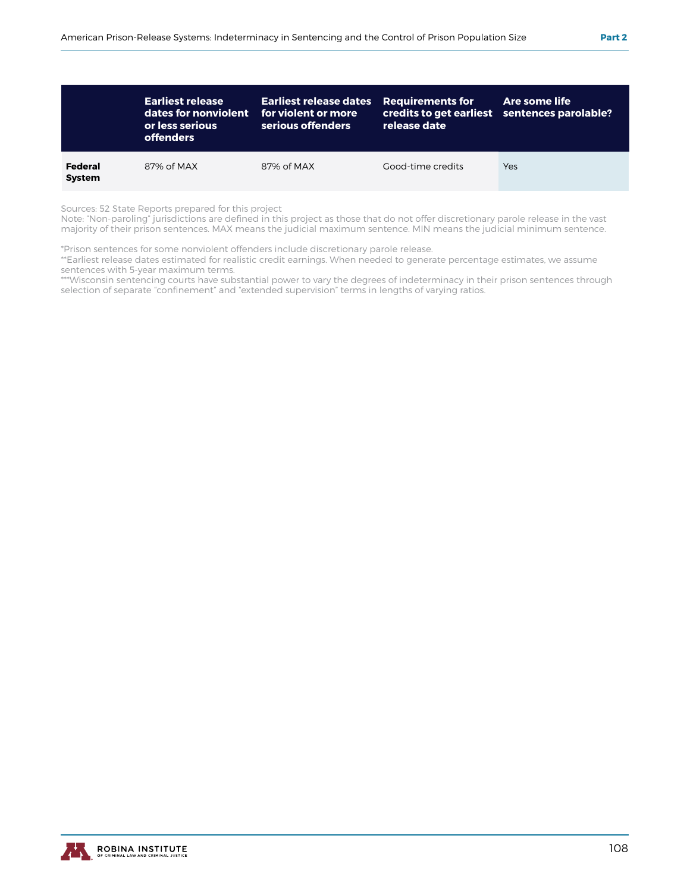|  | Earliest release dates for nonviolent or less serious offenders | Earliest release dates for violent or more serious offenders | Requirements for credits to get earliest release date | Are some life sentences parolable? |
|---|---|---|---|---|
| **Federal System** | 87% of MAX | 87% of MAX | Good-time credits | Yes |

Sources: 52 State Reports prepared for this project
Note: "Non-paroling" jurisdictions are defined in this project as those that do not offer discretionary parole release in the vast majority of their prison sentences. MAX means the judicial maximum sentence. MIN means the judicial minimum sentence.

*Prison sentences for some nonviolent offenders include discretionary parole release.
**Earliest release dates estimated for realistic credit earnings. When needed to generate percentage estimates, we assume sentences with 5-year maximum terms.
***Wisconsin sentencing courts have substantial power to vary the degrees of indeterminacy in their prison sentences through selection of separate "confinement" and "extended supervision" terms in lengths of varying ratios.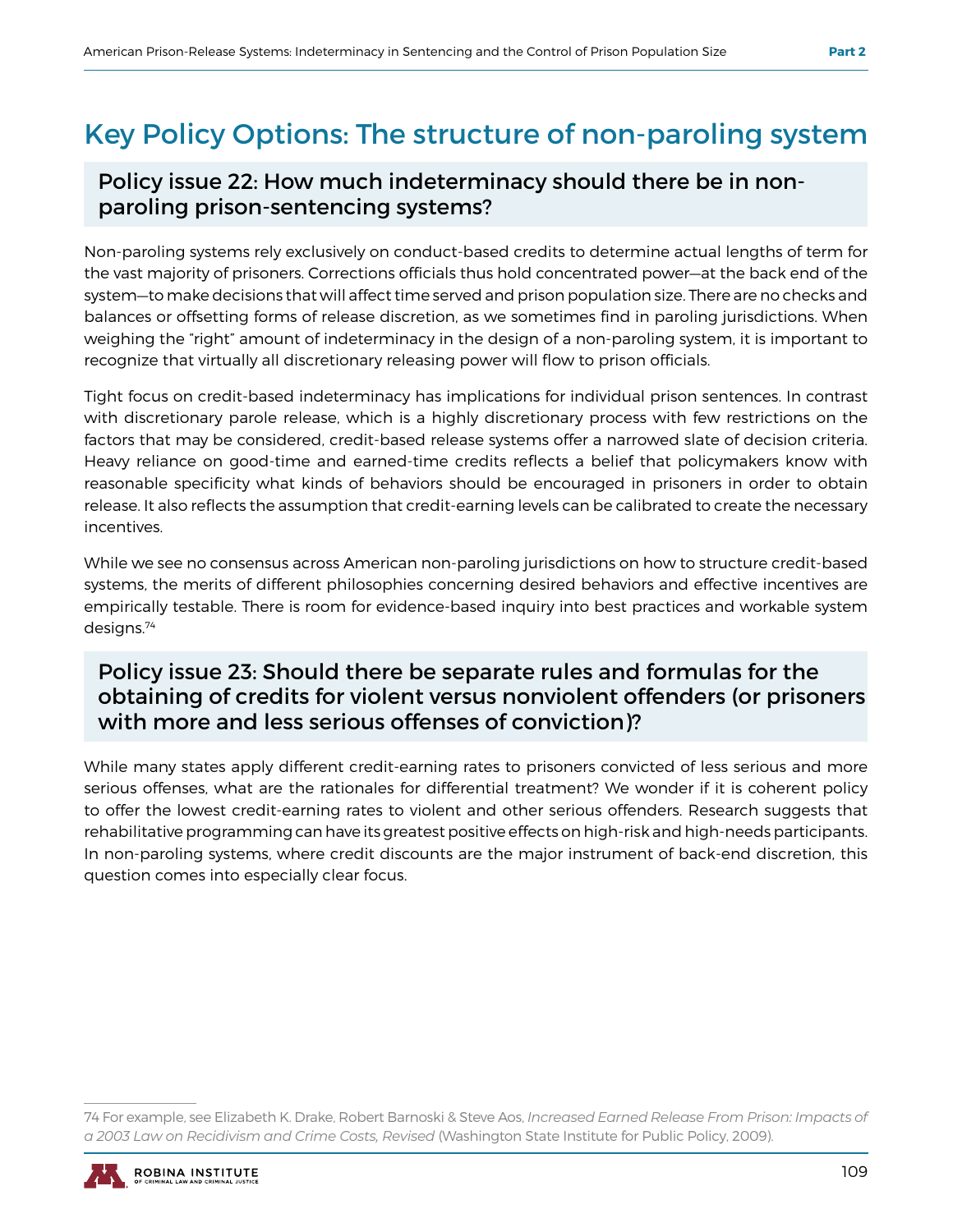# Key Policy Options: The structure of non-paroling system

## Policy issue 22: How much indeterminacy should there be in non-paroling prison-sentencing systems?

Non-paroling systems rely exclusively on conduct-based credits to determine actual lengths of term for the vast majority of prisoners. Corrections officials thus hold concentrated power—at the back end of the system—to make decisions that will affect time served and prison population size. There are no checks and balances or offsetting forms of release discretion, as we sometimes find in paroling jurisdictions. When weighing the "right" amount of indeterminacy in the design of a non-paroling system, it is important to recognize that virtually all discretionary releasing power will flow to prison officials.

Tight focus on credit-based indeterminacy has implications for individual prison sentences. In contrast with discretionary parole release, which is a highly discretionary process with few restrictions on the factors that may be considered, credit-based release systems offer a narrowed slate of decision criteria. Heavy reliance on good-time and earned-time credits reflects a belief that policymakers know with reasonable specificity what kinds of behaviors should be encouraged in prisoners in order to obtain release. It also reflects the assumption that credit-earning levels can be calibrated to create the necessary incentives.

While we see no consensus across American non-paroling jurisdictions on how to structure credit-based systems, the merits of different philosophies concerning desired behaviors and effective incentives are empirically testable. There is room for evidence-based inquiry into best practices and workable system designs.[74]

## Policy issue 23: Should there be separate rules and formulas for the obtaining of credits for violent versus nonviolent offenders (or prisoners with more and less serious offenses of conviction)?

While many states apply different credit-earning rates to prisoners convicted of less serious and more serious offenses, what are the rationales for differential treatment? We wonder if it is coherent policy to offer the lowest credit-earning rates to violent and other serious offenders. Research suggests that rehabilitative programming can have its greatest positive effects on high-risk and high-needs participants. In non-paroling systems, where credit discounts are the major instrument of back-end discretion, this question comes into especially clear focus.

---

74 For example, see Elizabeth K. Drake, Robert Barnoski & Steve Aos, *Increased Earned Release From Prison: Impacts of a 2003 Law on Recidivism and Crime Costs, Revised* (Washington State Institute for Public Policy, 2009).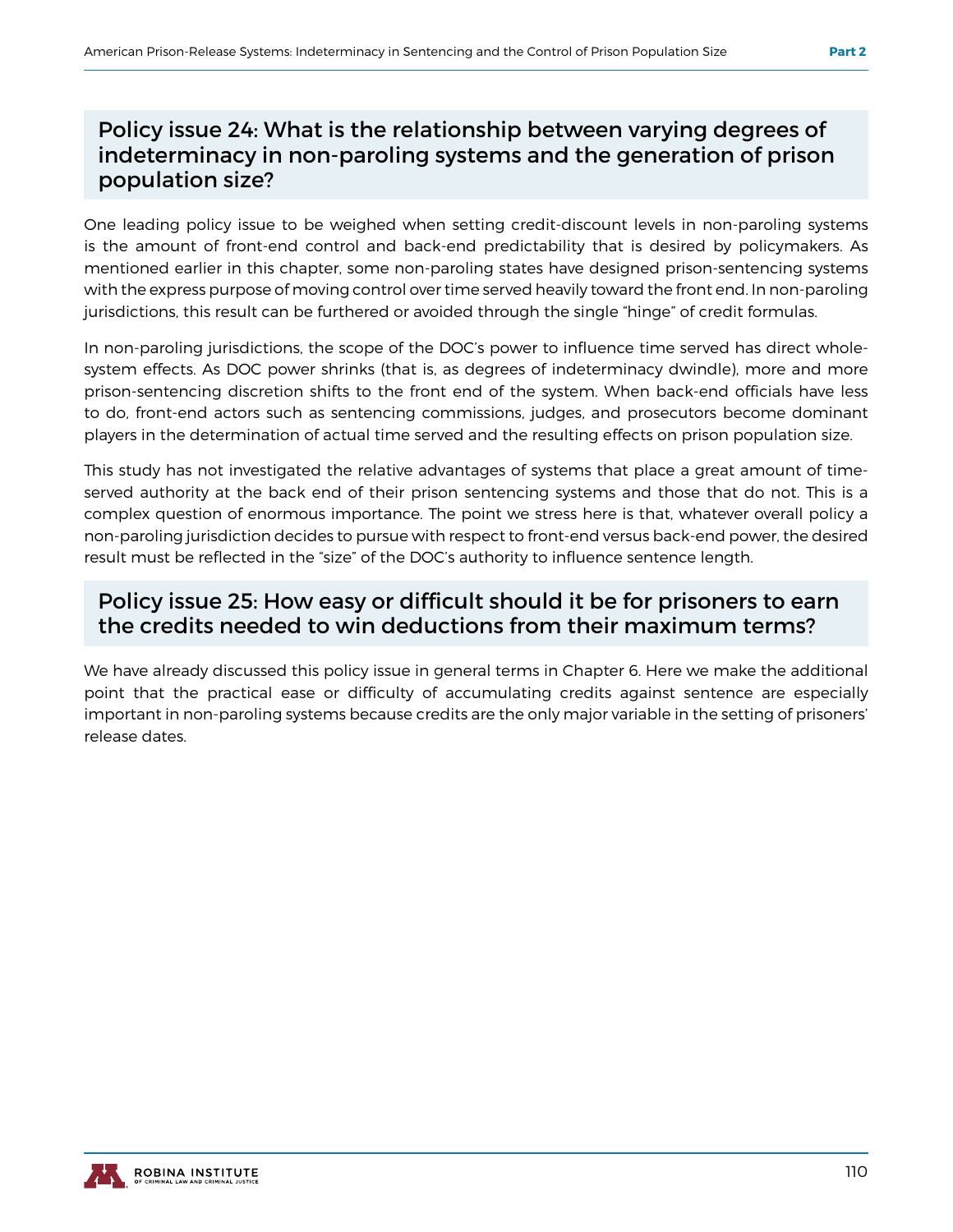## Policy issue 24: What is the relationship between varying degrees of indeterminacy in non-paroling systems and the generation of prison population size?

One leading policy issue to be weighed when setting credit-discount levels in non-paroling systems is the amount of front-end control and back-end predictability that is desired by policymakers. As mentioned earlier in this chapter, some non-paroling states have designed prison-sentencing systems with the express purpose of moving control over time served heavily toward the front end. In non-paroling jurisdictions, this result can be furthered or avoided through the single "hinge" of credit formulas.

In non-paroling jurisdictions, the scope of the DOC's power to influence time served has direct whole-system effects. As DOC power shrinks (that is, as degrees of indeterminacy dwindle), more and more prison-sentencing discretion shifts to the front end of the system. When back-end officials have less to do, front-end actors such as sentencing commissions, judges, and prosecutors become dominant players in the determination of actual time served and the resulting effects on prison population size.

This study has not investigated the relative advantages of systems that place a great amount of time-served authority at the back end of their prison sentencing systems and those that do not. This is a complex question of enormous importance. The point we stress here is that, whatever overall policy a non-paroling jurisdiction decides to pursue with respect to front-end versus back-end power, the desired result must be reflected in the "size" of the DOC's authority to influence sentence length.

## Policy issue 25: How easy or difficult should it be for prisoners to earn the credits needed to win deductions from their maximum terms?

We have already discussed this policy issue in general terms in Chapter 6. Here we make the additional point that the practical ease or difficulty of accumulating credits against sentence are especially important in non-paroling systems because credits are the only major variable in the setting of prisoners' release dates.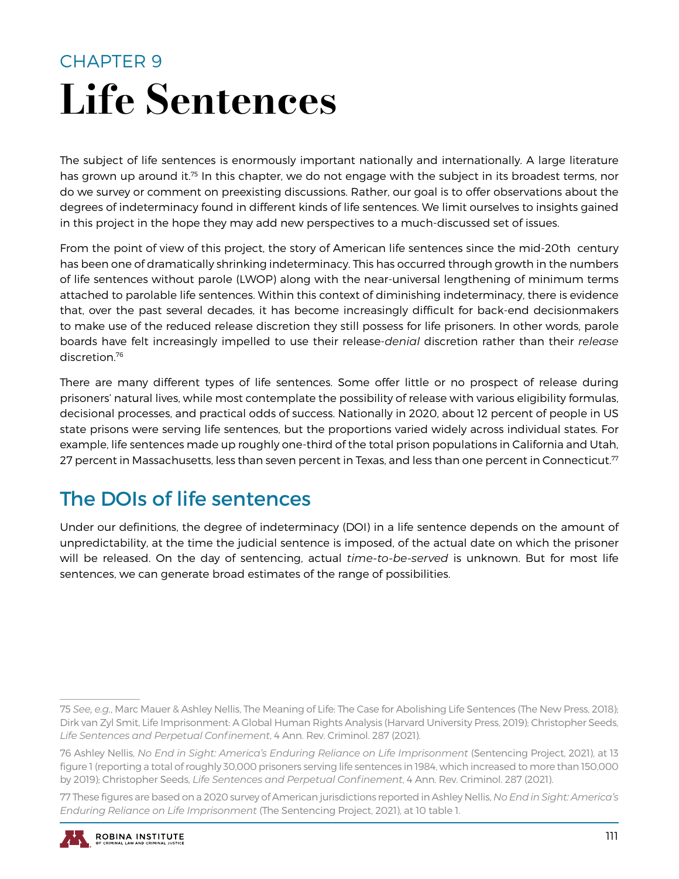CHAPTER 9

# Life Sentences

The subject of life sentences is enormously important nationally and internationally. A large literature has grown up around it.[75] In this chapter, we do not engage with the subject in its broadest terms, nor do we survey or comment on preexisting discussions. Rather, our goal is to offer observations about the degrees of indeterminacy found in different kinds of life sentences. We limit ourselves to insights gained in this project in the hope they may add new perspectives to a much-discussed set of issues.

From the point of view of this project, the story of American life sentences since the mid-20th century has been one of dramatically shrinking indeterminacy. This has occurred through growth in the numbers of life sentences without parole (LWOP) along with the near-universal lengthening of minimum terms attached to parolable life sentences. Within this context of diminishing indeterminacy, there is evidence that, over the past several decades, it has become increasingly difficult for back-end decisionmakers to make use of the reduced release discretion they still possess for life prisoners. In other words, parole boards have felt increasingly impelled to use their release-*denial* discretion rather than their *release* discretion.[76]

There are many different types of life sentences. Some offer little or no prospect of release during prisoners' natural lives, while most contemplate the possibility of release with various eligibility formulas, decisional processes, and practical odds of success. Nationally in 2020, about 12 percent of people in US state prisons were serving life sentences, but the proportions varied widely across individual states. For example, life sentences made up roughly one-third of the total prison populations in California and Utah, 27 percent in Massachusetts, less than seven percent in Texas, and less than one percent in Connecticut.[77]

## The DOIs of life sentences

Under our definitions, the degree of indeterminacy (DOI) in a life sentence depends on the amount of unpredictability, at the time the judicial sentence is imposed, of the actual date on which the prisoner will be released. On the day of sentencing, actual *time-to-be-served* is unknown. But for most life sentences, we can generate broad estimates of the range of possibilities.

---

75 *See, e.g.*, Marc Mauer & Ashley Nellis, The Meaning of Life: The Case for Abolishing Life Sentences (The New Press, 2018); Dirk van Zyl Smit, Life Imprisonment: A Global Human Rights Analysis (Harvard University Press, 2019); Christopher Seeds, *Life Sentences and Perpetual Confinement*, 4 Ann. Rev. Criminol. 287 (2021).

76 Ashley Nellis, *No End in Sight: America's Enduring Reliance on Life Imprisonment* (Sentencing Project, 2021), at 13 figure 1 (reporting a total of roughly 30,000 prisoners serving life sentences in 1984, which increased to more than 150,000 by 2019); Christopher Seeds, *Life Sentences and Perpetual Confinement*, 4 Ann. Rev. Criminol. 287 (2021).

77 These figures are based on a 2020 survey of American jurisdictions reported in Ashley Nellis, *No End in Sight: America's Enduring Reliance on Life Imprisonment* (The Sentencing Project, 2021), at 10 table 1.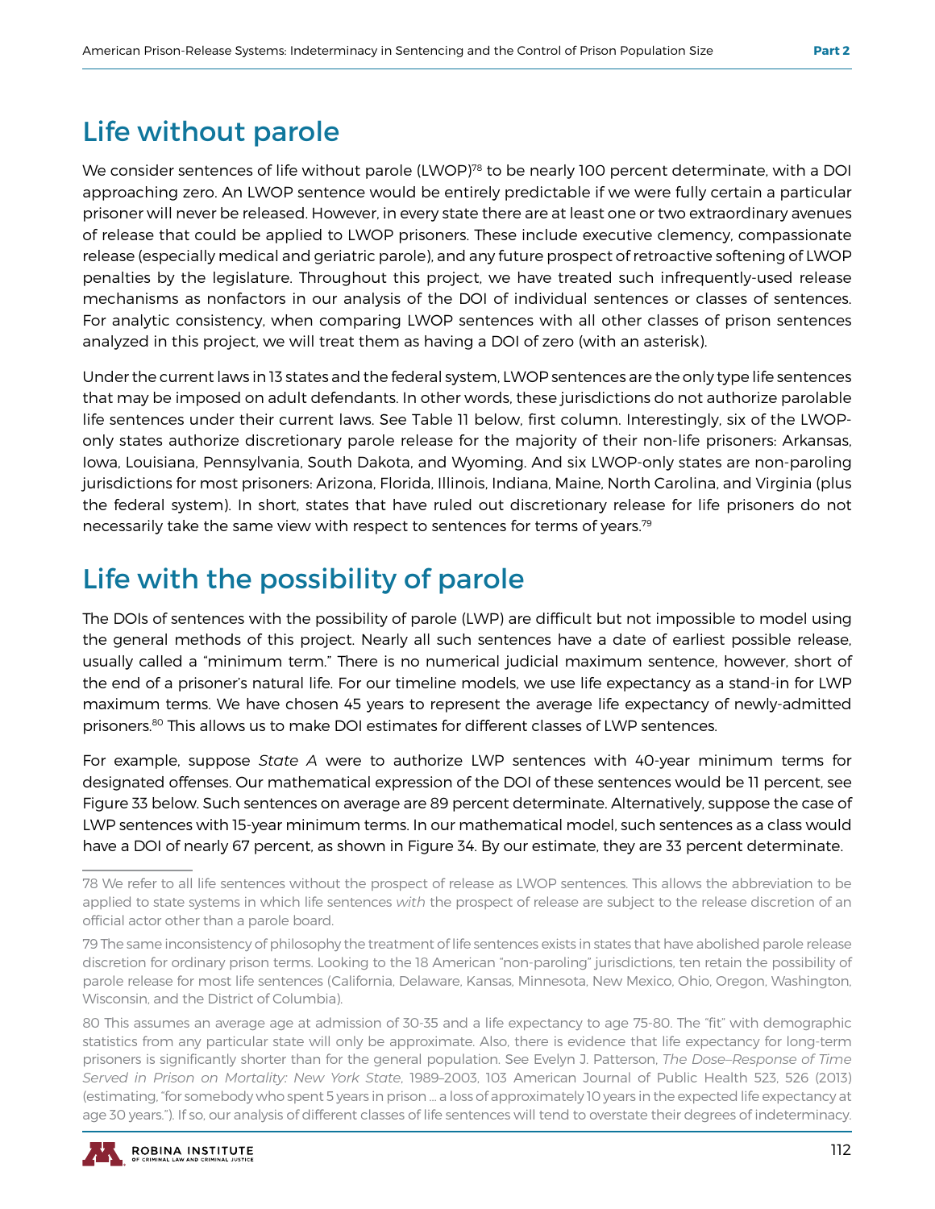## Life without parole

We consider sentences of life without parole (LWOP)[78] to be nearly 100 percent determinate, with a DOI approaching zero. An LWOP sentence would be entirely predictable if we were fully certain a particular prisoner will never be released. However, in every state there are at least one or two extraordinary avenues of release that could be applied to LWOP prisoners. These include executive clemency, compassionate release (especially medical and geriatric parole), and any future prospect of retroactive softening of LWOP penalties by the legislature. Throughout this project, we have treated such infrequently-used release mechanisms as nonfactors in our analysis of the DOI of individual sentences or classes of sentences. For analytic consistency, when comparing LWOP sentences with all other classes of prison sentences analyzed in this project, we will treat them as having a DOI of zero (with an asterisk).

Under the current laws in 13 states and the federal system, LWOP sentences are the only type life sentences that may be imposed on adult defendants. In other words, these jurisdictions do not authorize parolable life sentences under their current laws. See Table 11 below, first column. Interestingly, six of the LWOP-only states authorize discretionary parole release for the majority of their non-life prisoners: Arkansas, Iowa, Louisiana, Pennsylvania, South Dakota, and Wyoming. And six LWOP-only states are non-paroling jurisdictions for most prisoners: Arizona, Florida, Illinois, Indiana, Maine, North Carolina, and Virginia (plus the federal system). In short, states that have ruled out discretionary release for life prisoners do not necessarily take the same view with respect to sentences for terms of years.[79]

## Life with the possibility of parole

The DOIs of sentences with the possibility of parole (LWP) are difficult but not impossible to model using the general methods of this project. Nearly all such sentences have a date of earliest possible release, usually called a "minimum term." There is no numerical judicial maximum sentence, however, short of the end of a prisoner's natural life. For our timeline models, we use life expectancy as a stand-in for LWP maximum terms. We have chosen 45 years to represent the average life expectancy of newly-admitted prisoners.[80] This allows us to make DOI estimates for different classes of LWP sentences.

For example, suppose *State A* were to authorize LWP sentences with 40-year minimum terms for designated offenses. Our mathematical expression of the DOI of these sentences would be 11 percent, see Figure 33 below. Such sentences on average are 89 percent determinate. Alternatively, suppose the case of LWP sentences with 15-year minimum terms. In our mathematical model, such sentences as a class would have a DOI of nearly 67 percent, as shown in Figure 34. By our estimate, they are 33 percent determinate.

---

78 We refer to all life sentences without the prospect of release as LWOP sentences. This allows the abbreviation to be applied to state systems in which life sentences *with* the prospect of release are subject to the release discretion of an official actor other than a parole board.

79 The same inconsistency of philosophy the treatment of life sentences exists in states that have abolished parole release discretion for ordinary prison terms. Looking to the 18 American "non-paroling" jurisdictions, ten retain the possibility of parole release for most life sentences (California, Delaware, Kansas, Minnesota, New Mexico, Ohio, Oregon, Washington, Wisconsin, and the District of Columbia).

80 This assumes an average age at admission of 30-35 and a life expectancy to age 75-80. The "fit" with demographic statistics from any particular state will only be approximate. Also, there is evidence that life expectancy for long-term prisoners is significantly shorter than for the general population. See Evelyn J. Patterson, *The Dose–Response of Time Served in Prison on Mortality: New York State*, 1989–2003, 103 American Journal of Public Health 523, 526 (2013) (estimating, "for somebody who spent 5 years in prison … a loss of approximately 10 years in the expected life expectancy at age 30 years."). If so, our analysis of different classes of life sentences will tend to overstate their degrees of indeterminacy.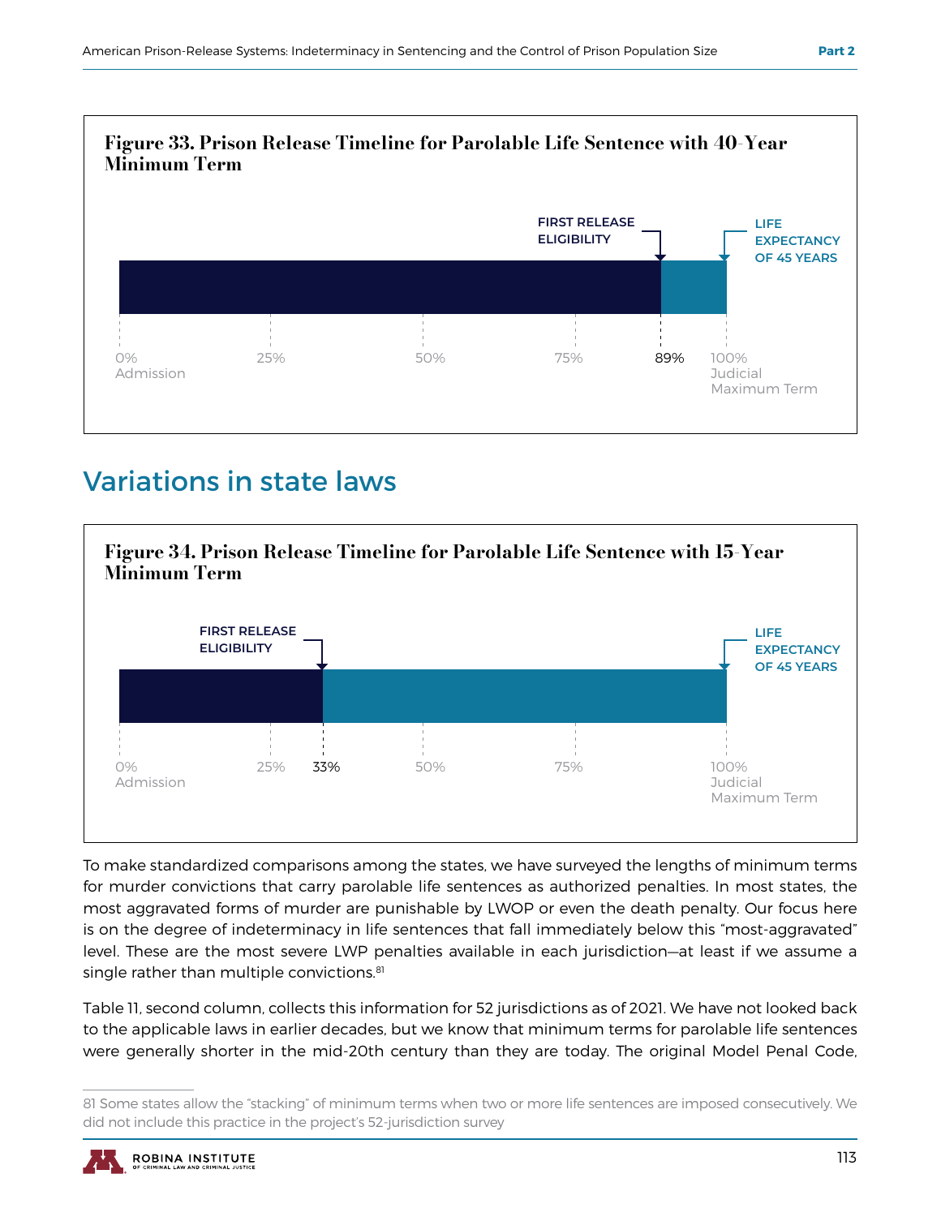**Figure 33. Prison Release Timeline for Parolable Life Sentence with 40-Year Minimum Term**

FIRST RELEASE ELIGIBILITY

LIFE EXPECTANCY OF 45 YEARS

0% Admission | 25% | 50% | 75% | 89% | 100% Judicial Maximum Term

## Variations in state laws

**Figure 34. Prison Release Timeline for Parolable Life Sentence with 15-Year Minimum Term**

FIRST RELEASE ELIGIBILITY

LIFE EXPECTANCY OF 45 YEARS

0% Admission | 25% | 33% | 50% | 75% | 100% Judicial Maximum Term

To make standardized comparisons among the states, we have surveyed the lengths of minimum terms for murder convictions that carry parolable life sentences as authorized penalties. In most states, the most aggravated forms of murder are punishable by LWOP or even the death penalty. Our focus here is on the degree of indeterminacy in life sentences that fall immediately below this "most-aggravated" level. These are the most severe LWP penalties available in each jurisdiction—at least if we assume a single rather than multiple convictions.[81]

Table 11, second column, collects this information for 52 jurisdictions as of 2021. We have not looked back to the applicable laws in earlier decades, but we know that minimum terms for parolable life sentences were generally shorter in the mid-20th century than they are today. The original Model Penal Code,

81 Some states allow the "stacking" of minimum terms when two or more life sentences are imposed consecutively. We did not include this practice in the project's 52-jurisdiction survey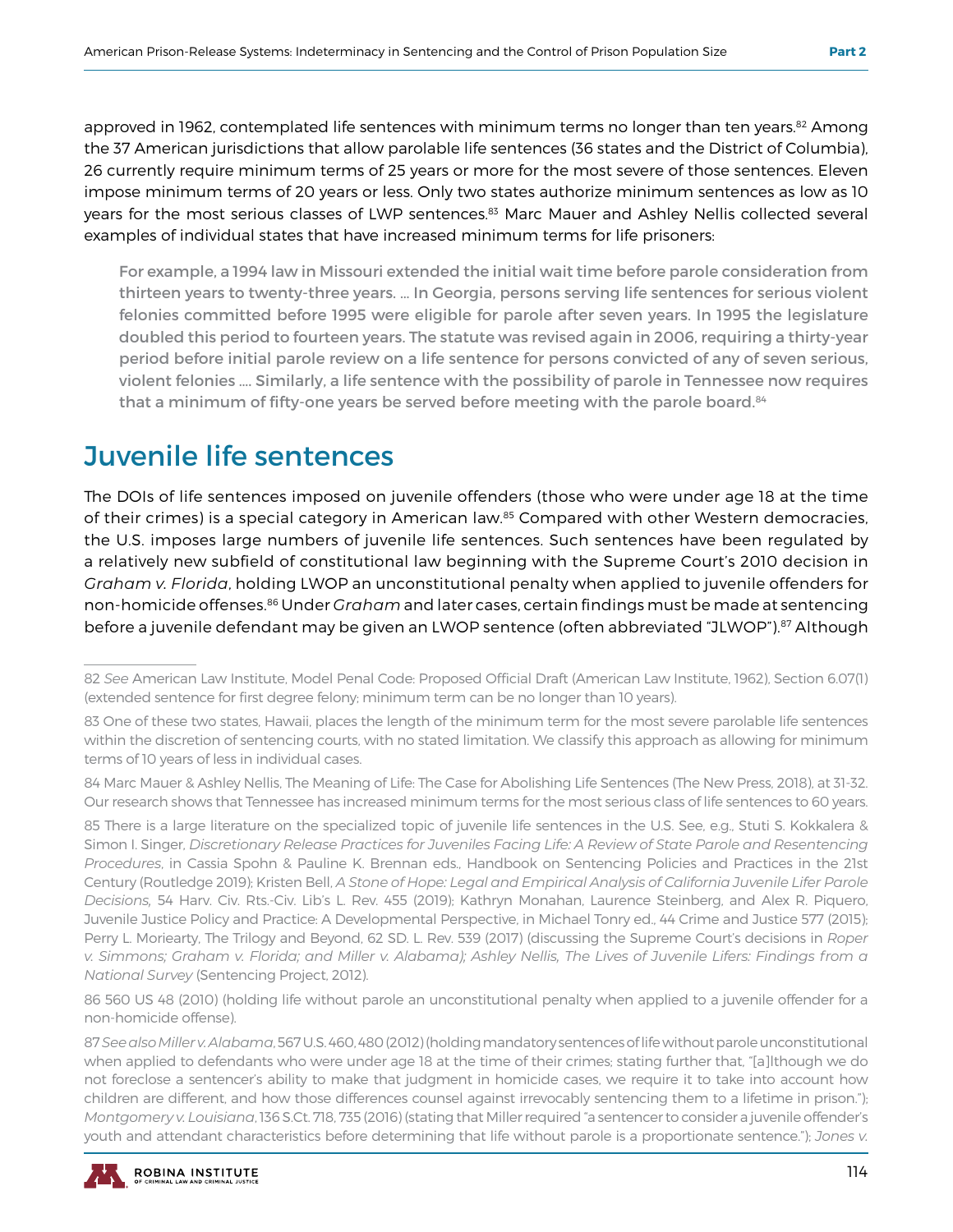approved in 1962, contemplated life sentences with minimum terms no longer than ten years.[82] Among the 37 American jurisdictions that allow parolable life sentences (36 states and the District of Columbia), 26 currently require minimum terms of 25 years or more for the most severe of those sentences. Eleven impose minimum terms of 20 years or less. Only two states authorize minimum sentences as low as 10 years for the most serious classes of LWP sentences.[83] Marc Mauer and Ashley Nellis collected several examples of individual states that have increased minimum terms for life prisoners:

> For example, a 1994 law in Missouri extended the initial wait time before parole consideration from thirteen years to twenty-three years. ... In Georgia, persons serving life sentences for serious violent felonies committed before 1995 were eligible for parole after seven years. In 1995 the legislature doubled this period to fourteen years. The statute was revised again in 2006, requiring a thirty-year period before initial parole review on a life sentence for persons convicted of any of seven serious, violent felonies .... Similarly, a life sentence with the possibility of parole in Tennessee now requires that a minimum of fifty-one years be served before meeting with the parole board.[84]

## Juvenile life sentences

The DOIs of life sentences imposed on juvenile offenders (those who were under age 18 at the time of their crimes) is a special category in American law.[85] Compared with other Western democracies, the U.S. imposes large numbers of juvenile life sentences. Such sentences have been regulated by a relatively new subfield of constitutional law beginning with the Supreme Court's 2010 decision in *Graham v. Florida*, holding LWOP an unconstitutional penalty when applied to juvenile offenders for non-homicide offenses.[86] Under *Graham* and later cases, certain findings must be made at sentencing before a juvenile defendant may be given an LWOP sentence (often abbreviated "JLWOP").[87] Although

---

82 *See* American Law Institute, Model Penal Code: Proposed Official Draft (American Law Institute, 1962), Section 6.07(1) (extended sentence for first degree felony; minimum term can be no longer than 10 years).

83 One of these two states, Hawaii, places the length of the minimum term for the most severe parolable life sentences within the discretion of sentencing courts, with no stated limitation. We classify this approach as allowing for minimum terms of 10 years of less in individual cases.

84 Marc Mauer & Ashley Nellis, The Meaning of Life: The Case for Abolishing Life Sentences (The New Press, 2018), at 31-32. Our research shows that Tennessee has increased minimum terms for the most serious class of life sentences to 60 years.

85 There is a large literature on the specialized topic of juvenile life sentences in the U.S. See, e.g., Stuti S. Kokkalera & Simon I. Singer, *Discretionary Release Practices for Juveniles Facing Life: A Review of State Parole and Resentencing Procedures*, in Cassia Spohn & Pauline K. Brennan eds., Handbook on Sentencing Policies and Practices in the 21st Century (Routledge 2019); Kristen Bell, *A Stone of Hope: Legal and Empirical Analysis of California Juvenile Lifer Parole Decisions*, 54 Harv. Civ. Rts.-Civ. Lib's L. Rev. 455 (2019); Kathryn Monahan, Laurence Steinberg, and Alex R. Piquero, Juvenile Justice Policy and Practice: A Developmental Perspective, in Michael Tonry ed., 44 Crime and Justice 577 (2015); Perry L. Moriearty, The Trilogy and Beyond, 62 SD. L. Rev. 539 (2017) (discussing the Supreme Court's decisions in *Roper v. Simmons; Graham v. Florida; and Miller v. Alabama); Ashley Nellis, The Lives of Juvenile Lifers: Findings from a National Survey* (Sentencing Project, 2012).

86 560 US 48 (2010) (holding life without parole an unconstitutional penalty when applied to a juvenile offender for a non-homicide offense).

87 *See also Miller v. Alabama*, 567 U.S. 460, 480 (2012) (holding mandatory sentences of life without parole unconstitutional when applied to defendants who were under age 18 at the time of their crimes; stating further that, "[a]lthough we do not foreclose a sentencer's ability to make that judgment in homicide cases, we require it to take into account how children are different, and how those differences counsel against irrevocably sentencing them to a lifetime in prison."); *Montgomery v. Louisiana*, 136 S.Ct. 718, 735 (2016) (stating that Miller required "a sentencer to consider a juvenile offender's youth and attendant characteristics before determining that life without parole is a proportionate sentence."); *Jones v.*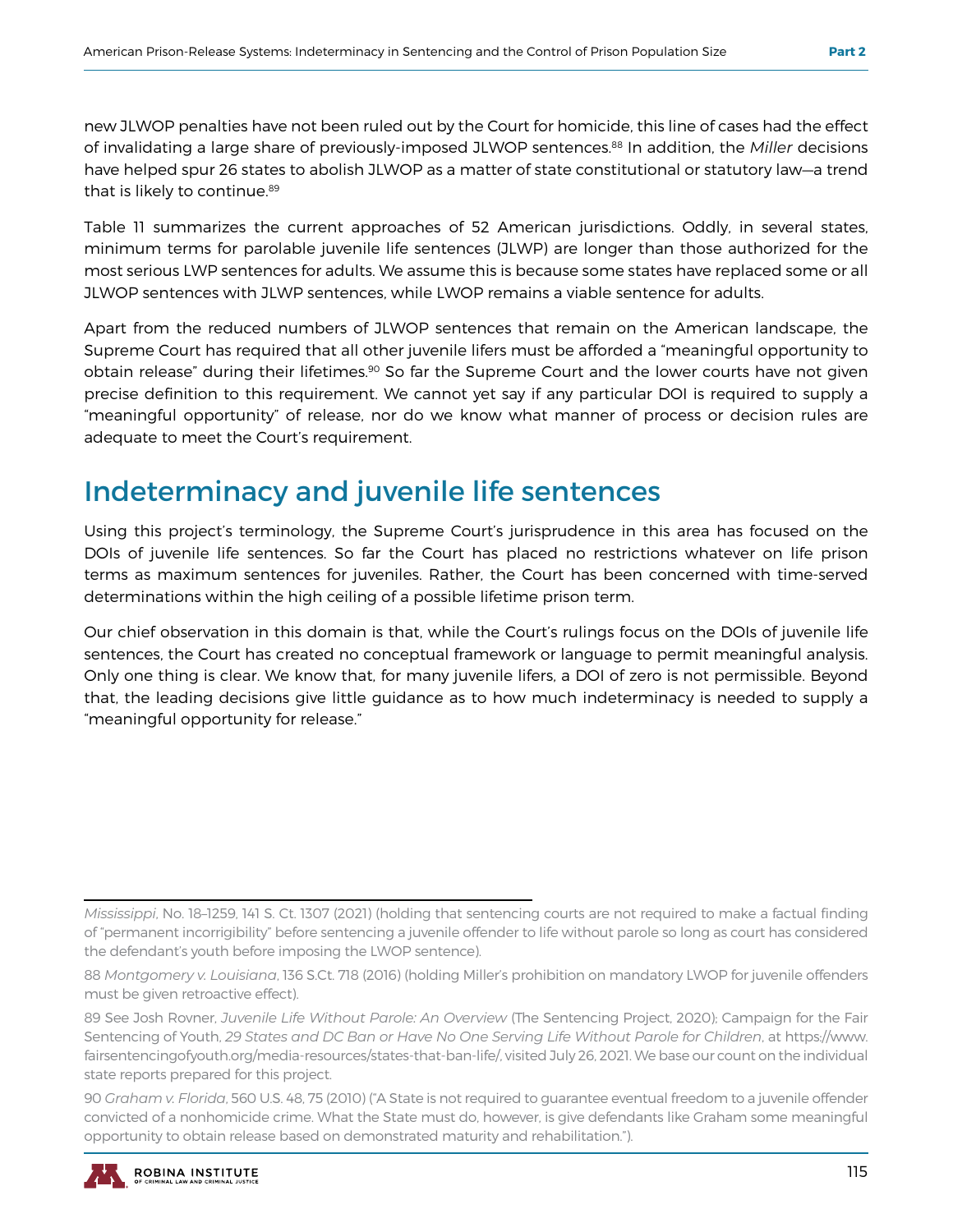new JLWOP penalties have not been ruled out by the Court for homicide, this line of cases had the effect of invalidating a large share of previously-imposed JLWOP sentences.[88] In addition, the *Miller* decisions have helped spur 26 states to abolish JLWOP as a matter of state constitutional or statutory law—a trend that is likely to continue.[89]

Table 11 summarizes the current approaches of 52 American jurisdictions. Oddly, in several states, minimum terms for parolable juvenile life sentences (JLWP) are longer than those authorized for the most serious LWP sentences for adults. We assume this is because some states have replaced some or all JLWOP sentences with JLWP sentences, while LWOP remains a viable sentence for adults.

Apart from the reduced numbers of JLWOP sentences that remain on the American landscape, the Supreme Court has required that all other juvenile lifers must be afforded a "meaningful opportunity to obtain release" during their lifetimes.[90] So far the Supreme Court and the lower courts have not given precise definition to this requirement. We cannot yet say if any particular DOI is required to supply a "meaningful opportunity" of release, nor do we know what manner of process or decision rules are adequate to meet the Court's requirement.

## Indeterminacy and juvenile life sentences

Using this project's terminology, the Supreme Court's jurisprudence in this area has focused on the DOIs of juvenile life sentences. So far the Court has placed no restrictions whatever on life prison terms as maximum sentences for juveniles. Rather, the Court has been concerned with time-served determinations within the high ceiling of a possible lifetime prison term.

Our chief observation in this domain is that, while the Court's rulings focus on the DOIs of juvenile life sentences, the Court has created no conceptual framework or language to permit meaningful analysis. Only one thing is clear. We know that, for many juvenile lifers, a DOI of zero is not permissible. Beyond that, the leading decisions give little guidance as to how much indeterminacy is needed to supply a "meaningful opportunity for release."

---

*Mississippi*, No. 18–1259, 141 S. Ct. 1307 (2021) (holding that sentencing courts are not required to make a factual finding of "permanent incorrigibility" before sentencing a juvenile offender to life without parole so long as court has considered the defendant's youth before imposing the LWOP sentence).

88 *Montgomery v. Louisiana*, 136 S.Ct. 718 (2016) (holding Miller's prohibition on mandatory LWOP for juvenile offenders must be given retroactive effect).

89 See Josh Rovner, *Juvenile Life Without Parole: An Overview* (The Sentencing Project, 2020); Campaign for the Fair Sentencing of Youth, *29 States and DC Ban or Have No One Serving Life Without Parole for Children*, at https://www.fairsentencingofyouth.org/media-resources/states-that-ban-life/, visited July 26, 2021. We base our count on the individual state reports prepared for this project.

90 *Graham v. Florida*, 560 U.S. 48, 75 (2010) ("A State is not required to guarantee eventual freedom to a juvenile offender convicted of a nonhomicide crime. What the State must do, however, is give defendants like Graham some meaningful opportunity to obtain release based on demonstrated maturity and rehabilitation.").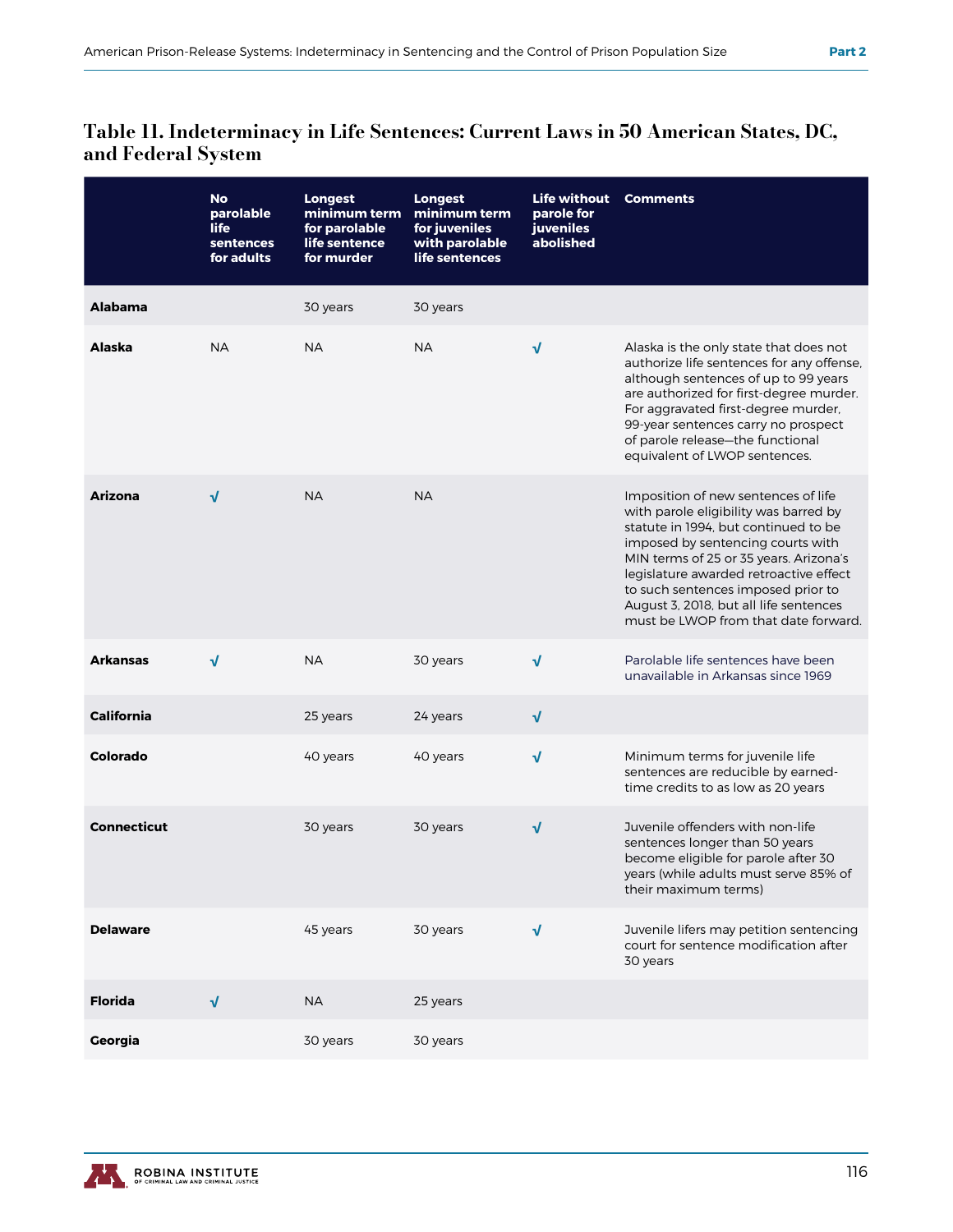## Table 11. Indeterminacy in Life Sentences: Current Laws in 50 American States, DC, and Federal System

| | No parolable life sentences for adults | Longest minimum term for parolable life sentence for murder | Longest minimum term for juveniles with parolable life sentences | Life without parole for juveniles abolished | Comments |
|---|---|---|---|---|---|
| **Alabama** | | 30 years | 30 years | | |
| **Alaska** | NA | NA | NA | √ | Alaska is the only state that does not authorize life sentences for any offense, although sentences of up to 99 years are authorized for first-degree murder. For aggravated first-degree murder, 99-year sentences carry no prospect of parole release—the functional equivalent of LWOP sentences. |
| **Arizona** | √ | NA | NA | | Imposition of new sentences of life with parole eligibility was barred by statute in 1994, but continued to be imposed by sentencing courts with MIN terms of 25 or 35 years. Arizona's legislature awarded retroactive effect to such sentences imposed prior to August 3, 2018, but all life sentences must be LWOP from that date forward. |
| **Arkansas** | √ | NA | 30 years | √ | Parolable life sentences have been unavailable in Arkansas since 1969 |
| **California** | | 25 years | 24 years | √ | |
| **Colorado** | | 40 years | 40 years | √ | Minimum terms for juvenile life sentences are reducible by earned-time credits to as low as 20 years |
| **Connecticut** | | 30 years | 30 years | √ | Juvenile offenders with non-life sentences longer than 50 years become eligible for parole after 30 years (while adults must serve 85% of their maximum terms) |
| **Delaware** | | 45 years | 30 years | √ | Juvenile lifers may petition sentencing court for sentence modification after 30 years |
| **Florida** | √ | NA | 25 years | | |
| **Georgia** | | 30 years | 30 years | | |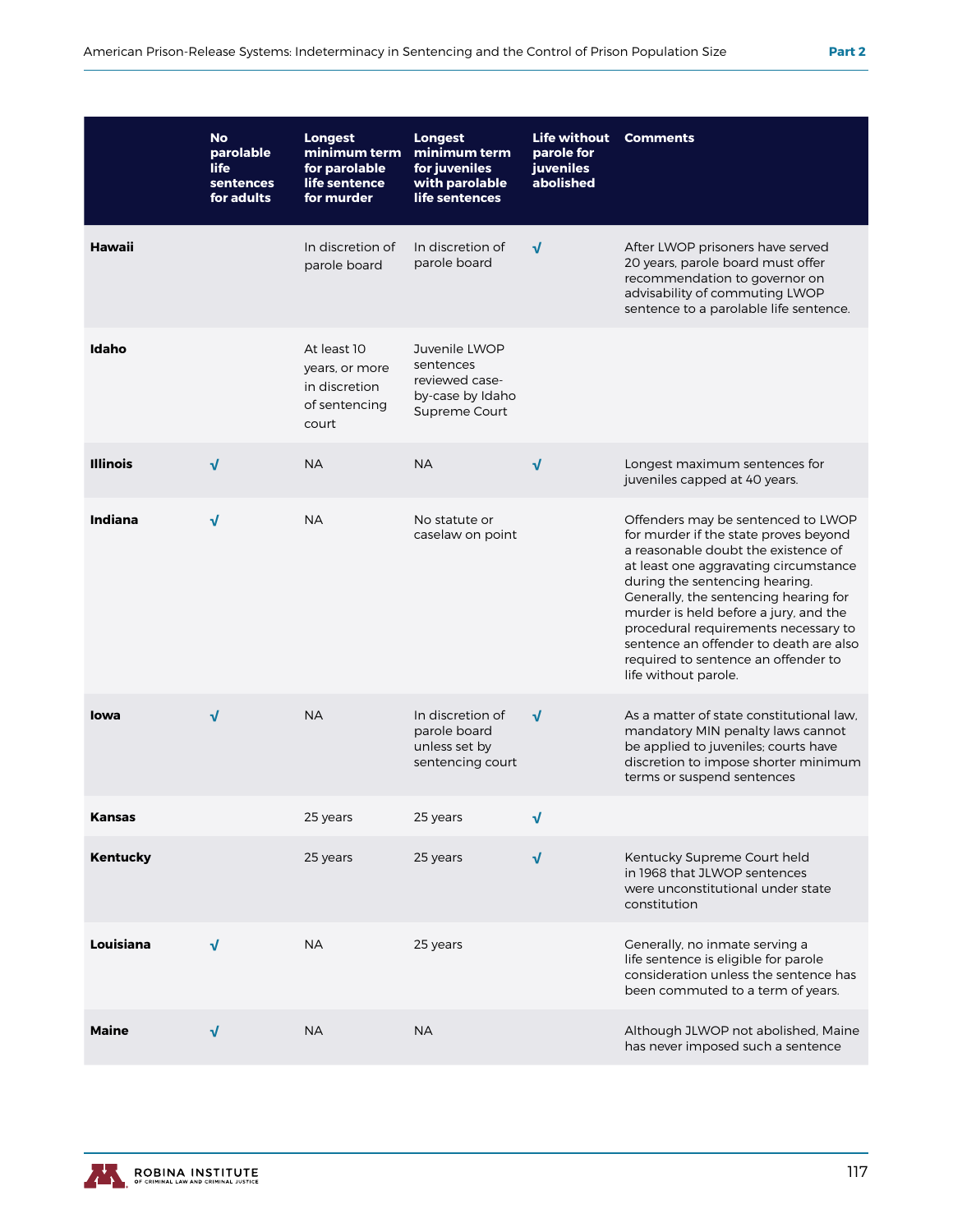| | No parolable life sentences for adults | Longest minimum term for parolable life sentence for murder | Longest minimum term for juveniles with parolable life sentences | Life without parole for juveniles abolished | Comments |
|---|---|---|---|---|---|
| **Hawaii** | | In discretion of parole board | In discretion of parole board | √ | After LWOP prisoners have served 20 years, parole board must offer recommendation to governor on advisability of commuting LWOP sentence to a parolable life sentence. |
| **Idaho** | | At least 10 years, or more in discretion of sentencing court | Juvenile LWOP sentences reviewed case-by-case by Idaho Supreme Court | | |
| **Illinois** | √ | NA | NA | √ | Longest maximum sentences for juveniles capped at 40 years. |
| **Indiana** | √ | NA | No statute or caselaw on point | | Offenders may be sentenced to LWOP for murder if the state proves beyond a reasonable doubt the existence of at least one aggravating circumstance during the sentencing hearing. Generally, the sentencing hearing for murder is held before a jury, and the procedural requirements necessary to sentence an offender to death are also required to sentence an offender to life without parole. |
| **Iowa** | √ | NA | In discretion of parole board unless set by sentencing court | √ | As a matter of state constitutional law, mandatory MIN penalty laws cannot be applied to juveniles; courts have discretion to impose shorter minimum terms or suspend sentences |
| **Kansas** | | 25 years | 25 years | √ | |
| **Kentucky** | | 25 years | 25 years | √ | Kentucky Supreme Court held in 1968 that JLWOP sentences were unconstitutional under state constitution |
| **Louisiana** | √ | NA | 25 years | | Generally, no inmate serving a life sentence is eligible for parole consideration unless the sentence has been commuted to a term of years. |
| **Maine** | √ | NA | NA | | Although JLWOP not abolished, Maine has never imposed such a sentence |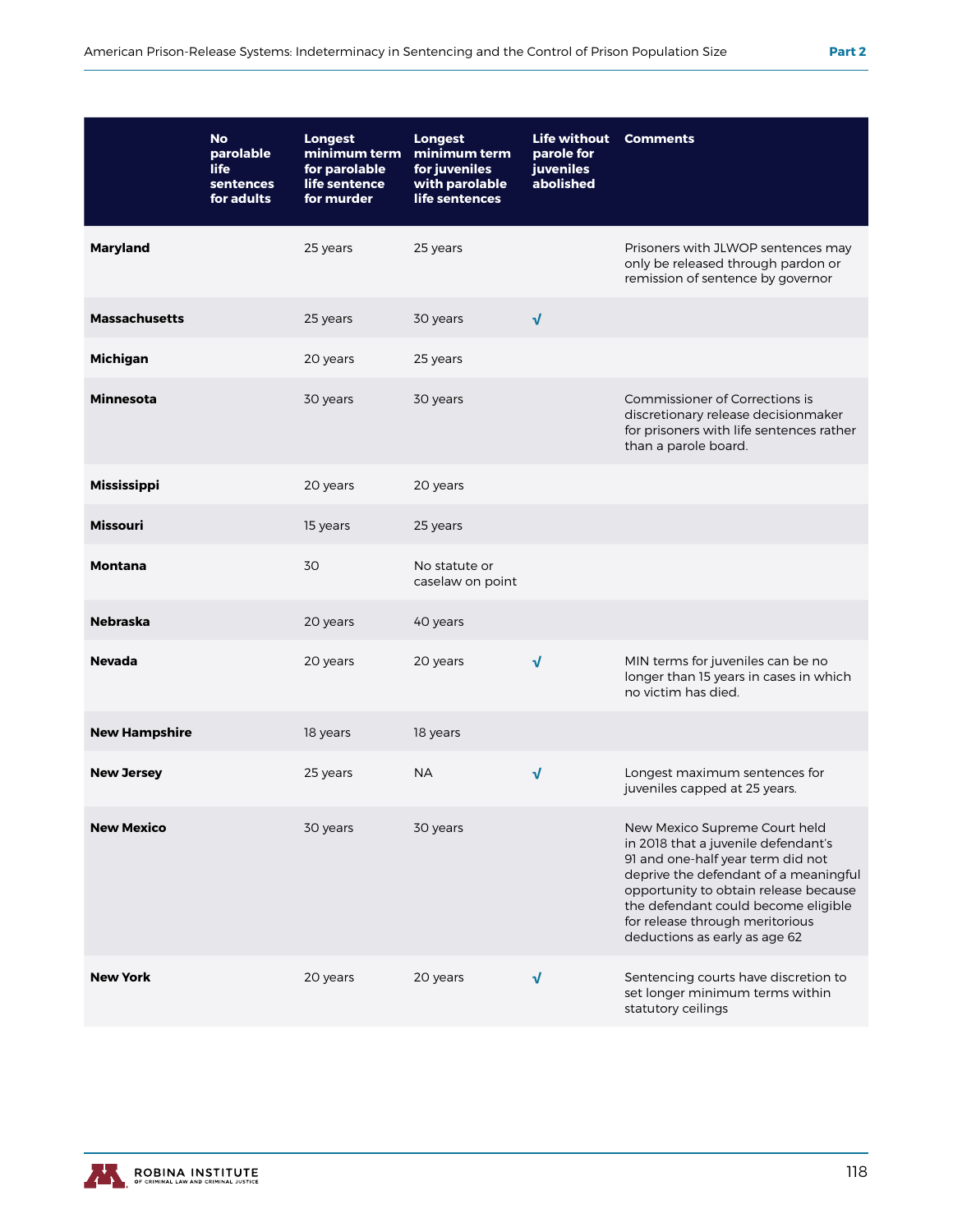| | No parolable life sentences for adults | Longest minimum term for parolable life sentence for murder | Longest minimum term for juveniles with parolable life sentences | Life without parole for juveniles abolished | Comments |
|---|---|---|---|---|---|
| **Maryland** | | 25 years | 25 years | | Prisoners with JLWOP sentences may only be released through pardon or remission of sentence by governor |
| **Massachusetts** | | 25 years | 30 years | √ | |
| **Michigan** | | 20 years | 25 years | | |
| **Minnesota** | | 30 years | 30 years | | Commissioner of Corrections is discretionary release decisionmaker for prisoners with life sentences rather than a parole board. |
| **Mississippi** | | 20 years | 20 years | | |
| **Missouri** | | 15 years | 25 years | | |
| **Montana** | | 30 | No statute or caselaw on point | | |
| **Nebraska** | | 20 years | 40 years | | |
| **Nevada** | | 20 years | 20 years | √ | MIN terms for juveniles can be no longer than 15 years in cases in which no victim has died. |
| **New Hampshire** | | 18 years | 18 years | | |
| **New Jersey** | | 25 years | NA | √ | Longest maximum sentences for juveniles capped at 25 years. |
| **New Mexico** | | 30 years | 30 years | | New Mexico Supreme Court held in 2018 that a juvenile defendant's 91 and one-half year term did not deprive the defendant of a meaningful opportunity to obtain release because the defendant could become eligible for release through meritorious deductions as early as age 62 |
| **New York** | | 20 years | 20 years | √ | Sentencing courts have discretion to set longer minimum terms within statutory ceilings |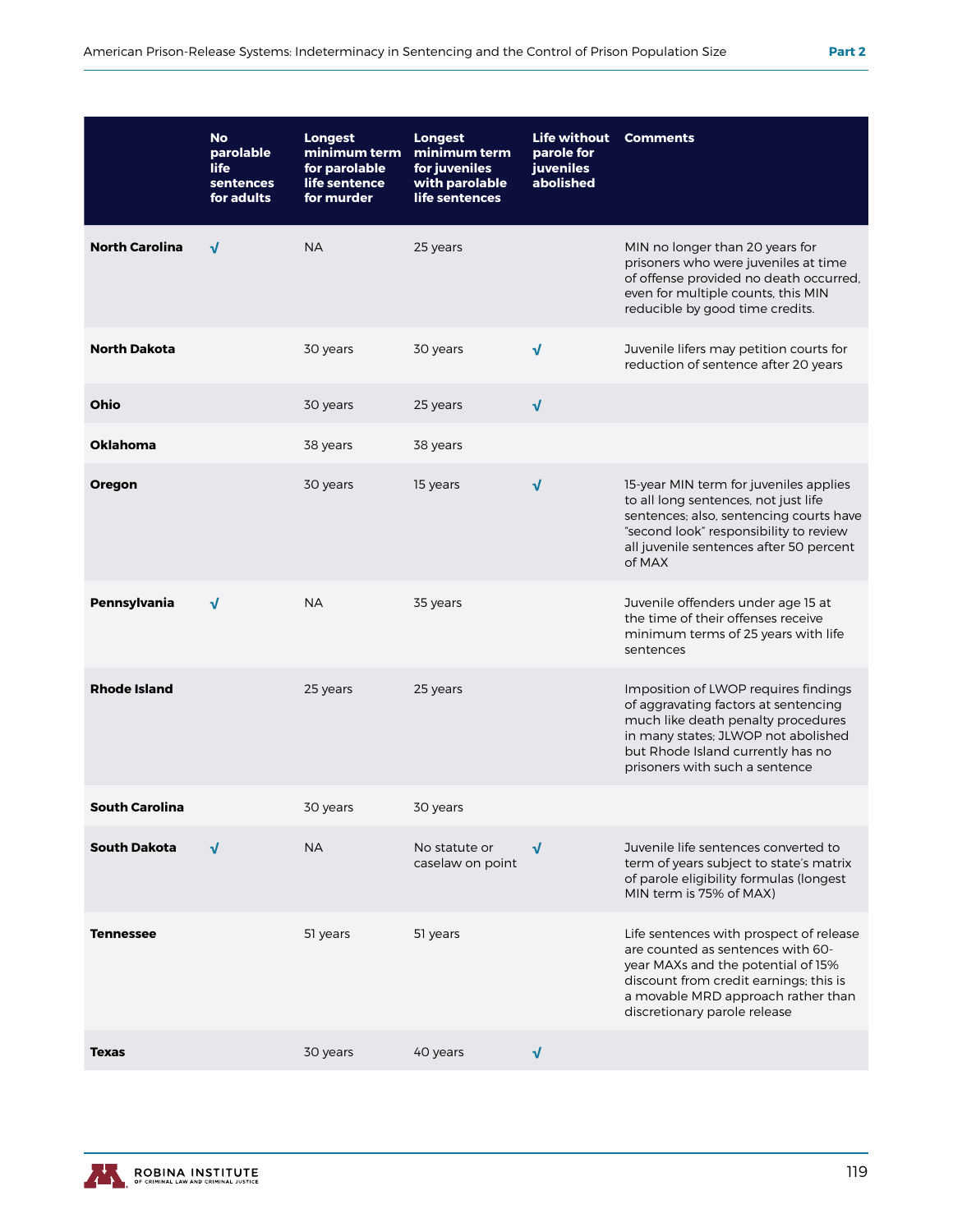| | No parolable life sentences for adults | Longest minimum term for parolable life sentence for murder | Longest minimum term for juveniles with parolable life sentences | Life without parole for juveniles abolished | Comments |
|---|---|---|---|---|---|
| **North Carolina** | √ | NA | 25 years | | MIN no longer than 20 years for prisoners who were juveniles at time of offense provided no death occurred, even for multiple counts, this MIN reducible by good time credits. |
| **North Dakota** | | 30 years | 30 years | √ | Juvenile lifers may petition courts for reduction of sentence after 20 years |
| **Ohio** | | 30 years | 25 years | √ | |
| **Oklahoma** | | 38 years | 38 years | | |
| **Oregon** | | 30 years | 15 years | √ | 15-year MIN term for juveniles applies to all long sentences, not just life sentences; also, sentencing courts have "second look" responsibility to review all juvenile sentences after 50 percent of MAX |
| **Pennsylvania** | √ | NA | 35 years | | Juvenile offenders under age 15 at the time of their offenses receive minimum terms of 25 years with life sentences |
| **Rhode Island** | | 25 years | 25 years | | Imposition of LWOP requires findings of aggravating factors at sentencing much like death penalty procedures in many states; JLWOP not abolished but Rhode Island currently has no prisoners with such a sentence |
| **South Carolina** | | 30 years | 30 years | | |
| **South Dakota** | √ | NA | No statute or caselaw on point | √ | Juvenile life sentences converted to term of years subject to state's matrix of parole eligibility formulas (longest MIN term is 75% of MAX) |
| **Tennessee** | | 51 years | 51 years | | Life sentences with prospect of release are counted as sentences with 60-year MAXs and the potential of 15% discount from credit earnings; this is a movable MRD approach rather than discretionary parole release |
| **Texas** | | 30 years | 40 years | √ | |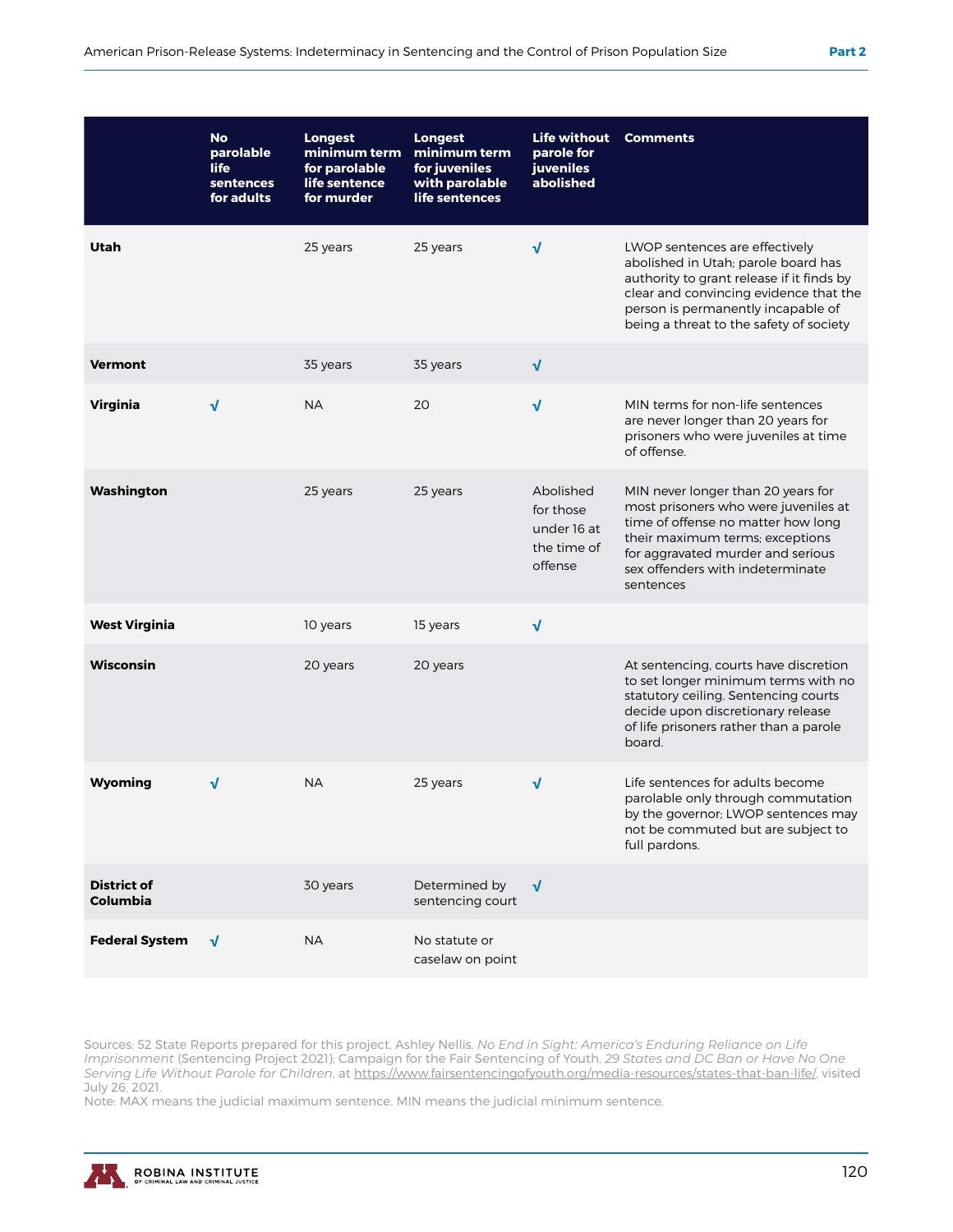| | No parolable life sentences for adults | Longest minimum term for parolable life sentence for murder | Longest minimum term for juveniles with parolable life sentences | Life without parole for juveniles abolished | Comments |
|---|---|---|---|---|---|
| **Utah** | | 25 years | 25 years | √ | LWOP sentences are effectively abolished in Utah; parole board has authority to grant release if it finds by clear and convincing evidence that the person is permanently incapable of being a threat to the safety of society |
| **Vermont** | | 35 years | 35 years | √ | |
| **Virginia** | √ | NA | 20 | √ | MIN terms for non-life sentences are never longer than 20 years for prisoners who were juveniles at time of offense. |
| **Washington** | | 25 years | 25 years | Abolished for those under 16 at the time of offense | MIN never longer than 20 years for most prisoners who were juveniles at time of offense no matter how long their maximum terms; exceptions for aggravated murder and serious sex offenders with indeterminate sentences |
| **West Virginia** | | 10 years | 15 years | √ | |
| **Wisconsin** | | 20 years | 20 years | | At sentencing, courts have discretion to set longer minimum terms with no statutory ceiling. Sentencing courts decide upon discretionary release of life prisoners rather than a parole board. |
| **Wyoming** | √ | NA | 25 years | √ | Life sentences for adults become parolable only through commutation by the governor; LWOP sentences may not be commuted but are subject to full pardons. |
| **District of Columbia** | | 30 years | Determined by sentencing court | √ | |
| **Federal System** | √ | NA | No statute or caselaw on point | | |

Sources: 52 State Reports prepared for this project, Ashley Nellis, *No End in Sight: America's Enduring Reliance on Life Imprisonment* (Sentencing Project 2021); Campaign for the Fair Sentencing of Youth, *29 States and DC Ban or Have No One Serving Life Without Parole for Children*, at https://www.fairsentencingofyouth.org/media-resources/states-that-ban-life/, visited July 26, 2021.

Note: MAX means the judicial maximum sentence. MIN means the judicial minimum sentence.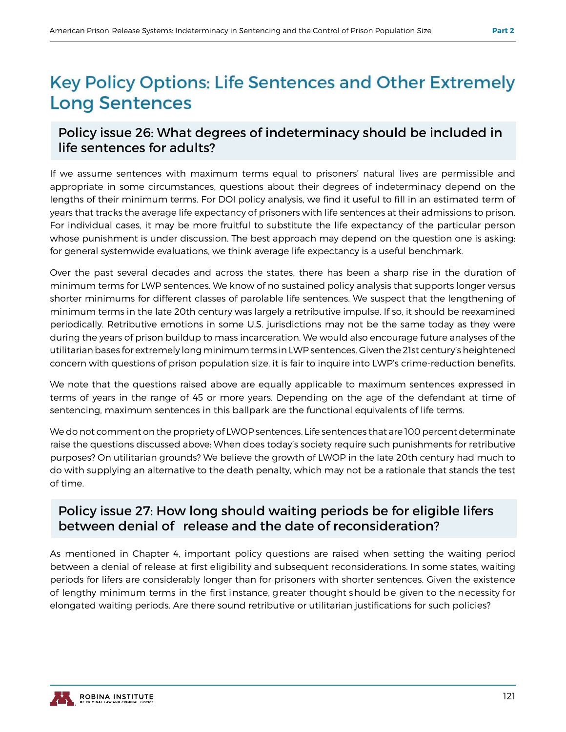# Key Policy Options: Life Sentences and Other Extremely Long Sentences

## Policy issue 26: What degrees of indeterminacy should be included in life sentences for adults?

If we assume sentences with maximum terms equal to prisoners' natural lives are permissible and appropriate in some circumstances, questions about their degrees of indeterminacy depend on the lengths of their minimum terms. For DOI policy analysis, we find it useful to fill in an estimated term of years that tracks the average life expectancy of prisoners with life sentences at their admissions to prison. For individual cases, it may be more fruitful to substitute the life expectancy of the particular person whose punishment is under discussion. The best approach may depend on the question one is asking: for general systemwide evaluations, we think average life expectancy is a useful benchmark.

Over the past several decades and across the states, there has been a sharp rise in the duration of minimum terms for LWP sentences. We know of no sustained policy analysis that supports longer versus shorter minimums for different classes of parolable life sentences. We suspect that the lengthening of minimum terms in the late 20th century was largely a retributive impulse. If so, it should be reexamined periodically. Retributive emotions in some U.S. jurisdictions may not be the same today as they were during the years of prison buildup to mass incarceration. We would also encourage future analyses of the utilitarian bases for extremely long minimum terms in LWP sentences. Given the 21st century's heightened concern with questions of prison population size, it is fair to inquire into LWP's crime-reduction benefits.

We note that the questions raised above are equally applicable to maximum sentences expressed in terms of years in the range of 45 or more years. Depending on the age of the defendant at time of sentencing, maximum sentences in this ballpark are the functional equivalents of life terms.

We do not comment on the propriety of LWOP sentences. Life sentences that are 100 percent determinate raise the questions discussed above: When does today's society require such punishments for retributive purposes? On utilitarian grounds? We believe the growth of LWOP in the late 20th century had much to do with supplying an alternative to the death penalty, which may not be a rationale that stands the test of time.

## Policy issue 27: How long should waiting periods be for eligible lifers between denial of release and the date of reconsideration?

As mentioned in Chapter 4, important policy questions are raised when setting the waiting period between a denial of release at first eligibility and subsequent reconsiderations. In some states, waiting periods for lifers are considerably longer than for prisoners with shorter sentences. Given the existence of lengthy minimum terms in the first instance, greater thought should be given to the necessity for elongated waiting periods. Are there sound retributive or utilitarian justifications for such policies?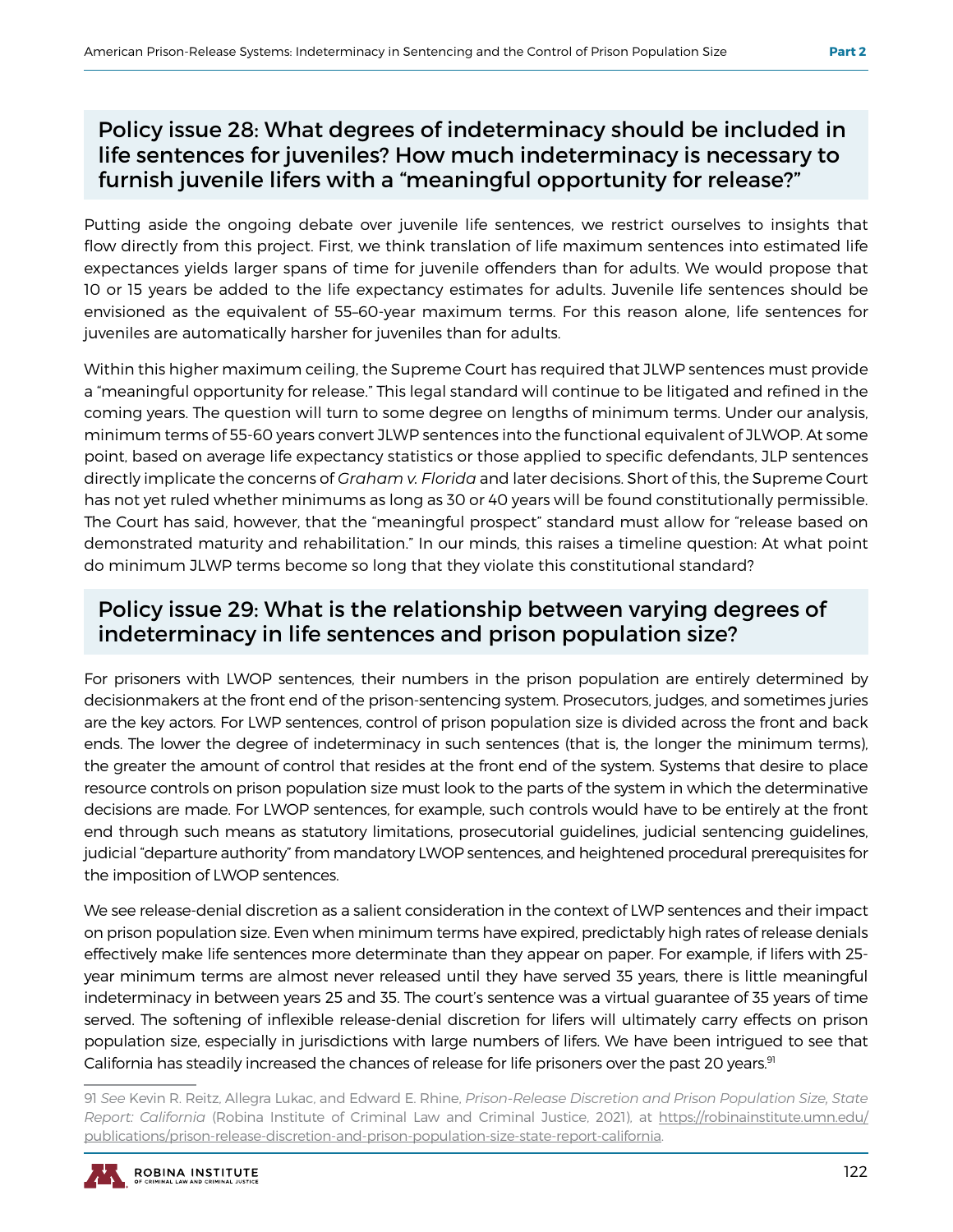## Policy issue 28: What degrees of indeterminacy should be included in life sentences for juveniles? How much indeterminacy is necessary to furnish juvenile lifers with a "meaningful opportunity for release?"

Putting aside the ongoing debate over juvenile life sentences, we restrict ourselves to insights that flow directly from this project. First, we think translation of life maximum sentences into estimated life expectancies yields larger spans of time for juvenile offenders than for adults. We would propose that 10 or 15 years be added to the life expectancy estimates for adults. Juvenile life sentences should be envisioned as the equivalent of 55–60-year maximum terms. For this reason alone, life sentences for juveniles are automatically harsher for juveniles than for adults.

Within this higher maximum ceiling, the Supreme Court has required that JLWP sentences must provide a "meaningful opportunity for release." This legal standard will continue to be litigated and refined in the coming years. The question will turn to some degree on lengths of minimum terms. Under our analysis, minimum terms of 55-60 years convert JLWP sentences into the functional equivalent of JLWOP. At some point, based on average life expectancy statistics or those applied to specific defendants, JLP sentences directly implicate the concerns of *Graham v. Florida* and later decisions. Short of this, the Supreme Court has not yet ruled whether minimums as long as 30 or 40 years will be found constitutionally permissible. The Court has said, however, that the "meaningful prospect" standard must allow for "release based on demonstrated maturity and rehabilitation." In our minds, this raises a timeline question: At what point do minimum JLWP terms become so long that they violate this constitutional standard?

## Policy issue 29: What is the relationship between varying degrees of indeterminacy in life sentences and prison population size?

For prisoners with LWOP sentences, their numbers in the prison population are entirely determined by decisionmakers at the front end of the prison-sentencing system. Prosecutors, judges, and sometimes juries are the key actors. For LWP sentences, control of prison population size is divided across the front and back ends. The lower the degree of indeterminacy in such sentences (that is, the longer the minimum terms), the greater the amount of control that resides at the front end of the system. Systems that desire to place resource controls on prison population size must look to the parts of the system in which the determinative decisions are made. For LWOP sentences, for example, such controls would have to be entirely at the front end through such means as statutory limitations, prosecutorial guidelines, judicial sentencing guidelines, judicial "departure authority" from mandatory LWOP sentences, and heightened procedural prerequisites for the imposition of LWOP sentences.

We see release-denial discretion as a salient consideration in the context of LWP sentences and their impact on prison population size. Even when minimum terms have expired, predictably high rates of release denials effectively make life sentences more determinate than they appear on paper. For example, if lifers with 25-year minimum terms are almost never released until they have served 35 years, there is little meaningful indeterminacy in between years 25 and 35. The court's sentence was a virtual guarantee of 35 years of time served. The softening of inflexible release-denial discretion for lifers will ultimately carry effects on prison population size, especially in jurisdictions with large numbers of lifers. We have been intrigued to see that California has steadily increased the chances of release for life prisoners over the past 20 years.[91]

---

[91] *See* Kevin R. Reitz, Allegra Lukac, and Edward E. Rhine, *Prison-Release Discretion and Prison Population Size, State Report: California* (Robina Institute of Criminal Law and Criminal Justice, 2021), at https://robinainstitute.umn.edu/publications/prison-release-discretion-and-prison-population-size-state-report-california.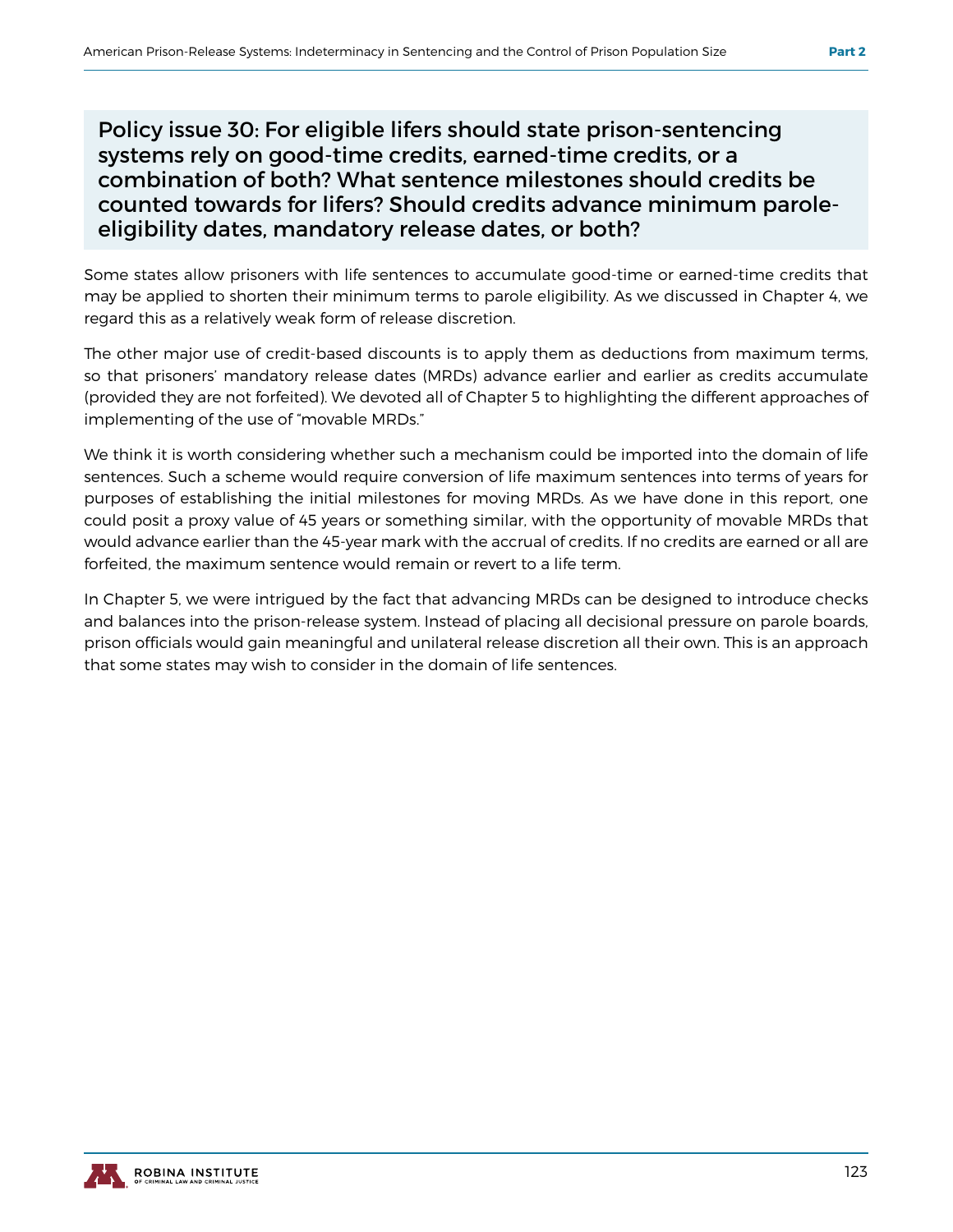## Policy issue 30: For eligible lifers should state prison-sentencing systems rely on good-time credits, earned-time credits, or a combination of both? What sentence milestones should credits be counted towards for lifers? Should credits advance minimum parole-eligibility dates, mandatory release dates, or both?

Some states allow prisoners with life sentences to accumulate good-time or earned-time credits that may be applied to shorten their minimum terms to parole eligibility. As we discussed in Chapter 4, we regard this as a relatively weak form of release discretion.

The other major use of credit-based discounts is to apply them as deductions from maximum terms, so that prisoners' mandatory release dates (MRDs) advance earlier and earlier as credits accumulate (provided they are not forfeited). We devoted all of Chapter 5 to highlighting the different approaches of implementing of the use of "movable MRDs."

We think it is worth considering whether such a mechanism could be imported into the domain of life sentences. Such a scheme would require conversion of life maximum sentences into terms of years for purposes of establishing the initial milestones for moving MRDs. As we have done in this report, one could posit a proxy value of 45 years or something similar, with the opportunity of movable MRDs that would advance earlier than the 45-year mark with the accrual of credits. If no credits are earned or all are forfeited, the maximum sentence would remain or revert to a life term.

In Chapter 5, we were intrigued by the fact that advancing MRDs can be designed to introduce checks and balances into the prison-release system. Instead of placing all decisional pressure on parole boards, prison officials would gain meaningful and unilateral release discretion all their own. This is an approach that some states may wish to consider in the domain of life sentences.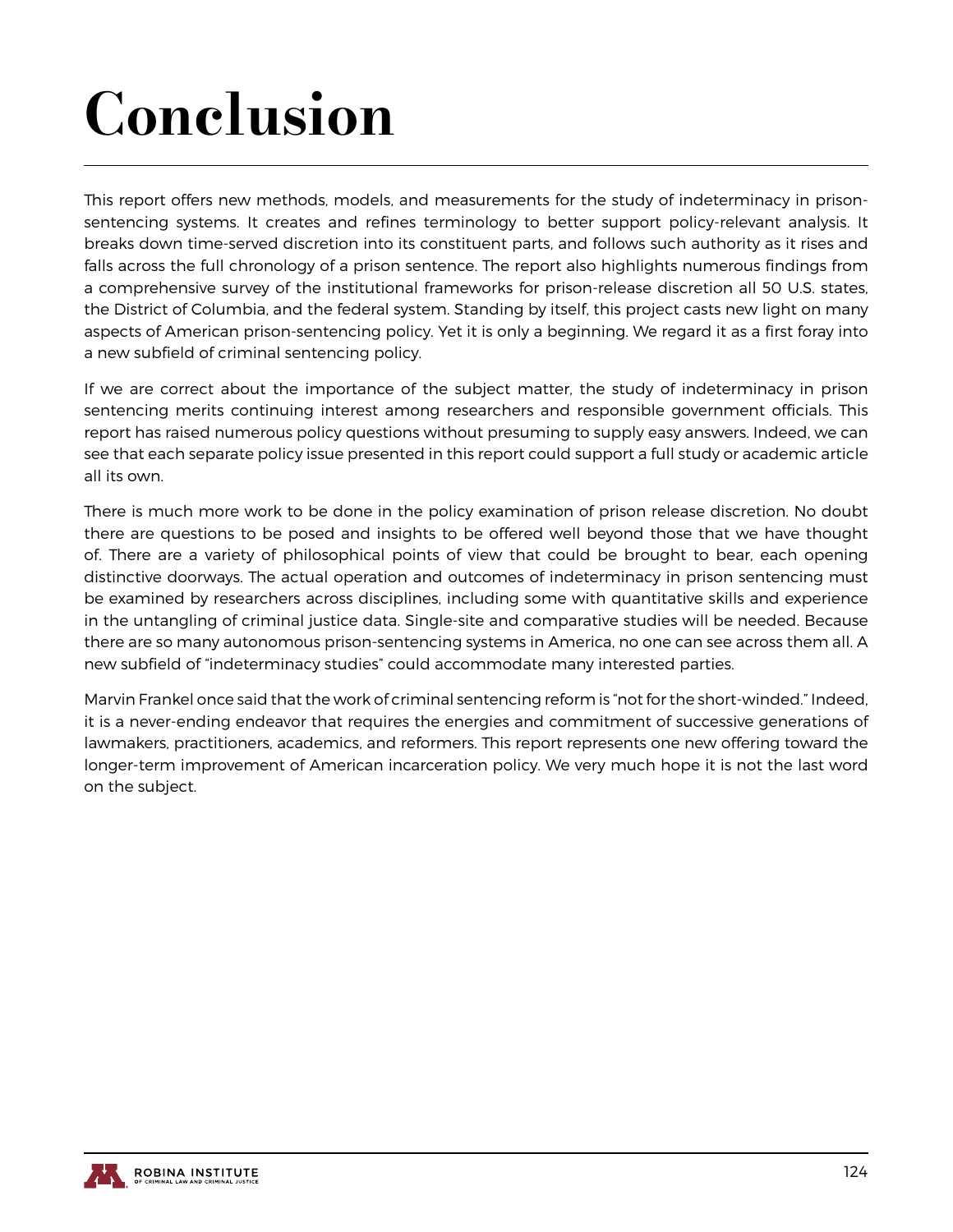# Conclusion

This report offers new methods, models, and measurements for the study of indeterminacy in prison-sentencing systems. It creates and refines terminology to better support policy-relevant analysis. It breaks down time-served discretion into its constituent parts, and follows such authority as it rises and falls across the full chronology of a prison sentence. The report also highlights numerous findings from a comprehensive survey of the institutional frameworks for prison-release discretion all 50 U.S. states, the District of Columbia, and the federal system. Standing by itself, this project casts new light on many aspects of American prison-sentencing policy. Yet it is only a beginning. We regard it as a first foray into a new subfield of criminal sentencing policy.

If we are correct about the importance of the subject matter, the study of indeterminacy in prison sentencing merits continuing interest among researchers and responsible government officials. This report has raised numerous policy questions without presuming to supply easy answers. Indeed, we can see that each separate policy issue presented in this report could support a full study or academic article all its own.

There is much more work to be done in the policy examination of prison release discretion. No doubt there are questions to be posed and insights to be offered well beyond those that we have thought of. There are a variety of philosophical points of view that could be brought to bear, each opening distinctive doorways. The actual operation and outcomes of indeterminacy in prison sentencing must be examined by researchers across disciplines, including some with quantitative skills and experience in the untangling of criminal justice data. Single-site and comparative studies will be needed. Because there are so many autonomous prison-sentencing systems in America, no one can see across them all. A new subfield of "indeterminacy studies" could accommodate many interested parties.

Marvin Frankel once said that the work of criminal sentencing reform is "not for the short-winded." Indeed, it is a never-ending endeavor that requires the energies and commitment of successive generations of lawmakers, practitioners, academics, and reformers. This report represents one new offering toward the longer-term improvement of American incarceration policy. We very much hope it is not the last word on the subject.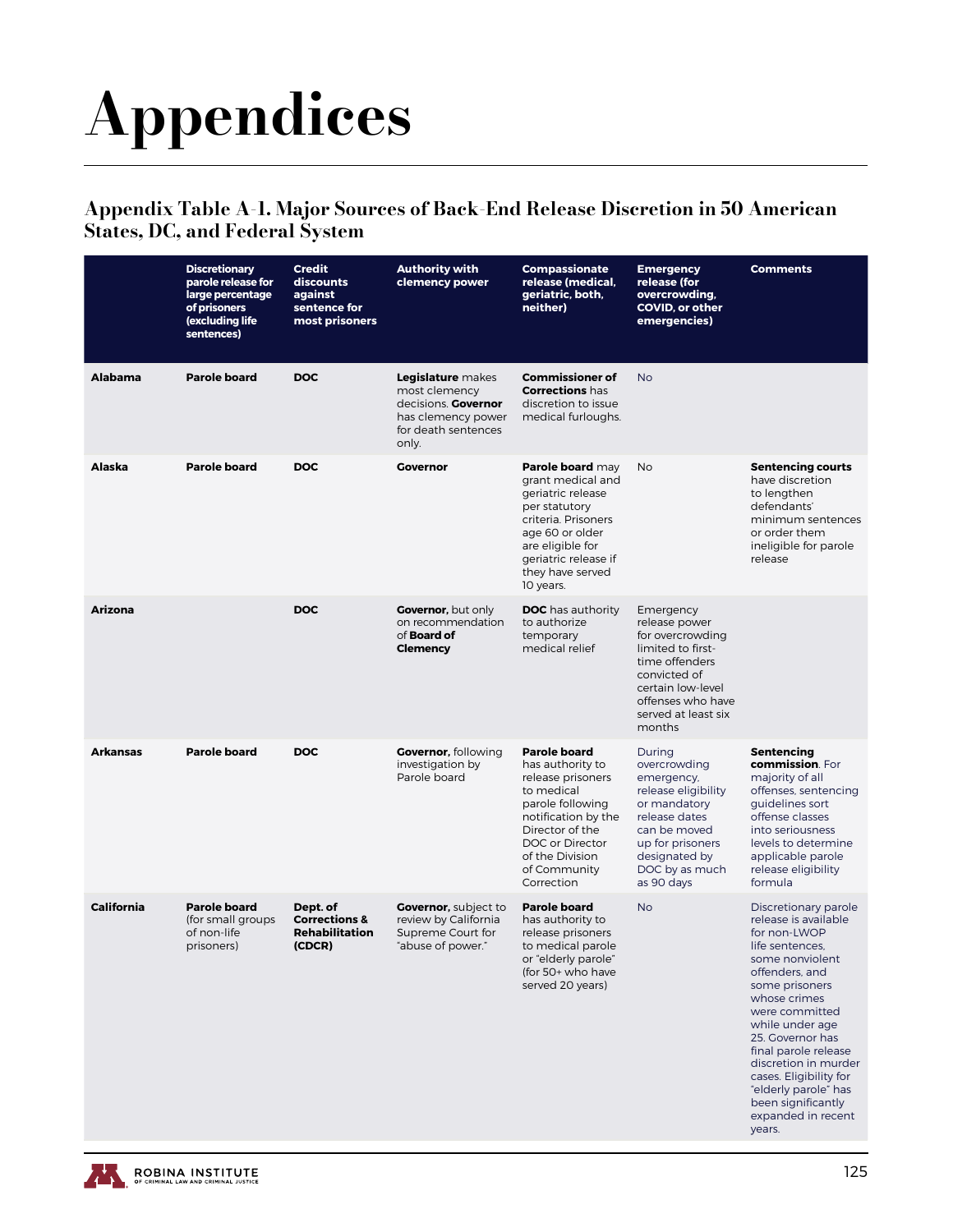# Appendices

### Appendix Table A-1. Major Sources of Back-End Release Discretion in 50 American States, DC, and Federal System

| | Discretionary parole release for large percentage of prisoners (excluding life sentences) | Credit discounts against sentence for most prisoners | Authority with clemency power | Compassionate release (medical, geriatric, both, neither) | Emergency release (for overcrowding, COVID, or other emergencies) | Comments |
|---|---|---|---|---|---|---|
| **Alabama** | **Parole board** | **DOC** | **Legislature** makes most clemency decisions. **Governor** has clemency power for death sentences only. | **Commissioner of Corrections** has discretion to issue medical furloughs. | No | |
| **Alaska** | **Parole board** | **DOC** | **Governor** | **Parole board** may grant medical and geriatric release per statutory criteria. Prisoners age 60 or older are eligible for geriatric release if they have served 10 years. | No | **Sentencing courts** have discretion to lengthen defendants' minimum sentences or order them ineligible for parole release |
| **Arizona** | | **DOC** | **Governor,** but only on recommendation of **Board of Clemency** | **DOC** has authority to authorize temporary medical relief | Emergency release power for overcrowding limited to first-time offenders convicted of certain low-level offenses who have served at least six months | |
| **Arkansas** | **Parole board** | **DOC** | **Governor,** following investigation by Parole board | **Parole board** has authority to release prisoners to medical parole following notification by the Director of the DOC or Director of the Division of Community Correction | During overcrowding emergency, release eligibility or mandatory release dates can be moved up for prisoners designated by DOC by as much as 90 days | **Sentencing commission**. For majority of all offenses, sentencing guidelines sort offense classes into seriousness levels to determine applicable parole release eligibility formula |
| **California** | **Parole board** (for small groups of non-life prisoners) | **Dept. of Corrections & Rehabilitation (CDCR)** | **Governor,** subject to review by California Supreme Court for "abuse of power." | **Parole board** has authority to release prisoners to medical parole or "elderly parole" (for 50+ who have served 20 years) | No | Discretionary parole release is available for non-LWOP life sentences, some nonviolent offenders, and some prisoners whose crimes were committed while under age 25. Governor has final parole release discretion in murder cases. Eligibility for "elderly parole" has been significantly expanded in recent years. |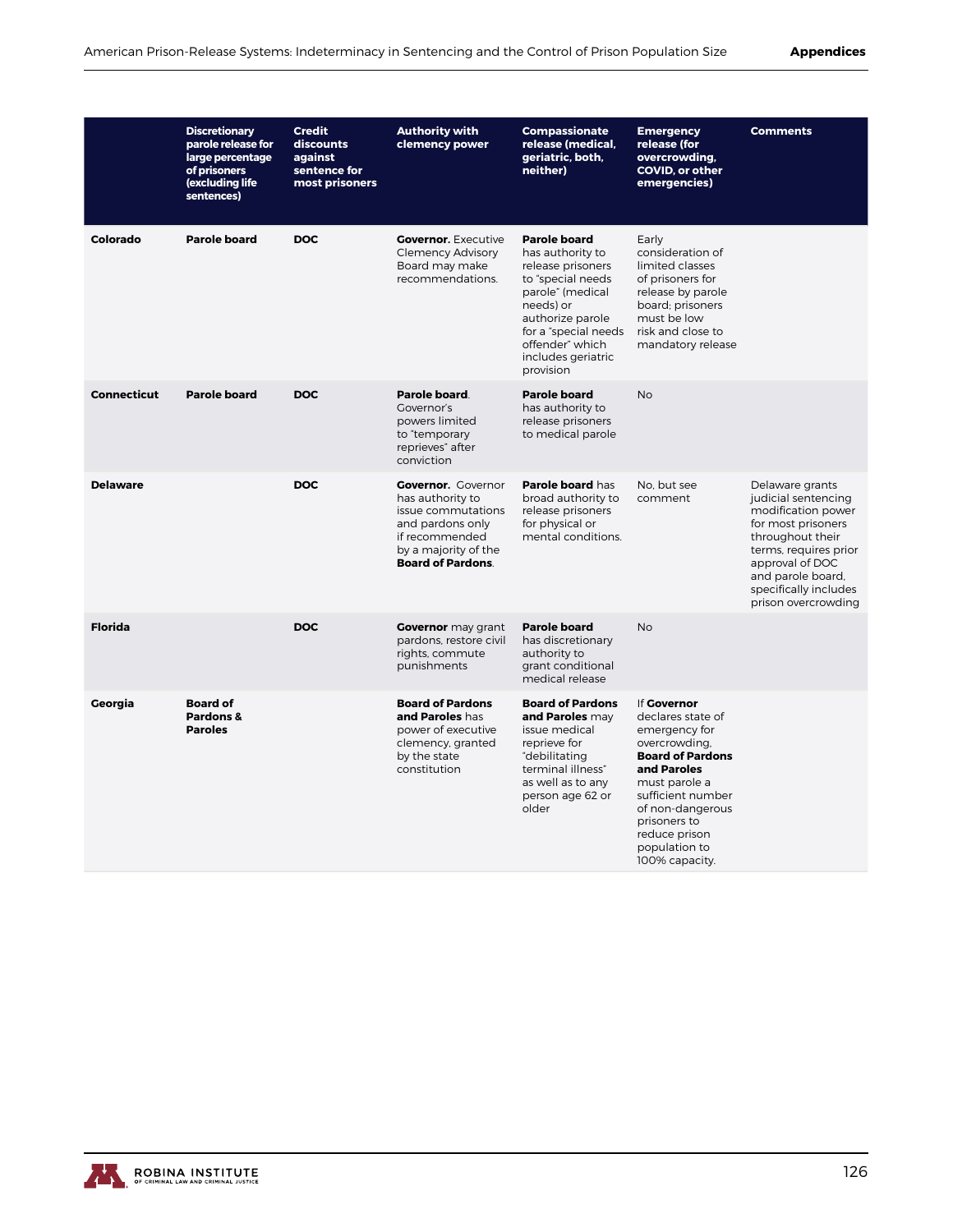| | Discretionary parole release for large percentage of prisoners (excluding life sentences) | Credit discounts against sentence for most prisoners | Authority with clemency power | Compassionate release (medical, geriatric, both, neither) | Emergency release (for overcrowding, COVID, or other emergencies) | Comments |
|---|---|---|---|---|---|---|
| **Colorado** | **Parole board** | **DOC** | **Governor.** Executive Clemency Advisory Board may make recommendations. | **Parole board** has authority to release prisoners to "special needs parole" (medical needs) or authorize parole for a "special needs offender" which includes geriatric provision | Early consideration of limited classes of prisoners for release by parole board; prisoners must be low risk and close to mandatory release | |
| **Connecticut** | **Parole board** | **DOC** | **Parole board**. Governor's powers limited to "temporary reprieves" after conviction | **Parole board** has authority to release prisoners to medical parole | No | |
| **Delaware** | | **DOC** | **Governor.** Governor has authority to issue commutations and pardons only if recommended by a majority of the **Board of Pardons**. | **Parole board** has broad authority to release prisoners for physical or mental conditions. | No, but see comment | Delaware grants judicial sentencing modification power for most prisoners throughout their terms, requires prior approval of DOC and parole board, specifically includes prison overcrowding |
| **Florida** | | **DOC** | **Governor** may grant pardons, restore civil rights, commute punishments | **Parole board** has discretionary authority to grant conditional medical release | No | |
| **Georgia** | **Board of Pardons & Paroles** | | **Board of Pardons and Paroles** has power of executive clemency, granted by the state constitution | **Board of Pardons and Paroles** may issue medical reprieve for "debilitating terminal illness" as well as to any person age 62 or older | If **Governor** declares state of emergency for overcrowding, **Board of Pardons and Paroles** must parole a sufficient number of non-dangerous prisoners to reduce prison population to 100% capacity. | |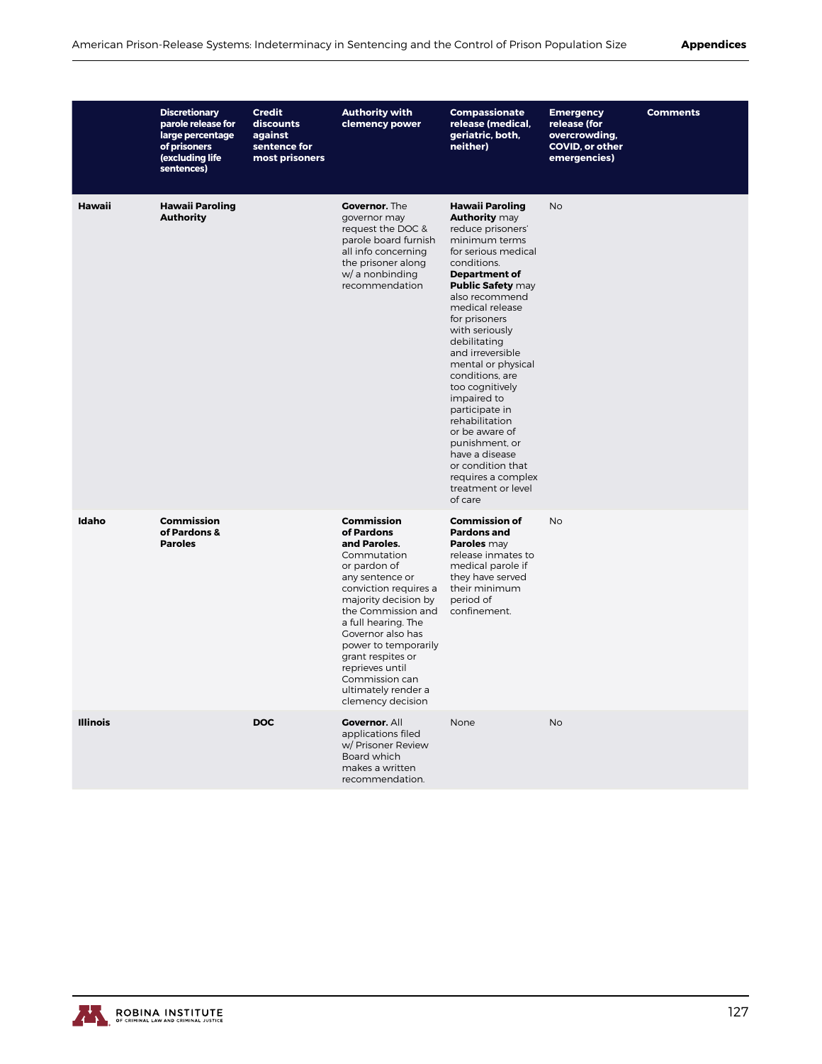| | Discretionary parole release for large percentage of prisoners (excluding life sentences) | Credit discounts against sentence for most prisoners | Authority with clemency power | Compassionate release (medical, geriatric, both, neither) | Emergency release (for overcrowding, COVID, or other emergencies) | Comments |
|---|---|---|---|---|---|---|
| **Hawaii** | **Hawaii Paroling Authority** | | **Governor.** The governor may request the DOC & parole board furnish all info concerning the prisoner along w/ a nonbinding recommendation | **Hawaii Paroling Authority** may reduce prisoners' minimum terms for serious medical conditions. **Department of Public Safety** may also recommend medical release for prisoners with seriously debilitating and irreversible mental or physical conditions, are too cognitively impaired to participate in rehabilitation or be aware of punishment, or have a disease or condition that requires a complex treatment or level of care | No | |
| **Idaho** | **Commission of Pardons & Paroles** | | **Commission of Pardons and Paroles.** Commutation or pardon of any sentence or conviction requires a majority decision by the Commission and a full hearing. The Governor also has power to temporarily grant respites or reprieves until Commission can ultimately render a clemency decision | **Commission of Pardons and Paroles** may release inmates to medical parole if they have served their minimum period of confinement. | No | |
| **Illinois** | | **DOC** | **Governor.** All applications filed w/ Prisoner Review Board which makes a written recommendation. | None | No | |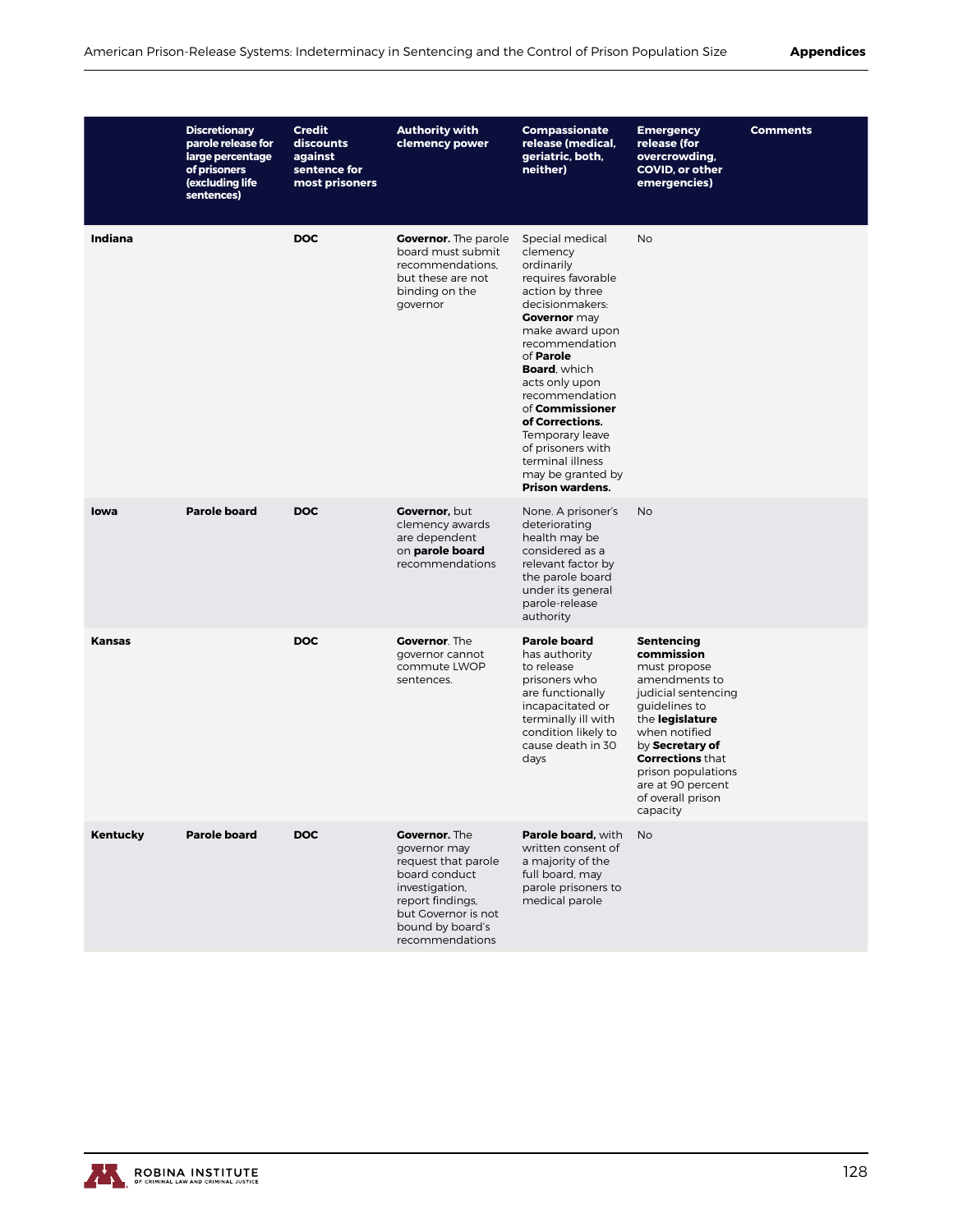| | Discretionary parole release for large percentage of prisoners (excluding life sentences) | Credit discounts against sentence for most prisoners | Authority with clemency power | Compassionate release (medical, geriatric, both, neither) | Emergency release (for overcrowding, COVID, or other emergencies) | Comments |
|---|---|---|---|---|---|---|
| **Indiana** | | **DOC** | **Governor.** The parole board must submit recommendations, but these are not binding on the governor | Special medical clemency ordinarily requires favorable action by three decisionmakers: **Governor** may make award upon recommendation of **Parole Board**, which acts only upon recommendation of **Commissioner of Corrections.** Temporary leave of prisoners with terminal illness may be granted by **Prison wardens.** | No | |
| **Iowa** | **Parole board** | **DOC** | **Governor,** but clemency awards are dependent on **parole board** recommendations | None. A prisoner's deteriorating health may be considered as a relevant factor by the parole board under its general parole-release authority | No | |
| **Kansas** | | **DOC** | **Governor**. The governor cannot commute LWOP sentences. | **Parole board** has authority to release prisoners who are functionally incapacitated or terminally ill with condition likely to cause death in 30 days | **Sentencing commission** must propose amendments to judicial sentencing guidelines to the **legislature** when notified by **Secretary of Corrections** that prison populations are at 90 percent of overall prison capacity | |
| **Kentucky** | **Parole board** | **DOC** | **Governor.** The governor may request that parole board conduct investigation, report findings, but Governor is not bound by board's recommendations | **Parole board,** with written consent of a majority of the full board, may parole prisoners to medical parole | No | |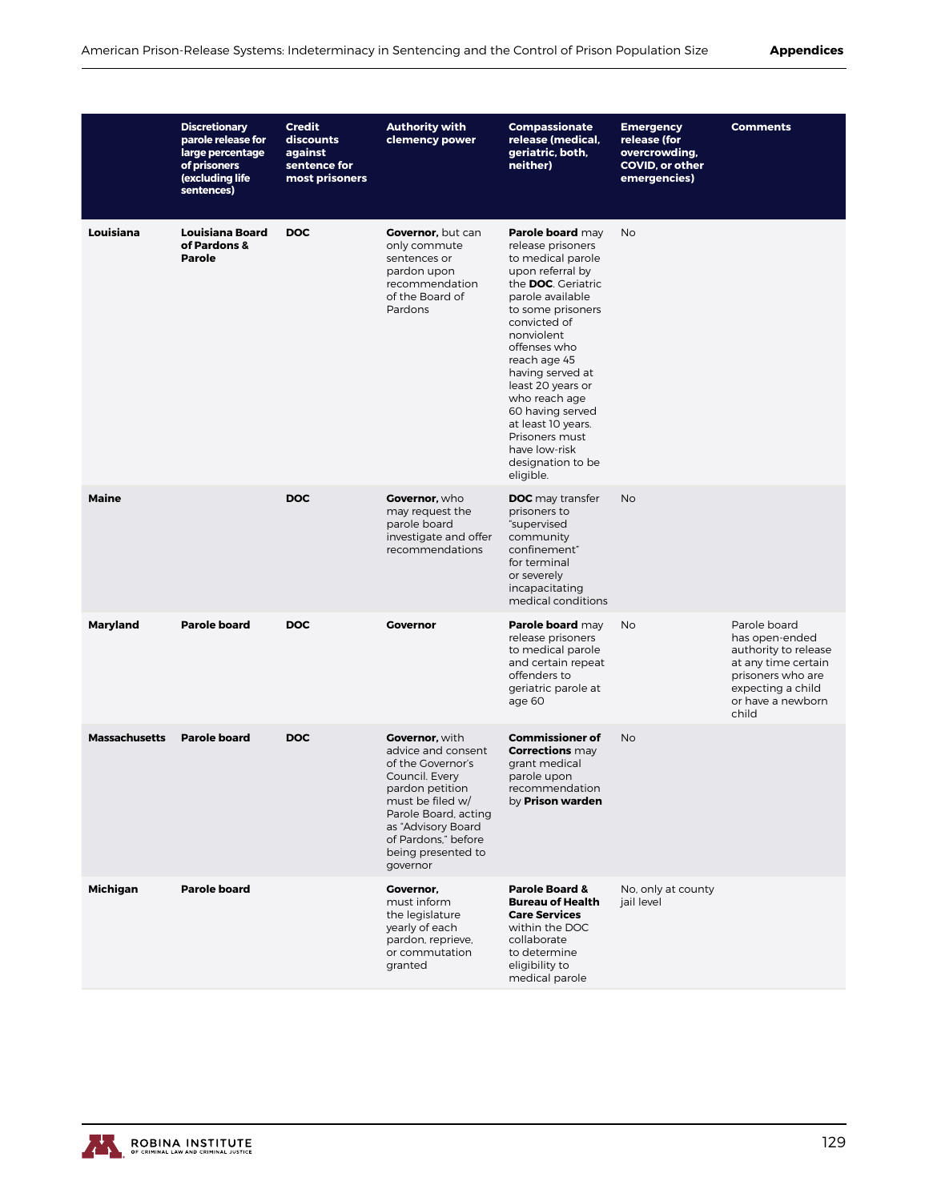| | **Discretionary parole release for large percentage of prisoners (excluding life sentences)** | **Credit discounts against sentence for most prisoners** | **Authority with clemency power** | **Compassionate release (medical, geriatric, both, neither)** | **Emergency release (for overcrowding, COVID, or other emergencies)** | **Comments** |
|---|---|---|---|---|---|---|
| **Louisiana** | **Louisiana Board of Pardons & Parole** | **DOC** | **Governor**, but can only commute sentences or pardon upon recommendation of the Board of Pardons | **Parole board** may release prisoners to medical parole upon referral by the **DOC**. Geriatric parole available to some prisoners convicted of nonviolent offenses who reach age 45 having served at least 20 years or who reach age 60 having served at least 10 years. Prisoners must have low-risk designation to be eligible. | No | |
| **Maine** | | **DOC** | **Governor**, who may request the parole board investigate and offer recommendations | **DOC** may transfer prisoners to "supervised community confinement" for terminal or severely incapacitating medical conditions | No | |
| **Maryland** | **Parole board** | **DOC** | **Governor** | **Parole board** may release prisoners to medical parole and certain repeat offenders to geriatric parole at age 60 | No | Parole board has open-ended authority to release at any time certain prisoners who are expecting a child or have a newborn child |
| **Massachusetts** | **Parole board** | **DOC** | **Governor**, with advice and consent of the Governor's Council. Every pardon petition must be filed w/ Parole Board, acting as "Advisory Board of Pardons," before being presented to governor | **Commissioner of Corrections** may grant medical parole upon recommendation by **Prison warden** | No | |
| **Michigan** | **Parole board** | | **Governor**, must inform the legislature yearly of each pardon, reprieve, or commutation granted | **Parole Board & Bureau of Health Care Services** within the DOC collaborate to determine eligibility to medical parole | No, only at county jail level | |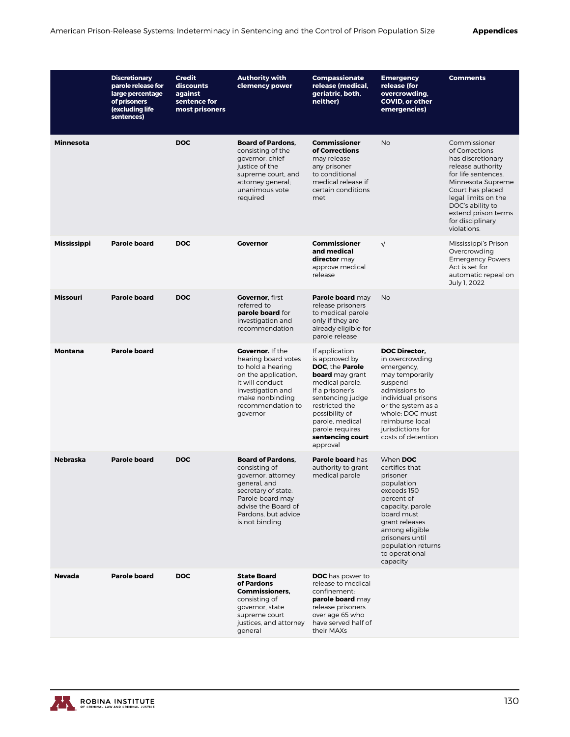| | Discretionary parole release for large percentage of prisoners (excluding life sentences) | Credit discounts against sentence for most prisoners | Authority with clemency power | Compassionate release (medical, geriatric, both, neither) | Emergency release (for overcrowding, COVID, or other emergencies) | Comments |
|---|---|---|---|---|---|---|
| **Minnesota** | | **DOC** | **Board of Pardons,** consisting of the governor, chief justice of the supreme court, and attorney general; unanimous vote required | **Commissioner of Corrections** may release any prisoner to conditional medical release if certain conditions met | No | Commissioner of Corrections has discretionary release authority for life sentences. Minnesota Supreme Court has placed legal limits on the DOC's ability to extend prison terms for disciplinary violations. |
| **Mississippi** | **Parole board** | **DOC** | **Governor** | **Commissioner and medical director** may approve medical release | √ | Mississippi's Prison Overcrowding Emergency Powers Act is set for automatic repeal on July 1, 2022 |
| **Missouri** | **Parole board** | **DOC** | **Governor,** first referred to **parole board** for investigation and recommendation | **Parole board** may release prisoners to medical parole only if they are already eligible for parole release | No | |
| **Montana** | **Parole board** | | **Governor.** If the hearing board votes to hold a hearing on the application, it will conduct investigation and make nonbinding recommendation to governor | If application is approved by **DOC**, the **Parole board** may grant medical parole. If a prisoner's sentencing judge restricted the possibility of parole, medical parole requires **sentencing court** approval | **DOC Director,** in overcrowding emergency, may temporarily suspend admissions to individual prisons or the system as a whole; DOC must reimburse local jurisdictions for costs of detention | |
| **Nebraska** | **Parole board** | **DOC** | **Board of Pardons,** consisting of governor, attorney general, and secretary of state. Parole board may advise the Board of Pardons, but advice is not binding | **Parole board** has authority to grant medical parole | When **DOC** certifies that prisoner population exceeds 150 percent of capacity, parole board must grant releases among eligible prisoners until population returns to operational capacity | |
| **Nevada** | **Parole board** | **DOC** | **State Board of Pardons Commissioners,** consisting of governor, state supreme court justices, and attorney general | **DOC** has power to release to medical confinement; **parole board** may release prisoners over age 65 who have served half of their MAXs | | |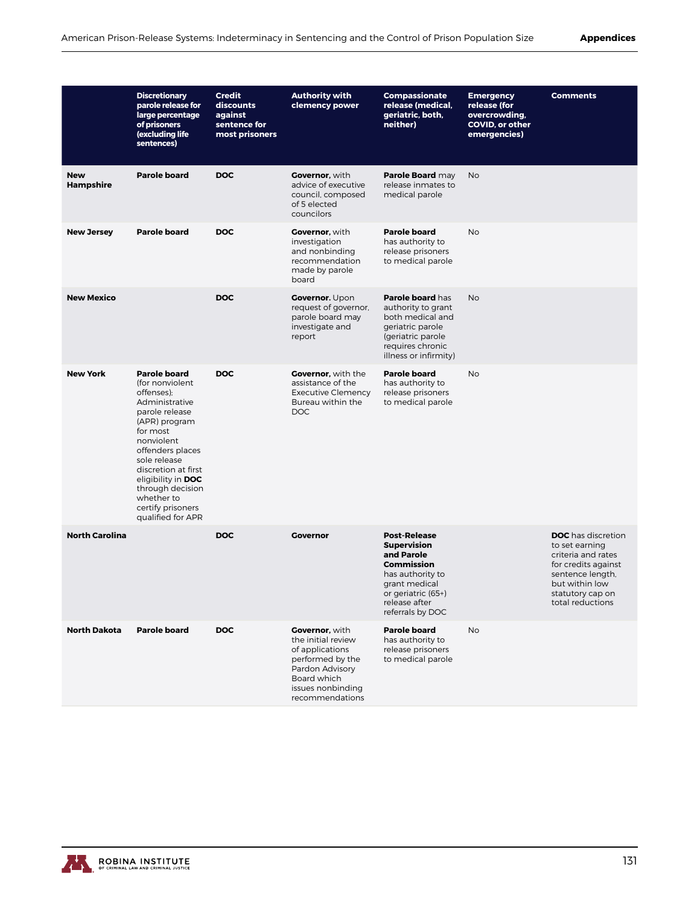| | Discretionary parole release for large percentage of prisoners (excluding life sentences) | Credit discounts against sentence for most prisoners | Authority with clemency power | Compassionate release (medical, geriatric, both, neither) | Emergency release (for overcrowding, COVID, or other emergencies) | Comments |
|---|---|---|---|---|---|---|
| **New Hampshire** | **Parole board** | **DOC** | **Governor**, with advice of executive council, composed of 5 elected councilors | **Parole Board** may release inmates to medical parole | No | |
| **New Jersey** | **Parole board** | **DOC** | **Governor**, with investigation and nonbinding recommendation made by parole board | **Parole board** has authority to release prisoners to medical parole | No | |
| **New Mexico** | | **DOC** | **Governor.** Upon request of governor, parole board may investigate and report | **Parole board** has authority to grant both medical and geriatric parole (geriatric parole requires chronic illness or infirmity) | No | |
| **New York** | **Parole board** (for nonviolent offenses); Administrative parole release (APR) program for most nonviolent offenders places sole release discretion at first eligibility in **DOC** through decision whether to certify prisoners qualified for APR | **DOC** | **Governor**, with the assistance of the Executive Clemency Bureau within the DOC | **Parole board** has authority to release prisoners to medical parole | No | |
| **North Carolina** | | **DOC** | **Governor** | **Post-Release Supervision and Parole Commission** has authority to grant medical or geriatric (65+) release after referrals by DOC | | **DOC** has discretion to set earning criteria and rates for credits against sentence length, but within low statutory cap on total reductions |
| **North Dakota** | **Parole board** | **DOC** | **Governor**, with the initial review of applications performed by the Pardon Advisory Board which issues nonbinding recommendations | **Parole board** has authority to release prisoners to medical parole | No | |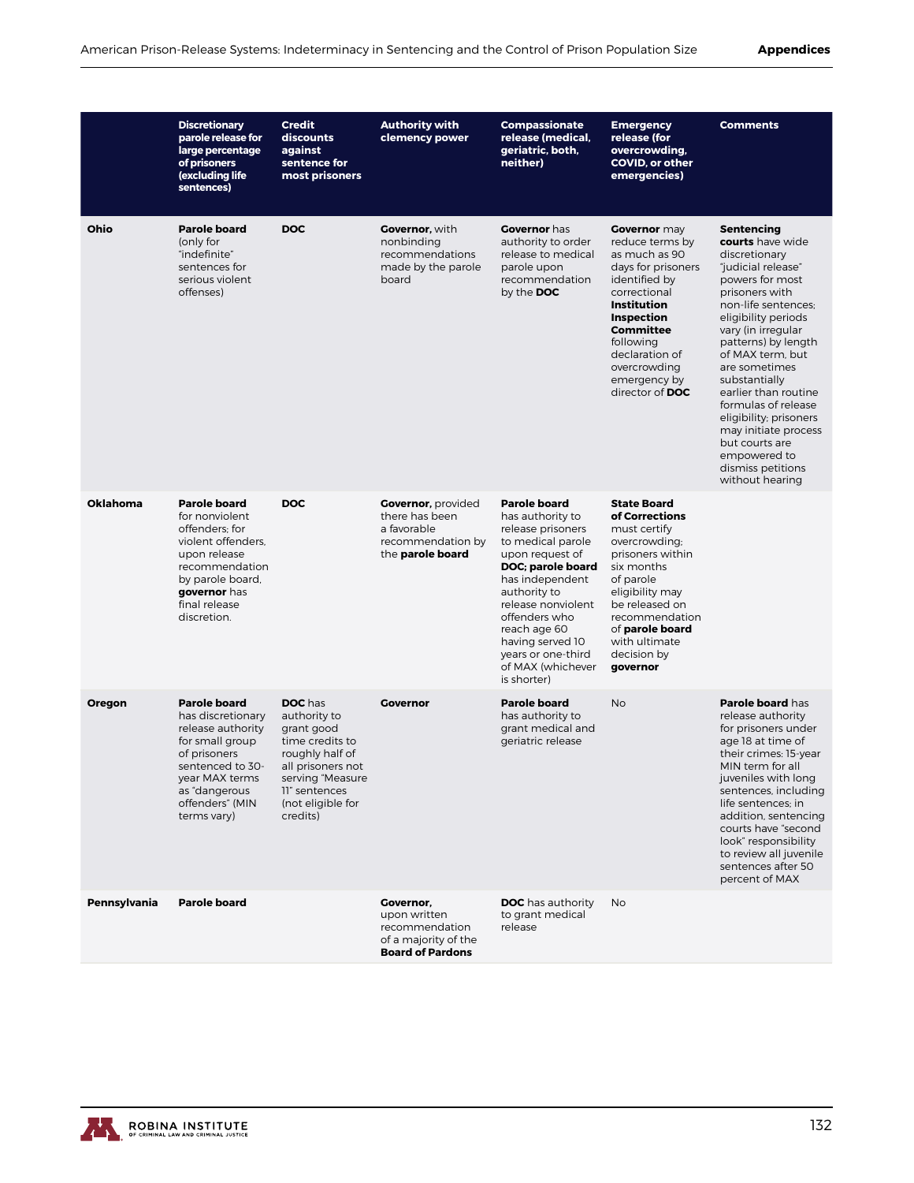| | Discretionary parole release for large percentage of prisoners (excluding life sentences) | Credit discounts against sentence for most prisoners | Authority with clemency power | Compassionate release (medical, geriatric, both, neither) | Emergency release (for overcrowding, COVID, or other emergencies) | Comments |
|---|---|---|---|---|---|---|
| **Ohio** | **Parole board** (only for "indefinite" sentences for serious violent offenses) | **DOC** | **Governor**, with nonbinding recommendations made by the parole board | **Governor** has authority to order release to medical parole upon recommendation by the **DOC** | **Governor** may reduce terms by as much as 90 days for prisoners identified by correctional **Institution Inspection Committee** following declaration of overcrowding emergency by director of **DOC** | **Sentencing courts** have wide discretionary "judicial release" powers for most prisoners with non-life sentences; eligibility periods vary (in irregular patterns) by length of MAX term, but are sometimes substantially earlier than routine formulas of release eligibility; prisoners may initiate process but courts are empowered to dismiss petitions without hearing |
| **Oklahoma** | **Parole board** for nonviolent offenders; for violent offenders, upon release recommendation by parole board, **governor** has final release discretion. | **DOC** | **Governor**, provided there has been a favorable recommendation by the **parole board** | **Parole board** has authority to release prisoners to medical parole upon request of **DOC; parole board** has independent authority to release nonviolent offenders who reach age 60 having served 10 years or one-third of MAX (whichever is shorter) | **State Board of Corrections** must certify overcrowding; prisoners within six months of parole eligibility may be released on recommendation of **parole board** with ultimate decision by **governor** | |
| **Oregon** | **Parole board** has discretionary release authority for small group of prisoners sentenced to 30-year MAX terms as "dangerous offenders" (MIN terms vary) | **DOC** has authority to grant good time credits to roughly half of all prisoners not serving "Measure 11" sentences (not eligible for credits) | **Governor** | **Parole board** has authority to grant medical and geriatric release | No | **Parole board** has release authority for prisoners under age 18 at time of their crimes: 15-year MIN term for all juveniles with long sentences, including life sentences; in addition, sentencing courts have "second look" responsibility to review all juvenile sentences after 50 percent of MAX |
| **Pennsylvania** | **Parole board** | | **Governor**, upon written recommendation of a majority of the **Board of Pardons** | **DOC** has authority to grant medical release | No | |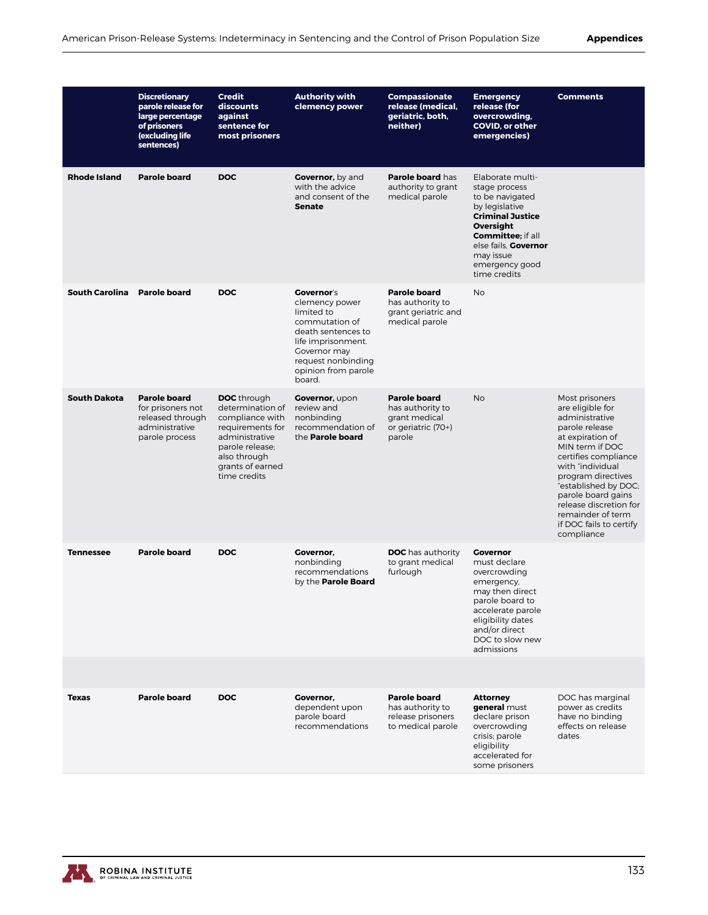| | Discretionary parole release for large percentage of prisoners (excluding life sentences) | Credit discounts against sentence for most prisoners | Authority with clemency power | Compassionate release (medical, geriatric, both, neither) | Emergency release (for overcrowding, COVID, or other emergencies) | Comments |
|---|---|---|---|---|---|---|
| **Rhode Island** | **Parole board** | **DOC** | **Governor**, by and with the advice and consent of the **Senate** | **Parole board** has authority to grant medical parole | Elaborate multi-stage process to be navigated by legislative **Criminal Justice Oversight Committee**; if all else fails, **Governor** may issue emergency good time credits | |
| **South Carolina** | **Parole board** | **DOC** | **Governor**'s clemency power limited to commutation of death sentences to life imprisonment. Governor may request nonbinding opinion from parole board. | **Parole board** has authority to grant geriatric and medical parole | No | |
| **South Dakota** | **Parole board** for prisoners not released through administrative parole process | **DOC** through determination of compliance with requirements for administrative parole release; also through grants of earned time credits | **Governor**, upon review and nonbinding recommendation of the **Parole board** | **Parole board** has authority to grant medical or geriatric (70+) parole | No | Most prisoners are eligible for administrative parole release at expiration of MIN term if DOC certifies compliance with "individual program directives "established by DOC; parole board gains release discretion for remainder of term if DOC fails to certify compliance |
| **Tennessee** | **Parole board** | **DOC** | **Governor**, nonbinding recommendations by the **Parole Board** | **DOC** has authority to grant medical furlough | **Governor** must declare overcrowding emergency, may then direct parole board to accelerate parole eligibility dates and/or direct DOC to slow new admissions | |
| | | | | | | |
| **Texas** | **Parole board** | **DOC** | **Governor**, dependent upon parole board recommendations | **Parole board** has authority to release prisoners to medical parole | **Attorney general** must declare prison overcrowding crisis; parole eligibility accelerated for some prisoners | DOC has marginal power as credits have no binding effects on release dates |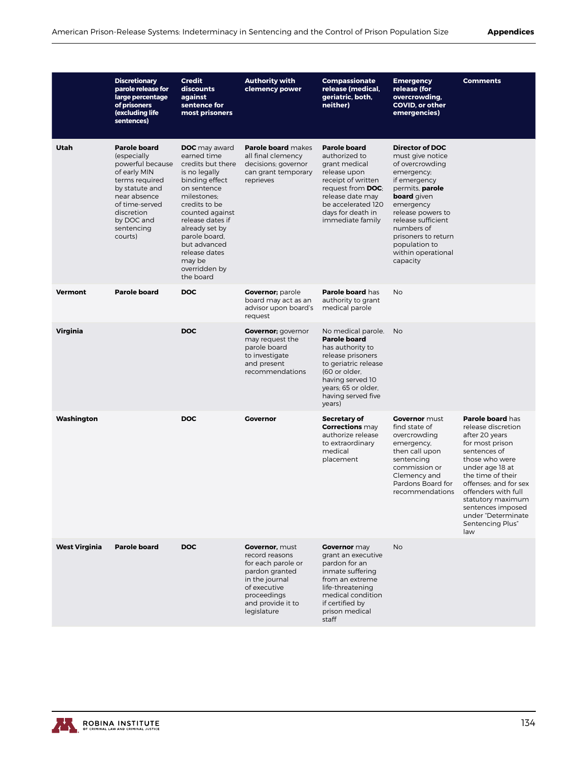| | Discretionary parole release for large percentage of prisoners (excluding life sentences) | Credit discounts against sentence for most prisoners | Authority with clemency power | Compassionate release (medical, geriatric, both, neither) | Emergency release (for overcrowding, COVID, or other emergencies) | Comments |
|---|---|---|---|---|---|---|
| **Utah** | **Parole board** (especially powerful because of early MIN terms required by statute and near absence of time-served discretion by DOC and sentencing courts) | **DOC** may award earned time credits but there is no legally binding effect on sentence milestones; credits to be counted against release dates if already set by parole board, but advanced release dates may be overridden by the board | **Parole board** makes all final clemency decisions; governor can grant temporary reprieves | **Parole board** authorized to grant medical release upon receipt of written request from **DOC**; release date may be accelerated 120 days for death in immediate family | **Director of DOC** must give notice of overcrowding emergency; if emergency permits, **parole board** given emergency release powers to release sufficient numbers of prisoners to return population to within operational capacity | |
| **Vermont** | **Parole board** | **DOC** | **Governor**; parole board may act as an advisor upon board's request | **Parole board** has authority to grant medical parole | No | |
| **Virginia** | | **DOC** | **Governor**; governor may request the parole board to investigate and present recommendations | No medical parole. **Parole board** has authority to release prisoners to geriatric release (60 or older, having served 10 years; 65 or older, having served five years) | No | |
| **Washington** | | **DOC** | **Governor** | **Secretary of Corrections** may authorize release to extraordinary medical placement | **Governor** must find state of overcrowding emergency, then call upon sentencing commission or Clemency and Pardons Board for recommendations | **Parole board** has release discretion after 20 years for most prison sentences of those who were under age 18 at the time of their offenses; and for sex offenders with full statutory maximum sentences imposed under "Determinate Sentencing Plus" law |
| **West Virginia** | **Parole board** | **DOC** | **Governor,** must record reasons for each parole or pardon granted in the journal of executive proceedings and provide it to legislature | **Governor** may grant an executive pardon for an inmate suffering from an extreme life-threatening medical condition if certified by prison medical staff | No | |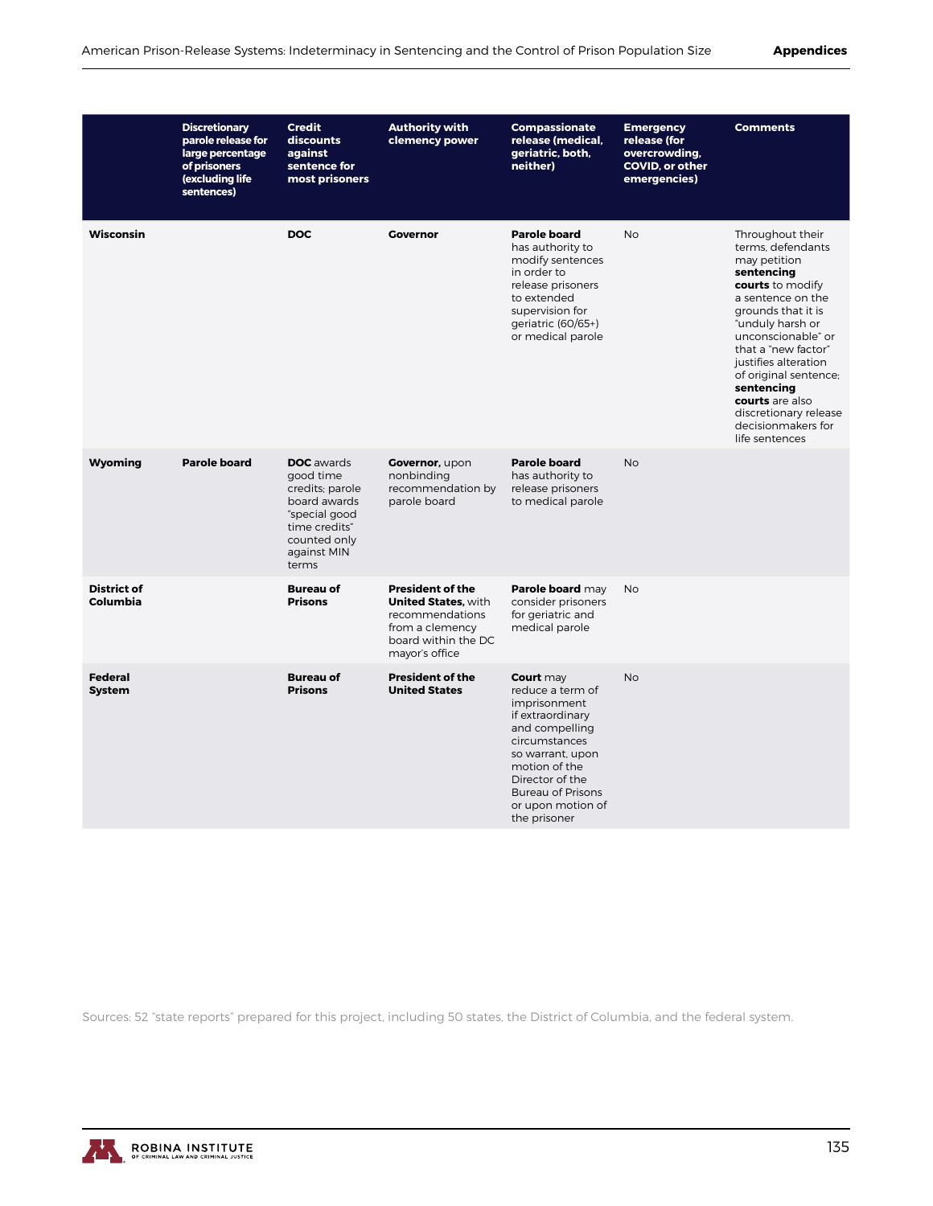| | Discretionary parole release for large percentage of prisoners (excluding life sentences) | Credit discounts against sentence for most prisoners | Authority with clemency power | Compassionate release (medical, geriatric, both, neither) | Emergency release (for overcrowding, COVID, or other emergencies) | Comments |
|---|---|---|---|---|---|---|
| **Wisconsin** | | **DOC** | **Governor** | **Parole board** has authority to modify sentences in order to release prisoners to extended supervision for geriatric (60/65+) or medical parole | No | Throughout their terms, defendants may petition **sentencing courts** to modify a sentence on the grounds that it is "unduly harsh or unconscionable" or that a "new factor" justifies alteration of original sentence; **sentencing courts** are also discretionary release decisionmakers for life sentences |
| **Wyoming** | **Parole board** | **DOC** awards good time credits; parole board awards "special good time credits" counted only against MIN terms | **Governor,** upon nonbinding recommendation by parole board | **Parole board** has authority to release prisoners to medical parole | No | |
| **District of Columbia** | | **Bureau of Prisons** | **President of the United States,** with recommendations from a clemency board within the DC mayor's office | **Parole board** may consider prisoners for geriatric and medical parole | No | |
| **Federal System** | | **Bureau of Prisons** | **President of the United States** | **Court** may reduce a term of imprisonment if extraordinary and compelling circumstances so warrant, upon motion of the Director of the Bureau of Prisons or upon motion of the prisoner | No | |

Sources: 52 "state reports" prepared for this project, including 50 states, the District of Columbia, and the federal system.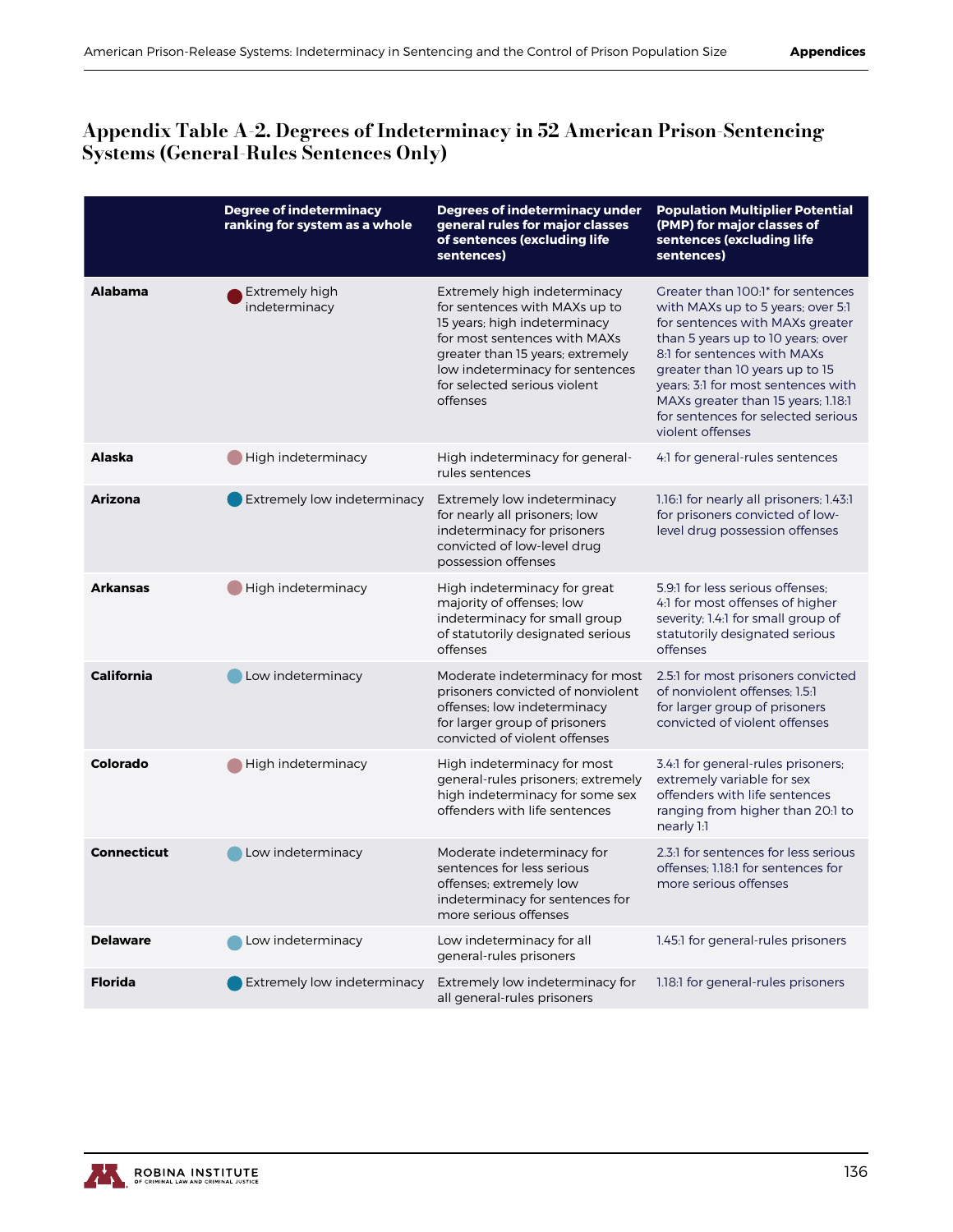## Appendix Table A-2. Degrees of Indeterminacy in 52 American Prison-Sentencing Systems (General-Rules Sentences Only)

| | Degree of indeterminacy ranking for system as a whole | Degrees of indeterminacy under general rules for major classes of sentences (excluding life sentences) | Population Multiplier Potential (PMP) for major classes of sentences (excluding life sentences) |
|---|---|---|---|
| **Alabama** | Extremely high indeterminacy | Extremely high indeterminacy for sentences with MAXs up to 15 years; high indeterminacy for most sentences with MAXs greater than 15 years; extremely low indeterminacy for sentences for selected serious violent offenses | Greater than 100:1* for sentences with MAXs up to 5 years; over 5:1 for sentences with MAXs greater than 5 years up to 10 years; over 8:1 for sentences with MAXs greater than 10 years up to 15 years; 3:1 for most sentences with MAXs greater than 15 years; 1.18:1 for sentences for selected serious violent offenses |
| **Alaska** | High indeterminacy | High indeterminacy for general-rules sentences | 4:1 for general-rules sentences |
| **Arizona** | Extremely low indeterminacy | Extremely low indeterminacy for nearly all prisoners; low indeterminacy for prisoners convicted of low-level drug possession offenses | 1.16:1 for nearly all prisoners; 1.43:1 for prisoners convicted of low-level drug possession offenses |
| **Arkansas** | High indeterminacy | High indeterminacy for great majority of offenses; low indeterminacy for small group of statutorily designated serious offenses | 5.9:1 for less serious offenses; 4:1 for most offenses of higher severity; 1.4:1 for small group of statutorily designated serious offenses |
| **California** | Low indeterminacy | Moderate indeterminacy for most prisoners convicted of nonviolent offenses; low indeterminacy for larger group of prisoners convicted of violent offenses | 2.5:1 for most prisoners convicted of nonviolent offenses; 1.5:1 for larger group of prisoners convicted of violent offenses |
| **Colorado** | High indeterminacy | High indeterminacy for most general-rules prisoners; extremely high indeterminacy for some sex offenders with life sentences | 3.4:1 for general-rules prisoners; extremely variable for sex offenders with life sentences ranging from higher than 20:1 to nearly 1:1 |
| **Connecticut** | Low indeterminacy | Moderate indeterminacy for sentences for less serious offenses; extremely low indeterminacy for sentences for more serious offenses | 2.3:1 for sentences for less serious offenses; 1.18:1 for sentences for more serious offenses |
| **Delaware** | Low indeterminacy | Low indeterminacy for all general-rules prisoners | 1.45:1 for general-rules prisoners |
| **Florida** | Extremely low indeterminacy | Extremely low indeterminacy for all general-rules prisoners | 1.18:1 for general-rules prisoners |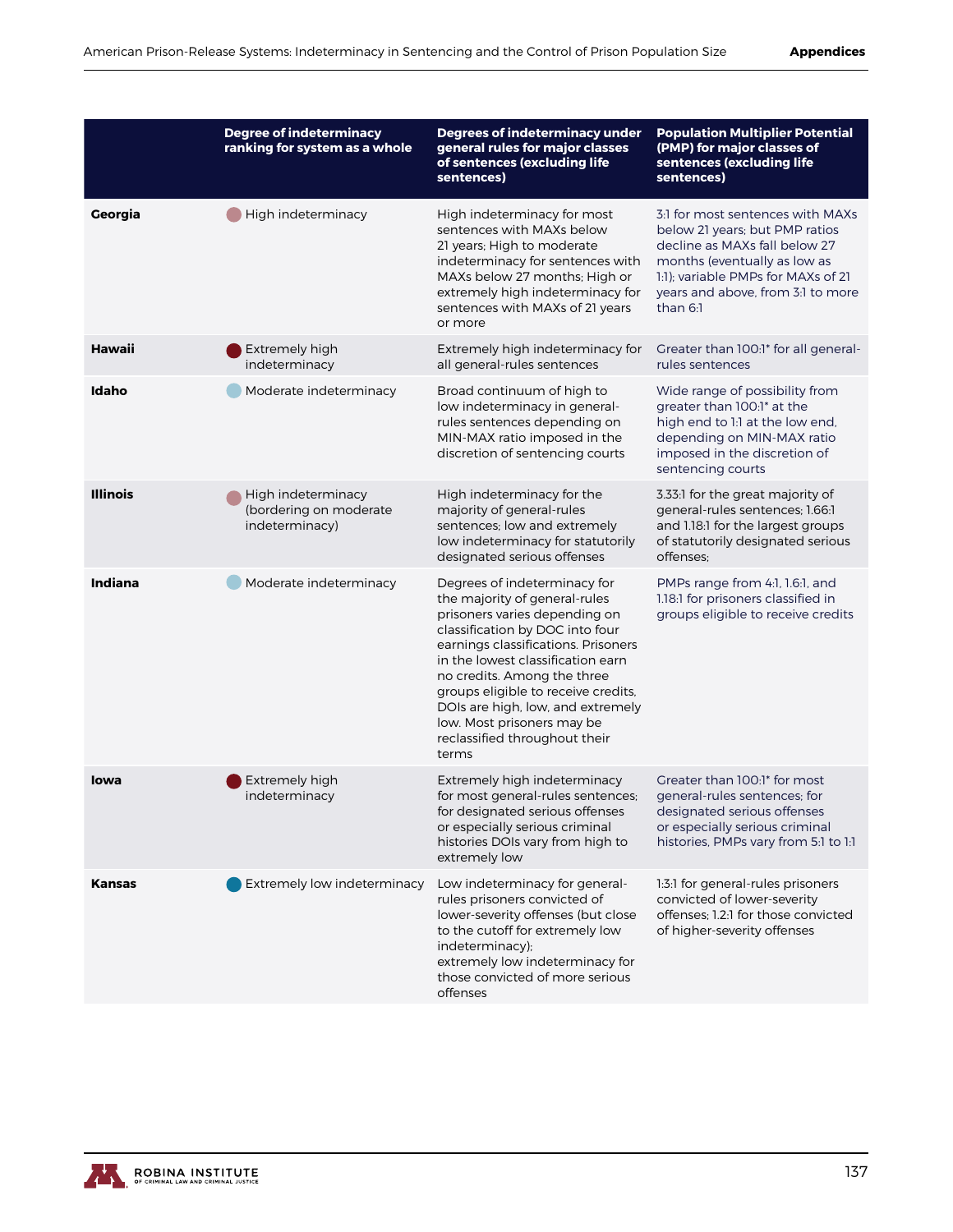| | Degree of indeterminacy ranking for system as a whole | Degrees of indeterminacy under general rules for major classes of sentences (excluding life sentences) | Population Multiplier Potential (PMP) for major classes of sentences (excluding life sentences) |
|---|---|---|---|
| **Georgia** | High indeterminacy | High indeterminacy for most sentences with MAXs below 21 years; High to moderate indeterminacy for sentences with MAXs below 27 months; High or extremely high indeterminacy for sentences with MAXs of 21 years or more | 3:1 for most sentences with MAXs below 21 years; but PMP ratios decline as MAXs fall below 27 months (eventually as low as 1:1); variable PMPs for MAXs of 21 years and above, from 3:1 to more than 6:1 |
| **Hawaii** | Extremely high indeterminacy | Extremely high indeterminacy for all general-rules sentences | Greater than 100:1* for all general-rules sentences |
| **Idaho** | Moderate indeterminacy | Broad continuum of high to low indeterminacy in general-rules sentences depending on MIN-MAX ratio imposed in the discretion of sentencing courts | Wide range of possibility from greater than 100:1* at the high end to 1:1 at the low end, depending on MIN-MAX ratio imposed in the discretion of sentencing courts |
| **Illinois** | High indeterminacy (bordering on moderate indeterminacy) | High indeterminacy for the majority of general-rules sentences; low and extremely low indeterminacy for statutorily designated serious offenses | 3.33:1 for the great majority of general-rules sentences; 1.66:1 and 1.18:1 for the largest groups of statutorily designated serious offenses; |
| **Indiana** | Moderate indeterminacy | Degrees of indeterminacy for the majority of general-rules prisoners varies depending on classification by DOC into four earnings classifications. Prisoners in the lowest classification earn no credits. Among the three groups eligible to receive credits, DOIs are high, low, and extremely low. Most prisoners may be reclassified throughout their terms | PMPs range from 4:1, 1.6:1, and 1.18:1 for prisoners classified in groups eligible to receive credits |
| **Iowa** | Extremely high indeterminacy | Extremely high indeterminacy for most general-rules sentences; for designated serious offenses or especially serious criminal histories DOIs vary from high to extremely low | Greater than 100:1* for most general-rules sentences; for designated serious offenses or especially serious criminal histories, PMPs vary from 5:1 to 1:1 |
| **Kansas** | Extremely low indeterminacy | Low indeterminacy for general-rules prisoners convicted of lower-severity offenses (but close to the cutoff for extremely low indeterminacy); extremely low indeterminacy for those convicted of more serious offenses | 1:3:1 for general-rules prisoners convicted of lower-severity offenses; 1.2:1 for those convicted of higher-severity offenses |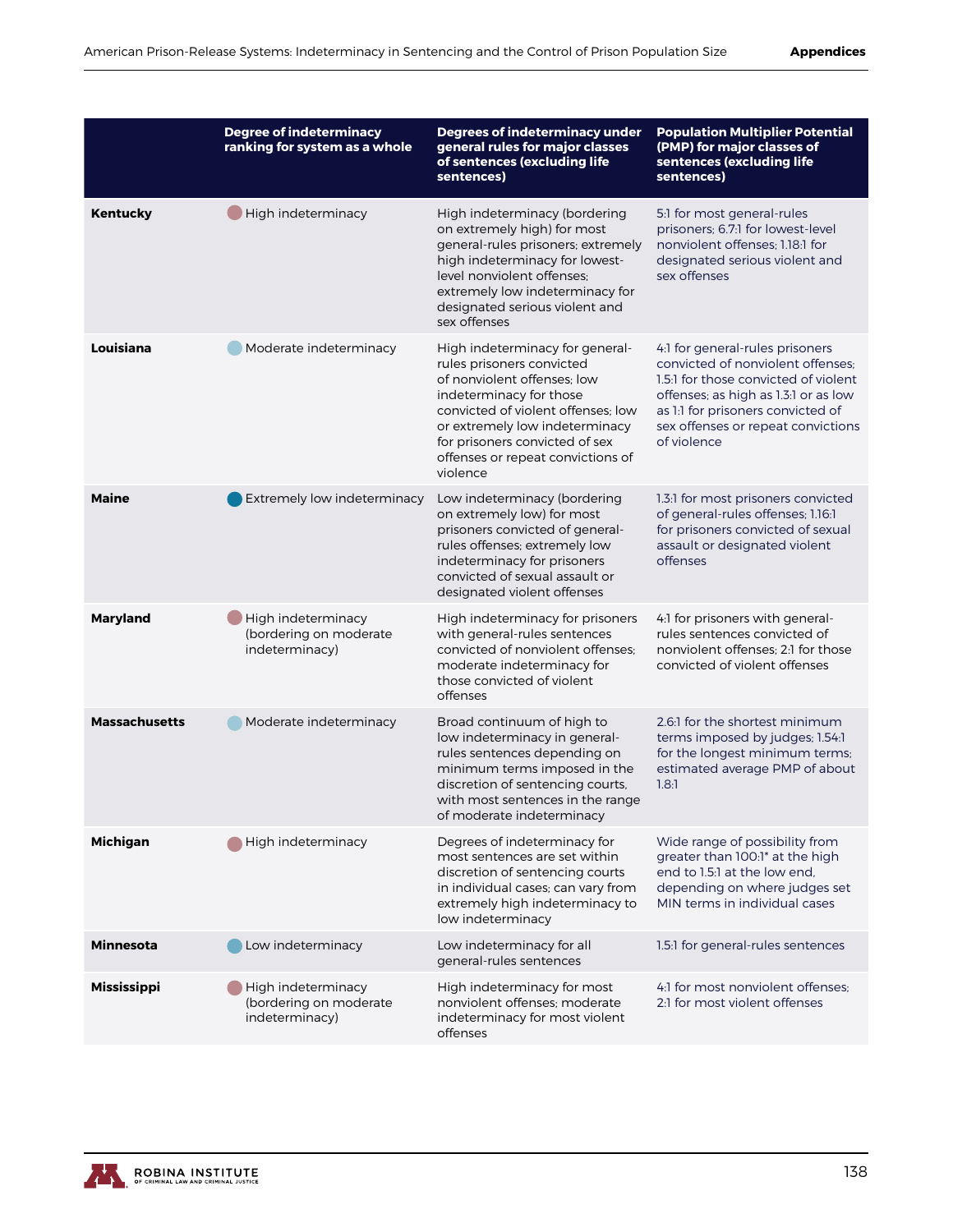| | Degree of indeterminacy ranking for system as a whole | Degrees of indeterminacy under general rules for major classes of sentences (excluding life sentences) | Population Multiplier Potential (PMP) for major classes of sentences (excluding life sentences) |
|---|---|---|---|
| **Kentucky** | High indeterminacy | High indeterminacy (bordering on extremely high) for most general-rules prisoners; extremely high indeterminacy for lowest-level nonviolent offenses; extremely low indeterminacy for designated serious violent and sex offenses | 5:1 for most general-rules prisoners; 6.7:1 for lowest-level nonviolent offenses; 1.18:1 for designated serious violent and sex offenses |
| **Louisiana** | Moderate indeterminacy | High indeterminacy for general-rules prisoners convicted of nonviolent offenses; low indeterminacy for those convicted of violent offenses; low or extremely low indeterminacy for prisoners convicted of sex offenses or repeat convictions of violence | 4:1 for general-rules prisoners convicted of nonviolent offenses; 1.5:1 for those convicted of violent offenses; as high as 1.3:1 or as low as 1:1 for prisoners convicted of sex offenses or repeat convictions of violence |
| **Maine** | Extremely low indeterminacy | Low indeterminacy (bordering on extremely low) for most prisoners convicted of general-rules offenses; extremely low indeterminacy for prisoners convicted of sexual assault or designated violent offenses | 1.3:1 for most prisoners convicted of general-rules offenses; 1.16:1 for prisoners convicted of sexual assault or designated violent offenses |
| **Maryland** | High indeterminacy (bordering on moderate indeterminacy) | High indeterminacy for prisoners with general-rules sentences convicted of nonviolent offenses; moderate indeterminacy for those convicted of violent offenses | 4:1 for prisoners with general-rules sentences convicted of nonviolent offenses; 2:1 for those convicted of violent offenses |
| **Massachusetts** | Moderate indeterminacy | Broad continuum of high to low indeterminacy in general-rules sentences depending on minimum terms imposed in the discretion of sentencing courts, with most sentences in the range of moderate indeterminacy | 2.6:1 for the shortest minimum terms imposed by judges; 1.54:1 for the longest minimum terms; estimated average PMP of about 1.8:1 |
| **Michigan** | High indeterminacy | Degrees of indeterminacy for most sentences are set within discretion of sentencing courts in individual cases; can vary from extremely high indeterminacy to low indeterminacy | Wide range of possibility from greater than 100:1* at the high end to 1.5:1 at the low end, depending on where judges set MIN terms in individual cases |
| **Minnesota** | Low indeterminacy | Low indeterminacy for all general-rules sentences | 1.5:1 for general-rules sentences |
| **Mississippi** | High indeterminacy (bordering on moderate indeterminacy) | High indeterminacy for most nonviolent offenses; moderate indeterminacy for most violent offenses | 4:1 for most nonviolent offenses; 2:1 for most violent offenses |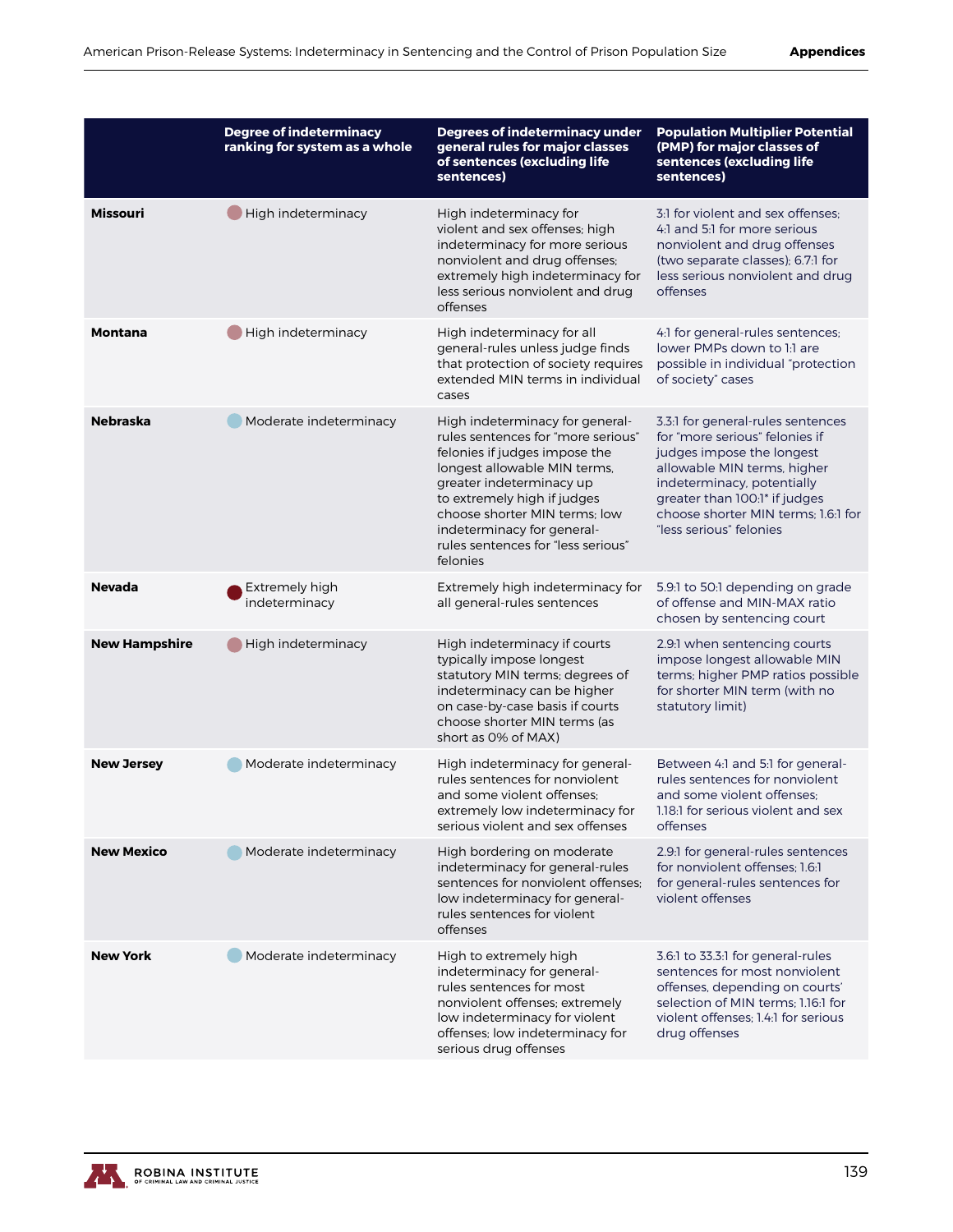| | Degree of indeterminacy ranking for system as a whole | Degrees of indeterminacy under general rules for major classes of sentences (excluding life sentences) | Population Multiplier Potential (PMP) for major classes of sentences (excluding life sentences) |
|---|---|---|---|
| **Missouri** | High indeterminacy | High indeterminacy for violent and sex offenses; high indeterminacy for more serious nonviolent and drug offenses; extremely high indeterminacy for less serious nonviolent and drug offenses | 3:1 for violent and sex offenses; 4:1 and 5:1 for more serious nonviolent and drug offenses (two separate classes); 6.7:1 for less serious nonviolent and drug offenses |
| **Montana** | High indeterminacy | High indeterminacy for all general-rules unless judge finds that protection of society requires extended MIN terms in individual cases | 4:1 for general-rules sentences; lower PMPs down to 1:1 are possible in individual "protection of society" cases |
| **Nebraska** | Moderate indeterminacy | High indeterminacy for general-rules sentences for "more serious" felonies if judges impose the longest allowable MIN terms, greater indeterminacy up to extremely high if judges choose shorter MIN terms; low indeterminacy for general-rules sentences for "less serious" felonies | 3.3:1 for general-rules sentences for "more serious" felonies if judges impose the longest allowable MIN terms, higher indeterminacy, potentially greater than 100:1* if judges choose shorter MIN terms; 1.6:1 for "less serious" felonies |
| **Nevada** | Extremely high indeterminacy | Extremely high indeterminacy for all general-rules sentences | 5.9:1 to 50:1 depending on grade of offense and MIN-MAX ratio chosen by sentencing court |
| **New Hampshire** | High indeterminacy | High indeterminacy if courts typically impose longest statutory MIN terms; degrees of indeterminacy can be higher on case-by-case basis if courts choose shorter MIN terms (as short as 0% of MAX) | 2.9:1 when sentencing courts impose longest allowable MIN terms; higher PMP ratios possible for shorter MIN term (with no statutory limit) |
| **New Jersey** | Moderate indeterminacy | High indeterminacy for general-rules sentences for nonviolent and some violent offenses; extremely low indeterminacy for serious violent and sex offenses | Between 4:1 and 5:1 for general-rules sentences for nonviolent and some violent offenses; 1.18:1 for serious violent and sex offenses |
| **New Mexico** | Moderate indeterminacy | High bordering on moderate indeterminacy for general-rules sentences for nonviolent offenses; low indeterminacy for general-rules sentences for violent offenses | 2.9:1 for general-rules sentences for nonviolent offenses; 1.6:1 for general-rules sentences for violent offenses |
| **New York** | Moderate indeterminacy | High to extremely high indeterminacy for general-rules sentences for most nonviolent offenses; extremely low indeterminacy for violent offenses; low indeterminacy for serious drug offenses | 3.6:1 to 33.3:1 for general-rules sentences for most nonviolent offenses, depending on courts' selection of MIN terms; 1.16:1 for violent offenses; 1.4:1 for serious drug offenses |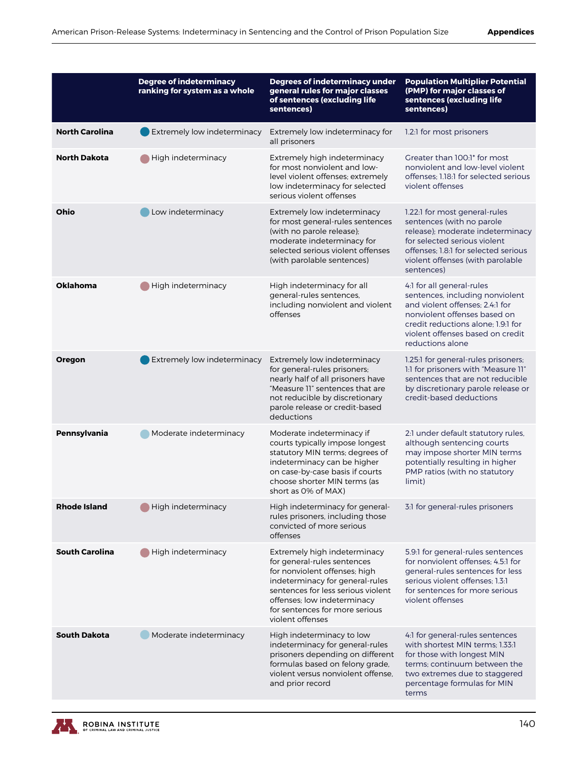| | Degree of indeterminacy ranking for system as a whole | Degrees of indeterminacy under general rules for major classes of sentences (excluding life sentences) | Population Multiplier Potential (PMP) for major classes of sentences (excluding life sentences) |
|---|---|---|---|
| **North Carolina** | Extremely low indeterminacy | Extremely low indeterminacy for all prisoners | 1.2:1 for most prisoners |
| **North Dakota** | High indeterminacy | Extremely high indeterminacy for most nonviolent and low-level violent offenses; extremely low indeterminacy for selected serious violent offenses | Greater than 100:1* for most nonviolent and low-level violent offenses; 1.18:1 for selected serious violent offenses |
| **Ohio** | Low indeterminacy | Extremely low indeterminacy for most general-rules sentences (with no parole release); moderate indeterminacy for selected serious violent offenses (with parolable sentences) | 1.22:1 for most general-rules sentences (with no parole release); moderate indeterminacy for selected serious violent offenses; 1.8:1 for selected serious violent offenses (with parolable sentences) |
| **Oklahoma** | High indeterminacy | High indeterminacy for all general-rules sentences, including nonviolent and violent offenses | 4:1 for all general-rules sentences, including nonviolent and violent offenses; 2.4:1 for nonviolent offenses based on credit reductions alone; 1.9:1 for violent offenses based on credit reductions alone |
| **Oregon** | Extremely low indeterminacy | Extremely low indeterminacy for general-rules prisoners; nearly half of all prisoners have "Measure 11" sentences that are not reducible by discretionary parole release or credit-based deductions | 1.25:1 for general-rules prisoners; 1:1 for prisoners with "Measure 11" sentences that are not reducible by discretionary parole release or credit-based deductions |
| **Pennsylvania** | Moderate indeterminacy | Moderate indeterminacy if courts typically impose longest statutory MIN terms; degrees of indeterminacy can be higher on case-by-case basis if courts choose shorter MIN terms (as short as 0% of MAX) | 2:1 under default statutory rules, although sentencing courts may impose shorter MIN terms potentially resulting in higher PMP ratios (with no statutory limit) |
| **Rhode Island** | High indeterminacy | High indeterminacy for general-rules prisoners, including those convicted of more serious offenses | 3:1 for general-rules prisoners |
| **South Carolina** | High indeterminacy | Extremely high indeterminacy for general-rules sentences for nonviolent offenses; high indeterminacy for general-rules sentences for less serious violent offenses; low indeterminacy for sentences for more serious violent offenses | 5.9:1 for general-rules sentences for nonviolent offenses; 4.5:1 for general-rules sentences for less serious violent offenses; 1.3:1 for sentences for more serious violent offenses |
| **South Dakota** | Moderate indeterminacy | High indeterminacy to low indeterminacy for general-rules prisoners depending on different formulas based on felony grade, violent versus nonviolent offense, and prior record | 4:1 for general-rules sentences with shortest MIN terms; 1.33:1 for those with longest MIN terms; continuum between the two extremes due to staggered percentage formulas for MIN terms |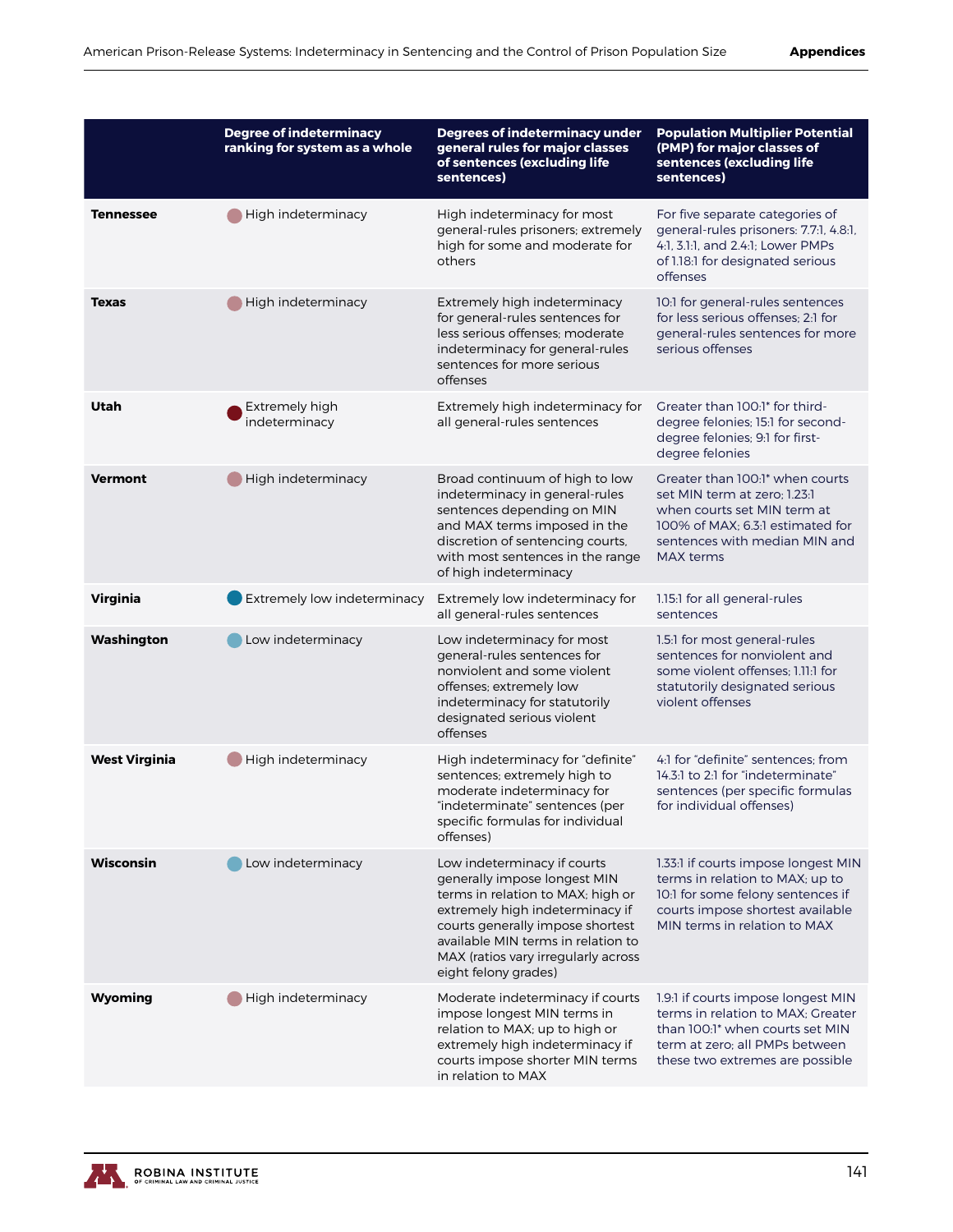| | Degree of indeterminacy ranking for system as a whole | Degrees of indeterminacy under general rules for major classes of sentences (excluding life sentences) | Population Multiplier Potential (PMP) for major classes of sentences (excluding life sentences) |
|---|---|---|---|
| **Tennessee** | High indeterminacy | High indeterminacy for most general-rules prisoners; extremely high for some and moderate for others | For five separate categories of general-rules prisoners: 7.7:1, 4.8:1, 4:1, 3.1:1, and 2.4:1; Lower PMPs of 1.18:1 for designated serious offenses |
| **Texas** | High indeterminacy | Extremely high indeterminacy for general-rules sentences for less serious offenses; moderate indeterminacy for general-rules sentences for more serious offenses | 10:1 for general-rules sentences for less serious offenses; 2:1 for general-rules sentences for more serious offenses |
| **Utah** | Extremely high indeterminacy | Extremely high indeterminacy for all general-rules sentences | Greater than 100:1* for third-degree felonies; 15:1 for second-degree felonies; 9:1 for first-degree felonies |
| **Vermont** | High indeterminacy | Broad continuum of high to low indeterminacy in general-rules sentences depending on MIN and MAX terms imposed in the discretion of sentencing courts, with most sentences in the range of high indeterminacy | Greater than 100:1* when courts set MIN term at zero; 1.23:1 when courts set MIN term at 100% of MAX; 6.3:1 estimated for sentences with median MIN and MAX terms |
| **Virginia** | Extremely low indeterminacy | Extremely low indeterminacy for all general-rules sentences | 1.15:1 for all general-rules sentences |
| **Washington** | Low indeterminacy | Low indeterminacy for most general-rules sentences for nonviolent and some violent offenses; extremely low indeterminacy for statutorily designated serious violent offenses | 1.5:1 for most general-rules sentences for nonviolent and some violent offenses; 1.11:1 for statutorily designated serious violent offenses |
| **West Virginia** | High indeterminacy | High indeterminacy for "definite" sentences; extremely high to moderate indeterminacy for "indeterminate" sentences (per specific formulas for individual offenses) | 4:1 for "definite" sentences; from 14.3:1 to 2:1 for "indeterminate" sentences (per specific formulas for individual offenses) |
| **Wisconsin** | Low indeterminacy | Low indeterminacy if courts generally impose longest MIN terms in relation to MAX; high or extremely high indeterminacy if courts generally impose shortest available MIN terms in relation to MAX (ratios vary irregularly across eight felony grades) | 1.33:1 if courts impose longest MIN terms in relation to MAX; up to 10:1 for some felony sentences if courts impose shortest available MIN terms in relation to MAX |
| **Wyoming** | High indeterminacy | Moderate indeterminacy if courts impose longest MIN terms in relation to MAX; up to high or extremely high indeterminacy if courts impose shorter MIN terms in relation to MAX | 1.9:1 if courts impose longest MIN terms in relation to MAX; Greater than 100:1* when courts set MIN term at zero; all PMPs between these two extremes are possible |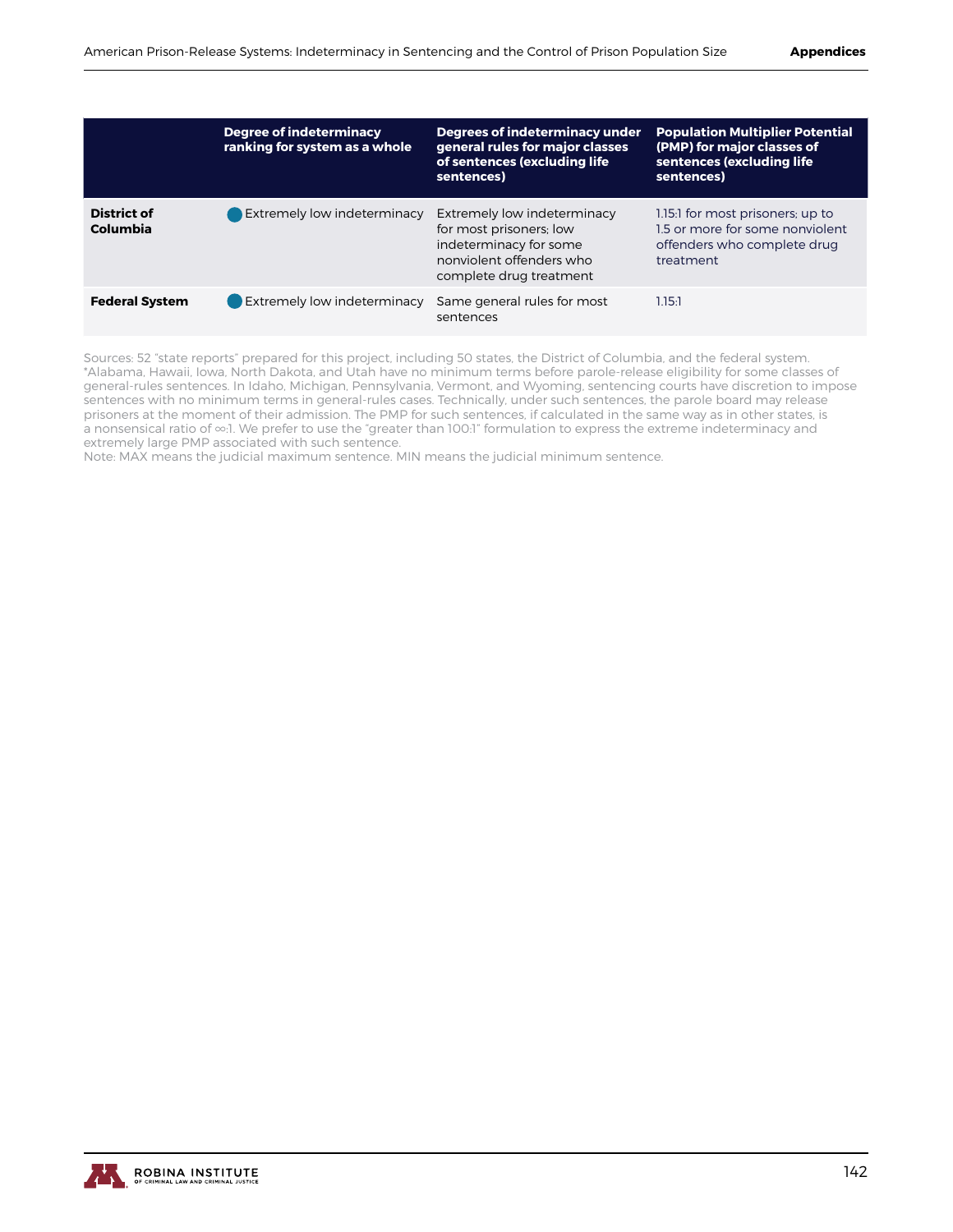| | Degree of indeterminacy ranking for system as a whole | Degrees of indeterminacy under general rules for major classes of sentences (excluding life sentences) | Population Multiplier Potential (PMP) for major classes of sentences (excluding life sentences) |
|---|---|---|---|
| **District of Columbia** | Extremely low indeterminacy | Extremely low indeterminacy for most prisoners; low indeterminacy for some nonviolent offenders who complete drug treatment | 1.15:1 for most prisoners; up to 1.5 or more for some nonviolent offenders who complete drug treatment |
| **Federal System** | Extremely low indeterminacy | Same general rules for most sentences | 1.15:1 |

Sources: 52 "state reports" prepared for this project, including 50 states, the District of Columbia, and the federal system.
*Alabama, Hawaii, Iowa, North Dakota, and Utah have no minimum terms before parole-release eligibility for some classes of general-rules sentences. In Idaho, Michigan, Pennsylvania, Vermont, and Wyoming, sentencing courts have discretion to impose sentences with no minimum terms in general-rules cases. Technically, under such sentences, the parole board may release prisoners at the moment of their admission. The PMP for such sentences, if calculated in the same way as in other states, is a nonsensical ratio of ∞:1. We prefer to use the "greater than 100:1" formulation to express the extreme indeterminacy and extremely large PMP associated with such sentence.
Note: MAX means the judicial maximum sentence. MIN means the judicial minimum sentence.